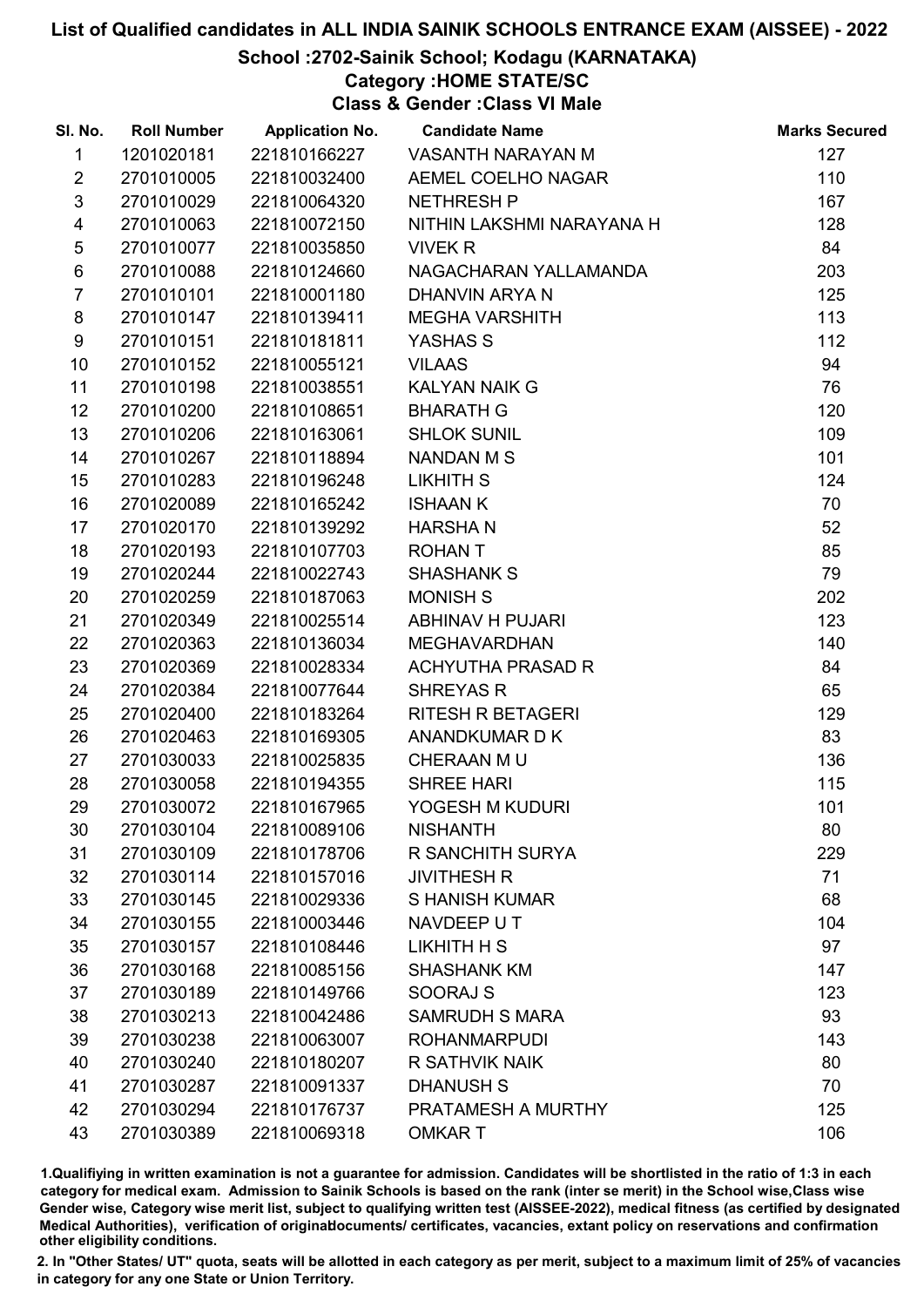# List of Qualified candidates in ALL INDIA SAINIK SCHOOLS ENTRANCE EXAM (AISSEE) - 2022

## School :2702-Sainik School; Kodagu (KARNATAKA)

### Category :HOME STATE/SC

### Class & Gender :Class VI Male

| Sl. No. | Roll Number | Application No. | Candidate Name | Marks Secured |
|---|---|---|---|---|
| 1 | 1201020181 | 221810166227 | VASANTH NARAYAN M | 127 |
| 2 | 2701010005 | 221810032400 | AEMEL COELHO NAGAR | 110 |
| 3 | 2701010029 | 221810064320 | NETHRESH P | 167 |
| 4 | 2701010063 | 221810072150 | NITHIN LAKSHMI NARAYANA H | 128 |
| 5 | 2701010077 | 221810035850 | VIVEK R | 84 |
| 6 | 2701010088 | 221810124660 | NAGACHARAN YALLAMANDA | 203 |
| 7 | 2701010101 | 221810001180 | DHANVIN ARYA N | 125 |
| 8 | 2701010147 | 221810139411 | MEGHA VARSHITH | 113 |
| 9 | 2701010151 | 221810181811 | YASHAS S | 112 |
| 10 | 2701010152 | 221810055121 | VILAAS | 94 |
| 11 | 2701010198 | 221810038551 | KALYAN NAIK G | 76 |
| 12 | 2701010200 | 221810108651 | BHARATH G | 120 |
| 13 | 2701010206 | 221810163061 | SHLOK SUNIL | 109 |
| 14 | 2701010267 | 221810118894 | NANDAN M S | 101 |
| 15 | 2701010283 | 221810196248 | LIKHITH S | 124 |
| 16 | 2701020089 | 221810165242 | ISHAAN K | 70 |
| 17 | 2701020170 | 221810139292 | HARSHA N | 52 |
| 18 | 2701020193 | 221810107703 | ROHAN T | 85 |
| 19 | 2701020244 | 221810022743 | SHASHANK S | 79 |
| 20 | 2701020259 | 221810187063 | MONISH S | 202 |
| 21 | 2701020349 | 221810025514 | ABHINAV H PUJARI | 123 |
| 22 | 2701020363 | 221810136034 | MEGHAVARDHAN | 140 |
| 23 | 2701020369 | 221810028334 | ACHYUTHA PRASAD R | 84 |
| 24 | 2701020384 | 221810077644 | SHREYAS R | 65 |
| 25 | 2701020400 | 221810183264 | RITESH R BETAGERI | 129 |
| 26 | 2701020463 | 221810169305 | ANANDKUMAR D K | 83 |
| 27 | 2701030033 | 221810025835 | CHERAAN M U | 136 |
| 28 | 2701030058 | 221810194355 | SHREE HARI | 115 |
| 29 | 2701030072 | 221810167965 | YOGESH M KUDURI | 101 |
| 30 | 2701030104 | 221810089106 | NISHANTH | 80 |
| 31 | 2701030109 | 221810178706 | R SANCHITH SURYA | 229 |
| 32 | 2701030114 | 221810157016 | JIVITHESH R | 71 |
| 33 | 2701030145 | 221810029336 | S HANISH KUMAR | 68 |
| 34 | 2701030155 | 221810003446 | NAVDEEP U T | 104 |
| 35 | 2701030157 | 221810108446 | LIKHITH H S | 97 |
| 36 | 2701030168 | 221810085156 | SHASHANK KM | 147 |
| 37 | 2701030189 | 221810149766 | SOORAJ S | 123 |
| 38 | 2701030213 | 221810042486 | SAMRUDH S MARA | 93 |
| 39 | 2701030238 | 221810063007 | ROHANMARPUDI | 143 |
| 40 | 2701030240 | 221810180207 | R SATHVIK NAIK | 80 |
| 41 | 2701030287 | 221810091337 | DHANUSH S | 70 |
| 42 | 2701030294 | 221810176737 | PRATAMESH A MURTHY | 125 |
| 43 | 2701030389 | 221810069318 | OMKAR T | 106 |

1.Qualifying in written examination is not a guarantee for admission. Candidates will be shortlisted in the ratio of 1:3 in each category for medical exam. Admission to Sainik Schools is based on the rank (inter se merit) in the School wise,Class wise Gender wise, Category wise merit list, subject to qualifying written test (AISSEE-2022), medical fitness (as certified by designated Medical Authorities), verification of originaldocuments/ certificates, vacancies, extant policy on reservations and confirmation other eligibility conditions.

2. In "Other States/ UT" quota, seats will be allotted in each category as per merit, subject to a maximum limit of 25% of vacancies in category for any one State or Union Territory.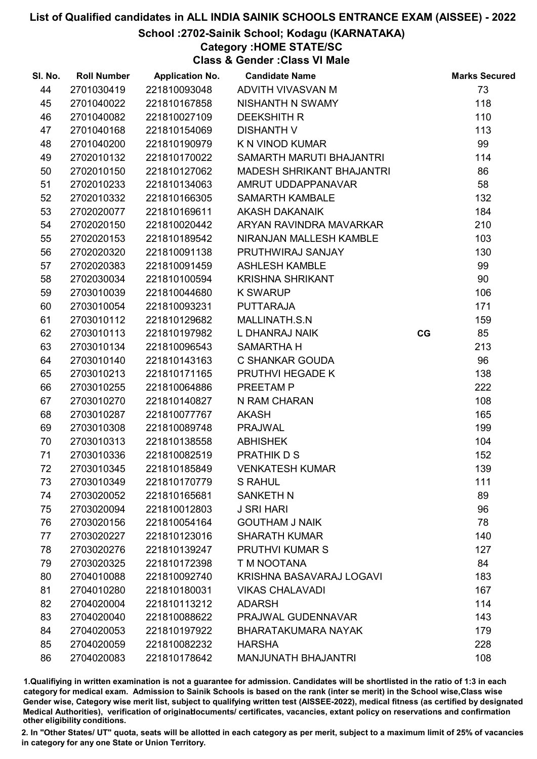# List of Qualified candidates in ALL INDIA SAINIK SCHOOLS ENTRANCE EXAM (AISSEE) - 2022

## School :2702-Sainik School; Kodagu (KARNATAKA)

### Category :HOME STATE/SC

### Class & Gender :Class VI Male

| Sl. No. | Roll Number | Application No. | Candidate Name | | Marks Secured |
|---|---|---|---|---|---|
| 44 | 2701030419 | 221810093048 | ADVITH VIVASVAN M | | 73 |
| 45 | 2701040022 | 221810167858 | NISHANTH N SWAMY | | 118 |
| 46 | 2701040082 | 221810027109 | DEEKSHITH R | | 110 |
| 47 | 2701040168 | 221810154069 | DISHANTH V | | 113 |
| 48 | 2701040200 | 221810190979 | K N VINOD KUMAR | | 99 |
| 49 | 2702010132 | 221810170022 | SAMARTH MARUTI BHAJANTRI | | 114 |
| 50 | 2702010150 | 221810127062 | MADESH SHRIKANT BHAJANTRI | | 86 |
| 51 | 2702010233 | 221810134063 | AMRUT UDDAPPANAVAR | | 58 |
| 52 | 2702010332 | 221810166305 | SAMARTH KAMBALE | | 132 |
| 53 | 2702020077 | 221810169611 | AKASH DAKANAIK | | 184 |
| 54 | 2702020150 | 221810020442 | ARYAN RAVINDRA MAVARKAR | | 210 |
| 55 | 2702020153 | 221810189542 | NIRANJAN MALLESH KAMBLE | | 103 |
| 56 | 2702020320 | 221810091138 | PRUTHWIRAJ SANJAY | | 130 |
| 57 | 2702020383 | 221810091459 | ASHLESH KAMBLE | | 99 |
| 58 | 2702030034 | 221810100594 | KRISHNA SHRIKANT | | 90 |
| 59 | 2703010039 | 221810044680 | K SWARUP | | 106 |
| 60 | 2703010054 | 221810093231 | PUTTARAJA | | 171 |
| 61 | 2703010112 | 221810129682 | MALLINATH.S.N | | 159 |
| 62 | 2703010113 | 221810197982 | L DHANRAJ NAIK | CG | 85 |
| 63 | 2703010134 | 221810096543 | SAMARTHA H | | 213 |
| 64 | 2703010140 | 221810143163 | C SHANKAR GOUDA | | 96 |
| 65 | 2703010213 | 221810171165 | PRUTHVI HEGADE K | | 138 |
| 66 | 2703010255 | 221810064886 | PREETAM P | | 222 |
| 67 | 2703010270 | 221810140827 | N RAM CHARAN | | 108 |
| 68 | 2703010287 | 221810077767 | AKASH | | 165 |
| 69 | 2703010308 | 221810089748 | PRAJWAL | | 199 |
| 70 | 2703010313 | 221810138558 | ABHISHEK | | 104 |
| 71 | 2703010336 | 221810082519 | PRATHIK D S | | 152 |
| 72 | 2703010345 | 221810185849 | VENKATESH KUMAR | | 139 |
| 73 | 2703010349 | 221810170779 | S RAHUL | | 111 |
| 74 | 2703020052 | 221810165681 | SANKETH N | | 89 |
| 75 | 2703020094 | 221810012803 | J SRI HARI | | 96 |
| 76 | 2703020156 | 221810054164 | GOUTHAM J NAIK | | 78 |
| 77 | 2703020227 | 221810123016 | SHARATH KUMAR | | 140 |
| 78 | 2703020276 | 221810139247 | PRUTHVI KUMAR S | | 127 |
| 79 | 2703020325 | 221810172398 | T M NOOTANA | | 84 |
| 80 | 2704010088 | 221810092740 | KRISHNA BASAVARAJ LOGAVI | | 183 |
| 81 | 2704010280 | 221810180031 | VIKAS CHALAVADI | | 167 |
| 82 | 2704020004 | 221810113212 | ADARSH | | 114 |
| 83 | 2704020040 | 221810088622 | PRAJWAL GUDENNAVAR | | 143 |
| 84 | 2704020053 | 221810197922 | BHARATAKUMARA NAYAK | | 179 |
| 85 | 2704020059 | 221810082232 | HARSHA | | 228 |
| 86 | 2704020083 | 221810178642 | MANJUNATH BHAJANTRI | | 108 |

1.Qualifying in written examination is not a guarantee for admission. Candidates will be shortlisted in the ratio of 1:3 in each category for medical exam. Admission to Sainik Schools is based on the rank (inter se merit) in the School wise,Class wise Gender wise, Category wise merit list, subject to qualifying written test (AISSEE-2022), medical fitness (as certified by designated Medical Authorities), verification of originaldocuments/ certificates, vacancies, extant policy on reservations and confirmation other eligibility conditions.

2. In "Other States/ UT" quota, seats will be allotted in each category as per merit, subject to a maximum limit of 25% of vacancies in category for any one State or Union Territory.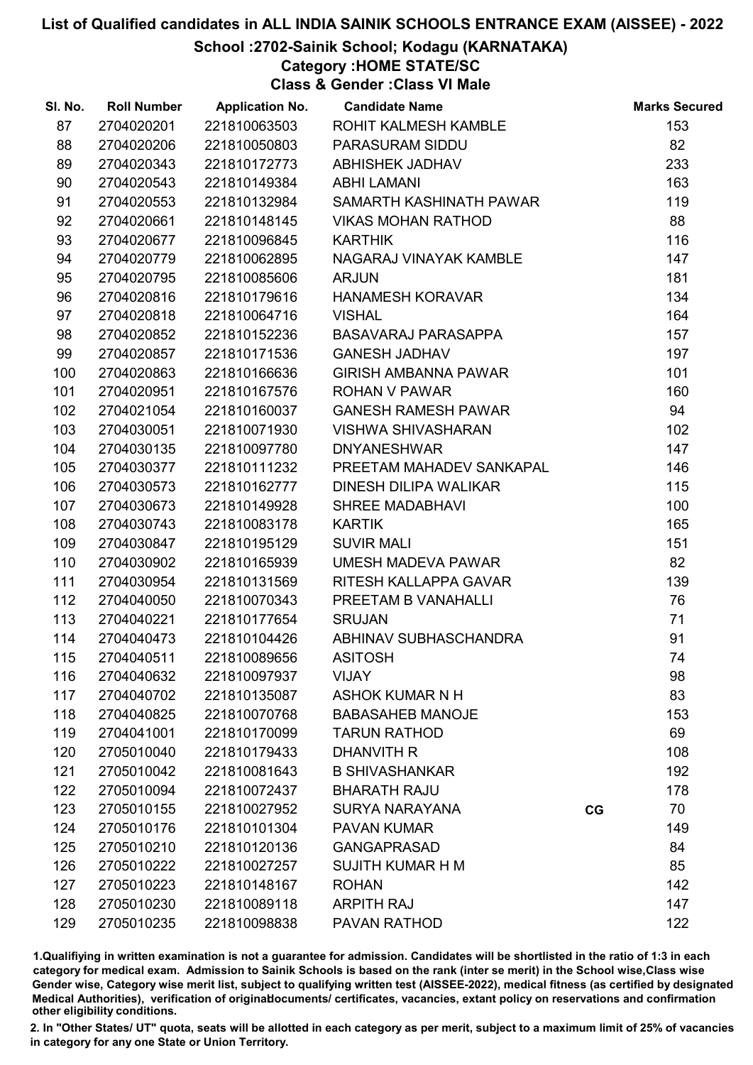# List of Qualified candidates in ALL INDIA SAINIK SCHOOLS ENTRANCE EXAM (AISSEE) - 2022

## School :2702-Sainik School; Kodagu (KARNATAKA)

### Category :HOME STATE/SC

### Class & Gender :Class VI Male

| Sl. No. | Roll Number | Application No. | Candidate Name | | Marks Secured |
|---|---|---|---|---|---|
| 87 | 2704020201 | 221810063503 | ROHIT KALMESH KAMBLE | | 153 |
| 88 | 2704020206 | 221810050803 | PARASURAM SIDDU | | 82 |
| 89 | 2704020343 | 221810172773 | ABHISHEK JADHAV | | 233 |
| 90 | 2704020543 | 221810149384 | ABHI LAMANI | | 163 |
| 91 | 2704020553 | 221810132984 | SAMARTH KASHINATH PAWAR | | 119 |
| 92 | 2704020661 | 221810148145 | VIKAS MOHAN RATHOD | | 88 |
| 93 | 2704020677 | 221810096845 | KARTHIK | | 116 |
| 94 | 2704020779 | 221810062895 | NAGARAJ VINAYAK KAMBLE | | 147 |
| 95 | 2704020795 | 221810085606 | ARJUN | | 181 |
| 96 | 2704020816 | 221810179616 | HANAMESH KORAVAR | | 134 |
| 97 | 2704020818 | 221810064716 | VISHAL | | 164 |
| 98 | 2704020852 | 221810152236 | BASAVARAJ PARASAPPA | | 157 |
| 99 | 2704020857 | 221810171536 | GANESH JADHAV | | 197 |
| 100 | 2704020863 | 221810166636 | GIRISH AMBANNA PAWAR | | 101 |
| 101 | 2704020951 | 221810167576 | ROHAN V PAWAR | | 160 |
| 102 | 2704021054 | 221810160037 | GANESH RAMESH PAWAR | | 94 |
| 103 | 2704030051 | 221810071930 | VISHWA SHIVASHARAN | | 102 |
| 104 | 2704030135 | 221810097780 | DNYANESHWAR | | 147 |
| 105 | 2704030377 | 221810111232 | PREETAM MAHADEV SANKAPAL | | 146 |
| 106 | 2704030573 | 221810162777 | DINESH DILIPA WALIKAR | | 115 |
| 107 | 2704030673 | 221810149928 | SHREE MADABHAVI | | 100 |
| 108 | 2704030743 | 221810083178 | KARTIK | | 165 |
| 109 | 2704030847 | 221810195129 | SUVIR MALI | | 151 |
| 110 | 2704030902 | 221810165939 | UMESH MADEVA PAWAR | | 82 |
| 111 | 2704030954 | 221810131569 | RITESH KALLAPPA GAVAR | | 139 |
| 112 | 2704040050 | 221810070343 | PREETAM B VANAHALLI | | 76 |
| 113 | 2704040221 | 221810177654 | SRUJAN | | 71 |
| 114 | 2704040473 | 221810104426 | ABHINAV SUBHASCHANDRA | | 91 |
| 115 | 2704040511 | 221810089656 | ASITOSH | | 74 |
| 116 | 2704040632 | 221810097937 | VIJAY | | 98 |
| 117 | 2704040702 | 221810135087 | ASHOK KUMAR N H | | 83 |
| 118 | 2704040825 | 221810070768 | BABASAHEB MANOJE | | 153 |
| 119 | 2704041001 | 221810170099 | TARUN RATHOD | | 69 |
| 120 | 2705010040 | 221810179433 | DHANVITH R | | 108 |
| 121 | 2705010042 | 221810081643 | B SHIVASHANKAR | | 192 |
| 122 | 2705010094 | 221810072437 | BHARATH RAJU | | 178 |
| 123 | 2705010155 | 221810027952 | SURYA NARAYANA | CG | 70 |
| 124 | 2705010176 | 221810101304 | PAVAN KUMAR | | 149 |
| 125 | 2705010210 | 221810120136 | GANGAPRASAD | | 84 |
| 126 | 2705010222 | 221810027257 | SUJITH KUMAR H M | | 85 |
| 127 | 2705010223 | 221810148167 | ROHAN | | 142 |
| 128 | 2705010230 | 221810089118 | ARPITH RAJ | | 147 |
| 129 | 2705010235 | 221810098838 | PAVAN RATHOD | | 122 |

1.Qualifying in written examination is not a guarantee for admission. Candidates will be shortlisted in the ratio of 1:3 in each category for medical exam. Admission to Sainik Schools is based on the rank (inter se merit) in the School wise,Class wise Gender wise, Category wise merit list, subject to qualifying written test (AISSEE-2022), medical fitness (as certified by designated Medical Authorities), verification of originaldocuments/ certificates, vacancies, extant policy on reservations and confirmation other eligibility conditions.

2. In "Other States/ UT" quota, seats will be allotted in each category as per merit, subject to a maximum limit of 25% of vacancies in category for any one State or Union Territory.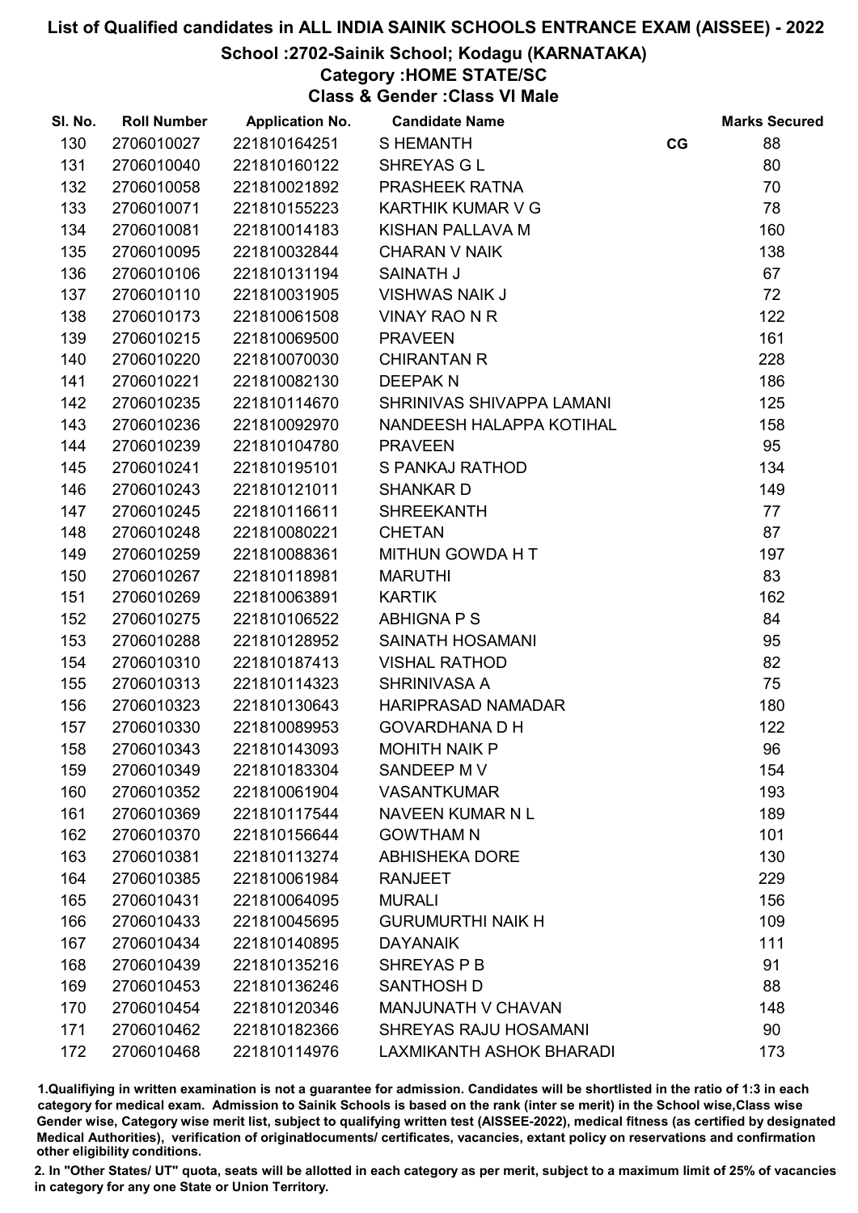# List of Qualified candidates in ALL INDIA SAINIK SCHOOLS ENTRANCE EXAM (AISSEE) - 2022

## School :2702-Sainik School; Kodagu (KARNATAKA)

### Category :HOME STATE/SC

### Class & Gender :Class VI Male

| Sl. No. | Roll Number | Application No. | Candidate Name | | Marks Secured |
|---|---|---|---|---|---|
| 130 | 2706010027 | 221810164251 | S HEMANTH | CG | 88 |
| 131 | 2706010040 | 221810160122 | SHREYAS G L | | 80 |
| 132 | 2706010058 | 221810021892 | PRASHEEK RATNA | | 70 |
| 133 | 2706010071 | 221810155223 | KARTHIK KUMAR V G | | 78 |
| 134 | 2706010081 | 221810014183 | KISHAN PALLAVA M | | 160 |
| 135 | 2706010095 | 221810032844 | CHARAN V NAIK | | 138 |
| 136 | 2706010106 | 221810131194 | SAINATH J | | 67 |
| 137 | 2706010110 | 221810031905 | VISHWAS NAIK J | | 72 |
| 138 | 2706010173 | 221810061508 | VINAY RAO N R | | 122 |
| 139 | 2706010215 | 221810069500 | PRAVEEN | | 161 |
| 140 | 2706010220 | 221810070030 | CHIRANTAN R | | 228 |
| 141 | 2706010221 | 221810082130 | DEEPAK N | | 186 |
| 142 | 2706010235 | 221810114670 | SHRINIVAS SHIVAPPA LAMANI | | 125 |
| 143 | 2706010236 | 221810092970 | NANDEESH HALAPPA KOTIHAL | | 158 |
| 144 | 2706010239 | 221810104780 | PRAVEEN | | 95 |
| 145 | 2706010241 | 221810195101 | S PANKAJ RATHOD | | 134 |
| 146 | 2706010243 | 221810121011 | SHANKAR D | | 149 |
| 147 | 2706010245 | 221810116611 | SHREEKANTH | | 77 |
| 148 | 2706010248 | 221810080221 | CHETAN | | 87 |
| 149 | 2706010259 | 221810088361 | MITHUN GOWDA H T | | 197 |
| 150 | 2706010267 | 221810118981 | MARUTHI | | 83 |
| 151 | 2706010269 | 221810063891 | KARTIK | | 162 |
| 152 | 2706010275 | 221810106522 | ABHIGNA P S | | 84 |
| 153 | 2706010288 | 221810128952 | SAINATH HOSAMANI | | 95 |
| 154 | 2706010310 | 221810187413 | VISHAL RATHOD | | 82 |
| 155 | 2706010313 | 221810114323 | SHRINIVASA A | | 75 |
| 156 | 2706010323 | 221810130643 | HARIPRASAD NAMADAR | | 180 |
| 157 | 2706010330 | 221810089953 | GOVARDHANA D H | | 122 |
| 158 | 2706010343 | 221810143093 | MOHITH NAIK P | | 96 |
| 159 | 2706010349 | 221810183304 | SANDEEP M V | | 154 |
| 160 | 2706010352 | 221810061904 | VASANTKUMAR | | 193 |
| 161 | 2706010369 | 221810117544 | NAVEEN KUMAR N L | | 189 |
| 162 | 2706010370 | 221810156644 | GOWTHAM N | | 101 |
| 163 | 2706010381 | 221810113274 | ABHISHEKA DORE | | 130 |
| 164 | 2706010385 | 221810061984 | RANJEET | | 229 |
| 165 | 2706010431 | 221810064095 | MURALI | | 156 |
| 166 | 2706010433 | 221810045695 | GURUMURTHI NAIK H | | 109 |
| 167 | 2706010434 | 221810140895 | DAYANAIK | | 111 |
| 168 | 2706010439 | 221810135216 | SHREYAS P B | | 91 |
| 169 | 2706010453 | 221810136246 | SANTHOSH D | | 88 |
| 170 | 2706010454 | 221810120346 | MANJUNATH V CHAVAN | | 148 |
| 171 | 2706010462 | 221810182366 | SHREYAS RAJU HOSAMANI | | 90 |
| 172 | 2706010468 | 221810114976 | LAXMIKANTH ASHOK BHARADI | | 173 |

1.Qualifiying in written examination is not a guarantee for admission. Candidates will be shortlisted in the ratio of 1:3 in each category for medical exam. Admission to Sainik Schools is based on the rank (inter se merit) in the School wise,Class wise Gender wise, Category wise merit list, subject to qualifying written test (AISSEE-2022), medical fitness (as certified by designated Medical Authorities), verification of originaldocuments/ certificates, vacancies, extant policy on reservations and confirmation other eligibility conditions.

2. In "Other States/ UT" quota, seats will be allotted in each category as per merit, subject to a maximum limit of 25% of vacancies in category for any one State or Union Territory.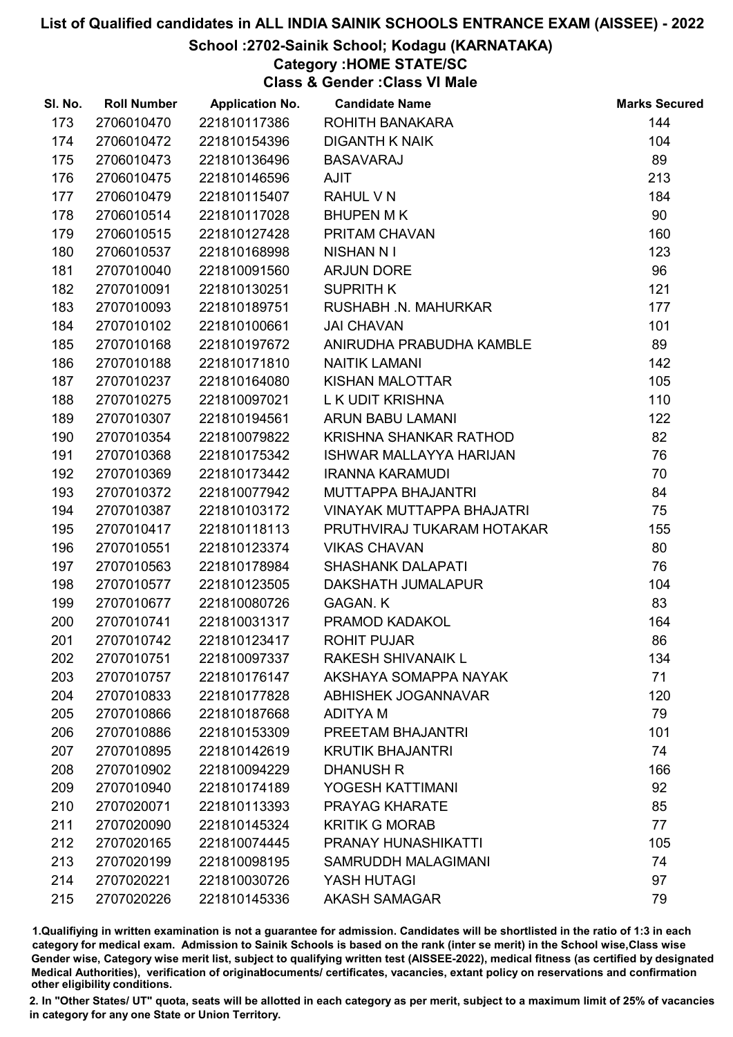# List of Qualified candidates in ALL INDIA SAINIK SCHOOLS ENTRANCE EXAM (AISSEE) - 2022

## School :2702-Sainik School; Kodagu (KARNATAKA)

### Category :HOME STATE/SC

### Class & Gender :Class VI Male

| Sl. No. | Roll Number | Application No. | Candidate Name | Marks Secured |
|---|---|---|---|---|
| 173 | 2706010470 | 221810117386 | ROHITH BANAKARA | 144 |
| 174 | 2706010472 | 221810154396 | DIGANTH K NAIK | 104 |
| 175 | 2706010473 | 221810136496 | BASAVARAJ | 89 |
| 176 | 2706010475 | 221810146596 | AJIT | 213 |
| 177 | 2706010479 | 221810115407 | RAHUL V N | 184 |
| 178 | 2706010514 | 221810117028 | BHUPEN M K | 90 |
| 179 | 2706010515 | 221810127428 | PRITAM CHAVAN | 160 |
| 180 | 2706010537 | 221810168998 | NISHAN N I | 123 |
| 181 | 2707010040 | 221810091560 | ARJUN DORE | 96 |
| 182 | 2707010091 | 221810130251 | SUPRITH K | 121 |
| 183 | 2707010093 | 221810189751 | RUSHABH .N. MAHURKAR | 177 |
| 184 | 2707010102 | 221810100661 | JAI CHAVAN | 101 |
| 185 | 2707010168 | 221810197672 | ANIRUDHA PRABUDHA KAMBLE | 89 |
| 186 | 2707010188 | 221810171810 | NAITIK LAMANI | 142 |
| 187 | 2707010237 | 221810164080 | KISHAN MALOTTAR | 105 |
| 188 | 2707010275 | 221810097021 | L K UDIT KRISHNA | 110 |
| 189 | 2707010307 | 221810194561 | ARUN BABU LAMANI | 122 |
| 190 | 2707010354 | 221810079822 | KRISHNA SHANKAR RATHOD | 82 |
| 191 | 2707010368 | 221810175342 | ISHWAR MALLAYYA HARIJAN | 76 |
| 192 | 2707010369 | 221810173442 | IRANNA KARAMUDI | 70 |
| 193 | 2707010372 | 221810077942 | MUTTAPPA BHAJANTRI | 84 |
| 194 | 2707010387 | 221810103172 | VINAYAK MUTTAPPA BHAJATRI | 75 |
| 195 | 2707010417 | 221810118113 | PRUTHVIRAJ TUKARAM HOTAKAR | 155 |
| 196 | 2707010551 | 221810123374 | VIKAS CHAVAN | 80 |
| 197 | 2707010563 | 221810178984 | SHASHANK DALAPATI | 76 |
| 198 | 2707010577 | 221810123505 | DAKSHATH JUMALAPUR | 104 |
| 199 | 2707010677 | 221810080726 | GAGAN. K | 83 |
| 200 | 2707010741 | 221810031317 | PRAMOD KADAKOL | 164 |
| 201 | 2707010742 | 221810123417 | ROHIT PUJAR | 86 |
| 202 | 2707010751 | 221810097337 | RAKESH SHIVANAIK L | 134 |
| 203 | 2707010757 | 221810176147 | AKSHAYA SOMAPPA NAYAK | 71 |
| 204 | 2707010833 | 221810177828 | ABHISHEK JOGANNAVAR | 120 |
| 205 | 2707010866 | 221810187668 | ADITYA M | 79 |
| 206 | 2707010886 | 221810153309 | PREETAM BHAJANTRI | 101 |
| 207 | 2707010895 | 221810142619 | KRUTIK BHAJANTRI | 74 |
| 208 | 2707010902 | 221810094229 | DHANUSH R | 166 |
| 209 | 2707010940 | 221810174189 | YOGESH KATTIMANI | 92 |
| 210 | 2707020071 | 221810113393 | PRAYAG KHARATE | 85 |
| 211 | 2707020090 | 221810145324 | KRITIK G MORAB | 77 |
| 212 | 2707020165 | 221810074445 | PRANAY HUNASHIKATTI | 105 |
| 213 | 2707020199 | 221810098195 | SAMRUDDH MALAGIMANI | 74 |
| 214 | 2707020221 | 221810030726 | YASH HUTAGI | 97 |
| 215 | 2707020226 | 221810145336 | AKASH SAMAGAR | 79 |

1.Qualifiying in written examination is not a guarantee for admission. Candidates will be shortlisted in the ratio of 1:3 in each category for medical exam. Admission to Sainik Schools is based on the rank (inter se merit) in the School wise,Class wise Gender wise, Category wise merit list, subject to qualifying written test (AISSEE-2022), medical fitness (as certified by designated Medical Authorities), verification of originaldocuments/ certificates, vacancies, extant policy on reservations and confirmation other eligibility conditions.

2. In "Other States/ UT" quota, seats will be allotted in each category as per merit, subject to a maximum limit of 25% of vacancies in category for any one State or Union Territory.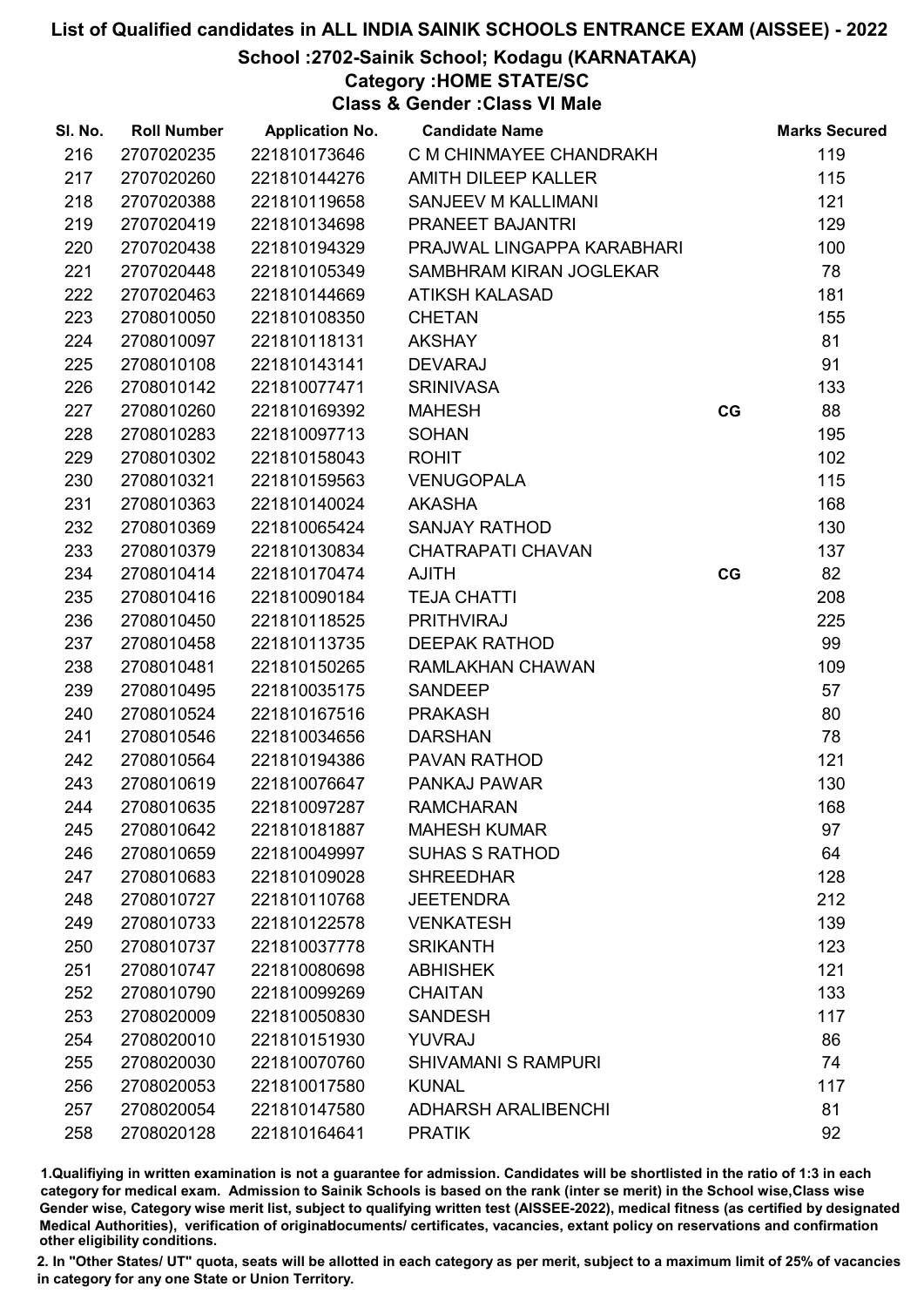# List of Qualified candidates in ALL INDIA SAINIK SCHOOLS ENTRANCE EXAM (AISSEE) - 2022

## School :2702-Sainik School; Kodagu (KARNATAKA)

### Category :HOME STATE/SC

### Class & Gender :Class VI Male

| Sl. No. | Roll Number | Application No. | Candidate Name | | Marks Secured |
|---|---|---|---|---|---|
| 216 | 2707020235 | 221810173646 | C M CHINMAYEE CHANDRAKH | | 119 |
| 217 | 2707020260 | 221810144276 | AMITH DILEEP KALLER | | 115 |
| 218 | 2707020388 | 221810119658 | SANJEEV M KALLIMANI | | 121 |
| 219 | 2707020419 | 221810134698 | PRANEET BAJANTRI | | 129 |
| 220 | 2707020438 | 221810194329 | PRAJWAL LINGAPPA KARABHARI | | 100 |
| 221 | 2707020448 | 221810105349 | SAMBHRAM KIRAN JOGLEKAR | | 78 |
| 222 | 2707020463 | 221810144669 | ATIKSH KALASAD | | 181 |
| 223 | 2708010050 | 221810108350 | CHETAN | | 155 |
| 224 | 2708010097 | 221810118131 | AKSHAY | | 81 |
| 225 | 2708010108 | 221810143141 | DEVARAJ | | 91 |
| 226 | 2708010142 | 221810077471 | SRINIVASA | | 133 |
| 227 | 2708010260 | 221810169392 | MAHESH | CG | 88 |
| 228 | 2708010283 | 221810097713 | SOHAN | | 195 |
| 229 | 2708010302 | 221810158043 | ROHIT | | 102 |
| 230 | 2708010321 | 221810159563 | VENUGOPALA | | 115 |
| 231 | 2708010363 | 221810140024 | AKASHA | | 168 |
| 232 | 2708010369 | 221810065424 | SANJAY RATHOD | | 130 |
| 233 | 2708010379 | 221810130834 | CHATRAPATI CHAVAN | | 137 |
| 234 | 2708010414 | 221810170474 | AJITH | CG | 82 |
| 235 | 2708010416 | 221810090184 | TEJA CHATTI | | 208 |
| 236 | 2708010450 | 221810118525 | PRITHVIRAJ | | 225 |
| 237 | 2708010458 | 221810113735 | DEEPAK RATHOD | | 99 |
| 238 | 2708010481 | 221810150265 | RAMLAKHAN CHAWAN | | 109 |
| 239 | 2708010495 | 221810035175 | SANDEEP | | 57 |
| 240 | 2708010524 | 221810167516 | PRAKASH | | 80 |
| 241 | 2708010546 | 221810034656 | DARSHAN | | 78 |
| 242 | 2708010564 | 221810194386 | PAVAN RATHOD | | 121 |
| 243 | 2708010619 | 221810076647 | PANKAJ PAWAR | | 130 |
| 244 | 2708010635 | 221810097287 | RAMCHARAN | | 168 |
| 245 | 2708010642 | 221810181887 | MAHESH KUMAR | | 97 |
| 246 | 2708010659 | 221810049997 | SUHAS S RATHOD | | 64 |
| 247 | 2708010683 | 221810109028 | SHREEDHAR | | 128 |
| 248 | 2708010727 | 221810110768 | JEETENDRA | | 212 |
| 249 | 2708010733 | 221810122578 | VENKATESH | | 139 |
| 250 | 2708010737 | 221810037778 | SRIKANTH | | 123 |
| 251 | 2708010747 | 221810080698 | ABHISHEK | | 121 |
| 252 | 2708010790 | 221810099269 | CHAITAN | | 133 |
| 253 | 2708020009 | 221810050830 | SANDESH | | 117 |
| 254 | 2708020010 | 221810151930 | YUVRAJ | | 86 |
| 255 | 2708020030 | 221810070760 | SHIVAMANI S RAMPURI | | 74 |
| 256 | 2708020053 | 221810017580 | KUNAL | | 117 |
| 257 | 2708020054 | 221810147580 | ADHARSH ARALIBENCHI | | 81 |
| 258 | 2708020128 | 221810164641 | PRATIK | | 92 |

1.Qualifying in written examination is not a guarantee for admission. Candidates will be shortlisted in the ratio of 1:3 in each category for medical exam. Admission to Sainik Schools is based on the rank (inter se merit) in the School wise,Class wise Gender wise, Category wise merit list, subject to qualifying written test (AISSEE-2022), medical fitness (as certified by designated Medical Authorities), verification of originaldocuments/ certificates, vacancies, extant policy on reservations and confirmation other eligibility conditions.

2. In "Other States/ UT" quota, seats will be allotted in each category as per merit, subject to a maximum limit of 25% of vacancies in category for any one State or Union Territory.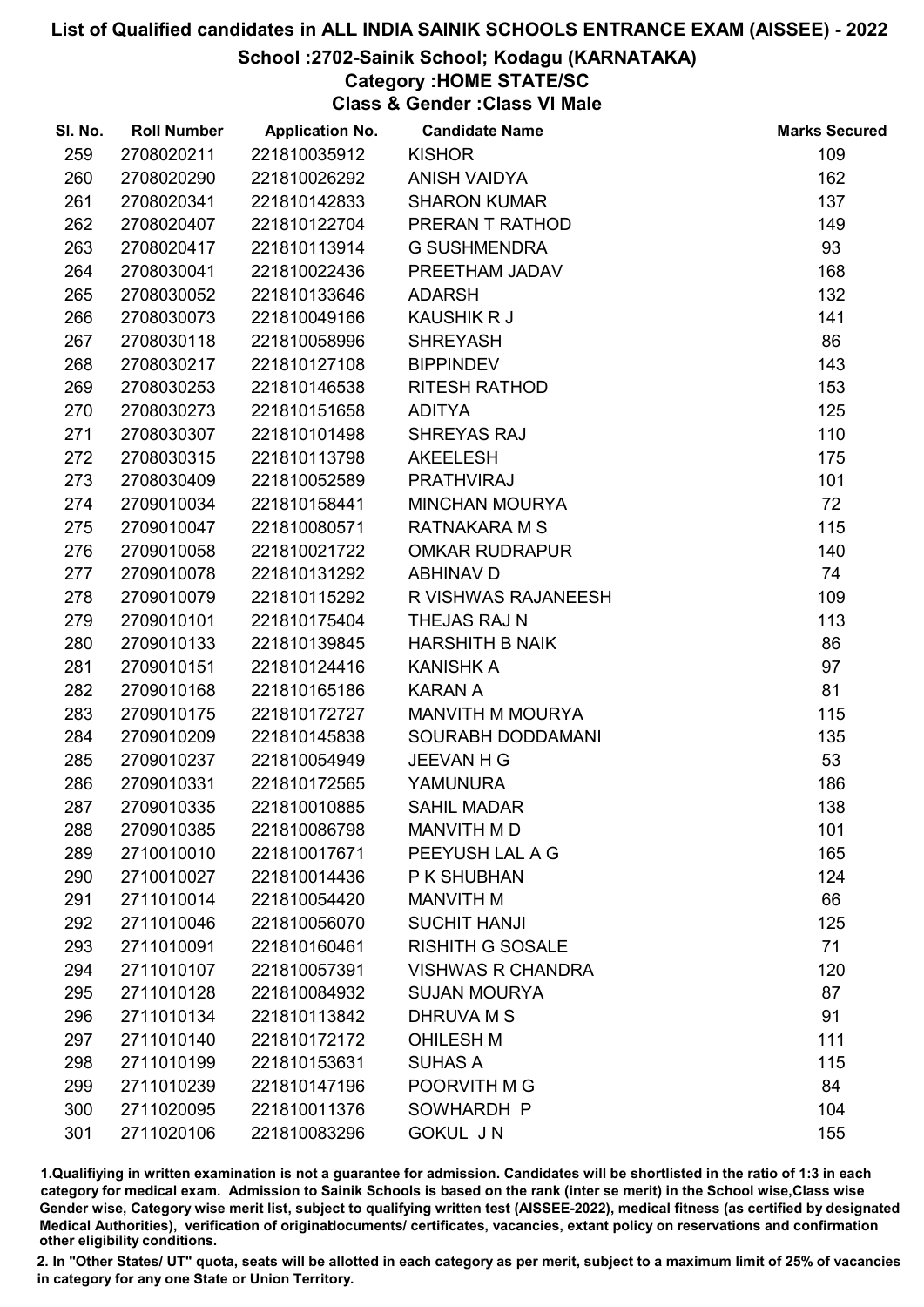# List of Qualified candidates in ALL INDIA SAINIK SCHOOLS ENTRANCE EXAM (AISSEE) - 2022

## School :2702-Sainik School; Kodagu (KARNATAKA)

### Category :HOME STATE/SC

### Class & Gender :Class VI Male

| Sl. No. | Roll Number | Application No. | Candidate Name | Marks Secured |
|---|---|---|---|---|
| 259 | 2708020211 | 221810035912 | KISHOR | 109 |
| 260 | 2708020290 | 221810026292 | ANISH VAIDYA | 162 |
| 261 | 2708020341 | 221810142833 | SHARON KUMAR | 137 |
| 262 | 2708020407 | 221810122704 | PRERAN T RATHOD | 149 |
| 263 | 2708020417 | 221810113914 | G SUSHMENDRA | 93 |
| 264 | 2708030041 | 221810022436 | PREETHAM JADAV | 168 |
| 265 | 2708030052 | 221810133646 | ADARSH | 132 |
| 266 | 2708030073 | 221810049166 | KAUSHIK R J | 141 |
| 267 | 2708030118 | 221810058996 | SHREYASH | 86 |
| 268 | 2708030217 | 221810127108 | BIPPINDEV | 143 |
| 269 | 2708030253 | 221810146538 | RITESH RATHOD | 153 |
| 270 | 2708030273 | 221810151658 | ADITYA | 125 |
| 271 | 2708030307 | 221810101498 | SHREYAS RAJ | 110 |
| 272 | 2708030315 | 221810113798 | AKEELESH | 175 |
| 273 | 2708030409 | 221810052589 | PRATHVIRAJ | 101 |
| 274 | 2709010034 | 221810158441 | MINCHAN MOURYA | 72 |
| 275 | 2709010047 | 221810080571 | RATNAKARA M S | 115 |
| 276 | 2709010058 | 221810021722 | OMKAR RUDRAPUR | 140 |
| 277 | 2709010078 | 221810131292 | ABHINAV D | 74 |
| 278 | 2709010079 | 221810115292 | R VISHWAS RAJANEESH | 109 |
| 279 | 2709010101 | 221810175404 | THEJAS RAJ N | 113 |
| 280 | 2709010133 | 221810139845 | HARSHITH B NAIK | 86 |
| 281 | 2709010151 | 221810124416 | KANISHK A | 97 |
| 282 | 2709010168 | 221810165186 | KARAN A | 81 |
| 283 | 2709010175 | 221810172727 | MANVITH M MOURYA | 115 |
| 284 | 2709010209 | 221810145838 | SOURABH DODDAMANI | 135 |
| 285 | 2709010237 | 221810054949 | JEEVAN H G | 53 |
| 286 | 2709010331 | 221810172565 | YAMUNURA | 186 |
| 287 | 2709010335 | 221810010885 | SAHIL MADAR | 138 |
| 288 | 2709010385 | 221810086798 | MANVITH M D | 101 |
| 289 | 2710010010 | 221810017671 | PEEYUSH LAL A G | 165 |
| 290 | 2710010027 | 221810014436 | P K SHUBHAN | 124 |
| 291 | 2711010014 | 221810054420 | MANVITH M | 66 |
| 292 | 2711010046 | 221810056070 | SUCHIT HANJI | 125 |
| 293 | 2711010091 | 221810160461 | RISHITH G SOSALE | 71 |
| 294 | 2711010107 | 221810057391 | VISHWAS R CHANDRA | 120 |
| 295 | 2711010128 | 221810084932 | SUJAN MOURYA | 87 |
| 296 | 2711010134 | 221810113842 | DHRUVA M S | 91 |
| 297 | 2711010140 | 221810172172 | OHILESH M | 111 |
| 298 | 2711010199 | 221810153631 | SUHAS A | 115 |
| 299 | 2711010239 | 221810147196 | POORVITH M G | 84 |
| 300 | 2711020095 | 221810011376 | SOWHARDH P | 104 |
| 301 | 2711020106 | 221810083296 | GOKUL J N | 155 |

1.Qualifying in written examination is not a guarantee for admission. Candidates will be shortlisted in the ratio of 1:3 in each category for medical exam. Admission to Sainik Schools is based on the rank (inter se merit) in the School wise,Class wise Gender wise, Category wise merit list, subject to qualifying written test (AISSEE-2022), medical fitness (as certified by designated Medical Authorities), verification of originaldocuments/ certificates, vacancies, extant policy on reservations and confirmation other eligibility conditions.

2. In "Other States/ UT" quota, seats will be allotted in each category as per merit, subject to a maximum limit of 25% of vacancies in category for any one State or Union Territory.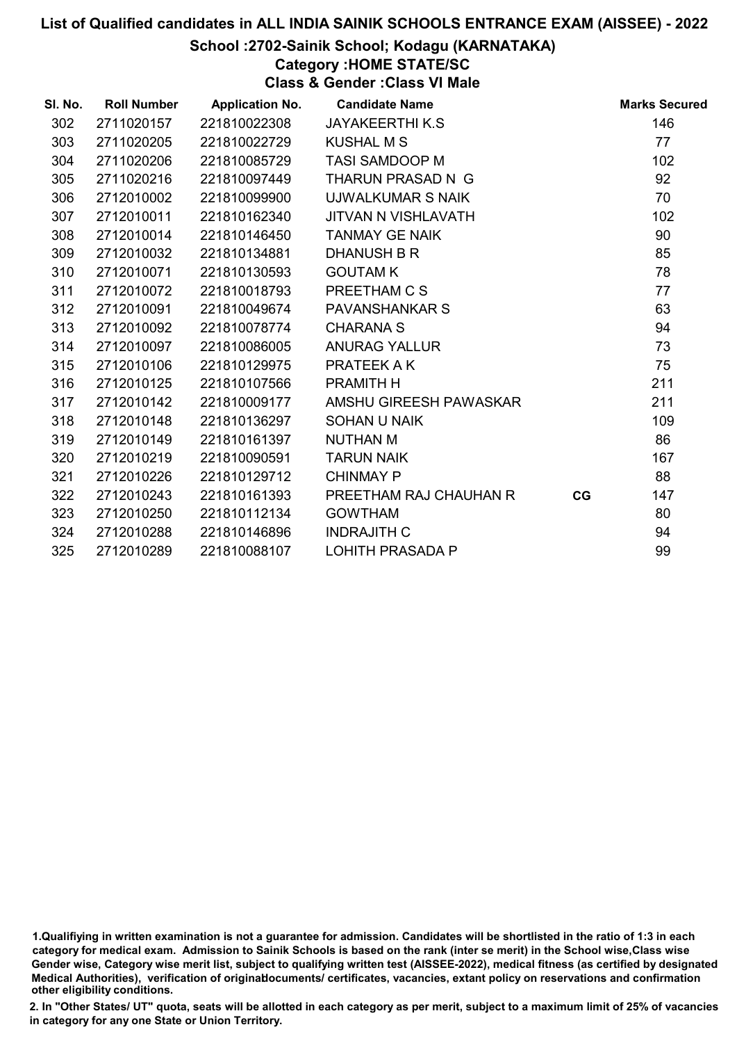# List of Qualified candidates in ALL INDIA SAINIK SCHOOLS ENTRANCE EXAM (AISSEE) - 2022

## School :2702-Sainik School; Kodagu (KARNATAKA)

### Category :HOME STATE/SC

### Class & Gender :Class VI Male

| Sl. No. | Roll Number | Application No. | Candidate Name | | Marks Secured |
|---|---|---|---|---|---|
| 302 | 2711020157 | 221810022308 | JAYAKEERTHI K.S | | 146 |
| 303 | 2711020205 | 221810022729 | KUSHAL M S | | 77 |
| 304 | 2711020206 | 221810085729 | TASI SAMDOOP M | | 102 |
| 305 | 2711020216 | 221810097449 | THARUN PRASAD N G | | 92 |
| 306 | 2712010002 | 221810099900 | UJWALKUMAR S NAIK | | 70 |
| 307 | 2712010011 | 221810162340 | JITVAN N VISHLAVATH | | 102 |
| 308 | 2712010014 | 221810146450 | TANMAY GE NAIK | | 90 |
| 309 | 2712010032 | 221810134881 | DHANUSH B R | | 85 |
| 310 | 2712010071 | 221810130593 | GOUTAM K | | 78 |
| 311 | 2712010072 | 221810018793 | PREETHAM C S | | 77 |
| 312 | 2712010091 | 221810049674 | PAVANSHANKAR S | | 63 |
| 313 | 2712010092 | 221810078774 | CHARANA S | | 94 |
| 314 | 2712010097 | 221810086005 | ANURAG YALLUR | | 73 |
| 315 | 2712010106 | 221810129975 | PRATEEK A K | | 75 |
| 316 | 2712010125 | 221810107566 | PRAMITH H | | 211 |
| 317 | 2712010142 | 221810009177 | AMSHU GIREESH PAWASKAR | | 211 |
| 318 | 2712010148 | 221810136297 | SOHAN U NAIK | | 109 |
| 319 | 2712010149 | 221810161397 | NUTHAN M | | 86 |
| 320 | 2712010219 | 221810090591 | TARUN NAIK | | 167 |
| 321 | 2712010226 | 221810129712 | CHINMAY P | | 88 |
| 322 | 2712010243 | 221810161393 | PREETHAM RAJ CHAUHAN R | CG | 147 |
| 323 | 2712010250 | 221810112134 | GOWTHAM | | 80 |
| 324 | 2712010288 | 221810146896 | INDRAJITH C | | 94 |
| 325 | 2712010289 | 221810088107 | LOHITH PRASADA P | | 99 |

1.Qualifiying in written examination is not a guarantee for admission. Candidates will be shortlisted in the ratio of 1:3 in each category for medical exam. Admission to Sainik Schools is based on the rank (inter se merit) in the School wise,Class wise Gender wise, Category wise merit list, subject to qualifying written test (AISSEE-2022), medical fitness (as certified by designated Medical Authorities), verification of originaldocuments/ certificates, vacancies, extant policy on reservations and confirmation other eligibility conditions.

2. In "Other States/ UT" quota, seats will be allotted in each category as per merit, subject to a maximum limit of 25% of vacancies in category for any one State or Union Territory.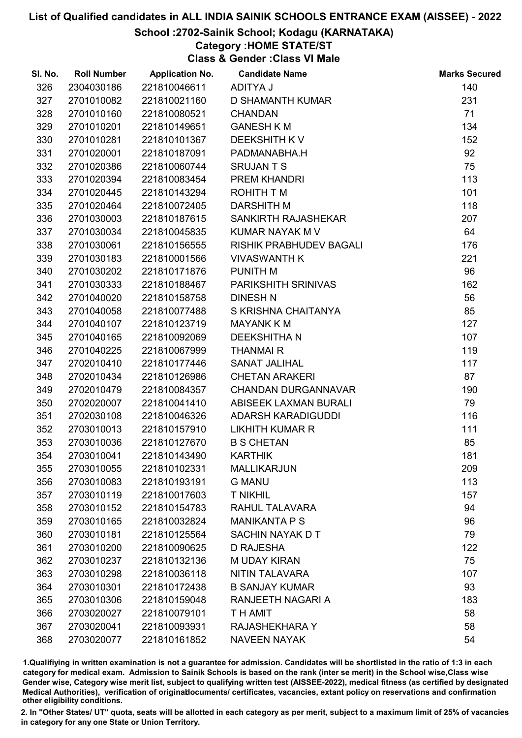# List of Qualified candidates in ALL INDIA SAINIK SCHOOLS ENTRANCE EXAM (AISSEE) - 2022

## School :2702-Sainik School; Kodagu (KARNATAKA)

### Category :HOME STATE/ST

### Class & Gender :Class VI Male

| Sl. No. | Roll Number | Application No. | Candidate Name | Marks Secured |
|---|---|---|---|---|
| 326 | 2304030186 | 221810046611 | ADITYA J | 140 |
| 327 | 2701010082 | 221810021160 | D SHAMANTH KUMAR | 231 |
| 328 | 2701010160 | 221810080521 | CHANDAN | 71 |
| 329 | 2701010201 | 221810149651 | GANESH K M | 134 |
| 330 | 2701010281 | 221810101367 | DEEKSHITH K V | 152 |
| 331 | 2701020001 | 221810187091 | PADMANABHA.H | 92 |
| 332 | 2701020386 | 221810060744 | SRUJAN T S | 75 |
| 333 | 2701020394 | 221810083454 | PREM KHANDRI | 113 |
| 334 | 2701020445 | 221810143294 | ROHITH T M | 101 |
| 335 | 2701020464 | 221810072405 | DARSHITH M | 118 |
| 336 | 2701030003 | 221810187615 | SANKIRTH RAJASHEKAR | 207 |
| 337 | 2701030034 | 221810045835 | KUMAR NAYAK M V | 64 |
| 338 | 2701030061 | 221810156555 | RISHIK PRABHUDEV BAGALI | 176 |
| 339 | 2701030183 | 221810001566 | VIVASWANTH K | 221 |
| 340 | 2701030202 | 221810171876 | PUNITH M | 96 |
| 341 | 2701030333 | 221810188467 | PARIKSHITH SRINIVAS | 162 |
| 342 | 2701040020 | 221810158758 | DINESH N | 56 |
| 343 | 2701040058 | 221810077488 | S KRISHNA CHAITANYA | 85 |
| 344 | 2701040107 | 221810123719 | MAYANK K M | 127 |
| 345 | 2701040165 | 221810092069 | DEEKSHITHA N | 107 |
| 346 | 2701040225 | 221810067999 | THANMAI R | 119 |
| 347 | 2702010410 | 221810177446 | SANAT JALIHAL | 117 |
| 348 | 2702010434 | 221810126986 | CHETAN ARAKERI | 87 |
| 349 | 2702010479 | 221810084357 | CHANDAN DURGANNAVAR | 190 |
| 350 | 2702020007 | 221810041410 | ABISEEK LAXMAN BURALI | 79 |
| 351 | 2702030108 | 221810046326 | ADARSH KARADIGUDDI | 116 |
| 352 | 2703010013 | 221810157910 | LIKHITH KUMAR R | 111 |
| 353 | 2703010036 | 221810127670 | B S CHETAN | 85 |
| 354 | 2703010041 | 221810143490 | KARTHIK | 181 |
| 355 | 2703010055 | 221810102331 | MALLIKARJUN | 209 |
| 356 | 2703010083 | 221810193191 | G MANU | 113 |
| 357 | 2703010119 | 221810017603 | T NIKHIL | 157 |
| 358 | 2703010152 | 221810154783 | RAHUL TALAVARA | 94 |
| 359 | 2703010165 | 221810032824 | MANIKANTA P S | 96 |
| 360 | 2703010181 | 221810125564 | SACHIN NAYAK D T | 79 |
| 361 | 2703010200 | 221810090625 | D RAJESHA | 122 |
| 362 | 2703010237 | 221810132136 | M UDAY KIRAN | 75 |
| 363 | 2703010298 | 221810036118 | NITIN TALAVARA | 107 |
| 364 | 2703010301 | 221810172438 | B SANJAY KUMAR | 93 |
| 365 | 2703010306 | 221810159048 | RANJEETH NAGARI A | 183 |
| 366 | 2703020027 | 221810079101 | T H AMIT | 58 |
| 367 | 2703020041 | 221810093931 | RAJASHEKHARA Y | 58 |
| 368 | 2703020077 | 221810161852 | NAVEEN NAYAK | 54 |

1.Qualifiying in written examination is not a guarantee for admission. Candidates will be shortlisted in the ratio of 1:3 in each category for medical exam. Admission to Sainik Schools is based on the rank (inter se merit) in the School wise,Class wise Gender wise, Category wise merit list, subject to qualifying written test (AISSEE-2022), medical fitness (as certified by designated Medical Authorities), verification of originaldocuments/ certificates, vacancies, extant policy on reservations and confirmation other eligibility conditions.

2. In "Other States/ UT" quota, seats will be allotted in each category as per merit, subject to a maximum limit of 25% of vacancies in category for any one State or Union Territory.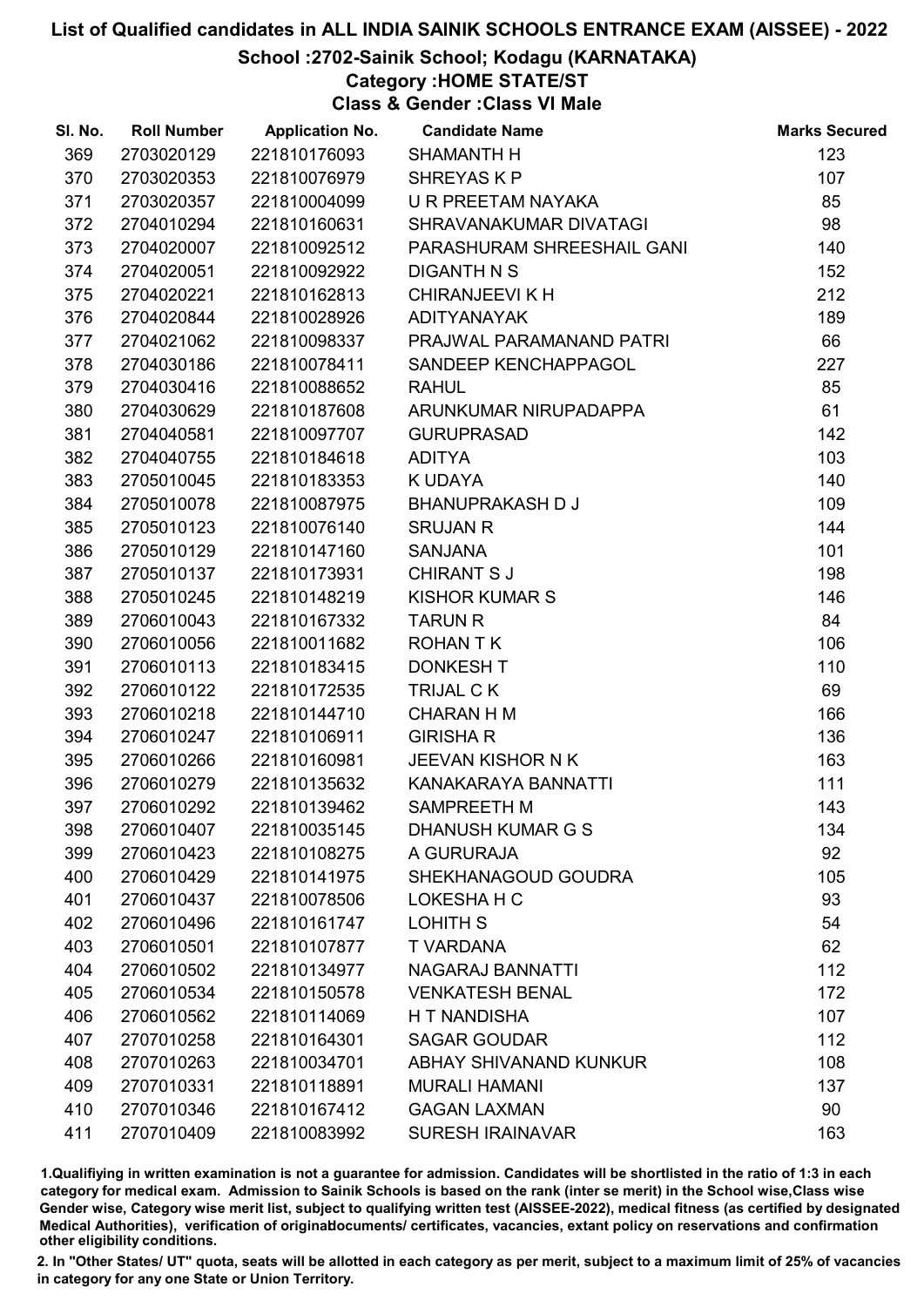# List of Qualified candidates in ALL INDIA SAINIK SCHOOLS ENTRANCE EXAM (AISSEE) - 2022

## School :2702-Sainik School; Kodagu (KARNATAKA)

### Category :HOME STATE/ST

### Class & Gender :Class VI Male

| Sl. No. | Roll Number | Application No. | Candidate Name | Marks Secured |
|---|---|---|---|---|
| 369 | 2703020129 | 221810176093 | SHAMANTH H | 123 |
| 370 | 2703020353 | 221810076979 | SHREYAS K P | 107 |
| 371 | 2703020357 | 221810004099 | U R PREETAM NAYAKA | 85 |
| 372 | 2704010294 | 221810160631 | SHRAVANAKUMAR DIVATAGI | 98 |
| 373 | 2704020007 | 221810092512 | PARASHURAM SHREESHAIL GANI | 140 |
| 374 | 2704020051 | 221810092922 | DIGANTH N S | 152 |
| 375 | 2704020221 | 221810162813 | CHIRANJEEVI K H | 212 |
| 376 | 2704020844 | 221810028926 | ADITYANAYAK | 189 |
| 377 | 2704021062 | 221810098337 | PRAJWAL PARAMANAND PATRI | 66 |
| 378 | 2704030186 | 221810078411 | SANDEEP KENCHAPPAGOL | 227 |
| 379 | 2704030416 | 221810088652 | RAHUL | 85 |
| 380 | 2704030629 | 221810187608 | ARUNKUMAR NIRUPADAPPA | 61 |
| 381 | 2704040581 | 221810097707 | GURUPRASAD | 142 |
| 382 | 2704040755 | 221810184618 | ADITYA | 103 |
| 383 | 2705010045 | 221810183353 | K UDAYA | 140 |
| 384 | 2705010078 | 221810087975 | BHANUPRAKASH D J | 109 |
| 385 | 2705010123 | 221810076140 | SRUJAN R | 144 |
| 386 | 2705010129 | 221810147160 | SANJANA | 101 |
| 387 | 2705010137 | 221810173931 | CHIRANT S J | 198 |
| 388 | 2705010245 | 221810148219 | KISHOR KUMAR S | 146 |
| 389 | 2706010043 | 221810167332 | TARUN R | 84 |
| 390 | 2706010056 | 221810011682 | ROHAN T K | 106 |
| 391 | 2706010113 | 221810183415 | DONKESH T | 110 |
| 392 | 2706010122 | 221810172535 | TRIJAL C K | 69 |
| 393 | 2706010218 | 221810144710 | CHARAN H M | 166 |
| 394 | 2706010247 | 221810106911 | GIRISHA R | 136 |
| 395 | 2706010266 | 221810160981 | JEEVAN KISHOR N K | 163 |
| 396 | 2706010279 | 221810135632 | KANAKARAYA BANNATTI | 111 |
| 397 | 2706010292 | 221810139462 | SAMPREETH M | 143 |
| 398 | 2706010407 | 221810035145 | DHANUSH KUMAR G S | 134 |
| 399 | 2706010423 | 221810108275 | A GURURAJA | 92 |
| 400 | 2706010429 | 221810141975 | SHEKHANAGOUD GOUDRA | 105 |
| 401 | 2706010437 | 221810078506 | LOKESHA H C | 93 |
| 402 | 2706010496 | 221810161747 | LOHITH S | 54 |
| 403 | 2706010501 | 221810107877 | T VARDANA | 62 |
| 404 | 2706010502 | 221810134977 | NAGARAJ BANNATTI | 112 |
| 405 | 2706010534 | 221810150578 | VENKATESH BENAL | 172 |
| 406 | 2706010562 | 221810114069 | H T NANDISHA | 107 |
| 407 | 2707010258 | 221810164301 | SAGAR GOUDAR | 112 |
| 408 | 2707010263 | 221810034701 | ABHAY SHIVANAND KUNKUR | 108 |
| 409 | 2707010331 | 221810118891 | MURALI HAMANI | 137 |
| 410 | 2707010346 | 221810167412 | GAGAN LAXMAN | 90 |
| 411 | 2707010409 | 221810083992 | SURESH IRAINAVAR | 163 |

1.Qualifying in written examination is not a guarantee for admission. Candidates will be shortlisted in the ratio of 1:3 in each category for medical exam. Admission to Sainik Schools is based on the rank (inter se merit) in the School wise,Class wise Gender wise, Category wise merit list, subject to qualifying written test (AISSEE-2022), medical fitness (as certified by designated Medical Authorities), verification of originaldocuments/ certificates, vacancies, extant policy on reservations and confirmation other eligibility conditions.

2. In "Other States/ UT" quota, seats will be allotted in each category as per merit, subject to a maximum limit of 25% of vacancies in category for any one State or Union Territory.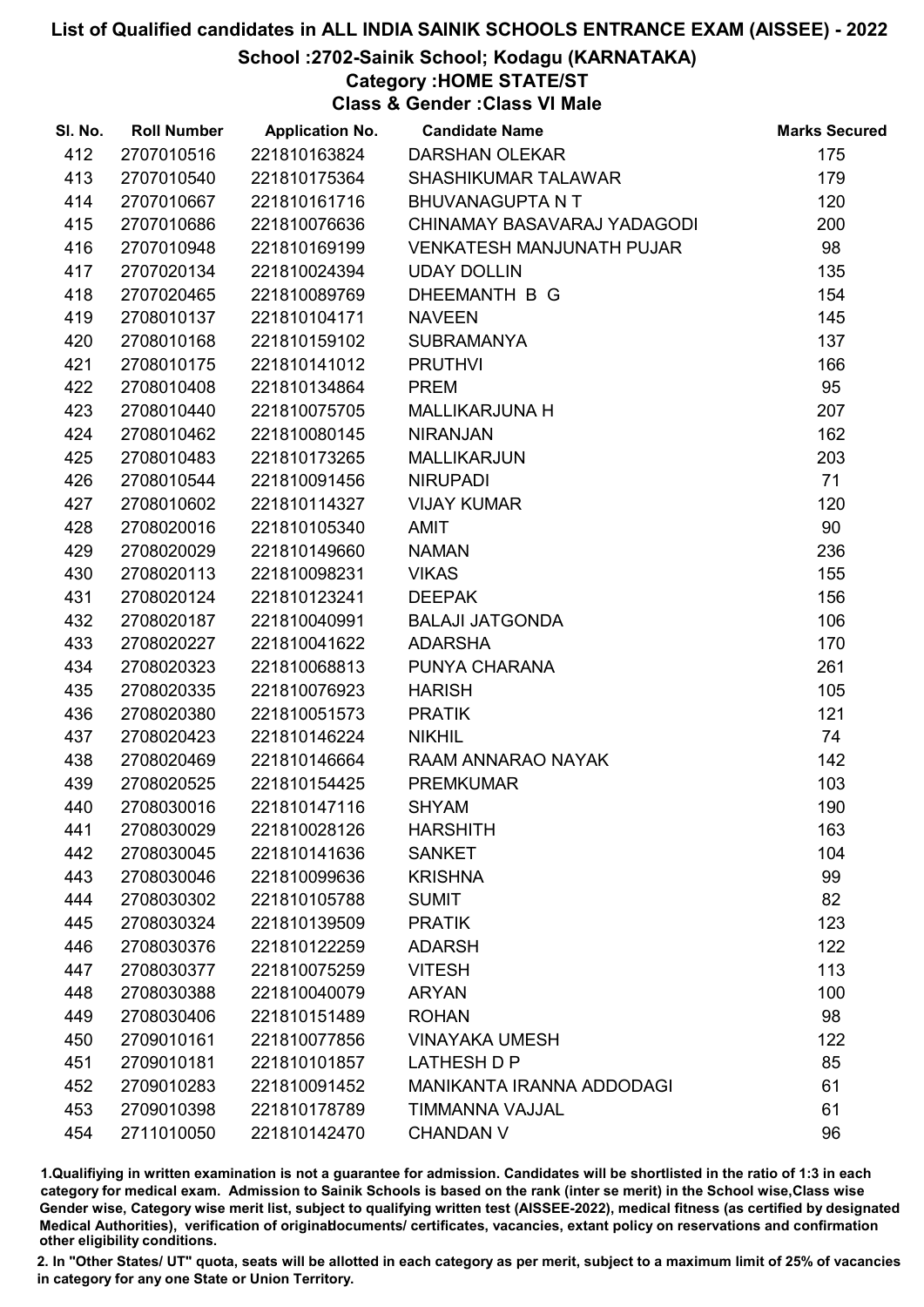# List of Qualified candidates in ALL INDIA SAINIK SCHOOLS ENTRANCE EXAM (AISSEE) - 2022

## School :2702-Sainik School; Kodagu (KARNATAKA)

### Category :HOME STATE/ST

### Class & Gender :Class VI Male

| Sl. No. | Roll Number | Application No. | Candidate Name | Marks Secured |
|---|---|---|---|---|
| 412 | 2707010516 | 221810163824 | DARSHAN OLEKAR | 175 |
| 413 | 2707010540 | 221810175364 | SHASHIKUMAR TALAWAR | 179 |
| 414 | 2707010667 | 221810161716 | BHUVANAGUPTA N T | 120 |
| 415 | 2707010686 | 221810076636 | CHINAMAY BASAVARAJ YADAGODI | 200 |
| 416 | 2707010948 | 221810169199 | VENKATESH MANJUNATH PUJAR | 98 |
| 417 | 2707020134 | 221810024394 | UDAY DOLLIN | 135 |
| 418 | 2707020465 | 221810089769 | DHEEMANTH B G | 154 |
| 419 | 2708010137 | 221810104171 | NAVEEN | 145 |
| 420 | 2708010168 | 221810159102 | SUBRAMANYA | 137 |
| 421 | 2708010175 | 221810141012 | PRUTHVI | 166 |
| 422 | 2708010408 | 221810134864 | PREM | 95 |
| 423 | 2708010440 | 221810075705 | MALLIKARJUNA H | 207 |
| 424 | 2708010462 | 221810080145 | NIRANJAN | 162 |
| 425 | 2708010483 | 221810173265 | MALLIKARJUN | 203 |
| 426 | 2708010544 | 221810091456 | NIRUPADI | 71 |
| 427 | 2708010602 | 221810114327 | VIJAY KUMAR | 120 |
| 428 | 2708020016 | 221810105340 | AMIT | 90 |
| 429 | 2708020029 | 221810149660 | NAMAN | 236 |
| 430 | 2708020113 | 221810098231 | VIKAS | 155 |
| 431 | 2708020124 | 221810123241 | DEEPAK | 156 |
| 432 | 2708020187 | 221810040991 | BALAJI JATGONDA | 106 |
| 433 | 2708020227 | 221810041622 | ADARSHA | 170 |
| 434 | 2708020323 | 221810068813 | PUNYA CHARANA | 261 |
| 435 | 2708020335 | 221810076923 | HARISH | 105 |
| 436 | 2708020380 | 221810051573 | PRATIK | 121 |
| 437 | 2708020423 | 221810146224 | NIKHIL | 74 |
| 438 | 2708020469 | 221810146664 | RAAM ANNARAO NAYAK | 142 |
| 439 | 2708020525 | 221810154425 | PREMKUMAR | 103 |
| 440 | 2708030016 | 221810147116 | SHYAM | 190 |
| 441 | 2708030029 | 221810028126 | HARSHITH | 163 |
| 442 | 2708030045 | 221810141636 | SANKET | 104 |
| 443 | 2708030046 | 221810099636 | KRISHNA | 99 |
| 444 | 2708030302 | 221810105788 | SUMIT | 82 |
| 445 | 2708030324 | 221810139509 | PRATIK | 123 |
| 446 | 2708030376 | 221810122259 | ADARSH | 122 |
| 447 | 2708030377 | 221810075259 | VITESH | 113 |
| 448 | 2708030388 | 221810040079 | ARYAN | 100 |
| 449 | 2708030406 | 221810151489 | ROHAN | 98 |
| 450 | 2709010161 | 221810077856 | VINAYAKA UMESH | 122 |
| 451 | 2709010181 | 221810101857 | LATHESH D P | 85 |
| 452 | 2709010283 | 221810091452 | MANIKANTA IRANNA ADDODAGI | 61 |
| 453 | 2709010398 | 221810178789 | TIMMANNA VAJJAL | 61 |
| 454 | 2711010050 | 221810142470 | CHANDAN V | 96 |

1.Qualifying in written examination is not a guarantee for admission. Candidates will be shortlisted in the ratio of 1:3 in each category for medical exam. Admission to Sainik Schools is based on the rank (inter se merit) in the School wise,Class wise Gender wise, Category wise merit list, subject to qualifying written test (AISSEE-2022), medical fitness (as certified by designated Medical Authorities), verification of originaldocuments/ certificates, vacancies, extant policy on reservations and confirmation other eligibility conditions.

2. In "Other States/ UT" quota, seats will be allotted in each category as per merit, subject to a maximum limit of 25% of vacancies in category for any one State or Union Territory.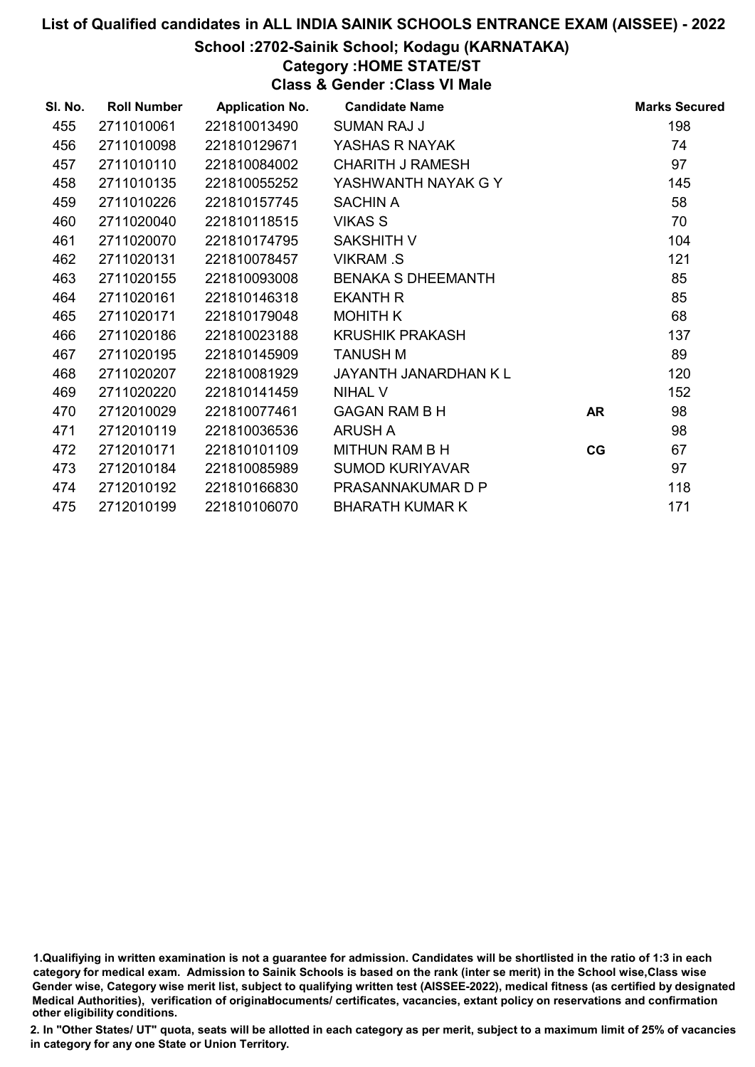# List of Qualified candidates in ALL INDIA SAINIK SCHOOLS ENTRANCE EXAM (AISSEE) - 2022

## School :2702-Sainik School; Kodagu (KARNATAKA)

### Category :HOME STATE/ST

### Class & Gender :Class VI Male

| Sl. No. | Roll Number | Application No. | Candidate Name | | Marks Secured |
|---|---|---|---|---|---|
| 455 | 2711010061 | 221810013490 | SUMAN RAJ J | | 198 |
| 456 | 2711010098 | 221810129671 | YASHAS R NAYAK | | 74 |
| 457 | 2711010110 | 221810084002 | CHARITH J RAMESH | | 97 |
| 458 | 2711010135 | 221810055252 | YASHWANTH NAYAK G Y | | 145 |
| 459 | 2711010226 | 221810157745 | SACHIN A | | 58 |
| 460 | 2711020040 | 221810118515 | VIKAS S | | 70 |
| 461 | 2711020070 | 221810174795 | SAKSHITH V | | 104 |
| 462 | 2711020131 | 221810078457 | VIKRAM .S | | 121 |
| 463 | 2711020155 | 221810093008 | BENAKA S DHEEMANTH | | 85 |
| 464 | 2711020161 | 221810146318 | EKANTH R | | 85 |
| 465 | 2711020171 | 221810179048 | MOHITH K | | 68 |
| 466 | 2711020186 | 221810023188 | KRUSHIK PRAKASH | | 137 |
| 467 | 2711020195 | 221810145909 | TANUSH M | | 89 |
| 468 | 2711020207 | 221810081929 | JAYANTH JANARDHAN K L | | 120 |
| 469 | 2711020220 | 221810141459 | NIHAL V | | 152 |
| 470 | 2712010029 | 221810077461 | GAGAN RAM B H | AR | 98 |
| 471 | 2712010119 | 221810036536 | ARUSH A | | 98 |
| 472 | 2712010171 | 221810101109 | MITHUN RAM B H | CG | 67 |
| 473 | 2712010184 | 221810085989 | SUMOD KURIYAVAR | | 97 |
| 474 | 2712010192 | 221810166830 | PRASANNAKUMAR D P | | 118 |
| 475 | 2712010199 | 221810106070 | BHARATH KUMAR K | | 171 |

1.Qualifiying in written examination is not a guarantee for admission. Candidates will be shortlisted in the ratio of 1:3 in each category for medical exam. Admission to Sainik Schools is based on the rank (inter se merit) in the School wise,Class wise Gender wise, Category wise merit list, subject to qualifying written test (AISSEE-2022), medical fitness (as certified by designated Medical Authorities), verification of originaldocuments/ certificates, vacancies, extant policy on reservations and confirmation other eligibility conditions.

2. In "Other States/ UT" quota, seats will be allotted in each category as per merit, subject to a maximum limit of 25% of vacancies in category for any one State or Union Territory.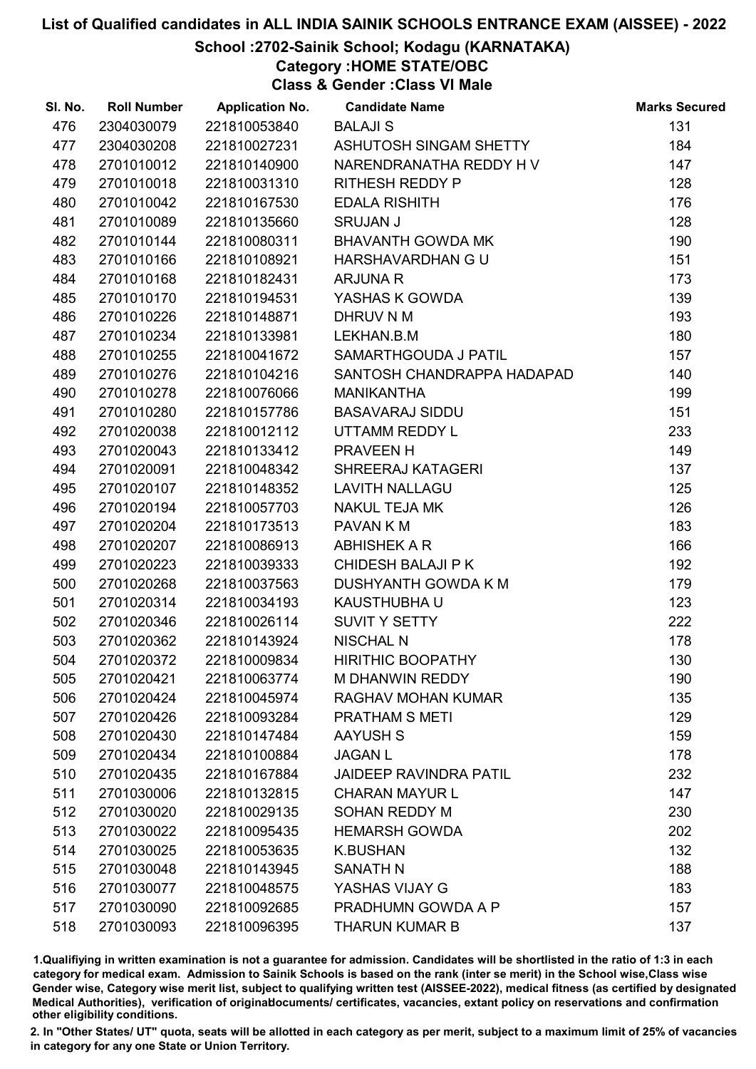# List of Qualified candidates in ALL INDIA SAINIK SCHOOLS ENTRANCE EXAM (AISSEE) - 2022

## School :2702-Sainik School; Kodagu (KARNATAKA)

### Category :HOME STATE/OBC

### Class & Gender :Class VI Male

| Sl. No. | Roll Number | Application No. | Candidate Name | Marks Secured |
|---|---|---|---|---|
| 476 | 2304030079 | 221810053840 | BALAJI S | 131 |
| 477 | 2304030208 | 221810027231 | ASHUTOSH SINGAM SHETTY | 184 |
| 478 | 2701010012 | 221810140900 | NARENDRANATHA REDDY H V | 147 |
| 479 | 2701010018 | 221810031310 | RITHESH REDDY P | 128 |
| 480 | 2701010042 | 221810167530 | EDALA RISHITH | 176 |
| 481 | 2701010089 | 221810135660 | SRUJAN J | 128 |
| 482 | 2701010144 | 221810080311 | BHAVANTH GOWDA MK | 190 |
| 483 | 2701010166 | 221810108921 | HARSHAVARDHAN G U | 151 |
| 484 | 2701010168 | 221810182431 | ARJUNA R | 173 |
| 485 | 2701010170 | 221810194531 | YASHAS K GOWDA | 139 |
| 486 | 2701010226 | 221810148871 | DHRUV N M | 193 |
| 487 | 2701010234 | 221810133981 | LEKHAN.B.M | 180 |
| 488 | 2701010255 | 221810041672 | SAMARTHGOUDA J PATIL | 157 |
| 489 | 2701010276 | 221810104216 | SANTOSH CHANDRAPPA HADAPAD | 140 |
| 490 | 2701010278 | 221810076066 | MANIKANTHA | 199 |
| 491 | 2701010280 | 221810157786 | BASAVARAJ SIDDU | 151 |
| 492 | 2701020038 | 221810012112 | UTTAMM REDDY L | 233 |
| 493 | 2701020043 | 221810133412 | PRAVEEN H | 149 |
| 494 | 2701020091 | 221810048342 | SHREERAJ KATAGERI | 137 |
| 495 | 2701020107 | 221810148352 | LAVITH NALLAGU | 125 |
| 496 | 2701020194 | 221810057703 | NAKUL TEJA MK | 126 |
| 497 | 2701020204 | 221810173513 | PAVAN K M | 183 |
| 498 | 2701020207 | 221810086913 | ABHISHEK A R | 166 |
| 499 | 2701020223 | 221810039333 | CHIDESH BALAJI P K | 192 |
| 500 | 2701020268 | 221810037563 | DUSHYANTH GOWDA K M | 179 |
| 501 | 2701020314 | 221810034193 | KAUSTHUBHA U | 123 |
| 502 | 2701020346 | 221810026114 | SUVIT Y SETTY | 222 |
| 503 | 2701020362 | 221810143924 | NISCHAL N | 178 |
| 504 | 2701020372 | 221810009834 | HIRITHIC BOOPATHY | 130 |
| 505 | 2701020421 | 221810063774 | M DHANWIN REDDY | 190 |
| 506 | 2701020424 | 221810045974 | RAGHAV MOHAN KUMAR | 135 |
| 507 | 2701020426 | 221810093284 | PRATHAM S METI | 129 |
| 508 | 2701020430 | 221810147484 | AAYUSH S | 159 |
| 509 | 2701020434 | 221810100884 | JAGAN L | 178 |
| 510 | 2701020435 | 221810167884 | JAIDEEP RAVINDRA PATIL | 232 |
| 511 | 2701030006 | 221810132815 | CHARAN MAYUR L | 147 |
| 512 | 2701030020 | 221810029135 | SOHAN REDDY M | 230 |
| 513 | 2701030022 | 221810095435 | HEMARSH GOWDA | 202 |
| 514 | 2701030025 | 221810053635 | K.BUSHAN | 132 |
| 515 | 2701030048 | 221810143945 | SANATH N | 188 |
| 516 | 2701030077 | 221810048575 | YASHAS VIJAY G | 183 |
| 517 | 2701030090 | 221810092685 | PRADHUMN GOWDA A P | 157 |
| 518 | 2701030093 | 221810096395 | THARUN KUMAR B | 137 |

1.Qualifiying in written examination is not a guarantee for admission. Candidates will be shortlisted in the ratio of 1:3 in each category for medical exam. Admission to Sainik Schools is based on the rank (inter se merit) in the School wise,Class wise Gender wise, Category wise merit list, subject to qualifying written test (AISSEE-2022), medical fitness (as certified by designated Medical Authorities), verification of originaldocuments/ certificates, vacancies, extant policy on reservations and confirmation other eligibility conditions.

2. In "Other States/ UT" quota, seats will be allotted in each category as per merit, subject to a maximum limit of 25% of vacancies in category for any one State or Union Territory.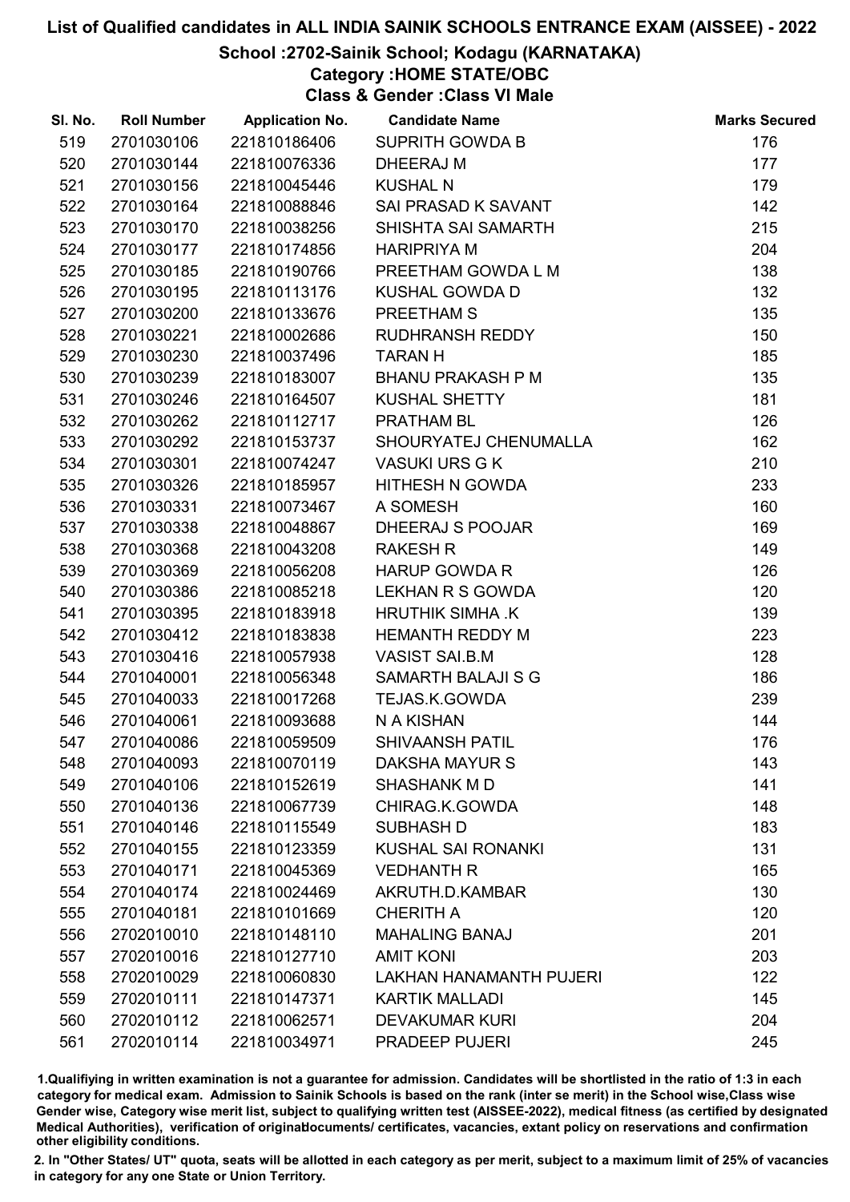# List of Qualified candidates in ALL INDIA SAINIK SCHOOLS ENTRANCE EXAM (AISSEE) - 2022

## School :2702-Sainik School; Kodagu (KARNATAKA)

### Category :HOME STATE/OBC

### Class & Gender :Class VI Male

| Sl. No. | Roll Number | Application No. | Candidate Name | Marks Secured |
|---|---|---|---|---|
| 519 | 2701030106 | 221810186406 | SUPRITH GOWDA B | 176 |
| 520 | 2701030144 | 221810076336 | DHEERAJ M | 177 |
| 521 | 2701030156 | 221810045446 | KUSHAL N | 179 |
| 522 | 2701030164 | 221810088846 | SAI PRASAD K SAVANT | 142 |
| 523 | 2701030170 | 221810038256 | SHISHTA SAI SAMARTH | 215 |
| 524 | 2701030177 | 221810174856 | HARIPRIYA M | 204 |
| 525 | 2701030185 | 221810190766 | PREETHAM GOWDA L M | 138 |
| 526 | 2701030195 | 221810113176 | KUSHAL GOWDA D | 132 |
| 527 | 2701030200 | 221810133676 | PREETHAM S | 135 |
| 528 | 2701030221 | 221810002686 | RUDHRANSH REDDY | 150 |
| 529 | 2701030230 | 221810037496 | TARAN H | 185 |
| 530 | 2701030239 | 221810183007 | BHANU PRAKASH P M | 135 |
| 531 | 2701030246 | 221810164507 | KUSHAL SHETTY | 181 |
| 532 | 2701030262 | 221810112717 | PRATHAM BL | 126 |
| 533 | 2701030292 | 221810153737 | SHOURYATEJ CHENUMALLA | 162 |
| 534 | 2701030301 | 221810074247 | VASUKI URS G K | 210 |
| 535 | 2701030326 | 221810185957 | HITHESH N GOWDA | 233 |
| 536 | 2701030331 | 221810073467 | A SOMESH | 160 |
| 537 | 2701030338 | 221810048867 | DHEERAJ S POOJAR | 169 |
| 538 | 2701030368 | 221810043208 | RAKESH R | 149 |
| 539 | 2701030369 | 221810056208 | HARUP GOWDA R | 126 |
| 540 | 2701030386 | 221810085218 | LEKHAN R S GOWDA | 120 |
| 541 | 2701030395 | 221810183918 | HRUTHIK SIMHA .K | 139 |
| 542 | 2701030412 | 221810183838 | HEMANTH REDDY M | 223 |
| 543 | 2701030416 | 221810057938 | VASIST SAI.B.M | 128 |
| 544 | 2701040001 | 221810056348 | SAMARTH BALAJI S G | 186 |
| 545 | 2701040033 | 221810017268 | TEJAS.K.GOWDA | 239 |
| 546 | 2701040061 | 221810093688 | N A KISHAN | 144 |
| 547 | 2701040086 | 221810059509 | SHIVAANSH PATIL | 176 |
| 548 | 2701040093 | 221810070119 | DAKSHA MAYUR S | 143 |
| 549 | 2701040106 | 221810152619 | SHASHANK M D | 141 |
| 550 | 2701040136 | 221810067739 | CHIRAG.K.GOWDA | 148 |
| 551 | 2701040146 | 221810115549 | SUBHASH D | 183 |
| 552 | 2701040155 | 221810123359 | KUSHAL SAI RONANKI | 131 |
| 553 | 2701040171 | 221810045369 | VEDHANTH R | 165 |
| 554 | 2701040174 | 221810024469 | AKRUTH.D.KAMBAR | 130 |
| 555 | 2701040181 | 221810101669 | CHERITH A | 120 |
| 556 | 2702010010 | 221810148110 | MAHALING BANAJ | 201 |
| 557 | 2702010016 | 221810127710 | AMIT KONI | 203 |
| 558 | 2702010029 | 221810060830 | LAKHAN HANAMANTH PUJERI | 122 |
| 559 | 2702010111 | 221810147371 | KARTIK MALLADI | 145 |
| 560 | 2702010112 | 221810062571 | DEVAKUMAR KURI | 204 |
| 561 | 2702010114 | 221810034971 | PRADEEP PUJERI | 245 |

1.Qualifying in written examination is not a guarantee for admission. Candidates will be shortlisted in the ratio of 1:3 in each category for medical exam. Admission to Sainik Schools is based on the rank (inter se merit) in the School wise,Class wise Gender wise, Category wise merit list, subject to qualifying written test (AISSEE-2022), medical fitness (as certified by designated Medical Authorities), verification of originaldocuments/ certificates, vacancies, extant policy on reservations and confirmation other eligibility conditions.

2. In "Other States/ UT" quota, seats will be allotted in each category as per merit, subject to a maximum limit of 25% of vacancies in category for any one State or Union Territory.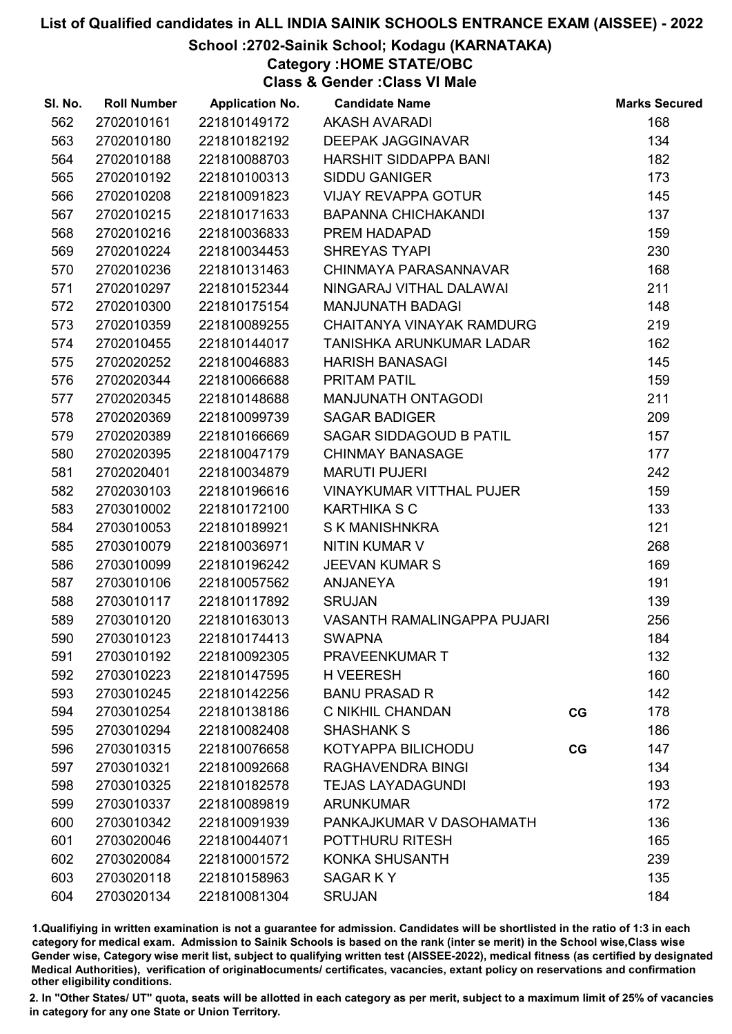# List of Qualified candidates in ALL INDIA SAINIK SCHOOLS ENTRANCE EXAM (AISSEE) - 2022

## School :2702-Sainik School; Kodagu (KARNATAKA)

### Category :HOME STATE/OBC

### Class & Gender :Class VI Male

| Sl. No. | Roll Number | Application No. | Candidate Name | | Marks Secured |
|---|---|---|---|---|---|
| 562 | 2702010161 | 221810149172 | AKASH AVARADI | | 168 |
| 563 | 2702010180 | 221810182192 | DEEPAK JAGGINAVAR | | 134 |
| 564 | 2702010188 | 221810088703 | HARSHIT SIDDAPPA BANI | | 182 |
| 565 | 2702010192 | 221810100313 | SIDDU GANIGER | | 173 |
| 566 | 2702010208 | 221810091823 | VIJAY REVAPPA GOTUR | | 145 |
| 567 | 2702010215 | 221810171633 | BAPANNA CHICHAKANDI | | 137 |
| 568 | 2702010216 | 221810036833 | PREM HADAPAD | | 159 |
| 569 | 2702010224 | 221810034453 | SHREYAS TYAPI | | 230 |
| 570 | 2702010236 | 221810131463 | CHINMAYA PARASANNAVAR | | 168 |
| 571 | 2702010297 | 221810152344 | NINGARAJ VITHAL DALAWAI | | 211 |
| 572 | 2702010300 | 221810175154 | MANJUNATH BADAGI | | 148 |
| 573 | 2702010359 | 221810089255 | CHAITANYA VINAYAK RAMDURG | | 219 |
| 574 | 2702010455 | 221810144017 | TANISHKA ARUNKUMAR LADAR | | 162 |
| 575 | 2702020252 | 221810046883 | HARISH BANASAGI | | 145 |
| 576 | 2702020344 | 221810066688 | PRITAM PATIL | | 159 |
| 577 | 2702020345 | 221810148688 | MANJUNATH ONTAGODI | | 211 |
| 578 | 2702020369 | 221810099739 | SAGAR BADIGER | | 209 |
| 579 | 2702020389 | 221810166669 | SAGAR SIDDAGOUD B PATIL | | 157 |
| 580 | 2702020395 | 221810047179 | CHINMAY BANASAGE | | 177 |
| 581 | 2702020401 | 221810034879 | MARUTI PUJERI | | 242 |
| 582 | 2702030103 | 221810196616 | VINAYKUMAR VITTHAL PUJER | | 159 |
| 583 | 2703010002 | 221810172100 | KARTHIKA S C | | 133 |
| 584 | 2703010053 | 221810189921 | S K MANISHNKRA | | 121 |
| 585 | 2703010079 | 221810036971 | NITIN KUMAR V | | 268 |
| 586 | 2703010099 | 221810196242 | JEEVAN KUMAR S | | 169 |
| 587 | 2703010106 | 221810057562 | ANJANEYA | | 191 |
| 588 | 2703010117 | 221810117892 | SRUJAN | | 139 |
| 589 | 2703010120 | 221810163013 | VASANTH RAMALINGAPPA PUJARI | | 256 |
| 590 | 2703010123 | 221810174413 | SWAPNA | | 184 |
| 591 | 2703010192 | 221810092305 | PRAVEENKUMAR T | | 132 |
| 592 | 2703010223 | 221810147595 | H VEERESH | | 160 |
| 593 | 2703010245 | 221810142256 | BANU PRASAD R | | 142 |
| 594 | 2703010254 | 221810138186 | C NIKHIL CHANDAN | CG | 178 |
| 595 | 2703010294 | 221810082408 | SHASHANK S | | 186 |
| 596 | 2703010315 | 221810076658 | KOTYAPPA BILICHODU | CG | 147 |
| 597 | 2703010321 | 221810092668 | RAGHAVENDRA BINGI | | 134 |
| 598 | 2703010325 | 221810182578 | TEJAS LAYADAGUNDI | | 193 |
| 599 | 2703010337 | 221810089819 | ARUNKUMAR | | 172 |
| 600 | 2703010342 | 221810091939 | PANKAJKUMAR V DASOHAMATH | | 136 |
| 601 | 2703020046 | 221810044071 | POTTHURU RITESH | | 165 |
| 602 | 2703020084 | 221810001572 | KONKA SHUSANTH | | 239 |
| 603 | 2703020118 | 221810158963 | SAGAR K Y | | 135 |
| 604 | 2703020134 | 221810081304 | SRUJAN | | 184 |

1.Qualifying in written examination is not a guarantee for admission. Candidates will be shortlisted in the ratio of 1:3 in each category for medical exam. Admission to Sainik Schools is based on the rank (inter se merit) in the School wise,Class wise Gender wise, Category wise merit list, subject to qualifying written test (AISSEE-2022), medical fitness (as certified by designated Medical Authorities), verification of originaldocuments/ certificates, vacancies, extant policy on reservations and confirmation other eligibility conditions.

2. In "Other States/ UT" quota, seats will be allotted in each category as per merit, subject to a maximum limit of 25% of vacancies in category for any one State or Union Territory.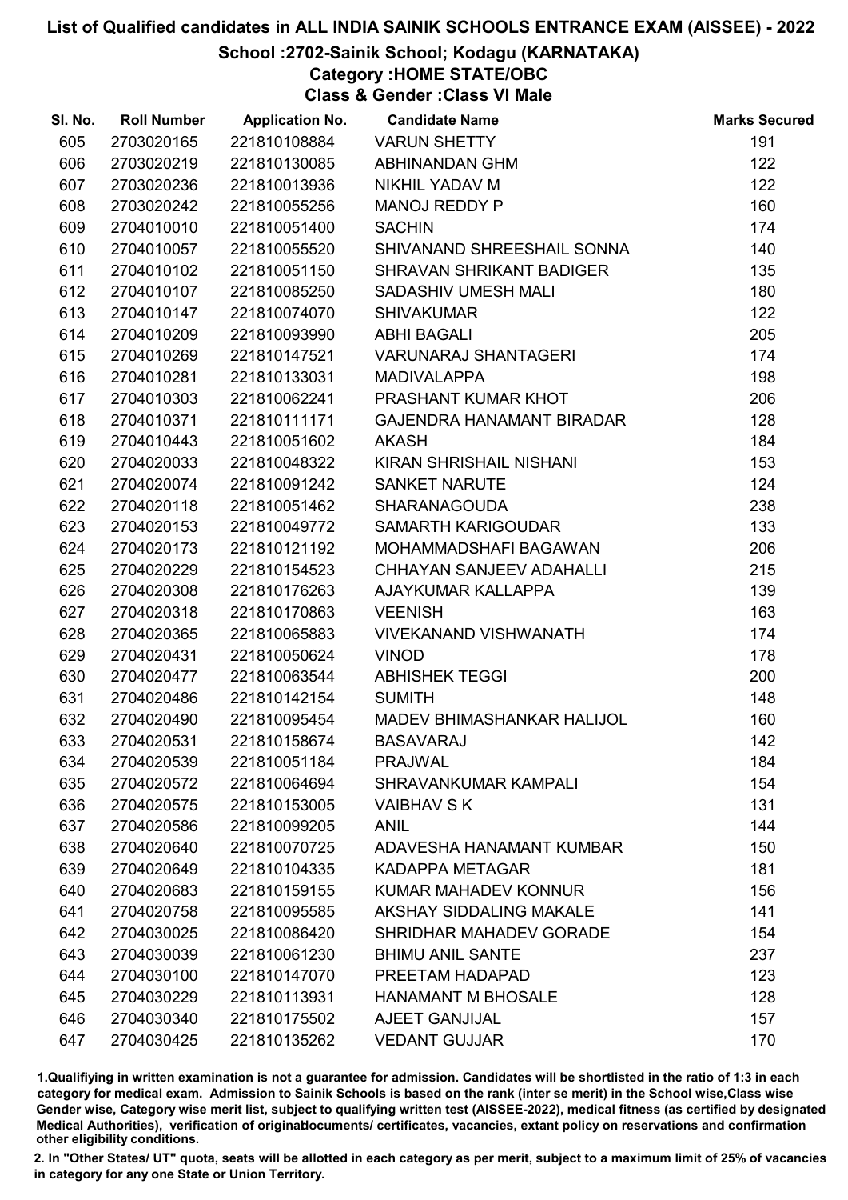# List of Qualified candidates in ALL INDIA SAINIK SCHOOLS ENTRANCE EXAM (AISSEE) - 2022

## School :2702-Sainik School; Kodagu (KARNATAKA)

### Category :HOME STATE/OBC

### Class & Gender :Class VI Male

| Sl. No. | Roll Number | Application No. | Candidate Name | Marks Secured |
|---|---|---|---|---|
| 605 | 2703020165 | 221810108884 | VARUN SHETTY | 191 |
| 606 | 2703020219 | 221810130085 | ABHINANDAN GHM | 122 |
| 607 | 2703020236 | 221810013936 | NIKHIL YADAV M | 122 |
| 608 | 2703020242 | 221810055256 | MANOJ REDDY P | 160 |
| 609 | 2704010010 | 221810051400 | SACHIN | 174 |
| 610 | 2704010057 | 221810055520 | SHIVANAND SHREESHAIL SONNA | 140 |
| 611 | 2704010102 | 221810051150 | SHRAVAN SHRIKANT BADIGER | 135 |
| 612 | 2704010107 | 221810085250 | SADASHIV UMESH MALI | 180 |
| 613 | 2704010147 | 221810074070 | SHIVAKUMAR | 122 |
| 614 | 2704010209 | 221810093990 | ABHI BAGALI | 205 |
| 615 | 2704010269 | 221810147521 | VARUNARAJ SHANTAGERI | 174 |
| 616 | 2704010281 | 221810133031 | MADIVALAPPA | 198 |
| 617 | 2704010303 | 221810062241 | PRASHANT KUMAR KHOT | 206 |
| 618 | 2704010371 | 221810111171 | GAJENDRA HANAMANT BIRADAR | 128 |
| 619 | 2704010443 | 221810051602 | AKASH | 184 |
| 620 | 2704020033 | 221810048322 | KIRAN SHRISHAIL NISHANI | 153 |
| 621 | 2704020074 | 221810091242 | SANKET NARUTE | 124 |
| 622 | 2704020118 | 221810051462 | SHARANAGOUDA | 238 |
| 623 | 2704020153 | 221810049772 | SAMARTH KARIGOUDAR | 133 |
| 624 | 2704020173 | 221810121192 | MOHAMMADSHAFI BAGAWAN | 206 |
| 625 | 2704020229 | 221810154523 | CHHAYAN SANJEEV ADAHALLI | 215 |
| 626 | 2704020308 | 221810176263 | AJAYKUMAR KALLAPPA | 139 |
| 627 | 2704020318 | 221810170863 | VEENISH | 163 |
| 628 | 2704020365 | 221810065883 | VIVEKANAND VISHWANATH | 174 |
| 629 | 2704020431 | 221810050624 | VINOD | 178 |
| 630 | 2704020477 | 221810063544 | ABHISHEK TEGGI | 200 |
| 631 | 2704020486 | 221810142154 | SUMITH | 148 |
| 632 | 2704020490 | 221810095454 | MADEV BHIMASHANKAR HALIJOL | 160 |
| 633 | 2704020531 | 221810158674 | BASAVARAJ | 142 |
| 634 | 2704020539 | 221810051184 | PRAJWAL | 184 |
| 635 | 2704020572 | 221810064694 | SHRAVANKUMAR KAMPALI | 154 |
| 636 | 2704020575 | 221810153005 | VAIBHAV S K | 131 |
| 637 | 2704020586 | 221810099205 | ANIL | 144 |
| 638 | 2704020640 | 221810070725 | ADAVESHA HANAMANT KUMBAR | 150 |
| 639 | 2704020649 | 221810104335 | KADAPPA METAGAR | 181 |
| 640 | 2704020683 | 221810159155 | KUMAR MAHADEV KONNUR | 156 |
| 641 | 2704020758 | 221810095585 | AKSHAY SIDDALING MAKALE | 141 |
| 642 | 2704030025 | 221810086420 | SHRIDHAR MAHADEV GORADE | 154 |
| 643 | 2704030039 | 221810061230 | BHIMU ANIL SANTE | 237 |
| 644 | 2704030100 | 221810147070 | PREETAM HADAPAD | 123 |
| 645 | 2704030229 | 221810113931 | HANAMANT M BHOSALE | 128 |
| 646 | 2704030340 | 221810175502 | AJEET GANJIJAL | 157 |
| 647 | 2704030425 | 221810135262 | VEDANT GUJJAR | 170 |

1.Qualifying in written examination is not a guarantee for admission. Candidates will be shortlisted in the ratio of 1:3 in each category for medical exam. Admission to Sainik Schools is based on the rank (inter se merit) in the School wise,Class wise Gender wise, Category wise merit list, subject to qualifying written test (AISSEE-2022), medical fitness (as certified by designated Medical Authorities), verification of originaldocuments/ certificates, vacancies, extant policy on reservations and confirmation other eligibility conditions.

2. In "Other States/ UT" quota, seats will be allotted in each category as per merit, subject to a maximum limit of 25% of vacancies in category for any one State or Union Territory.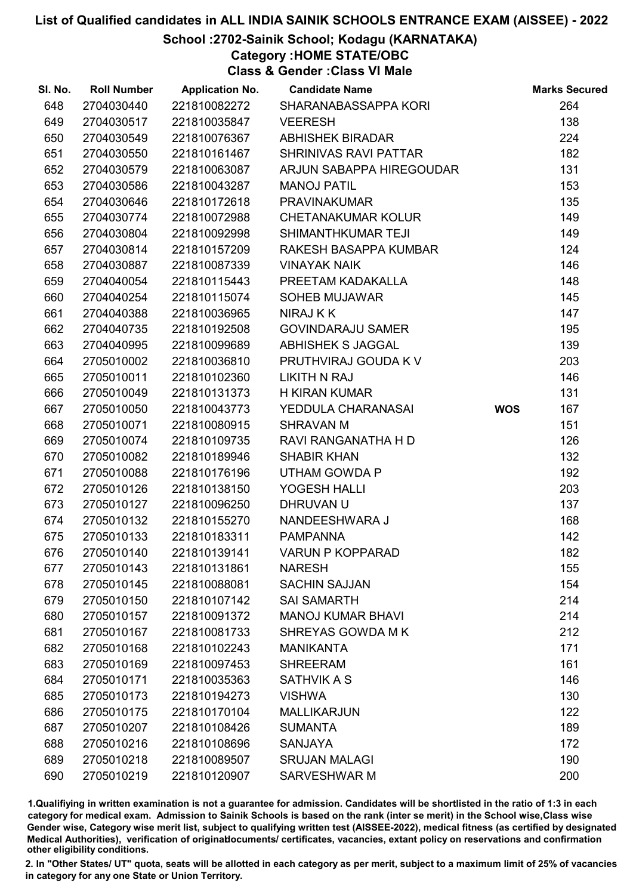# List of Qualified candidates in ALL INDIA SAINIK SCHOOLS ENTRANCE EXAM (AISSEE) - 2022

## School :2702-Sainik School; Kodagu (KARNATAKA)

### Category :HOME STATE/OBC

### Class & Gender :Class VI Male

| Sl. No. | Roll Number | Application No. | Candidate Name | | Marks Secured |
|---|---|---|---|---|---|
| 648 | 2704030440 | 221810082272 | SHARANABASSAPPA KORI | | 264 |
| 649 | 2704030517 | 221810035847 | VEERESH | | 138 |
| 650 | 2704030549 | 221810076367 | ABHISHEK BIRADAR | | 224 |
| 651 | 2704030550 | 221810161467 | SHRINIVAS RAVI PATTAR | | 182 |
| 652 | 2704030579 | 221810063087 | ARJUN SABAPPA HIREGOUDAR | | 131 |
| 653 | 2704030586 | 221810043287 | MANOJ PATIL | | 153 |
| 654 | 2704030646 | 221810172618 | PRAVINAKUMAR | | 135 |
| 655 | 2704030774 | 221810072988 | CHETANAKUMAR KOLUR | | 149 |
| 656 | 2704030804 | 221810092998 | SHIMANTHKUMAR TEJI | | 149 |
| 657 | 2704030814 | 221810157209 | RAKESH BASAPPA KUMBAR | | 124 |
| 658 | 2704030887 | 221810087339 | VINAYAK NAIK | | 146 |
| 659 | 2704040054 | 221810115443 | PREETAM KADAKALLA | | 148 |
| 660 | 2704040254 | 221810115074 | SOHEB MUJAWAR | | 145 |
| 661 | 2704040388 | 221810036965 | NIRAJ K K | | 147 |
| 662 | 2704040735 | 221810192508 | GOVINDARAJU SAMER | | 195 |
| 663 | 2704040995 | 221810099689 | ABHISHEK S JAGGAL | | 139 |
| 664 | 2705010002 | 221810036810 | PRUTHVIRAJ GOUDA K V | | 203 |
| 665 | 2705010011 | 221810102360 | LIKITH N RAJ | | 146 |
| 666 | 2705010049 | 221810131373 | H KIRAN KUMAR | | 131 |
| 667 | 2705010050 | 221810043773 | YEDDULA CHARANASAI | **WOS** | 167 |
| 668 | 2705010071 | 221810080915 | SHRAVAN M | | 151 |
| 669 | 2705010074 | 221810109735 | RAVI RANGANATHA H D | | 126 |
| 670 | 2705010082 | 221810189946 | SHABIR KHAN | | 132 |
| 671 | 2705010088 | 221810176196 | UTHAM GOWDA P | | 192 |
| 672 | 2705010126 | 221810138150 | YOGESH HALLI | | 203 |
| 673 | 2705010127 | 221810096250 | DHRUVAN U | | 137 |
| 674 | 2705010132 | 221810155270 | NANDEESHWARA J | | 168 |
| 675 | 2705010133 | 221810183311 | PAMPANNA | | 142 |
| 676 | 2705010140 | 221810139141 | VARUN P KOPPARAD | | 182 |
| 677 | 2705010143 | 221810131861 | NARESH | | 155 |
| 678 | 2705010145 | 221810088081 | SACHIN SAJJAN | | 154 |
| 679 | 2705010150 | 221810107142 | SAI SAMARTH | | 214 |
| 680 | 2705010157 | 221810091372 | MANOJ KUMAR BHAVI | | 214 |
| 681 | 2705010167 | 221810081733 | SHREYAS GOWDA M K | | 212 |
| 682 | 2705010168 | 221810102243 | MANIKANTA | | 171 |
| 683 | 2705010169 | 221810097453 | SHREERAM | | 161 |
| 684 | 2705010171 | 221810035363 | SATHVIK A S | | 146 |
| 685 | 2705010173 | 221810194273 | VISHWA | | 130 |
| 686 | 2705010175 | 221810170104 | MALLIKARJUN | | 122 |
| 687 | 2705010207 | 221810108426 | SUMANTA | | 189 |
| 688 | 2705010216 | 221810108696 | SANJAYA | | 172 |
| 689 | 2705010218 | 221810089507 | SRUJAN MALAGI | | 190 |
| 690 | 2705010219 | 221810120907 | SARVESHWAR M | | 200 |

1.Qualifiying in written examination is not a guarantee for admission. Candidates will be shortlisted in the ratio of 1:3 in each category for medical exam. Admission to Sainik Schools is based on the rank (inter se merit) in the School wise,Class wise Gender wise, Category wise merit list, subject to qualifying written test (AISSEE-2022), medical fitness (as certified by designated Medical Authorities), verification of originaldocuments/ certificates, vacancies, extant policy on reservations and confirmation other eligibility conditions.

2. In "Other States/ UT" quota, seats will be allotted in each category as per merit, subject to a maximum limit of 25% of vacancies in category for any one State or Union Territory.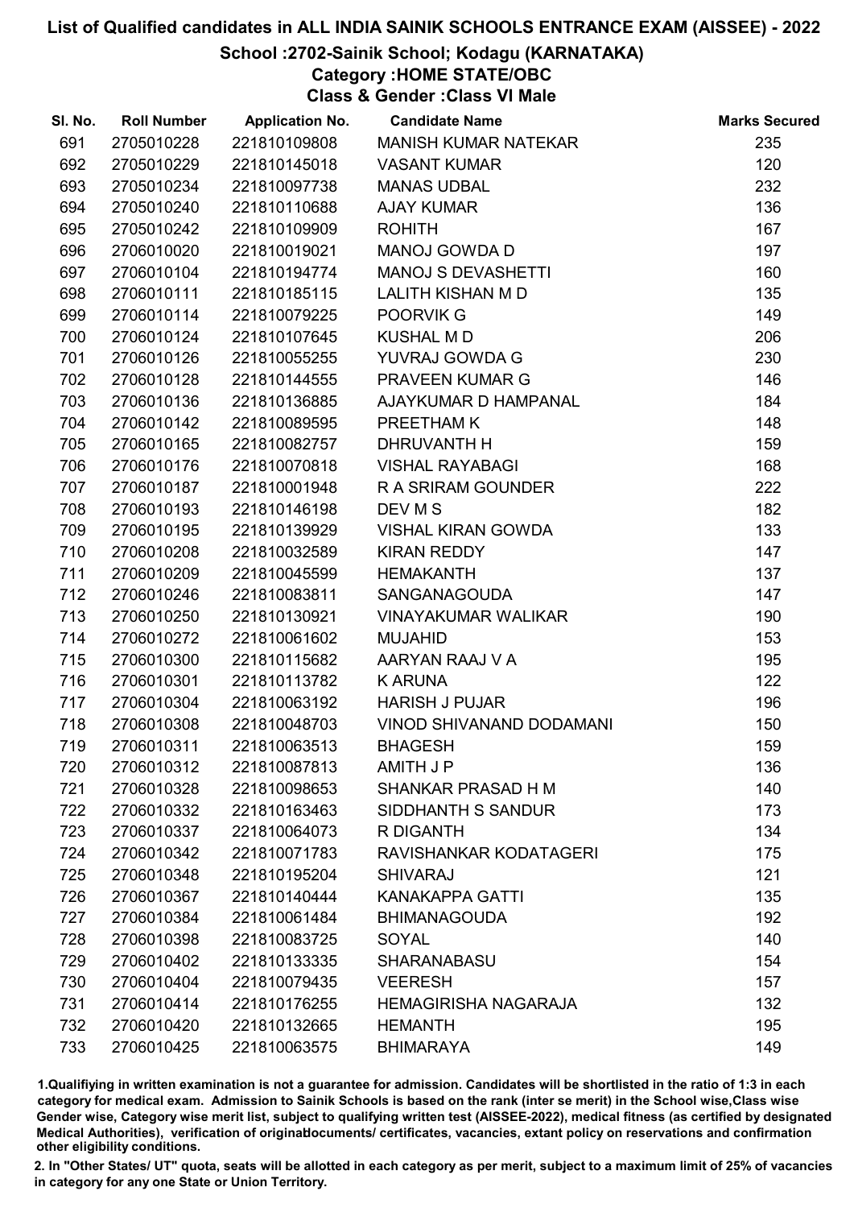# List of Qualified candidates in ALL INDIA SAINIK SCHOOLS ENTRANCE EXAM (AISSEE) - 2022

## School :2702-Sainik School; Kodagu (KARNATAKA)

### Category :HOME STATE/OBC

### Class & Gender :Class VI Male

| Sl. No. | Roll Number | Application No. | Candidate Name | Marks Secured |
|---|---|---|---|---|
| 691 | 2705010228 | 221810109808 | MANISH KUMAR NATEKAR | 235 |
| 692 | 2705010229 | 221810145018 | VASANT KUMAR | 120 |
| 693 | 2705010234 | 221810097738 | MANAS UDBAL | 232 |
| 694 | 2705010240 | 221810110688 | AJAY KUMAR | 136 |
| 695 | 2705010242 | 221810109909 | ROHITH | 167 |
| 696 | 2706010020 | 221810019021 | MANOJ GOWDA D | 197 |
| 697 | 2706010104 | 221810194774 | MANOJ S DEVASHETTI | 160 |
| 698 | 2706010111 | 221810185115 | LALITH KISHAN M D | 135 |
| 699 | 2706010114 | 221810079225 | POORVIK G | 149 |
| 700 | 2706010124 | 221810107645 | KUSHAL M D | 206 |
| 701 | 2706010126 | 221810055255 | YUVRAJ GOWDA G | 230 |
| 702 | 2706010128 | 221810144555 | PRAVEEN KUMAR G | 146 |
| 703 | 2706010136 | 221810136885 | AJAYKUMAR D HAMPANAL | 184 |
| 704 | 2706010142 | 221810089595 | PREETHAM K | 148 |
| 705 | 2706010165 | 221810082757 | DHRUVANTH H | 159 |
| 706 | 2706010176 | 221810070818 | VISHAL RAYABAGI | 168 |
| 707 | 2706010187 | 221810001948 | R A SRIRAM GOUNDER | 222 |
| 708 | 2706010193 | 221810146198 | DEV M S | 182 |
| 709 | 2706010195 | 221810139929 | VISHAL KIRAN GOWDA | 133 |
| 710 | 2706010208 | 221810032589 | KIRAN REDDY | 147 |
| 711 | 2706010209 | 221810045599 | HEMAKANTH | 137 |
| 712 | 2706010246 | 221810083811 | SANGANAGOUDA | 147 |
| 713 | 2706010250 | 221810130921 | VINAYAKUMAR WALIKAR | 190 |
| 714 | 2706010272 | 221810061602 | MUJAHID | 153 |
| 715 | 2706010300 | 221810115682 | AARYAN RAAJ V A | 195 |
| 716 | 2706010301 | 221810113782 | K ARUNA | 122 |
| 717 | 2706010304 | 221810063192 | HARISH J PUJAR | 196 |
| 718 | 2706010308 | 221810048703 | VINOD SHIVANAND DODAMANI | 150 |
| 719 | 2706010311 | 221810063513 | BHAGESH | 159 |
| 720 | 2706010312 | 221810087813 | AMITH J P | 136 |
| 721 | 2706010328 | 221810098653 | SHANKAR PRASAD H M | 140 |
| 722 | 2706010332 | 221810163463 | SIDDHANTH S SANDUR | 173 |
| 723 | 2706010337 | 221810064073 | R DIGANTH | 134 |
| 724 | 2706010342 | 221810071783 | RAVISHANKAR KODATAGERI | 175 |
| 725 | 2706010348 | 221810195204 | SHIVARAJ | 121 |
| 726 | 2706010367 | 221810140444 | KANAKAPPA GATTI | 135 |
| 727 | 2706010384 | 221810061484 | BHIMANAGOUDA | 192 |
| 728 | 2706010398 | 221810083725 | SOYAL | 140 |
| 729 | 2706010402 | 221810133335 | SHARANABASU | 154 |
| 730 | 2706010404 | 221810079435 | VEERESH | 157 |
| 731 | 2706010414 | 221810176255 | HEMAGIRISHA NAGARAJA | 132 |
| 732 | 2706010420 | 221810132665 | HEMANTH | 195 |
| 733 | 2706010425 | 221810063575 | BHIMARAYA | 149 |

1.Qualifiying in written examination is not a guarantee for admission. Candidates will be shortlisted in the ratio of 1:3 in each category for medical exam. Admission to Sainik Schools is based on the rank (inter se merit) in the School wise,Class wise Gender wise, Category wise merit list, subject to qualifying written test (AISSEE-2022), medical fitness (as certified by designated Medical Authorities), verification of originaldocuments/ certificates, vacancies, extant policy on reservations and confirmation other eligibility conditions.

2. In "Other States/ UT" quota, seats will be allotted in each category as per merit, subject to a maximum limit of 25% of vacancies in category for any one State or Union Territory.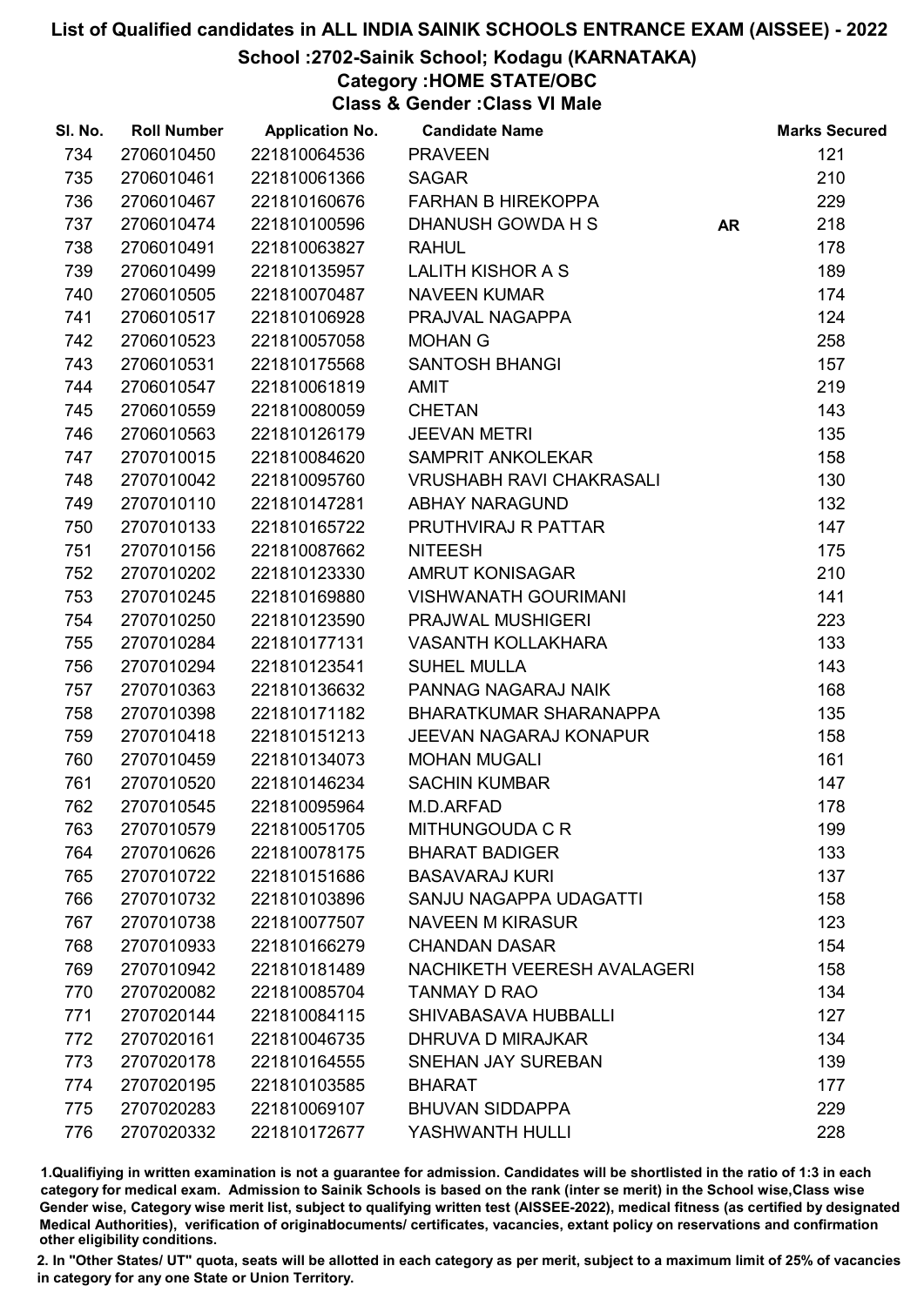# List of Qualified candidates in ALL INDIA SAINIK SCHOOLS ENTRANCE EXAM (AISSEE) - 2022

## School :2702-Sainik School; Kodagu (KARNATAKA)

### Category :HOME STATE/OBC

### Class & Gender :Class VI Male

| Sl. No. | Roll Number | Application No. | Candidate Name | | Marks Secured |
|---|---|---|---|---|---|
| 734 | 2706010450 | 221810064536 | PRAVEEN | | 121 |
| 735 | 2706010461 | 221810061366 | SAGAR | | 210 |
| 736 | 2706010467 | 221810160676 | FARHAN B HIREKOPPA | | 229 |
| 737 | 2706010474 | 221810100596 | DHANUSH GOWDA H S | AR | 218 |
| 738 | 2706010491 | 221810063827 | RAHUL | | 178 |
| 739 | 2706010499 | 221810135957 | LALITH KISHOR A S | | 189 |
| 740 | 2706010505 | 221810070487 | NAVEEN KUMAR | | 174 |
| 741 | 2706010517 | 221810106928 | PRAJVAL NAGAPPA | | 124 |
| 742 | 2706010523 | 221810057058 | MOHAN G | | 258 |
| 743 | 2706010531 | 221810175568 | SANTOSH BHANGI | | 157 |
| 744 | 2706010547 | 221810061819 | AMIT | | 219 |
| 745 | 2706010559 | 221810080059 | CHETAN | | 143 |
| 746 | 2706010563 | 221810126179 | JEEVAN METRI | | 135 |
| 747 | 2707010015 | 221810084620 | SAMPRIT ANKOLEKAR | | 158 |
| 748 | 2707010042 | 221810095760 | VRUSHABH RAVI CHAKRASALI | | 130 |
| 749 | 2707010110 | 221810147281 | ABHAY NARAGUND | | 132 |
| 750 | 2707010133 | 221810165722 | PRUTHVIRAJ R PATTAR | | 147 |
| 751 | 2707010156 | 221810087662 | NITEESH | | 175 |
| 752 | 2707010202 | 221810123330 | AMRUT KONISAGAR | | 210 |
| 753 | 2707010245 | 221810169880 | VISHWANATH GOURIMANI | | 141 |
| 754 | 2707010250 | 221810123590 | PRAJWAL MUSHIGERI | | 223 |
| 755 | 2707010284 | 221810177131 | VASANTH KOLLAKHARA | | 133 |
| 756 | 2707010294 | 221810123541 | SUHEL MULLA | | 143 |
| 757 | 2707010363 | 221810136632 | PANNAG NAGARAJ NAIK | | 168 |
| 758 | 2707010398 | 221810171182 | BHARATKUMAR SHARANAPPA | | 135 |
| 759 | 2707010418 | 221810151213 | JEEVAN NAGARAJ KONAPUR | | 158 |
| 760 | 2707010459 | 221810134073 | MOHAN MUGALI | | 161 |
| 761 | 2707010520 | 221810146234 | SACHIN KUMBAR | | 147 |
| 762 | 2707010545 | 221810095964 | M.D.ARFAD | | 178 |
| 763 | 2707010579 | 221810051705 | MITHUNGOUDA C R | | 199 |
| 764 | 2707010626 | 221810078175 | BHARAT BADIGER | | 133 |
| 765 | 2707010722 | 221810151686 | BASAVARAJ KURI | | 137 |
| 766 | 2707010732 | 221810103896 | SANJU NAGAPPA UDAGATTI | | 158 |
| 767 | 2707010738 | 221810077507 | NAVEEN M KIRASUR | | 123 |
| 768 | 2707010933 | 221810166279 | CHANDAN DASAR | | 154 |
| 769 | 2707010942 | 221810181489 | NACHIKETH VEERESH AVALAGERI | | 158 |
| 770 | 2707020082 | 221810085704 | TANMAY D RAO | | 134 |
| 771 | 2707020144 | 221810084115 | SHIVABASAVA HUBBALLI | | 127 |
| 772 | 2707020161 | 221810046735 | DHRUVA D MIRAJKAR | | 134 |
| 773 | 2707020178 | 221810164555 | SNEHAN JAY SUREBAN | | 139 |
| 774 | 2707020195 | 221810103585 | BHARAT | | 177 |
| 775 | 2707020283 | 221810069107 | BHUVAN SIDDAPPA | | 229 |
| 776 | 2707020332 | 221810172677 | YASHWANTH HULLI | | 228 |

1.Qualifiying in written examination is not a guarantee for admission. Candidates will be shortlisted in the ratio of 1:3 in each category for medical exam. Admission to Sainik Schools is based on the rank (inter se merit) in the School wise,Class wise Gender wise, Category wise merit list, subject to qualifying written test (AISSEE-2022), medical fitness (as certified by designated Medical Authorities), verification of originaldocuments/ certificates, vacancies, extant policy on reservations and confirmation other eligibility conditions.

2. In "Other States/ UT" quota, seats will be allotted in each category as per merit, subject to a maximum limit of 25% of vacancies in category for any one State or Union Territory.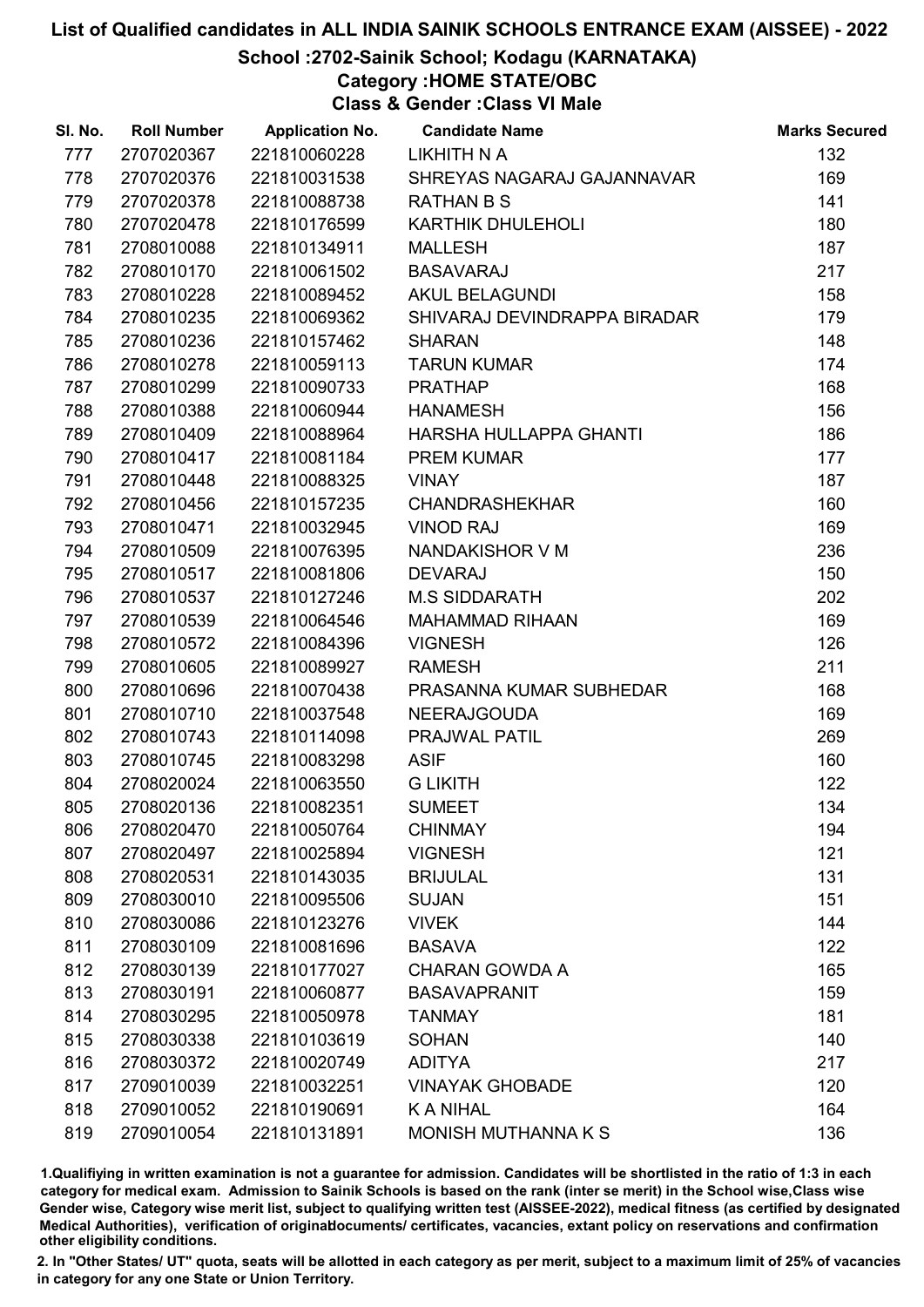# List of Qualified candidates in ALL INDIA SAINIK SCHOOLS ENTRANCE EXAM (AISSEE) - 2022

## School :2702-Sainik School; Kodagu (KARNATAKA)

### Category :HOME STATE/OBC

### Class & Gender :Class VI Male

| Sl. No. | Roll Number | Application No. | Candidate Name | Marks Secured |
|---|---|---|---|---|
| 777 | 2707020367 | 221810060228 | LIKHITH N A | 132 |
| 778 | 2707020376 | 221810031538 | SHREYAS NAGARAJ GAJANNAVAR | 169 |
| 779 | 2707020378 | 221810088738 | RATHAN B S | 141 |
| 780 | 2707020478 | 221810176599 | KARTHIK DHULEHOLI | 180 |
| 781 | 2708010088 | 221810134911 | MALLESH | 187 |
| 782 | 2708010170 | 221810061502 | BASAVARAJ | 217 |
| 783 | 2708010228 | 221810089452 | AKUL BELAGUNDI | 158 |
| 784 | 2708010235 | 221810069362 | SHIVARAJ DEVINDRAPPA BIRADAR | 179 |
| 785 | 2708010236 | 221810157462 | SHARAN | 148 |
| 786 | 2708010278 | 221810059113 | TARUN KUMAR | 174 |
| 787 | 2708010299 | 221810090733 | PRATHAP | 168 |
| 788 | 2708010388 | 221810060944 | HANAMESH | 156 |
| 789 | 2708010409 | 221810088964 | HARSHA HULLAPPA GHANTI | 186 |
| 790 | 2708010417 | 221810081184 | PREM KUMAR | 177 |
| 791 | 2708010448 | 221810088325 | VINAY | 187 |
| 792 | 2708010456 | 221810157235 | CHANDRASHEKHAR | 160 |
| 793 | 2708010471 | 221810032945 | VINOD RAJ | 169 |
| 794 | 2708010509 | 221810076395 | NANDAKISHOR V M | 236 |
| 795 | 2708010517 | 221810081806 | DEVARAJ | 150 |
| 796 | 2708010537 | 221810127246 | M.S SIDDARATH | 202 |
| 797 | 2708010539 | 221810064546 | MAHAMMAD RIHAAN | 169 |
| 798 | 2708010572 | 221810084396 | VIGNESH | 126 |
| 799 | 2708010605 | 221810089927 | RAMESH | 211 |
| 800 | 2708010696 | 221810070438 | PRASANNA KUMAR SUBHEDAR | 168 |
| 801 | 2708010710 | 221810037548 | NEERAJGOUDA | 169 |
| 802 | 2708010743 | 221810114098 | PRAJWAL PATIL | 269 |
| 803 | 2708010745 | 221810083298 | ASIF | 160 |
| 804 | 2708020024 | 221810063550 | G LIKITH | 122 |
| 805 | 2708020136 | 221810082351 | SUMEET | 134 |
| 806 | 2708020470 | 221810050764 | CHINMAY | 194 |
| 807 | 2708020497 | 221810025894 | VIGNESH | 121 |
| 808 | 2708020531 | 221810143035 | BRIJULAL | 131 |
| 809 | 2708030010 | 221810095506 | SUJAN | 151 |
| 810 | 2708030086 | 221810123276 | VIVEK | 144 |
| 811 | 2708030109 | 221810081696 | BASAVA | 122 |
| 812 | 2708030139 | 221810177027 | CHARAN GOWDA A | 165 |
| 813 | 2708030191 | 221810060877 | BASAVAPRANIT | 159 |
| 814 | 2708030295 | 221810050978 | TANMAY | 181 |
| 815 | 2708030338 | 221810103619 | SOHAN | 140 |
| 816 | 2708030372 | 221810020749 | ADITYA | 217 |
| 817 | 2709010039 | 221810032251 | VINAYAK GHOBADE | 120 |
| 818 | 2709010052 | 221810190691 | K A NIHAL | 164 |
| 819 | 2709010054 | 221810131891 | MONISH MUTHANNA K S | 136 |

1.Qualifying in written examination is not a guarantee for admission. Candidates will be shortlisted in the ratio of 1:3 in each category for medical exam. Admission to Sainik Schools is based on the rank (inter se merit) in the School wise,Class wise Gender wise, Category wise merit list, subject to qualifying written test (AISSEE-2022), medical fitness (as certified by designated Medical Authorities), verification of originaldocuments/ certificates, vacancies, extant policy on reservations and confirmation other eligibility conditions.

2. In "Other States/ UT" quota, seats will be allotted in each category as per merit, subject to a maximum limit of 25% of vacancies in category for any one State or Union Territory.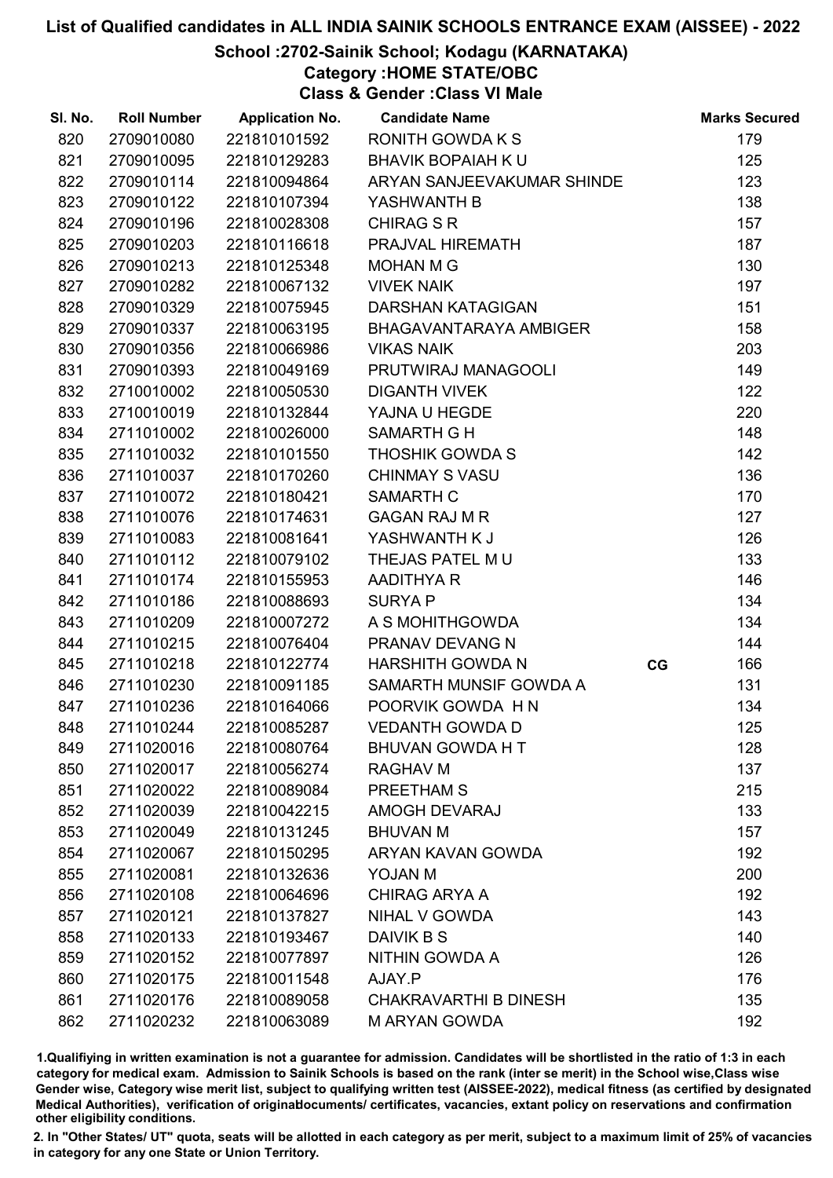# List of Qualified candidates in ALL INDIA SAINIK SCHOOLS ENTRANCE EXAM (AISSEE) - 2022

## School :2702-Sainik School; Kodagu (KARNATAKA)

### Category :HOME STATE/OBC

### Class & Gender :Class VI Male

| Sl. No. | Roll Number | Application No. | Candidate Name | | Marks Secured |
|---|---|---|---|---|---|
| 820 | 2709010080 | 221810101592 | RONITH GOWDA K S | | 179 |
| 821 | 2709010095 | 221810129283 | BHAVIK BOPAIAH K U | | 125 |
| 822 | 2709010114 | 221810094864 | ARYAN SANJEEVAKUMAR SHINDE | | 123 |
| 823 | 2709010122 | 221810107394 | YASHWANTH B | | 138 |
| 824 | 2709010196 | 221810028308 | CHIRAG S R | | 157 |
| 825 | 2709010203 | 221810116618 | PRAJVAL HIREMATH | | 187 |
| 826 | 2709010213 | 221810125348 | MOHAN M G | | 130 |
| 827 | 2709010282 | 221810067132 | VIVEK NAIK | | 197 |
| 828 | 2709010329 | 221810075945 | DARSHAN KATAGIGAN | | 151 |
| 829 | 2709010337 | 221810063195 | BHAGAVANTARAYA AMBIGER | | 158 |
| 830 | 2709010356 | 221810066986 | VIKAS NAIK | | 203 |
| 831 | 2709010393 | 221810049169 | PRUTWIRAJ MANAGOOLI | | 149 |
| 832 | 2710010002 | 221810050530 | DIGANTH VIVEK | | 122 |
| 833 | 2710010019 | 221810132844 | YAJNA U HEGDE | | 220 |
| 834 | 2711010002 | 221810026000 | SAMARTH G H | | 148 |
| 835 | 2711010032 | 221810101550 | THOSHIK GOWDA S | | 142 |
| 836 | 2711010037 | 221810170260 | CHINMAY S VASU | | 136 |
| 837 | 2711010072 | 221810180421 | SAMARTH C | | 170 |
| 838 | 2711010076 | 221810174631 | GAGAN RAJ M R | | 127 |
| 839 | 2711010083 | 221810081641 | YASHWANTH K J | | 126 |
| 840 | 2711010112 | 221810079102 | THEJAS PATEL M U | | 133 |
| 841 | 2711010174 | 221810155953 | AADITHYA R | | 146 |
| 842 | 2711010186 | 221810088693 | SURYA P | | 134 |
| 843 | 2711010209 | 221810007272 | A S MOHITHGOWDA | | 134 |
| 844 | 2711010215 | 221810076404 | PRANAV DEVANG N | | 144 |
| 845 | 2711010218 | 221810122774 | HARSHITH GOWDA N | CG | 166 |
| 846 | 2711010230 | 221810091185 | SAMARTH MUNSIF GOWDA A | | 131 |
| 847 | 2711010236 | 221810164066 | POORVIK GOWDA H N | | 134 |
| 848 | 2711010244 | 221810085287 | VEDANTH GOWDA D | | 125 |
| 849 | 2711020016 | 221810080764 | BHUVAN GOWDA H T | | 128 |
| 850 | 2711020017 | 221810056274 | RAGHAV M | | 137 |
| 851 | 2711020022 | 221810089084 | PREETHAM S | | 215 |
| 852 | 2711020039 | 221810042215 | AMOGH DEVARAJ | | 133 |
| 853 | 2711020049 | 221810131245 | BHUVAN M | | 157 |
| 854 | 2711020067 | 221810150295 | ARYAN KAVAN GOWDA | | 192 |
| 855 | 2711020081 | 221810132636 | YOJAN M | | 200 |
| 856 | 2711020108 | 221810064696 | CHIRAG ARYA A | | 192 |
| 857 | 2711020121 | 221810137827 | NIHAL V GOWDA | | 143 |
| 858 | 2711020133 | 221810193467 | DAIVIK B S | | 140 |
| 859 | 2711020152 | 221810077897 | NITHIN GOWDA A | | 126 |
| 860 | 2711020175 | 221810011548 | AJAY.P | | 176 |
| 861 | 2711020176 | 221810089058 | CHAKRAVARTHI B DINESH | | 135 |
| 862 | 2711020232 | 221810063089 | M ARYAN GOWDA | | 192 |

1.Qualifiying in written examination is not a guarantee for admission. Candidates will be shortlisted in the ratio of 1:3 in each category for medical exam. Admission to Sainik Schools is based on the rank (inter se merit) in the School wise,Class wise Gender wise, Category wise merit list, subject to qualifying written test (AISSEE-2022), medical fitness (as certified by designated Medical Authorities), verification of originaldocuments/ certificates, vacancies, extant policy on reservations and confirmation other eligibility conditions.

2. In "Other States/ UT" quota, seats will be allotted in each category as per merit, subject to a maximum limit of 25% of vacancies in category for any one State or Union Territory.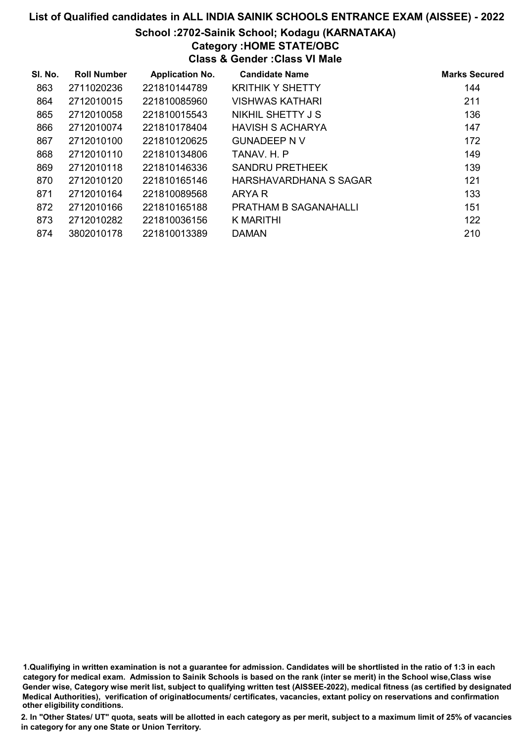# List of Qualified candidates in ALL INDIA SAINIK SCHOOLS ENTRANCE EXAM (AISSEE) - 2022

## School :2702-Sainik School; Kodagu (KARNATAKA)

### Category :HOME STATE/OBC

### Class & Gender :Class VI Male

| Sl. No. | Roll Number | Application No. | Candidate Name | Marks Secured |
|---|---|---|---|---|
| 863 | 2711020236 | 221810144789 | KRITHIK Y SHETTY | 144 |
| 864 | 2712010015 | 221810085960 | VISHWAS KATHARI | 211 |
| 865 | 2712010058 | 221810015543 | NIKHIL SHETTY J S | 136 |
| 866 | 2712010074 | 221810178404 | HAVISH S ACHARYA | 147 |
| 867 | 2712010100 | 221810120625 | GUNADEEP N V | 172 |
| 868 | 2712010110 | 221810134806 | TANAV. H. P | 149 |
| 869 | 2712010118 | 221810146336 | SANDRU PRETHEEK | 139 |
| 870 | 2712010120 | 221810165146 | HARSHAVARDHANA S SAGAR | 121 |
| 871 | 2712010164 | 221810089568 | ARYA R | 133 |
| 872 | 2712010166 | 221810165188 | PRATHAM B SAGANAHALLI | 151 |
| 873 | 2712010282 | 221810036156 | K MARITHI | 122 |
| 874 | 3802010178 | 221810013389 | DAMAN | 210 |

1.Qualifiying in written examination is not a guarantee for admission. Candidates will be shortlisted in the ratio of 1:3 in each category for medical exam. Admission to Sainik Schools is based on the rank (inter se merit) in the School wise,Class wise Gender wise, Category wise merit list, subject to qualifying written test (AISSEE-2022), medical fitness (as certified by designated Medical Authorities), verification of originaldocuments/ certificates, vacancies, extant policy on reservations and confirmation other eligibility conditions.

2. In "Other States/ UT" quota, seats will be allotted in each category as per merit, subject to a maximum limit of 25% of vacancies in category for any one State or Union Territory.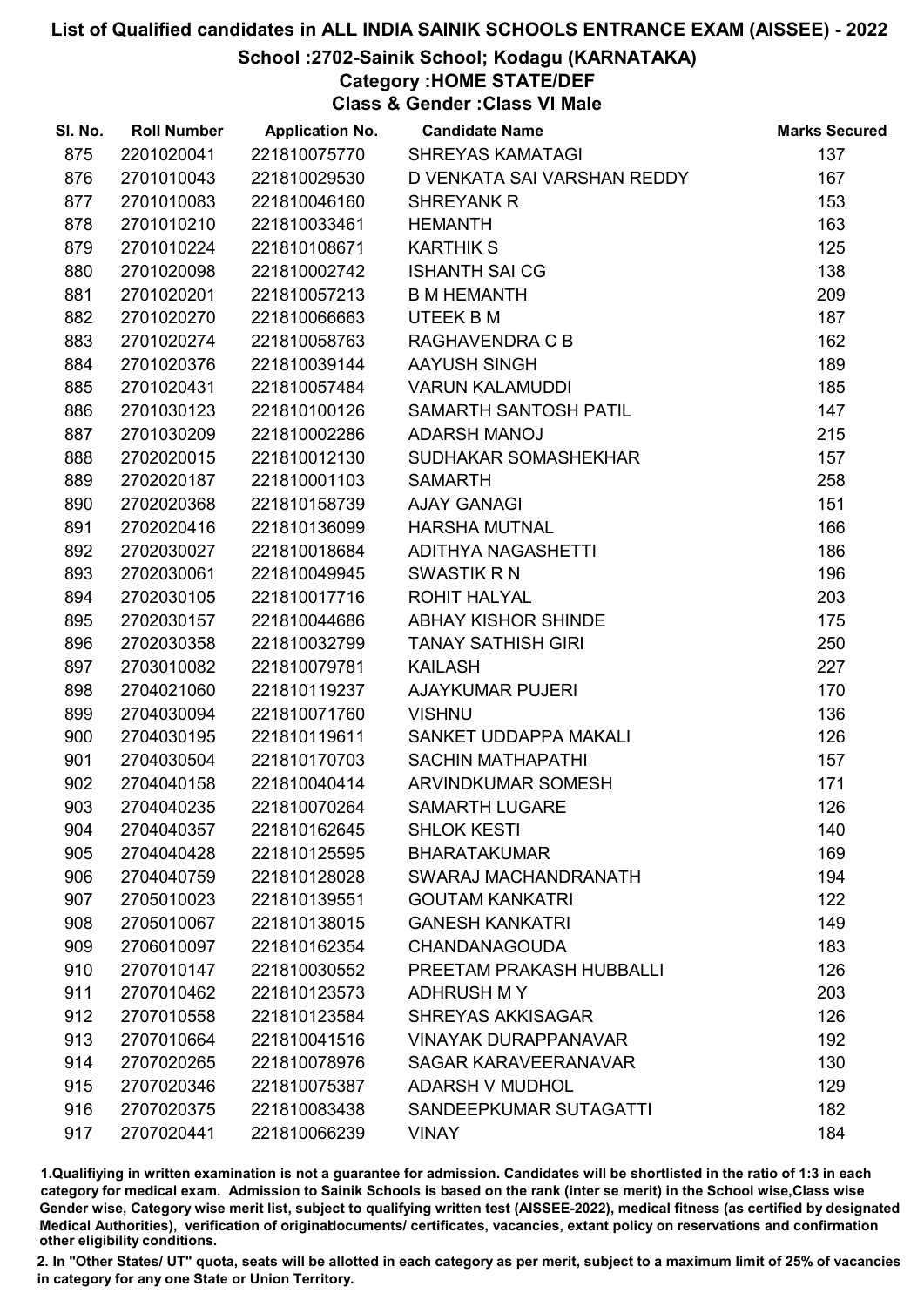# List of Qualified candidates in ALL INDIA SAINIK SCHOOLS ENTRANCE EXAM (AISSEE) - 2022

## School :2702-Sainik School; Kodagu (KARNATAKA)

### Category :HOME STATE/DEF

### Class & Gender :Class VI Male

| Sl. No. | Roll Number | Application No. | Candidate Name | Marks Secured |
|---|---|---|---|---|
| 875 | 2201020041 | 221810075770 | SHREYAS KAMATAGI | 137 |
| 876 | 2701010043 | 221810029530 | D VENKATA SAI VARSHAN REDDY | 167 |
| 877 | 2701010083 | 221810046160 | SHREYANK R | 153 |
| 878 | 2701010210 | 221810033461 | HEMANTH | 163 |
| 879 | 2701010224 | 221810108671 | KARTHIK S | 125 |
| 880 | 2701020098 | 221810002742 | ISHANTH SAI CG | 138 |
| 881 | 2701020201 | 221810057213 | B M HEMANTH | 209 |
| 882 | 2701020270 | 221810066663 | UTEEK B M | 187 |
| 883 | 2701020274 | 221810058763 | RAGHAVENDRA C B | 162 |
| 884 | 2701020376 | 221810039144 | AAYUSH SINGH | 189 |
| 885 | 2701020431 | 221810057484 | VARUN KALAMUDDI | 185 |
| 886 | 2701030123 | 221810100126 | SAMARTH SANTOSH PATIL | 147 |
| 887 | 2701030209 | 221810002286 | ADARSH MANOJ | 215 |
| 888 | 2702020015 | 221810012130 | SUDHAKAR SOMASHEKHAR | 157 |
| 889 | 2702020187 | 221810001103 | SAMARTH | 258 |
| 890 | 2702020368 | 221810158739 | AJAY GANAGI | 151 |
| 891 | 2702020416 | 221810136099 | HARSHA MUTNAL | 166 |
| 892 | 2702030027 | 221810018684 | ADITHYA NAGASHETTI | 186 |
| 893 | 2702030061 | 221810049945 | SWASTIK R N | 196 |
| 894 | 2702030105 | 221810017716 | ROHIT HALYAL | 203 |
| 895 | 2702030157 | 221810044686 | ABHAY KISHOR SHINDE | 175 |
| 896 | 2702030358 | 221810032799 | TANAY SATHISH GIRI | 250 |
| 897 | 2703010082 | 221810079781 | KAILASH | 227 |
| 898 | 2704021060 | 221810119237 | AJAYKUMAR PUJERI | 170 |
| 899 | 2704030094 | 221810071760 | VISHNU | 136 |
| 900 | 2704030195 | 221810119611 | SANKET UDDAPPA MAKALI | 126 |
| 901 | 2704030504 | 221810170703 | SACHIN MATHAPATHI | 157 |
| 902 | 2704040158 | 221810040414 | ARVINDKUMAR SOMESH | 171 |
| 903 | 2704040235 | 221810070264 | SAMARTH LUGARE | 126 |
| 904 | 2704040357 | 221810162645 | SHLOK KESTI | 140 |
| 905 | 2704040428 | 221810125595 | BHARATAKUMAR | 169 |
| 906 | 2704040759 | 221810128028 | SWARAJ MACHANDRANATH | 194 |
| 907 | 2705010023 | 221810139551 | GOUTAM KANKATRI | 122 |
| 908 | 2705010067 | 221810138015 | GANESH KANKATRI | 149 |
| 909 | 2706010097 | 221810162354 | CHANDANAGOUDA | 183 |
| 910 | 2707010147 | 221810030552 | PREETAM PRAKASH HUBBALLI | 126 |
| 911 | 2707010462 | 221810123573 | ADHRUSH M Y | 203 |
| 912 | 2707010558 | 221810123584 | SHREYAS AKKISAGAR | 126 |
| 913 | 2707010664 | 221810041516 | VINAYAK DURAPPANAVAR | 192 |
| 914 | 2707020265 | 221810078976 | SAGAR KARAVEERANAVAR | 130 |
| 915 | 2707020346 | 221810075387 | ADARSH V MUDHOL | 129 |
| 916 | 2707020375 | 221810083438 | SANDEEPKUMAR SUTAGATTI | 182 |
| 917 | 2707020441 | 221810066239 | VINAY | 184 |

1.Qualifiying in written examination is not a guarantee for admission. Candidates will be shortlisted in the ratio of 1:3 in each category for medical exam. Admission to Sainik Schools is based on the rank (inter se merit) in the School wise,Class wise Gender wise, Category wise merit list, subject to qualifying written test (AISSEE-2022), medical fitness (as certified by designated Medical Authorities), verification of originaldocuments/ certificates, vacancies, extant policy on reservations and confirmation other eligibility conditions.

2. In "Other States/ UT" quota, seats will be allotted in each category as per merit, subject to a maximum limit of 25% of vacancies in category for any one State or Union Territory.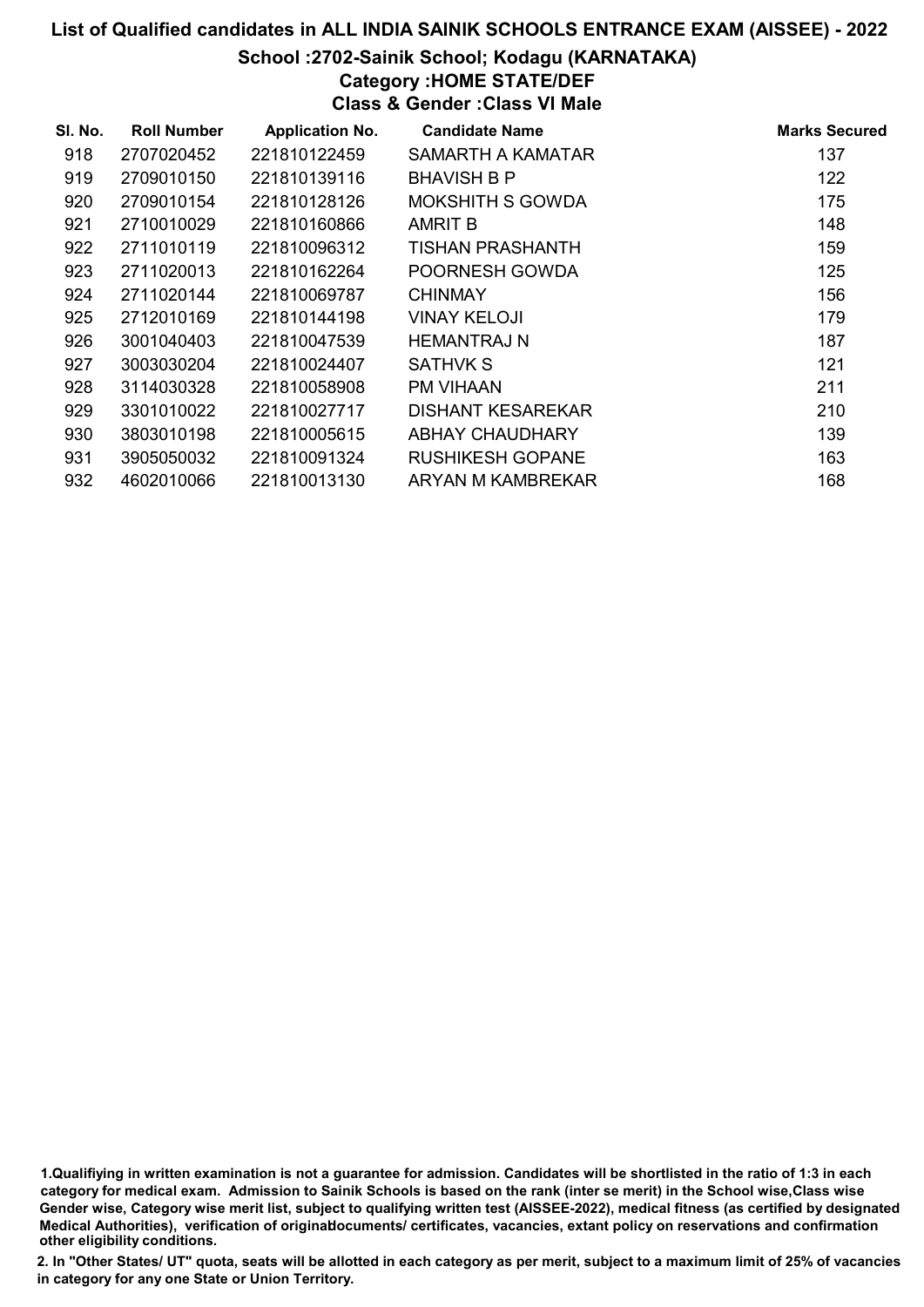# List of Qualified candidates in ALL INDIA SAINIK SCHOOLS ENTRANCE EXAM (AISSEE) - 2022

## School :2702-Sainik School; Kodagu (KARNATAKA)

### Category :HOME STATE/DEF

### Class & Gender :Class VI Male

| Sl. No. | Roll Number | Application No. | Candidate Name | Marks Secured |
|---|---|---|---|---|
| 918 | 2707020452 | 221810122459 | SAMARTH A KAMATAR | 137 |
| 919 | 2709010150 | 221810139116 | BHAVISH B P | 122 |
| 920 | 2709010154 | 221810128126 | MOKSHITH S GOWDA | 175 |
| 921 | 2710010029 | 221810160866 | AMRIT B | 148 |
| 922 | 2711010119 | 221810096312 | TISHAN PRASHANTH | 159 |
| 923 | 2711020013 | 221810162264 | POORNESH GOWDA | 125 |
| 924 | 2711020144 | 221810069787 | CHINMAY | 156 |
| 925 | 2712010169 | 221810144198 | VINAY KELOJI | 179 |
| 926 | 3001040403 | 221810047539 | HEMANTRAJ N | 187 |
| 927 | 3003030204 | 221810024407 | SATHVK S | 121 |
| 928 | 3114030328 | 221810058908 | PM VIHAAN | 211 |
| 929 | 3301010022 | 221810027717 | DISHANT KESAREKAR | 210 |
| 930 | 3803010198 | 221810005615 | ABHAY CHAUDHARY | 139 |
| 931 | 3905050032 | 221810091324 | RUSHIKESH GOPANE | 163 |
| 932 | 4602010066 | 221810013130 | ARYAN M KAMBREKAR | 168 |

1.Qualifiying in written examination is not a guarantee for admission. Candidates will be shortlisted in the ratio of 1:3 in each category for medical exam. Admission to Sainik Schools is based on the rank (inter se merit) in the School wise,Class wise Gender wise, Category wise merit list, subject to qualifying written test (AISSEE-2022), medical fitness (as certified by designated Medical Authorities), verification of originaldocuments/ certificates, vacancies, extant policy on reservations and confirmation other eligibility conditions.

2. In "Other States/ UT" quota, seats will be allotted in each category as per merit, subject to a maximum limit of 25% of vacancies in category for any one State or Union Territory.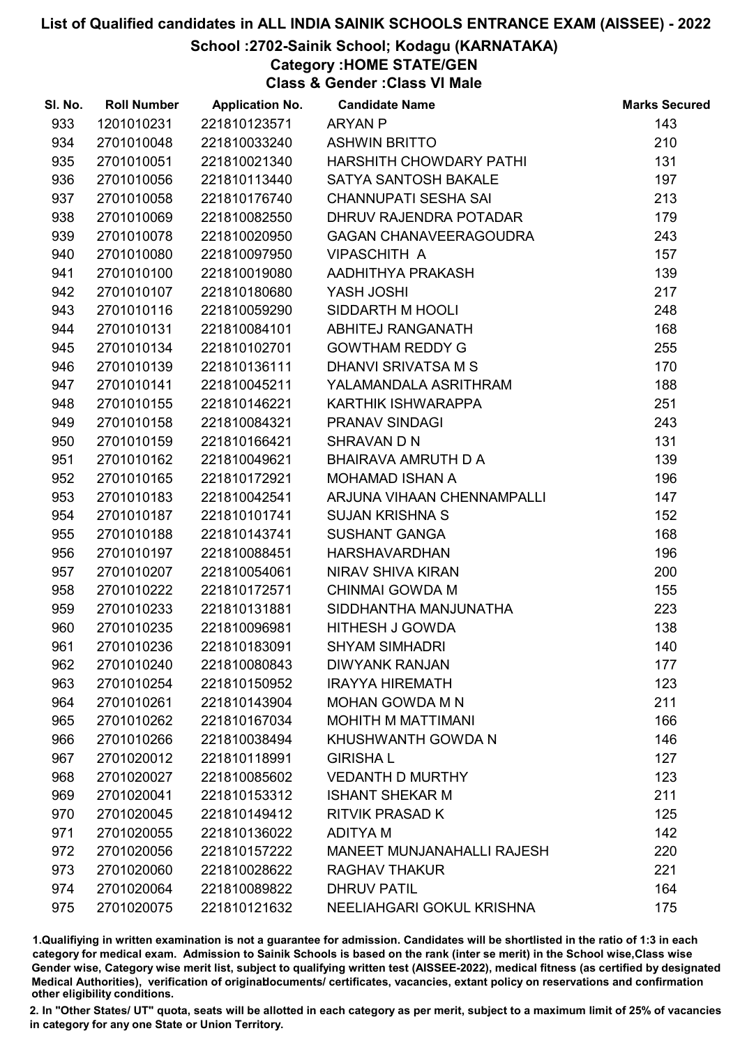# List of Qualified candidates in ALL INDIA SAINIK SCHOOLS ENTRANCE EXAM (AISSEE) - 2022

## School :2702-Sainik School; Kodagu (KARNATAKA)

### Category :HOME STATE/GEN

### Class & Gender :Class VI Male

| Sl. No. | Roll Number | Application No. | Candidate Name | Marks Secured |
|---|---|---|---|---|
| 933 | 1201010231 | 221810123571 | ARYAN P | 143 |
| 934 | 2701010048 | 221810033240 | ASHWIN BRITTO | 210 |
| 935 | 2701010051 | 221810021340 | HARSHITH CHOWDARY PATHI | 131 |
| 936 | 2701010056 | 221810113440 | SATYA SANTOSH BAKALE | 197 |
| 937 | 2701010058 | 221810176740 | CHANNUPATI SESHA SAI | 213 |
| 938 | 2701010069 | 221810082550 | DHRUV RAJENDRA POTADAR | 179 |
| 939 | 2701010078 | 221810020950 | GAGAN CHANAVEERAGOUDRA | 243 |
| 940 | 2701010080 | 221810097950 | VIPASCHITH A | 157 |
| 941 | 2701010100 | 221810019080 | AADHITHYA PRAKASH | 139 |
| 942 | 2701010107 | 221810180680 | YASH JOSHI | 217 |
| 943 | 2701010116 | 221810059290 | SIDDARTH M HOOLI | 248 |
| 944 | 2701010131 | 221810084101 | ABHITEJ RANGANATH | 168 |
| 945 | 2701010134 | 221810102701 | GOWTHAM REDDY G | 255 |
| 946 | 2701010139 | 221810136111 | DHANVI SRIVATSA M S | 170 |
| 947 | 2701010141 | 221810045211 | YALAMANDALA ASRITHRAM | 188 |
| 948 | 2701010155 | 221810146221 | KARTHIK ISHWARAPPA | 251 |
| 949 | 2701010158 | 221810084321 | PRANAV SINDAGI | 243 |
| 950 | 2701010159 | 221810166421 | SHRAVAN D N | 131 |
| 951 | 2701010162 | 221810049621 | BHAIRAVA AMRUTH D A | 139 |
| 952 | 2701010165 | 221810172921 | MOHAMAD ISHAN A | 196 |
| 953 | 2701010183 | 221810042541 | ARJUNA VIHAAN CHENNAMPALLI | 147 |
| 954 | 2701010187 | 221810101741 | SUJAN KRISHNA S | 152 |
| 955 | 2701010188 | 221810143741 | SUSHANT GANGA | 168 |
| 956 | 2701010197 | 221810088451 | HARSHAVARDHAN | 196 |
| 957 | 2701010207 | 221810054061 | NIRAV SHIVA KIRAN | 200 |
| 958 | 2701010222 | 221810172571 | CHINMAI GOWDA M | 155 |
| 959 | 2701010233 | 221810131881 | SIDDHANTHA MANJUNATHA | 223 |
| 960 | 2701010235 | 221810096981 | HITHESH J GOWDA | 138 |
| 961 | 2701010236 | 221810183091 | SHYAM SIMHADRI | 140 |
| 962 | 2701010240 | 221810080843 | DIWYANK RANJAN | 177 |
| 963 | 2701010254 | 221810150952 | IRAYYA HIREMATH | 123 |
| 964 | 2701010261 | 221810143904 | MOHAN GOWDA M N | 211 |
| 965 | 2701010262 | 221810167034 | MOHITH M MATTIMANI | 166 |
| 966 | 2701010266 | 221810038494 | KHUSHWANTH GOWDA N | 146 |
| 967 | 2701020012 | 221810118991 | GIRISHA L | 127 |
| 968 | 2701020027 | 221810085602 | VEDANTH D MURTHY | 123 |
| 969 | 2701020041 | 221810153312 | ISHANT SHEKAR M | 211 |
| 970 | 2701020045 | 221810149412 | RITVIK PRASAD K | 125 |
| 971 | 2701020055 | 221810136022 | ADITYA M | 142 |
| 972 | 2701020056 | 221810157222 | MANEET MUNJANAHALLI RAJESH | 220 |
| 973 | 2701020060 | 221810028622 | RAGHAV THAKUR | 221 |
| 974 | 2701020064 | 221810089822 | DHRUV PATIL | 164 |
| 975 | 2701020075 | 221810121632 | NEELIAHGARI GOKUL KRISHNA | 175 |

1.Qualifiying in written examination is not a guarantee for admission. Candidates will be shortlisted in the ratio of 1:3 in each category for medical exam. Admission to Sainik Schools is based on the rank (inter se merit) in the School wise,Class wise Gender wise, Category wise merit list, subject to qualifying written test (AISSEE-2022), medical fitness (as certified by designated Medical Authorities), verification of originaldocuments/ certificates, vacancies, extant policy on reservations and confirmation other eligibility conditions.

2. In "Other States/ UT" quota, seats will be allotted in each category as per merit, subject to a maximum limit of 25% of vacancies in category for any one State or Union Territory.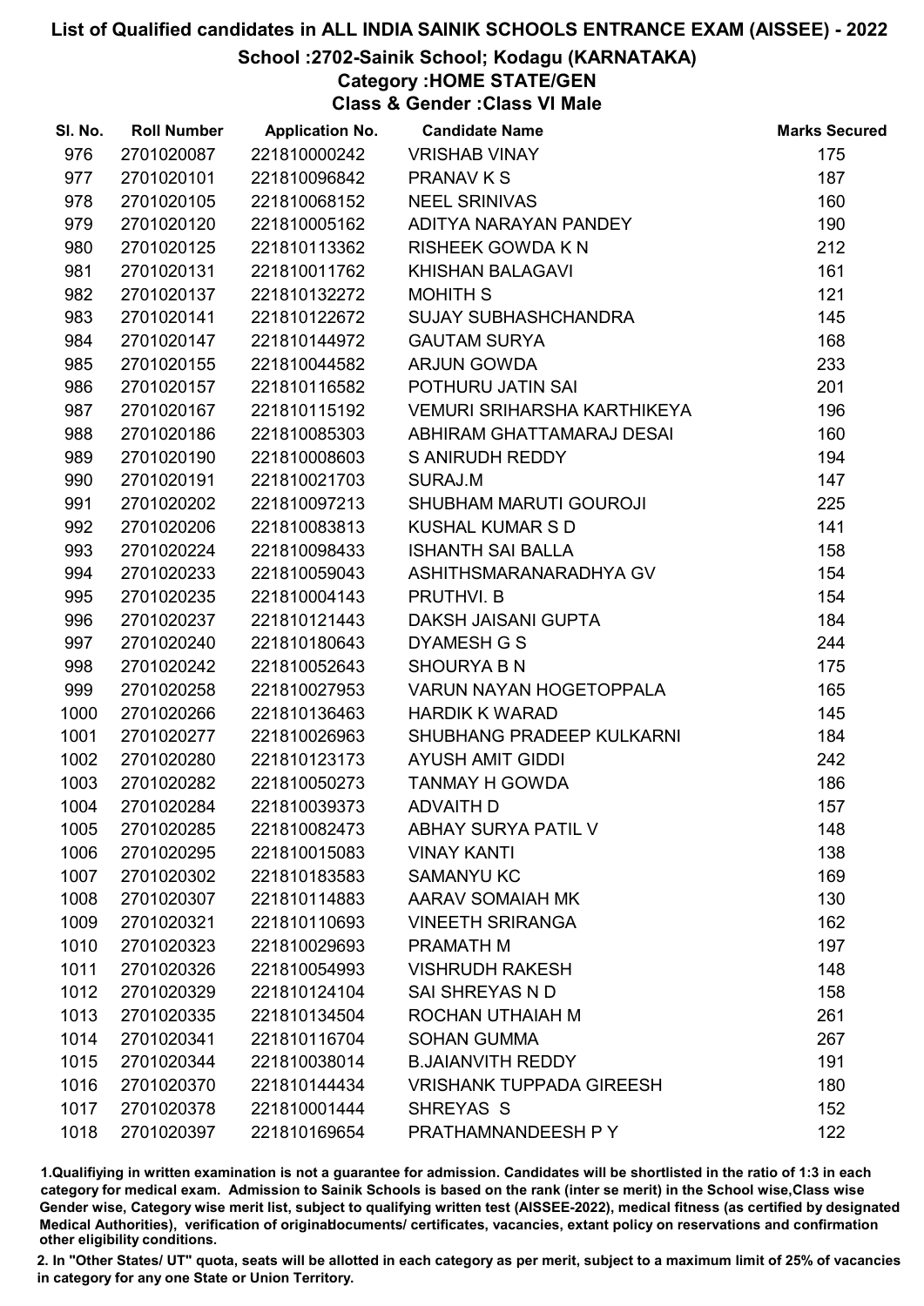# List of Qualified candidates in ALL INDIA SAINIK SCHOOLS ENTRANCE EXAM (AISSEE) - 2022

## School :2702-Sainik School; Kodagu (KARNATAKA)

### Category :HOME STATE/GEN

### Class & Gender :Class VI Male

| Sl. No. | Roll Number | Application No. | Candidate Name | Marks Secured |
|---|---|---|---|---|
| 976 | 2701020087 | 221810000242 | VRISHAB VINAY | 175 |
| 977 | 2701020101 | 221810096842 | PRANAV K S | 187 |
| 978 | 2701020105 | 221810068152 | NEEL SRINIVAS | 160 |
| 979 | 2701020120 | 221810005162 | ADITYA NARAYAN PANDEY | 190 |
| 980 | 2701020125 | 221810113362 | RISHEEK GOWDA K N | 212 |
| 981 | 2701020131 | 221810011762 | KHISHAN BALAGAVI | 161 |
| 982 | 2701020137 | 221810132272 | MOHITH S | 121 |
| 983 | 2701020141 | 221810122672 | SUJAY SUBHASHCHANDRA | 145 |
| 984 | 2701020147 | 221810144972 | GAUTAM SURYA | 168 |
| 985 | 2701020155 | 221810044582 | ARJUN GOWDA | 233 |
| 986 | 2701020157 | 221810116582 | POTHURU JATIN SAI | 201 |
| 987 | 2701020167 | 221810115192 | VEMURI SRIHARSHA KARTHIKEYA | 196 |
| 988 | 2701020186 | 221810085303 | ABHIRAM GHATTAMARAJ DESAI | 160 |
| 989 | 2701020190 | 221810008603 | S ANIRUDH REDDY | 194 |
| 990 | 2701020191 | 221810021703 | SURAJ.M | 147 |
| 991 | 2701020202 | 221810097213 | SHUBHAM MARUTI GOUROJI | 225 |
| 992 | 2701020206 | 221810083813 | KUSHAL KUMAR S D | 141 |
| 993 | 2701020224 | 221810098433 | ISHANTH SAI BALLA | 158 |
| 994 | 2701020233 | 221810059043 | ASHITHSMARANARADHYA GV | 154 |
| 995 | 2701020235 | 221810004143 | PRUTHVI. B | 154 |
| 996 | 2701020237 | 221810121443 | DAKSH JAISANI GUPTA | 184 |
| 997 | 2701020240 | 221810180643 | DYAMESH G S | 244 |
| 998 | 2701020242 | 221810052643 | SHOURYA B N | 175 |
| 999 | 2701020258 | 221810027953 | VARUN NAYAN HOGETOPPALA | 165 |
| 1000 | 2701020266 | 221810136463 | HARDIK K WARAD | 145 |
| 1001 | 2701020277 | 221810026963 | SHUBHANG PRADEEP KULKARNI | 184 |
| 1002 | 2701020280 | 221810123173 | AYUSH AMIT GIDDI | 242 |
| 1003 | 2701020282 | 221810050273 | TANMAY H GOWDA | 186 |
| 1004 | 2701020284 | 221810039373 | ADVAITH D | 157 |
| 1005 | 2701020285 | 221810082473 | ABHAY SURYA PATIL V | 148 |
| 1006 | 2701020295 | 221810015083 | VINAY KANTI | 138 |
| 1007 | 2701020302 | 221810183583 | SAMANYU KC | 169 |
| 1008 | 2701020307 | 221810114883 | AARAV SOMAIAH MK | 130 |
| 1009 | 2701020321 | 221810110693 | VINEETH SRIRANGA | 162 |
| 1010 | 2701020323 | 221810029693 | PRAMATH M | 197 |
| 1011 | 2701020326 | 221810054993 | VISHRUDH RAKESH | 148 |
| 1012 | 2701020329 | 221810124104 | SAI SHREYAS N D | 158 |
| 1013 | 2701020335 | 221810134504 | ROCHAN UTHAIAH M | 261 |
| 1014 | 2701020341 | 221810116704 | SOHAN GUMMA | 267 |
| 1015 | 2701020344 | 221810038014 | B.JAIANVITH REDDY | 191 |
| 1016 | 2701020370 | 221810144434 | VRISHANK TUPPADA GIREESH | 180 |
| 1017 | 2701020378 | 221810001444 | SHREYAS S | 152 |
| 1018 | 2701020397 | 221810169654 | PRATHAMNANDEESH P Y | 122 |

1.Qualifying in written examination is not a guarantee for admission. Candidates will be shortlisted in the ratio of 1:3 in each category for medical exam. Admission to Sainik Schools is based on the rank (inter se merit) in the School wise,Class wise Gender wise, Category wise merit list, subject to qualifying written test (AISSEE-2022), medical fitness (as certified by designated Medical Authorities), verification of originaldocuments/ certificates, vacancies, extant policy on reservations and confirmation other eligibility conditions.

2. In "Other States/ UT" quota, seats will be allotted in each category as per merit, subject to a maximum limit of 25% of vacancies in category for any one State or Union Territory.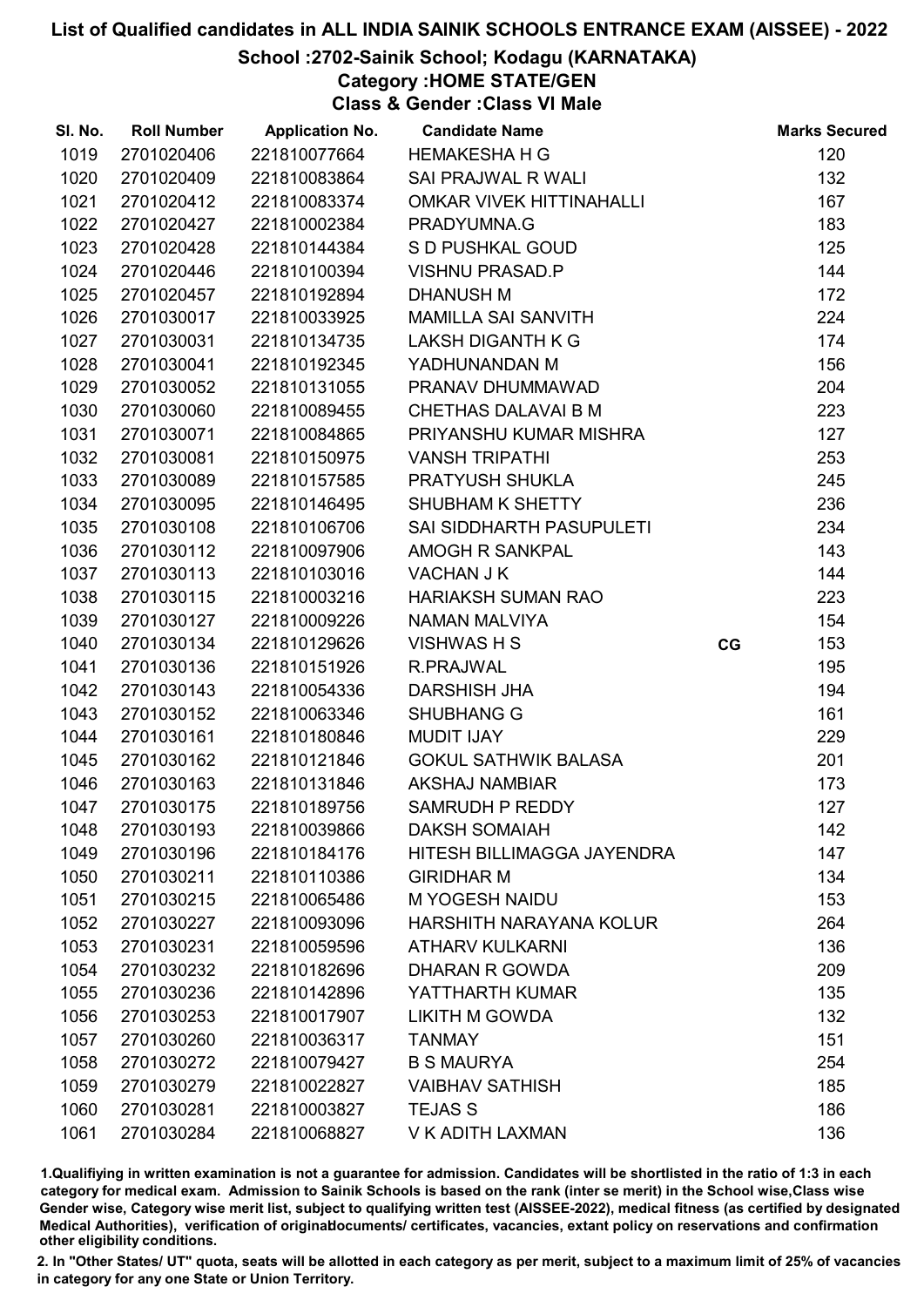# List of Qualified candidates in ALL INDIA SAINIK SCHOOLS ENTRANCE EXAM (AISSEE) - 2022

## School :2702-Sainik School; Kodagu (KARNATAKA)

### Category :HOME STATE/GEN

### Class & Gender :Class VI Male

| Sl. No. | Roll Number | Application No. | Candidate Name | | Marks Secured |
|---|---|---|---|---|---|
| 1019 | 2701020406 | 221810077664 | HEMAKESHA H G | | 120 |
| 1020 | 2701020409 | 221810083864 | SAI PRAJWAL R WALI | | 132 |
| 1021 | 2701020412 | 221810083374 | OMKAR VIVEK HITTINAHALLI | | 167 |
| 1022 | 2701020427 | 221810002384 | PRADYUMNA.G | | 183 |
| 1023 | 2701020428 | 221810144384 | S D PUSHKAL GOUD | | 125 |
| 1024 | 2701020446 | 221810100394 | VISHNU PRASAD.P | | 144 |
| 1025 | 2701020457 | 221810192894 | DHANUSH M | | 172 |
| 1026 | 2701030017 | 221810033925 | MAMILLA SAI SANVITH | | 224 |
| 1027 | 2701030031 | 221810134735 | LAKSH DIGANTH K G | | 174 |
| 1028 | 2701030041 | 221810192345 | YADHUNANDAN M | | 156 |
| 1029 | 2701030052 | 221810131055 | PRANAV DHUMMAWAD | | 204 |
| 1030 | 2701030060 | 221810089455 | CHETHAS DALAVAI B M | | 223 |
| 1031 | 2701030071 | 221810084865 | PRIYANSHU KUMAR MISHRA | | 127 |
| 1032 | 2701030081 | 221810150975 | VANSH TRIPATHI | | 253 |
| 1033 | 2701030089 | 221810157585 | PRATYUSH SHUKLA | | 245 |
| 1034 | 2701030095 | 221810146495 | SHUBHAM K SHETTY | | 236 |
| 1035 | 2701030108 | 221810106706 | SAI SIDDHARTH PASUPULETI | | 234 |
| 1036 | 2701030112 | 221810097906 | AMOGH R SANKPAL | | 143 |
| 1037 | 2701030113 | 221810103016 | VACHAN J K | | 144 |
| 1038 | 2701030115 | 221810003216 | HARIAKSH SUMAN RAO | | 223 |
| 1039 | 2701030127 | 221810009226 | NAMAN MALVIYA | | 154 |
| 1040 | 2701030134 | 221810129626 | VISHWAS H S | CG | 153 |
| 1041 | 2701030136 | 221810151926 | R.PRAJWAL | | 195 |
| 1042 | 2701030143 | 221810054336 | DARSHISH JHA | | 194 |
| 1043 | 2701030152 | 221810063346 | SHUBHANG G | | 161 |
| 1044 | 2701030161 | 221810180846 | MUDIT IJAY | | 229 |
| 1045 | 2701030162 | 221810121846 | GOKUL SATHWIK BALASA | | 201 |
| 1046 | 2701030163 | 221810131846 | AKSHAJ NAMBIAR | | 173 |
| 1047 | 2701030175 | 221810189756 | SAMRUDH P REDDY | | 127 |
| 1048 | 2701030193 | 221810039866 | DAKSH SOMAIAH | | 142 |
| 1049 | 2701030196 | 221810184176 | HITESH BILLIMAGGA JAYENDRA | | 147 |
| 1050 | 2701030211 | 221810110386 | GIRIDHAR M | | 134 |
| 1051 | 2701030215 | 221810065486 | M YOGESH NAIDU | | 153 |
| 1052 | 2701030227 | 221810093096 | HARSHITH NARAYANA KOLUR | | 264 |
| 1053 | 2701030231 | 221810059596 | ATHARV KULKARNI | | 136 |
| 1054 | 2701030232 | 221810182696 | DHARAN R GOWDA | | 209 |
| 1055 | 2701030236 | 221810142896 | YATTHARTH KUMAR | | 135 |
| 1056 | 2701030253 | 221810017907 | LIKITH M GOWDA | | 132 |
| 1057 | 2701030260 | 221810036317 | TANMAY | | 151 |
| 1058 | 2701030272 | 221810079427 | B S MAURYA | | 254 |
| 1059 | 2701030279 | 221810022827 | VAIBHAV SATHISH | | 185 |
| 1060 | 2701030281 | 221810003827 | TEJAS S | | 186 |
| 1061 | 2701030284 | 221810068827 | V K ADITH LAXMAN | | 136 |

1.Qualifiying in written examination is not a guarantee for admission. Candidates will be shortlisted in the ratio of 1:3 in each category for medical exam. Admission to Sainik Schools is based on the rank (inter se merit) in the School wise,Class wise Gender wise, Category wise merit list, subject to qualifying written test (AISSEE-2022), medical fitness (as certified by designated Medical Authorities), verification of originaldocuments/ certificates, vacancies, extant policy on reservations and confirmation other eligibility conditions.

2. In "Other States/ UT" quota, seats will be allotted in each category as per merit, subject to a maximum limit of 25% of vacancies in category for any one State or Union Territory.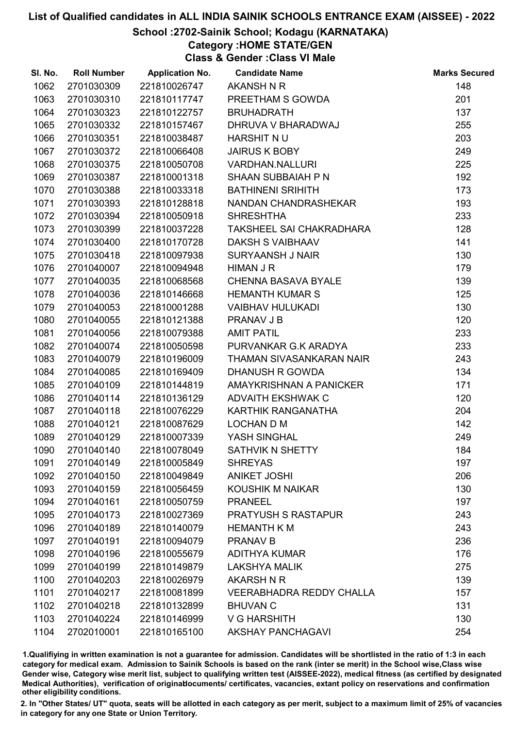# List of Qualified candidates in ALL INDIA SAINIK SCHOOLS ENTRANCE EXAM (AISSEE) - 2022

## School :2702-Sainik School; Kodagu (KARNATAKA)

### Category :HOME STATE/GEN

### Class & Gender :Class VI Male

| Sl. No. | Roll Number | Application No. | Candidate Name | Marks Secured |
|---|---|---|---|---|
| 1062 | 2701030309 | 221810026747 | AKANSH N R | 148 |
| 1063 | 2701030310 | 221810117747 | PREETHAM S GOWDA | 201 |
| 1064 | 2701030323 | 221810122757 | BRUHADRATH | 137 |
| 1065 | 2701030332 | 221810157467 | DHRUVA V BHARADWAJ | 255 |
| 1066 | 2701030351 | 221810038487 | HARSHIT N U | 203 |
| 1067 | 2701030372 | 221810066408 | JAIRUS K BOBY | 249 |
| 1068 | 2701030375 | 221810050708 | VARDHAN.NALLURI | 225 |
| 1069 | 2701030387 | 221810001318 | SHAAN SUBBAIAH P N | 192 |
| 1070 | 2701030388 | 221810033318 | BATHINENI SRIHITH | 173 |
| 1071 | 2701030393 | 221810128818 | NANDAN CHANDRASHEKAR | 193 |
| 1072 | 2701030394 | 221810050918 | SHRESHTHA | 233 |
| 1073 | 2701030399 | 221810037228 | TAKSHEEL SAI CHAKRADHARA | 128 |
| 1074 | 2701030400 | 221810170728 | DAKSH S VAIBHAAV | 141 |
| 1075 | 2701030418 | 221810097938 | SURYAANSH J NAIR | 130 |
| 1076 | 2701040007 | 221810094948 | HIMAN J R | 179 |
| 1077 | 2701040035 | 221810068568 | CHENNA BASAVA BYALE | 139 |
| 1078 | 2701040036 | 221810146668 | HEMANTH KUMAR S | 125 |
| 1079 | 2701040053 | 221810001288 | VAIBHAV HULUKADI | 130 |
| 1080 | 2701040055 | 221810121388 | PRANAV J B | 120 |
| 1081 | 2701040056 | 221810079388 | AMIT PATIL | 233 |
| 1082 | 2701040074 | 221810050598 | PURVANKAR G.K ARADYA | 233 |
| 1083 | 2701040079 | 221810196009 | THAMAN SIVASANKARAN NAIR | 243 |
| 1084 | 2701040085 | 221810169409 | DHANUSH R GOWDA | 134 |
| 1085 | 2701040109 | 221810144819 | AMAYKRISHNAN A PANICKER | 171 |
| 1086 | 2701040114 | 221810136129 | ADVAITH EKSHWAK C | 120 |
| 1087 | 2701040118 | 221810076229 | KARTHIK RANGANATHA | 204 |
| 1088 | 2701040121 | 221810087629 | LOCHAN D M | 142 |
| 1089 | 2701040129 | 221810007339 | YASH SINGHAL | 249 |
| 1090 | 2701040140 | 221810078049 | SATHVIK N SHETTY | 184 |
| 1091 | 2701040149 | 221810005849 | SHREYAS | 197 |
| 1092 | 2701040150 | 221810049849 | ANIKET JOSHI | 206 |
| 1093 | 2701040159 | 221810056459 | KOUSHIK M NAIKAR | 130 |
| 1094 | 2701040161 | 221810050759 | PRANEEL | 197 |
| 1095 | 2701040173 | 221810027369 | PRATYUSH S RASTAPUR | 243 |
| 1096 | 2701040189 | 221810140079 | HEMANTH K M | 243 |
| 1097 | 2701040191 | 221810094079 | PRANAV B | 236 |
| 1098 | 2701040196 | 221810055679 | ADITHYA KUMAR | 176 |
| 1099 | 2701040199 | 221810149879 | LAKSHYA MALIK | 275 |
| 1100 | 2701040203 | 221810026979 | AKARSH N R | 139 |
| 1101 | 2701040217 | 221810081899 | VEERABHADRA REDDY CHALLA | 157 |
| 1102 | 2701040218 | 221810132899 | BHUVAN C | 131 |
| 1103 | 2701040224 | 221810146999 | V G HARSHITH | 130 |
| 1104 | 2702010001 | 221810165100 | AKSHAY PANCHAGAVI | 254 |

1.Qualifiying in written examination is not a guarantee for admission. Candidates will be shortlisted in the ratio of 1:3 in each category for medical exam. Admission to Sainik Schools is based on the rank (inter se merit) in the School wise,Class wise Gender wise, Category wise merit list, subject to qualifying written test (AISSEE-2022), medical fitness (as certified by designated Medical Authorities), verification of originaldocuments/ certificates, vacancies, extant policy on reservations and confirmation other eligibility conditions.

2. In "Other States/ UT" quota, seats will be allotted in each category as per merit, subject to a maximum limit of 25% of vacancies in category for any one State or Union Territory.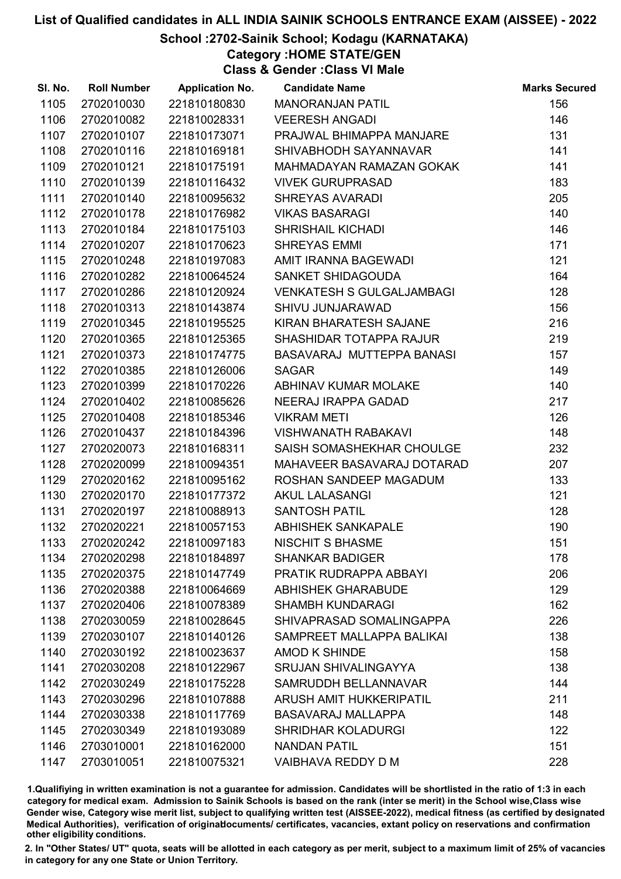# List of Qualified candidates in ALL INDIA SAINIK SCHOOLS ENTRANCE EXAM (AISSEE) - 2022

## School :2702-Sainik School; Kodagu (KARNATAKA)

### Category :HOME STATE/GEN

### Class & Gender :Class VI Male

| Sl. No. | Roll Number | Application No. | Candidate Name | Marks Secured |
|---|---|---|---|---|
| 1105 | 2702010030 | 221810180830 | MANORANJAN PATIL | 156 |
| 1106 | 2702010082 | 221810028331 | VEERESH ANGADI | 146 |
| 1107 | 2702010107 | 221810173071 | PRAJWAL BHIMAPPA MANJARE | 131 |
| 1108 | 2702010116 | 221810169181 | SHIVABHODH SAYANNAVAR | 141 |
| 1109 | 2702010121 | 221810175191 | MAHMADAYAN RAMAZAN GOKAK | 141 |
| 1110 | 2702010139 | 221810116432 | VIVEK GURUPRASAD | 183 |
| 1111 | 2702010140 | 221810095632 | SHREYAS AVARADI | 205 |
| 1112 | 2702010178 | 221810176982 | VIKAS BASARAGI | 140 |
| 1113 | 2702010184 | 221810175103 | SHRISHAIL KICHADI | 146 |
| 1114 | 2702010207 | 221810170623 | SHREYAS EMMI | 171 |
| 1115 | 2702010248 | 221810197083 | AMIT IRANNA BAGEWADI | 121 |
| 1116 | 2702010282 | 221810064524 | SANKET SHIDAGOUDA | 164 |
| 1117 | 2702010286 | 221810120924 | VENKATESH S GULGALJAMBAGI | 128 |
| 1118 | 2702010313 | 221810143874 | SHIVU JUNJARAWAD | 156 |
| 1119 | 2702010345 | 221810195525 | KIRAN BHARATESH SAJANE | 216 |
| 1120 | 2702010365 | 221810125365 | SHASHIDAR TOTAPPA RAJUR | 219 |
| 1121 | 2702010373 | 221810174775 | BASAVARAJ MUTTEPPA BANASI | 157 |
| 1122 | 2702010385 | 221810126006 | SAGAR | 149 |
| 1123 | 2702010399 | 221810170226 | ABHINAV KUMAR MOLAKE | 140 |
| 1124 | 2702010402 | 221810085626 | NEERAJ IRAPPA GADAD | 217 |
| 1125 | 2702010408 | 221810185346 | VIKRAM METI | 126 |
| 1126 | 2702010437 | 221810184396 | VISHWANATH RABAKAVI | 148 |
| 1127 | 2702020073 | 221810168311 | SAISH SOMASHEKHAR CHOULGE | 232 |
| 1128 | 2702020099 | 221810094351 | MAHAVEER BASAVARAJ DOTARAD | 207 |
| 1129 | 2702020162 | 221810095162 | ROSHAN SANDEEP MAGADUM | 133 |
| 1130 | 2702020170 | 221810177372 | AKUL LALASANGI | 121 |
| 1131 | 2702020197 | 221810088913 | SANTOSH PATIL | 128 |
| 1132 | 2702020221 | 221810057153 | ABHISHEK SANKAPALE | 190 |
| 1133 | 2702020242 | 221810097183 | NISCHIT S BHASME | 151 |
| 1134 | 2702020298 | 221810184897 | SHANKAR BADIGER | 178 |
| 1135 | 2702020375 | 221810147749 | PRATIK RUDRAPPA ABBAYI | 206 |
| 1136 | 2702020388 | 221810064669 | ABHISHEK GHARABUDE | 129 |
| 1137 | 2702020406 | 221810078389 | SHAMBH KUNDARAGI | 162 |
| 1138 | 2702030059 | 221810028645 | SHIVAPRASAD SOMALINGAPPA | 226 |
| 1139 | 2702030107 | 221810140126 | SAMPREET MALLAPPA BALIKAI | 138 |
| 1140 | 2702030192 | 221810023637 | AMOD K SHINDE | 158 |
| 1141 | 2702030208 | 221810122967 | SRUJAN SHIVALINGAYYA | 138 |
| 1142 | 2702030249 | 221810175228 | SAMRUDDH BELLANNAVAR | 144 |
| 1143 | 2702030296 | 221810107888 | ARUSH AMIT HUKKERIPATIL | 211 |
| 1144 | 2702030338 | 221810117769 | BASAVARAJ MALLAPPA | 148 |
| 1145 | 2702030349 | 221810193089 | SHRIDHAR KOLADURGI | 122 |
| 1146 | 2703010001 | 221810162000 | NANDAN PATIL | 151 |
| 1147 | 2703010051 | 221810075321 | VAIBHAVA REDDY D M | 228 |

1.Qualifying in written examination is not a guarantee for admission. Candidates will be shortlisted in the ratio of 1:3 in each category for medical exam. Admission to Sainik Schools is based on the rank (inter se merit) in the School wise,Class wise Gender wise, Category wise merit list, subject to qualifying written test (AISSEE-2022), medical fitness (as certified by designated Medical Authorities), verification of originaldocuments/ certificates, vacancies, extant policy on reservations and confirmation other eligibility conditions.

2. In "Other States/ UT" quota, seats will be allotted in each category as per merit, subject to a maximum limit of 25% of vacancies in category for any one State or Union Territory.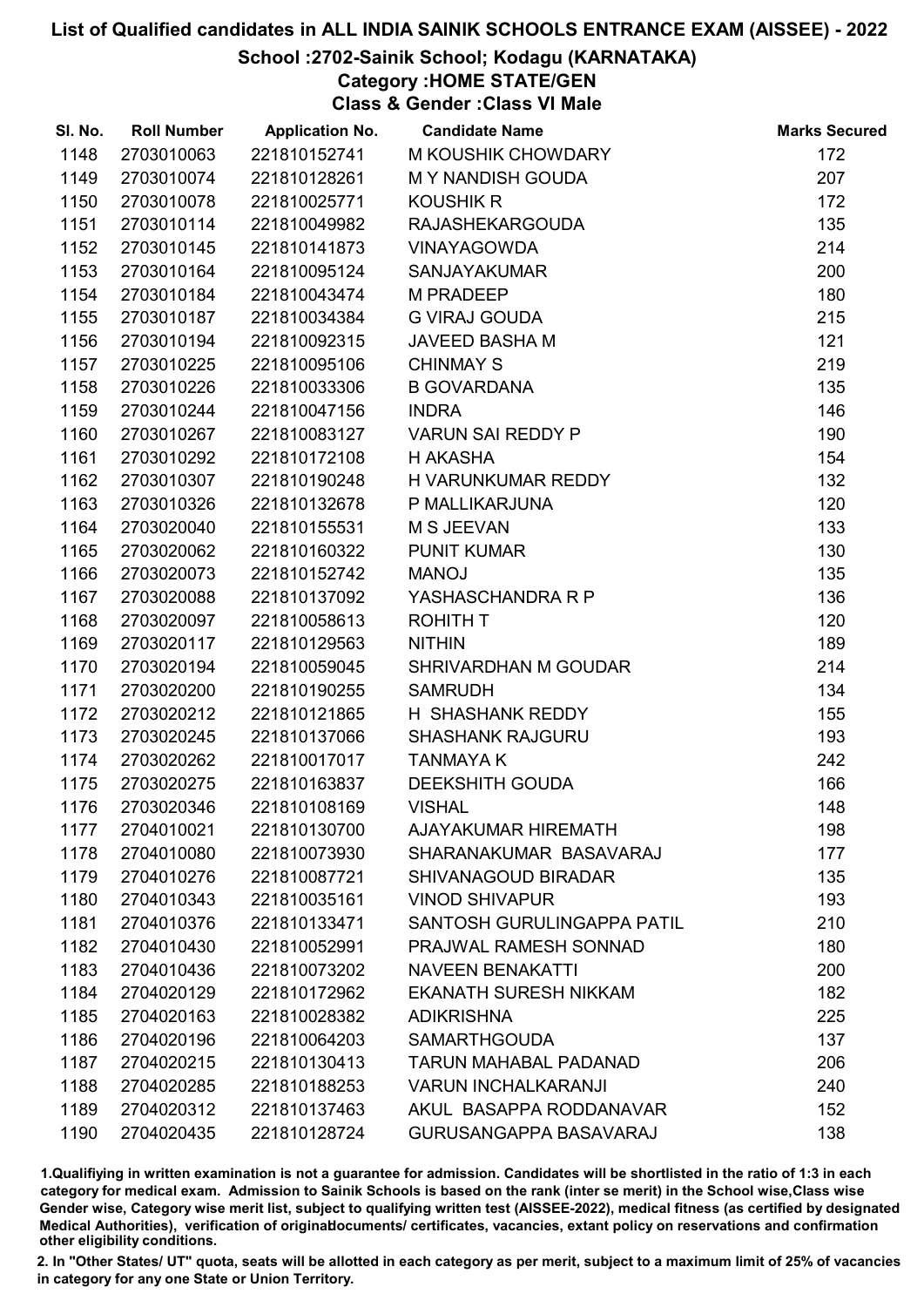# List of Qualified candidates in ALL INDIA SAINIK SCHOOLS ENTRANCE EXAM (AISSEE) - 2022

## School :2702-Sainik School; Kodagu (KARNATAKA)

### Category :HOME STATE/GEN

### Class & Gender :Class VI Male

| Sl. No. | Roll Number | Application No. | Candidate Name | Marks Secured |
|---|---|---|---|---|
| 1148 | 2703010063 | 221810152741 | M KOUSHIK CHOWDARY | 172 |
| 1149 | 2703010074 | 221810128261 | M Y NANDISH GOUDA | 207 |
| 1150 | 2703010078 | 221810025771 | KOUSHIK R | 172 |
| 1151 | 2703010114 | 221810049982 | RAJASHEKARGOUDA | 135 |
| 1152 | 2703010145 | 221810141873 | VINAYAGOWDA | 214 |
| 1153 | 2703010164 | 221810095124 | SANJAYAKUMAR | 200 |
| 1154 | 2703010184 | 221810043474 | M PRADEEP | 180 |
| 1155 | 2703010187 | 221810034384 | G VIRAJ GOUDA | 215 |
| 1156 | 2703010194 | 221810092315 | JAVEED BASHA M | 121 |
| 1157 | 2703010225 | 221810095106 | CHINMAY S | 219 |
| 1158 | 2703010226 | 221810033306 | B GOVARDANA | 135 |
| 1159 | 2703010244 | 221810047156 | INDRA | 146 |
| 1160 | 2703010267 | 221810083127 | VARUN SAI REDDY P | 190 |
| 1161 | 2703010292 | 221810172108 | H AKASHA | 154 |
| 1162 | 2703010307 | 221810190248 | H VARUNKUMAR REDDY | 132 |
| 1163 | 2703010326 | 221810132678 | P MALLIKARJUNA | 120 |
| 1164 | 2703020040 | 221810155531 | M S JEEVAN | 133 |
| 1165 | 2703020062 | 221810160322 | PUNIT KUMAR | 130 |
| 1166 | 2703020073 | 221810152742 | MANOJ | 135 |
| 1167 | 2703020088 | 221810137092 | YASHASCHANDRA R P | 136 |
| 1168 | 2703020097 | 221810058613 | ROHITH T | 120 |
| 1169 | 2703020117 | 221810129563 | NITHIN | 189 |
| 1170 | 2703020194 | 221810059045 | SHRIVARDHAN M GOUDAR | 214 |
| 1171 | 2703020200 | 221810190255 | SAMRUDH | 134 |
| 1172 | 2703020212 | 221810121865 | H SHASHANK REDDY | 155 |
| 1173 | 2703020245 | 221810137066 | SHASHANK RAJGURU | 193 |
| 1174 | 2703020262 | 221810017017 | TANMAYA K | 242 |
| 1175 | 2703020275 | 221810163837 | DEEKSHITH GOUDA | 166 |
| 1176 | 2703020346 | 221810108169 | VISHAL | 148 |
| 1177 | 2704010021 | 221810130700 | AJAYAKUMAR HIREMATH | 198 |
| 1178 | 2704010080 | 221810073930 | SHARANAKUMAR BASAVARAJ | 177 |
| 1179 | 2704010276 | 221810087721 | SHIVANAGOUD BIRADAR | 135 |
| 1180 | 2704010343 | 221810035161 | VINOD SHIVAPUR | 193 |
| 1181 | 2704010376 | 221810133471 | SANTOSH GURULINGAPPA PATIL | 210 |
| 1182 | 2704010430 | 221810052991 | PRAJWAL RAMESH SONNAD | 180 |
| 1183 | 2704010436 | 221810073202 | NAVEEN BENAKATTI | 200 |
| 1184 | 2704020129 | 221810172962 | EKANATH SURESH NIKKAM | 182 |
| 1185 | 2704020163 | 221810028382 | ADIKRISHNA | 225 |
| 1186 | 2704020196 | 221810064203 | SAMARTHGOUDA | 137 |
| 1187 | 2704020215 | 221810130413 | TARUN MAHABAL PADANAD | 206 |
| 1188 | 2704020285 | 221810188253 | VARUN INCHALKARANJI | 240 |
| 1189 | 2704020312 | 221810137463 | AKUL BASAPPA RODDANAVAR | 152 |
| 1190 | 2704020435 | 221810128724 | GURUSANGAPPA BASAVARAJ | 138 |

1.Qualifiying in written examination is not a guarantee for admission. Candidates will be shortlisted in the ratio of 1:3 in each category for medical exam. Admission to Sainik Schools is based on the rank (inter se merit) in the School wise,Class wise Gender wise, Category wise merit list, subject to qualifying written test (AISSEE-2022), medical fitness (as certified by designated Medical Authorities), verification of originaldocuments/ certificates, vacancies, extant policy on reservations and confirmation other eligibility conditions.

2. In "Other States/ UT" quota, seats will be allotted in each category as per merit, subject to a maximum limit of 25% of vacancies in category for any one State or Union Territory.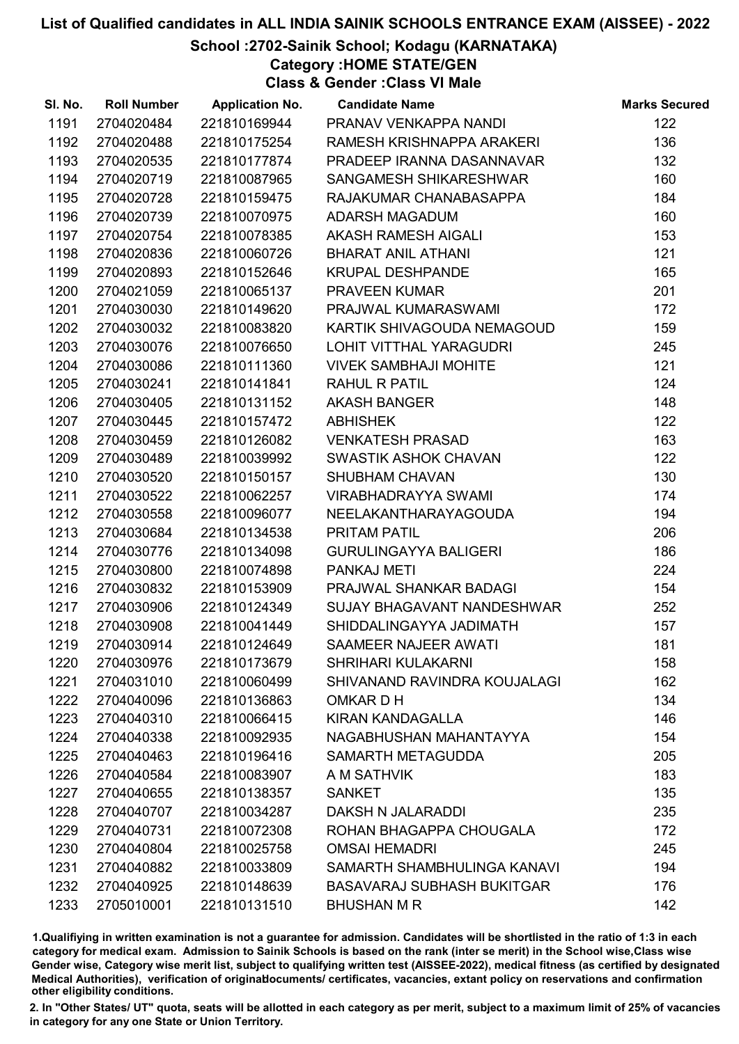# List of Qualified candidates in ALL INDIA SAINIK SCHOOLS ENTRANCE EXAM (AISSEE) - 2022

## School :2702-Sainik School; Kodagu (KARNATAKA)

### Category :HOME STATE/GEN

### Class & Gender :Class VI Male

| Sl. No. | Roll Number | Application No. | Candidate Name | Marks Secured |
|---|---|---|---|---|
| 1191 | 2704020484 | 221810169944 | PRANAV VENKAPPA NANDI | 122 |
| 1192 | 2704020488 | 221810175254 | RAMESH KRISHNAPPA ARAKERI | 136 |
| 1193 | 2704020535 | 221810177874 | PRADEEP IRANNA DASANNAVAR | 132 |
| 1194 | 2704020719 | 221810087965 | SANGAMESH SHIKARESHWAR | 160 |
| 1195 | 2704020728 | 221810159475 | RAJAKUMAR CHANABASAPPA | 184 |
| 1196 | 2704020739 | 221810070975 | ADARSH MAGADUM | 160 |
| 1197 | 2704020754 | 221810078385 | AKASH RAMESH AIGALI | 153 |
| 1198 | 2704020836 | 221810060726 | BHARAT ANIL ATHANI | 121 |
| 1199 | 2704020893 | 221810152646 | KRUPAL DESHPANDE | 165 |
| 1200 | 2704021059 | 221810065137 | PRAVEEN KUMAR | 201 |
| 1201 | 2704030030 | 221810149620 | PRAJWAL KUMARASWAMI | 172 |
| 1202 | 2704030032 | 221810083820 | KARTIK SHIVAGOUDA NEMAGOUD | 159 |
| 1203 | 2704030076 | 221810076650 | LOHIT VITTHAL YARAGUDRI | 245 |
| 1204 | 2704030086 | 221810111360 | VIVEK SAMBHAJI MOHITE | 121 |
| 1205 | 2704030241 | 221810141841 | RAHUL R PATIL | 124 |
| 1206 | 2704030405 | 221810131152 | AKASH BANGER | 148 |
| 1207 | 2704030445 | 221810157472 | ABHISHEK | 122 |
| 1208 | 2704030459 | 221810126082 | VENKATESH PRASAD | 163 |
| 1209 | 2704030489 | 221810039992 | SWASTIK ASHOK CHAVAN | 122 |
| 1210 | 2704030520 | 221810150157 | SHUBHAM CHAVAN | 130 |
| 1211 | 2704030522 | 221810062257 | VIRABHADRAYYA SWAMI | 174 |
| 1212 | 2704030558 | 221810096077 | NEELAKANTHARAYAGOUDA | 194 |
| 1213 | 2704030684 | 221810134538 | PRITAM PATIL | 206 |
| 1214 | 2704030776 | 221810134098 | GURULINGAYYA BALIGERI | 186 |
| 1215 | 2704030800 | 221810074898 | PANKAJ METI | 224 |
| 1216 | 2704030832 | 221810153909 | PRAJWAL SHANKAR BADAGI | 154 |
| 1217 | 2704030906 | 221810124349 | SUJAY BHAGAVANT NANDESHWAR | 252 |
| 1218 | 2704030908 | 221810041449 | SHIDDALINGAYYA JADIMATH | 157 |
| 1219 | 2704030914 | 221810124649 | SAAMEER NAJEER AWATI | 181 |
| 1220 | 2704030976 | 221810173679 | SHRIHARI KULAKARNI | 158 |
| 1221 | 2704031010 | 221810060499 | SHIVANAND RAVINDRA KOUJALAGI | 162 |
| 1222 | 2704040096 | 221810136863 | OMKAR D H | 134 |
| 1223 | 2704040310 | 221810066415 | KIRAN KANDAGALLA | 146 |
| 1224 | 2704040338 | 221810092935 | NAGABHUSHAN MAHANTAYYA | 154 |
| 1225 | 2704040463 | 221810196416 | SAMARTH METAGUDDA | 205 |
| 1226 | 2704040584 | 221810083907 | A M SATHVIK | 183 |
| 1227 | 2704040655 | 221810138357 | SANKET | 135 |
| 1228 | 2704040707 | 221810034287 | DAKSH N JALARADDI | 235 |
| 1229 | 2704040731 | 221810072308 | ROHAN BHAGAPPA CHOUGALA | 172 |
| 1230 | 2704040804 | 221810025758 | OMSAI HEMADRI | 245 |
| 1231 | 2704040882 | 221810033809 | SAMARTH SHAMBHULINGA KANAVI | 194 |
| 1232 | 2704040925 | 221810148639 | BASAVARAJ SUBHASH BUKITGAR | 176 |
| 1233 | 2705010001 | 221810131510 | BHUSHAN M R | 142 |

1.Qualifiying in written examination is not a guarantee for admission. Candidates will be shortlisted in the ratio of 1:3 in each category for medical exam. Admission to Sainik Schools is based on the rank (inter se merit) in the School wise,Class wise Gender wise, Category wise merit list, subject to qualifying written test (AISSEE-2022), medical fitness (as certified by designated Medical Authorities), verification of originaldocuments/ certificates, vacancies, extant policy on reservations and confirmation other eligibility conditions.

2. In "Other States/ UT" quota, seats will be allotted in each category as per merit, subject to a maximum limit of 25% of vacancies in category for any one State or Union Territory.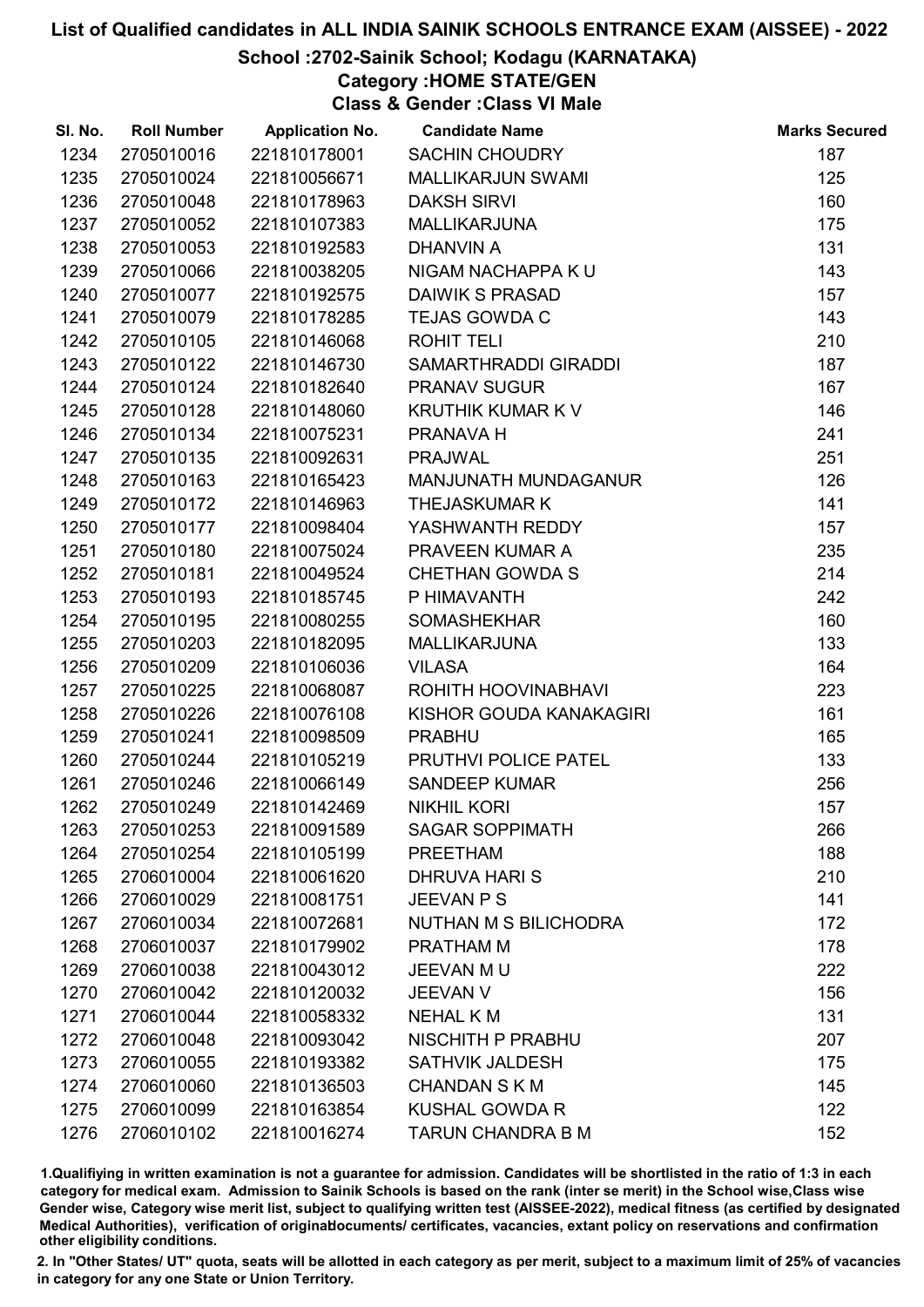# List of Qualified candidates in ALL INDIA SAINIK SCHOOLS ENTRANCE EXAM (AISSEE) - 2022

## School :2702-Sainik School; Kodagu (KARNATAKA)

### Category :HOME STATE/GEN

### Class & Gender :Class VI Male

| Sl. No. | Roll Number | Application No. | Candidate Name | Marks Secured |
|---|---|---|---|---|
| 1234 | 2705010016 | 221810178001 | SACHIN CHOUDRY | 187 |
| 1235 | 2705010024 | 221810056671 | MALLIKARJUN SWAMI | 125 |
| 1236 | 2705010048 | 221810178963 | DAKSH SIRVI | 160 |
| 1237 | 2705010052 | 221810107383 | MALLIKARJUNA | 175 |
| 1238 | 2705010053 | 221810192583 | DHANVIN A | 131 |
| 1239 | 2705010066 | 221810038205 | NIGAM NACHAPPA K U | 143 |
| 1240 | 2705010077 | 221810192575 | DAIWIK S PRASAD | 157 |
| 1241 | 2705010079 | 221810178285 | TEJAS GOWDA C | 143 |
| 1242 | 2705010105 | 221810146068 | ROHIT TELI | 210 |
| 1243 | 2705010122 | 221810146730 | SAMARTHRADDI GIRADDI | 187 |
| 1244 | 2705010124 | 221810182640 | PRANAV SUGUR | 167 |
| 1245 | 2705010128 | 221810148060 | KRUTHIK KUMAR K V | 146 |
| 1246 | 2705010134 | 221810075231 | PRANAVA H | 241 |
| 1247 | 2705010135 | 221810092631 | PRAJWAL | 251 |
| 1248 | 2705010163 | 221810165423 | MANJUNATH MUNDAGANUR | 126 |
| 1249 | 2705010172 | 221810146963 | THEJASKUMAR K | 141 |
| 1250 | 2705010177 | 221810098404 | YASHWANTH REDDY | 157 |
| 1251 | 2705010180 | 221810075024 | PRAVEEN KUMAR A | 235 |
| 1252 | 2705010181 | 221810049524 | CHETHAN GOWDA S | 214 |
| 1253 | 2705010193 | 221810185745 | P HIMAVANTH | 242 |
| 1254 | 2705010195 | 221810080255 | SOMASHEKHAR | 160 |
| 1255 | 2705010203 | 221810182095 | MALLIKARJUNA | 133 |
| 1256 | 2705010209 | 221810106036 | VILASA | 164 |
| 1257 | 2705010225 | 221810068087 | ROHITH HOOVINABHAVI | 223 |
| 1258 | 2705010226 | 221810076108 | KISHOR GOUDA KANAKAGIRI | 161 |
| 1259 | 2705010241 | 221810098509 | PRABHU | 165 |
| 1260 | 2705010244 | 221810105219 | PRUTHVI POLICE PATEL | 133 |
| 1261 | 2705010246 | 221810066149 | SANDEEP KUMAR | 256 |
| 1262 | 2705010249 | 221810142469 | NIKHIL KORI | 157 |
| 1263 | 2705010253 | 221810091589 | SAGAR SOPPIMATH | 266 |
| 1264 | 2705010254 | 221810105199 | PREETHAM | 188 |
| 1265 | 2706010004 | 221810061620 | DHRUVA HARI S | 210 |
| 1266 | 2706010029 | 221810081751 | JEEVAN P S | 141 |
| 1267 | 2706010034 | 221810072681 | NUTHAN M S BILICHODRA | 172 |
| 1268 | 2706010037 | 221810179902 | PRATHAM M | 178 |
| 1269 | 2706010038 | 221810043012 | JEEVAN M U | 222 |
| 1270 | 2706010042 | 221810120032 | JEEVAN V | 156 |
| 1271 | 2706010044 | 221810058332 | NEHAL K M | 131 |
| 1272 | 2706010048 | 221810093042 | NISCHITH P PRABHU | 207 |
| 1273 | 2706010055 | 221810193382 | SATHVIK JALDESH | 175 |
| 1274 | 2706010060 | 221810136503 | CHANDAN S K M | 145 |
| 1275 | 2706010099 | 221810163854 | KUSHAL GOWDA R | 122 |
| 1276 | 2706010102 | 221810016274 | TARUN CHANDRA B M | 152 |

1.Qualifiying in written examination is not a guarantee for admission. Candidates will be shortlisted in the ratio of 1:3 in each category for medical exam. Admission to Sainik Schools is based on the rank (inter se merit) in the School wise,Class wise Gender wise, Category wise merit list, subject to qualifying written test (AISSEE-2022), medical fitness (as certified by designated Medical Authorities), verification of originaldocuments/ certificates, vacancies, extant policy on reservations and confirmation other eligibility conditions.

2. In "Other States/ UT" quota, seats will be allotted in each category as per merit, subject to a maximum limit of 25% of vacancies in category for any one State or Union Territory.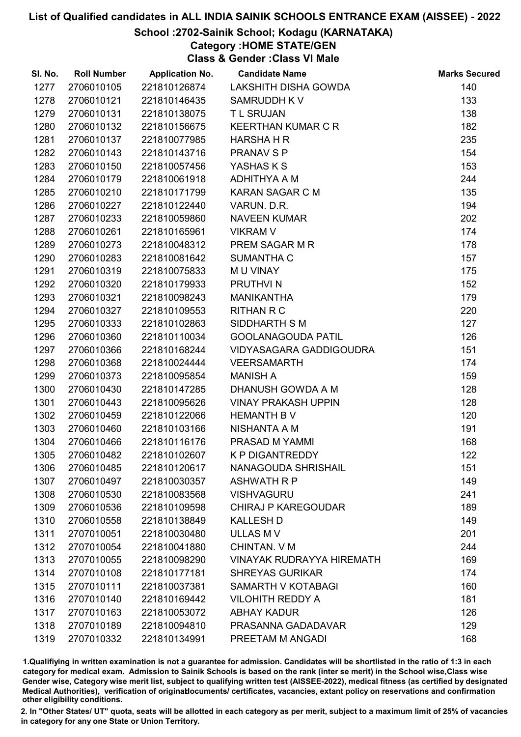# List of Qualified candidates in ALL INDIA SAINIK SCHOOLS ENTRANCE EXAM (AISSEE) - 2022

## School :2702-Sainik School; Kodagu (KARNATAKA)

### Category :HOME STATE/GEN

### Class & Gender :Class VI Male

| Sl. No. | Roll Number | Application No. | Candidate Name | Marks Secured |
|---|---|---|---|---|
| 1277 | 2706010105 | 221810126874 | LAKSHITH DISHA GOWDA | 140 |
| 1278 | 2706010121 | 221810146435 | SAMRUDDH K V | 133 |
| 1279 | 2706010131 | 221810138075 | T L SRUJAN | 138 |
| 1280 | 2706010132 | 221810156675 | KEERTHAN KUMAR C R | 182 |
| 1281 | 2706010137 | 221810077985 | HARSHA H R | 235 |
| 1282 | 2706010143 | 221810143716 | PRANAV S P | 154 |
| 1283 | 2706010150 | 221810057456 | YASHAS K S | 153 |
| 1284 | 2706010179 | 221810061918 | ADHITHYA A M | 244 |
| 1285 | 2706010210 | 221810171799 | KARAN SAGAR C M | 135 |
| 1286 | 2706010227 | 221810122440 | VARUN. D.R. | 194 |
| 1287 | 2706010233 | 221810059860 | NAVEEN KUMAR | 202 |
| 1288 | 2706010261 | 221810165961 | VIKRAM V | 174 |
| 1289 | 2706010273 | 221810048312 | PREM SAGAR M R | 178 |
| 1290 | 2706010283 | 221810081642 | SUMANTHA C | 157 |
| 1291 | 2706010319 | 221810075833 | M U VINAY | 175 |
| 1292 | 2706010320 | 221810179933 | PRUTHVI N | 152 |
| 1293 | 2706010321 | 221810098243 | MANIKANTHA | 179 |
| 1294 | 2706010327 | 221810109553 | RITHAN R C | 220 |
| 1295 | 2706010333 | 221810102863 | SIDDHARTH S M | 127 |
| 1296 | 2706010360 | 221810110034 | GOOLANAGOUDA PATIL | 126 |
| 1297 | 2706010366 | 221810168244 | VIDYASAGARA GADDIGOUDRA | 151 |
| 1298 | 2706010368 | 221810024444 | VEERSAMARTH | 174 |
| 1299 | 2706010373 | 221810095854 | MANISH A | 159 |
| 1300 | 2706010430 | 221810147285 | DHANUSH GOWDA A M | 128 |
| 1301 | 2706010443 | 221810095626 | VINAY PRAKASH UPPIN | 128 |
| 1302 | 2706010459 | 221810122066 | HEMANTH B V | 120 |
| 1303 | 2706010460 | 221810103166 | NISHANTA A M | 191 |
| 1304 | 2706010466 | 221810116176 | PRASAD M YAMMI | 168 |
| 1305 | 2706010482 | 221810102607 | K P DIGANTREDDY | 122 |
| 1306 | 2706010485 | 221810120617 | NANAGOUDA SHRISHAIL | 151 |
| 1307 | 2706010497 | 221810030357 | ASHWATH R P | 149 |
| 1308 | 2706010530 | 221810083568 | VISHVAGURU | 241 |
| 1309 | 2706010536 | 221810109598 | CHIRAJ P KAREGOUDAR | 189 |
| 1310 | 2706010558 | 221810138849 | KALLESH D | 149 |
| 1311 | 2707010051 | 221810030480 | ULLAS M V | 201 |
| 1312 | 2707010054 | 221810041880 | CHINTAN. V M | 244 |
| 1313 | 2707010055 | 221810098290 | VINAYAK RUDRAYYA HIREMATH | 169 |
| 1314 | 2707010108 | 221810177181 | SHREYAS GURIKAR | 174 |
| 1315 | 2707010111 | 221810037381 | SAMARTH V KOTABAGI | 160 |
| 1316 | 2707010140 | 221810169442 | VILOHITH REDDY A | 181 |
| 1317 | 2707010163 | 221810053072 | ABHAY KADUR | 126 |
| 1318 | 2707010189 | 221810094810 | PRASANNA GADADAVAR | 129 |
| 1319 | 2707010332 | 221810134991 | PREETAM M ANGADI | 168 |

1.Qualifying in written examination is not a guarantee for admission. Candidates will be shortlisted in the ratio of 1:3 in each category for medical exam. Admission to Sainik Schools is based on the rank (inter se merit) in the School wise,Class wise Gender wise, Category wise merit list, subject to qualifying written test (AISSEE-2022), medical fitness (as certified by designated Medical Authorities), verification of originaldocuments/ certificates, vacancies, extant policy on reservations and confirmation other eligibility conditions.

2. In "Other States/ UT" quota, seats will be allotted in each category as per merit, subject to a maximum limit of 25% of vacancies in category for any one State or Union Territory.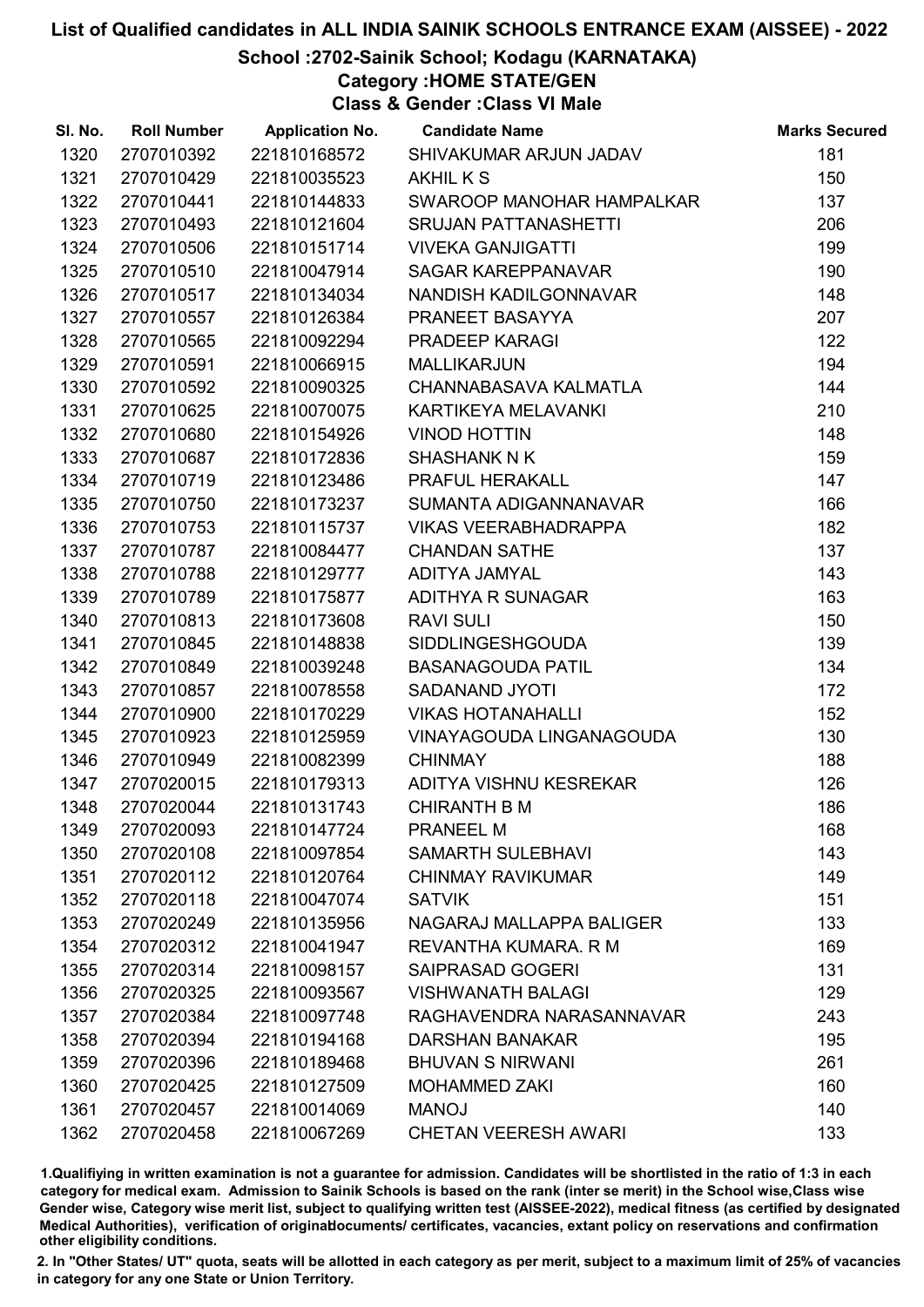# List of Qualified candidates in ALL INDIA SAINIK SCHOOLS ENTRANCE EXAM (AISSEE) - 2022

## School :2702-Sainik School; Kodagu (KARNATAKA)

### Category :HOME STATE/GEN

### Class & Gender :Class VI Male

| Sl. No. | Roll Number | Application No. | Candidate Name | Marks Secured |
|---|---|---|---|---|
| 1320 | 2707010392 | 221810168572 | SHIVAKUMAR ARJUN JADAV | 181 |
| 1321 | 2707010429 | 221810035523 | AKHIL K S | 150 |
| 1322 | 2707010441 | 221810144833 | SWAROOP MANOHAR HAMPALKAR | 137 |
| 1323 | 2707010493 | 221810121604 | SRUJAN PATTANASHETTI | 206 |
| 1324 | 2707010506 | 221810151714 | VIVEKA GANJIGATTI | 199 |
| 1325 | 2707010510 | 221810047914 | SAGAR KAREPPANAVAR | 190 |
| 1326 | 2707010517 | 221810134034 | NANDISH KADILGONNAVAR | 148 |
| 1327 | 2707010557 | 221810126384 | PRANEET BASAYYA | 207 |
| 1328 | 2707010565 | 221810092294 | PRADEEP KARAGI | 122 |
| 1329 | 2707010591 | 221810066915 | MALLIKARJUN | 194 |
| 1330 | 2707010592 | 221810090325 | CHANNABASAVA KALMATLA | 144 |
| 1331 | 2707010625 | 221810070075 | KARTIKEYA MELAVANKI | 210 |
| 1332 | 2707010680 | 221810154926 | VINOD HOTTIN | 148 |
| 1333 | 2707010687 | 221810172836 | SHASHANK N K | 159 |
| 1334 | 2707010719 | 221810123486 | PRAFUL HERAKALL | 147 |
| 1335 | 2707010750 | 221810173237 | SUMANTA ADIGANNANAVAR | 166 |
| 1336 | 2707010753 | 221810115737 | VIKAS VEERABHADRAPPA | 182 |
| 1337 | 2707010787 | 221810084477 | CHANDAN SATHE | 137 |
| 1338 | 2707010788 | 221810129777 | ADITYA JAMYAL | 143 |
| 1339 | 2707010789 | 221810175877 | ADITHYA R SUNAGAR | 163 |
| 1340 | 2707010813 | 221810173608 | RAVI SULI | 150 |
| 1341 | 2707010845 | 221810148838 | SIDDLINGESHGOUDA | 139 |
| 1342 | 2707010849 | 221810039248 | BASANAGOUDA PATIL | 134 |
| 1343 | 2707010857 | 221810078558 | SADANAND JYOTI | 172 |
| 1344 | 2707010900 | 221810170229 | VIKAS HOTANAHALLI | 152 |
| 1345 | 2707010923 | 221810125959 | VINAYAGOUDA LINGANAGOUDA | 130 |
| 1346 | 2707010949 | 221810082399 | CHINMAY | 188 |
| 1347 | 2707020015 | 221810179313 | ADITYA VISHNU KESREKAR | 126 |
| 1348 | 2707020044 | 221810131743 | CHIRANTH B M | 186 |
| 1349 | 2707020093 | 221810147724 | PRANEEL M | 168 |
| 1350 | 2707020108 | 221810097854 | SAMARTH SULEBHAVI | 143 |
| 1351 | 2707020112 | 221810120764 | CHINMAY RAVIKUMAR | 149 |
| 1352 | 2707020118 | 221810047074 | SATVIK | 151 |
| 1353 | 2707020249 | 221810135956 | NAGARAJ MALLAPPA BALIGER | 133 |
| 1354 | 2707020312 | 221810041947 | REVANTHA KUMARA. R M | 169 |
| 1355 | 2707020314 | 221810098157 | SAIPRASAD GOGERI | 131 |
| 1356 | 2707020325 | 221810093567 | VISHWANATH BALAGI | 129 |
| 1357 | 2707020384 | 221810097748 | RAGHAVENDRA NARASANNAVAR | 243 |
| 1358 | 2707020394 | 221810194168 | DARSHAN BANAKAR | 195 |
| 1359 | 2707020396 | 221810189468 | BHUVAN S NIRWANI | 261 |
| 1360 | 2707020425 | 221810127509 | MOHAMMED ZAKI | 160 |
| 1361 | 2707020457 | 221810014069 | MANOJ | 140 |
| 1362 | 2707020458 | 221810067269 | CHETAN VEERESH AWARI | 133 |

1.Qualifiying in written examination is not a guarantee for admission. Candidates will be shortlisted in the ratio of 1:3 in each category for medical exam. Admission to Sainik Schools is based on the rank (inter se merit) in the School wise,Class wise Gender wise, Category wise merit list, subject to qualifying written test (AISSEE-2022), medical fitness (as certified by designated Medical Authorities), verification of originaldocuments/ certificates, vacancies, extant policy on reservations and confirmation other eligibility conditions.

2. In "Other States/ UT" quota, seats will be allotted in each category as per merit, subject to a maximum limit of 25% of vacancies in category for any one State or Union Territory.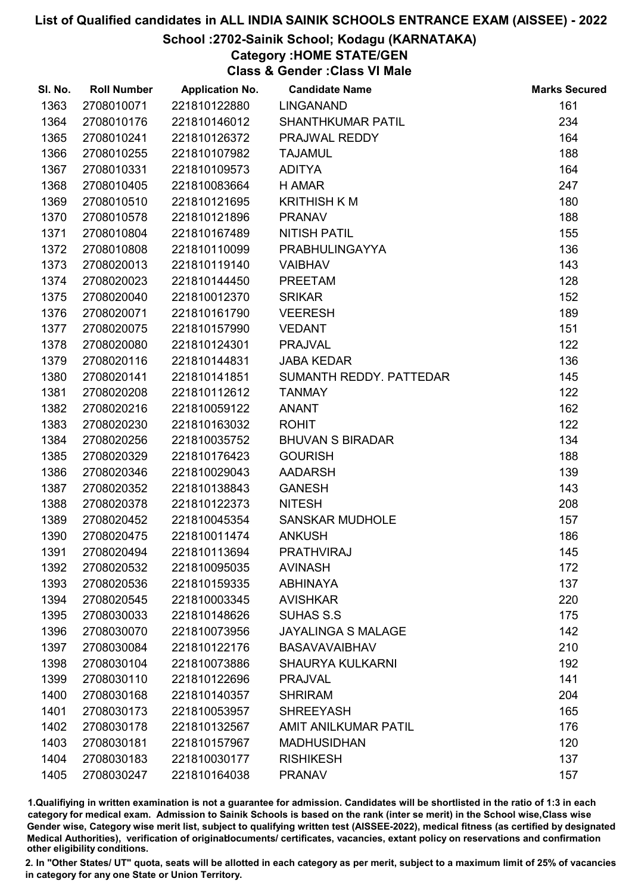# List of Qualified candidates in ALL INDIA SAINIK SCHOOLS ENTRANCE EXAM (AISSEE) - 2022

## School :2702-Sainik School; Kodagu (KARNATAKA)

### Category :HOME STATE/GEN

### Class & Gender :Class VI Male

| Sl. No. | Roll Number | Application No. | Candidate Name | Marks Secured |
|---|---|---|---|---|
| 1363 | 2708010071 | 221810122880 | LINGANAND | 161 |
| 1364 | 2708010176 | 221810146012 | SHANTHKUMAR PATIL | 234 |
| 1365 | 2708010241 | 221810126372 | PRAJWAL REDDY | 164 |
| 1366 | 2708010255 | 221810107982 | TAJAMUL | 188 |
| 1367 | 2708010331 | 221810109573 | ADITYA | 164 |
| 1368 | 2708010405 | 221810083664 | H AMAR | 247 |
| 1369 | 2708010510 | 221810121695 | KRITHISH K M | 180 |
| 1370 | 2708010578 | 221810121896 | PRANAV | 188 |
| 1371 | 2708010804 | 221810167489 | NITISH PATIL | 155 |
| 1372 | 2708010808 | 221810110099 | PRABHULINGAYYA | 136 |
| 1373 | 2708020013 | 221810119140 | VAIBHAV | 143 |
| 1374 | 2708020023 | 221810144450 | PREETAM | 128 |
| 1375 | 2708020040 | 221810012370 | SRIKAR | 152 |
| 1376 | 2708020071 | 221810161790 | VEERESH | 189 |
| 1377 | 2708020075 | 221810157990 | VEDANT | 151 |
| 1378 | 2708020080 | 221810124301 | PRAJVAL | 122 |
| 1379 | 2708020116 | 221810144831 | JABA KEDAR | 136 |
| 1380 | 2708020141 | 221810141851 | SUMANTH REDDY. PATTEDAR | 145 |
| 1381 | 2708020208 | 221810112612 | TANMAY | 122 |
| 1382 | 2708020216 | 221810059122 | ANANT | 162 |
| 1383 | 2708020230 | 221810163032 | ROHIT | 122 |
| 1384 | 2708020256 | 221810035752 | BHUVAN S BIRADAR | 134 |
| 1385 | 2708020329 | 221810176423 | GOURISH | 188 |
| 1386 | 2708020346 | 221810029043 | AADARSH | 139 |
| 1387 | 2708020352 | 221810138843 | GANESH | 143 |
| 1388 | 2708020378 | 221810122373 | NITESH | 208 |
| 1389 | 2708020452 | 221810045354 | SANSKAR MUDHOLE | 157 |
| 1390 | 2708020475 | 221810011474 | ANKUSH | 186 |
| 1391 | 2708020494 | 221810113694 | PRATHVIRAJ | 145 |
| 1392 | 2708020532 | 221810095035 | AVINASH | 172 |
| 1393 | 2708020536 | 221810159335 | ABHINAYA | 137 |
| 1394 | 2708020545 | 221810003345 | AVISHKAR | 220 |
| 1395 | 2708030033 | 221810148626 | SUHAS S.S | 175 |
| 1396 | 2708030070 | 221810073956 | JAYALINGA S MALAGE | 142 |
| 1397 | 2708030084 | 221810122176 | BASAVAVAIBHAV | 210 |
| 1398 | 2708030104 | 221810073886 | SHAURYA KULKARNI | 192 |
| 1399 | 2708030110 | 221810122696 | PRAJVAL | 141 |
| 1400 | 2708030168 | 221810140357 | SHRIRAM | 204 |
| 1401 | 2708030173 | 221810053957 | SHREEYASH | 165 |
| 1402 | 2708030178 | 221810132567 | AMIT ANILKUMAR PATIL | 176 |
| 1403 | 2708030181 | 221810157967 | MADHUSIDHAN | 120 |
| 1404 | 2708030183 | 221810030177 | RISHIKESH | 137 |
| 1405 | 2708030247 | 221810164038 | PRANAV | 157 |

1.Qualifiying in written examination is not a guarantee for admission. Candidates will be shortlisted in the ratio of 1:3 in each category for medical exam. Admission to Sainik Schools is based on the rank (inter se merit) in the School wise,Class wise Gender wise, Category wise merit list, subject to qualifying written test (AISSEE-2022), medical fitness (as certified by designated Medical Authorities), verification of originaldocuments/ certificates, vacancies, extant policy on reservations and confirmation other eligibility conditions.

2. In "Other States/ UT" quota, seats will be allotted in each category as per merit, subject to a maximum limit of 25% of vacancies in category for any one State or Union Territory.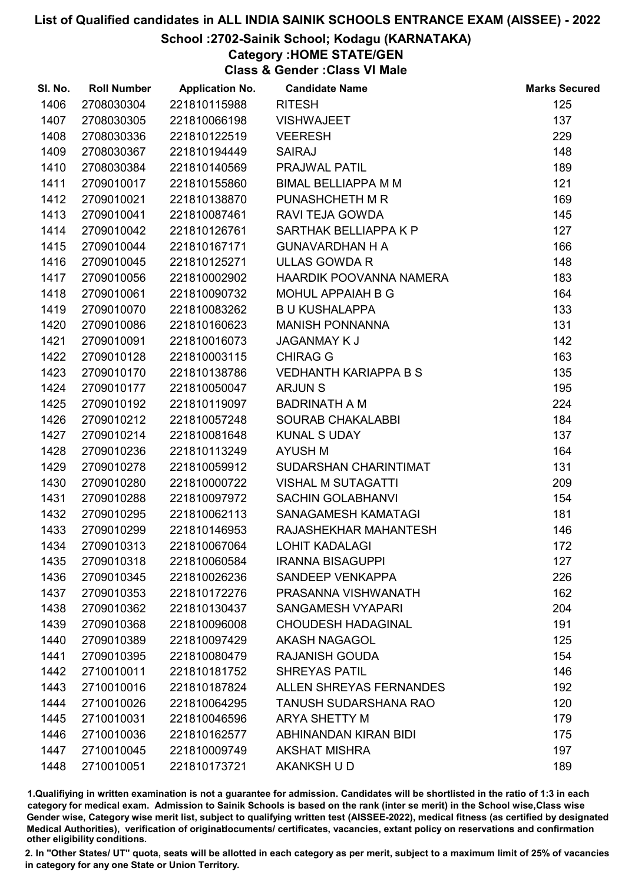# List of Qualified candidates in ALL INDIA SAINIK SCHOOLS ENTRANCE EXAM (AISSEE) - 2022

## School :2702-Sainik School; Kodagu (KARNATAKA)

### Category :HOME STATE/GEN

### Class & Gender :Class VI Male

| Sl. No. | Roll Number | Application No. | Candidate Name | Marks Secured |
|---|---|---|---|---|
| 1406 | 2708030304 | 221810115988 | RITESH | 125 |
| 1407 | 2708030305 | 221810066198 | VISHWAJEET | 137 |
| 1408 | 2708030336 | 221810122519 | VEERESH | 229 |
| 1409 | 2708030367 | 221810194449 | SAIRAJ | 148 |
| 1410 | 2708030384 | 221810140569 | PRAJWAL PATIL | 189 |
| 1411 | 2709010017 | 221810155860 | BIMAL BELLIAPPA M M | 121 |
| 1412 | 2709010021 | 221810138870 | PUNASHCHETH M R | 169 |
| 1413 | 2709010041 | 221810087461 | RAVI TEJA GOWDA | 145 |
| 1414 | 2709010042 | 221810126761 | SARTHAK BELLIAPPA K P | 127 |
| 1415 | 2709010044 | 221810167171 | GUNAVARDHAN H A | 166 |
| 1416 | 2709010045 | 221810125271 | ULLAS GOWDA R | 148 |
| 1417 | 2709010056 | 221810002902 | HAARDIK POOVANNA NAMERA | 183 |
| 1418 | 2709010061 | 221810090732 | MOHUL APPAIAH B G | 164 |
| 1419 | 2709010070 | 221810083262 | B U KUSHALAPPA | 133 |
| 1420 | 2709010086 | 221810160623 | MANISH PONNANNA | 131 |
| 1421 | 2709010091 | 221810016073 | JAGANMAY K J | 142 |
| 1422 | 2709010128 | 221810003115 | CHIRAG G | 163 |
| 1423 | 2709010170 | 221810138786 | VEDHANTH KARIAPPA B S | 135 |
| 1424 | 2709010177 | 221810050047 | ARJUN S | 195 |
| 1425 | 2709010192 | 221810119097 | BADRINATH A M | 224 |
| 1426 | 2709010212 | 221810057248 | SOURAB CHAKALABBI | 184 |
| 1427 | 2709010214 | 221810081648 | KUNAL S UDAY | 137 |
| 1428 | 2709010236 | 221810113249 | AYUSH M | 164 |
| 1429 | 2709010278 | 221810059912 | SUDARSHAN CHARINTIMAT | 131 |
| 1430 | 2709010280 | 221810000722 | VISHAL M SUTAGATTI | 209 |
| 1431 | 2709010288 | 221810097972 | SACHIN GOLABHANVI | 154 |
| 1432 | 2709010295 | 221810062113 | SANAGAMESH KAMATAGI | 181 |
| 1433 | 2709010299 | 221810146953 | RAJASHEKHAR MAHANTESH | 146 |
| 1434 | 2709010313 | 221810067064 | LOHIT KADALAGI | 172 |
| 1435 | 2709010318 | 221810060584 | IRANNA BISAGUPPI | 127 |
| 1436 | 2709010345 | 221810026236 | SANDEEP VENKAPPA | 226 |
| 1437 | 2709010353 | 221810172276 | PRASANNA VISHWANATH | 162 |
| 1438 | 2709010362 | 221810130437 | SANGAMESH VYAPARI | 204 |
| 1439 | 2709010368 | 221810096008 | CHOUDESH HADAGINAL | 191 |
| 1440 | 2709010389 | 221810097429 | AKASH NAGAGOL | 125 |
| 1441 | 2709010395 | 221810080479 | RAJANISH GOUDA | 154 |
| 1442 | 2710010011 | 221810181752 | SHREYAS PATIL | 146 |
| 1443 | 2710010016 | 221810187824 | ALLEN SHREYAS FERNANDES | 192 |
| 1444 | 2710010026 | 221810064295 | TANUSH SUDARSHANA RAO | 120 |
| 1445 | 2710010031 | 221810046596 | ARYA SHETTY M | 179 |
| 1446 | 2710010036 | 221810162577 | ABHINANDAN KIRAN BIDI | 175 |
| 1447 | 2710010045 | 221810009749 | AKSHAT MISHRA | 197 |
| 1448 | 2710010051 | 221810173721 | AKANKSH U D | 189 |

1.Qualifiying in written examination is not a guarantee for admission. Candidates will be shortlisted in the ratio of 1:3 in each category for medical exam. Admission to Sainik Schools is based on the rank (inter se merit) in the School wise,Class wise Gender wise, Category wise merit list, subject to qualifying written test (AISSEE-2022), medical fitness (as certified by designated Medical Authorities), verification of originaldocuments/ certificates, vacancies, extant policy on reservations and confirmation other eligibility conditions.

2. In "Other States/ UT" quota, seats will be allotted in each category as per merit, subject to a maximum limit of 25% of vacancies in category for any one State or Union Territory.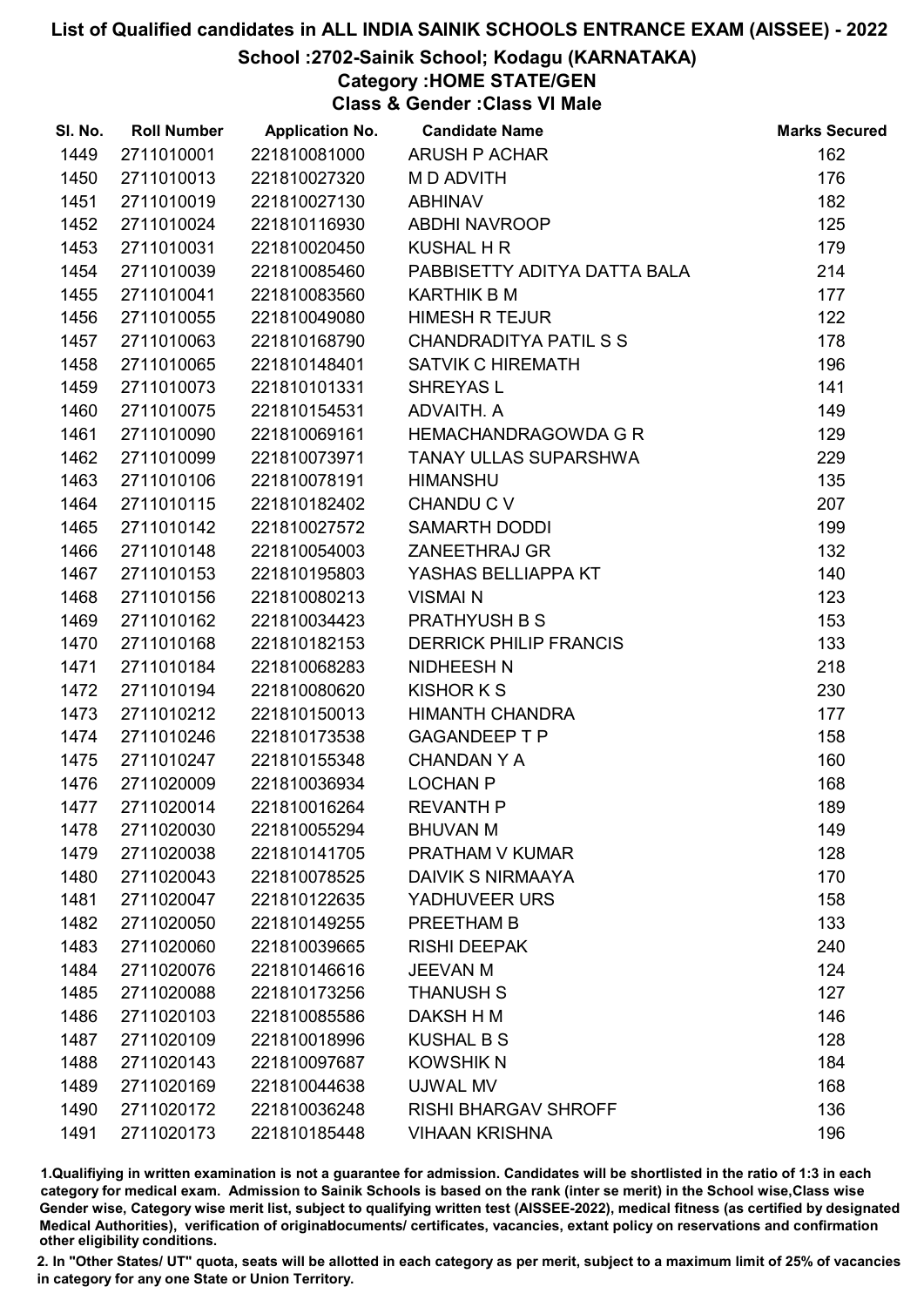# List of Qualified candidates in ALL INDIA SAINIK SCHOOLS ENTRANCE EXAM (AISSEE) - 2022

## School :2702-Sainik School; Kodagu (KARNATAKA)

### Category :HOME STATE/GEN

### Class & Gender :Class VI Male

| Sl. No. | Roll Number | Application No. | Candidate Name | Marks Secured |
|---|---|---|---|---|
| 1449 | 2711010001 | 221810081000 | ARUSH P ACHAR | 162 |
| 1450 | 2711010013 | 221810027320 | M D ADVITH | 176 |
| 1451 | 2711010019 | 221810027130 | ABHINAV | 182 |
| 1452 | 2711010024 | 221810116930 | ABDHI NAVROOP | 125 |
| 1453 | 2711010031 | 221810020450 | KUSHAL H R | 179 |
| 1454 | 2711010039 | 221810085460 | PABBISETTY ADITYA DATTA BALA | 214 |
| 1455 | 2711010041 | 221810083560 | KARTHIK B M | 177 |
| 1456 | 2711010055 | 221810049080 | HIMESH R TEJUR | 122 |
| 1457 | 2711010063 | 221810168790 | CHANDRADITYA PATIL S S | 178 |
| 1458 | 2711010065 | 221810148401 | SATVIK C HIREMATH | 196 |
| 1459 | 2711010073 | 221810101331 | SHREYAS L | 141 |
| 1460 | 2711010075 | 221810154531 | ADVAITH. A | 149 |
| 1461 | 2711010090 | 221810069161 | HEMACHANDRAGOWDA G R | 129 |
| 1462 | 2711010099 | 221810073971 | TANAY ULLAS SUPARSHWA | 229 |
| 1463 | 2711010106 | 221810078191 | HIMANSHU | 135 |
| 1464 | 2711010115 | 221810182402 | CHANDU C V | 207 |
| 1465 | 2711010142 | 221810027572 | SAMARTH DODDI | 199 |
| 1466 | 2711010148 | 221810054003 | ZANEETHRAJ GR | 132 |
| 1467 | 2711010153 | 221810195803 | YASHAS BELLIAPPA KT | 140 |
| 1468 | 2711010156 | 221810080213 | VISMAI N | 123 |
| 1469 | 2711010162 | 221810034423 | PRATHYUSH B S | 153 |
| 1470 | 2711010168 | 221810182153 | DERRICK PHILIP FRANCIS | 133 |
| 1471 | 2711010184 | 221810068283 | NIDHEESH N | 218 |
| 1472 | 2711010194 | 221810080620 | KISHOR K S | 230 |
| 1473 | 2711010212 | 221810150013 | HIMANTH CHANDRA | 177 |
| 1474 | 2711010246 | 221810173538 | GAGANDEEP T P | 158 |
| 1475 | 2711010247 | 221810155348 | CHANDAN Y A | 160 |
| 1476 | 2711020009 | 221810036934 | LOCHAN P | 168 |
| 1477 | 2711020014 | 221810016264 | REVANTH P | 189 |
| 1478 | 2711020030 | 221810055294 | BHUVAN M | 149 |
| 1479 | 2711020038 | 221810141705 | PRATHAM V KUMAR | 128 |
| 1480 | 2711020043 | 221810078525 | DAIVIK S NIRMAAYA | 170 |
| 1481 | 2711020047 | 221810122635 | YADHUVEER URS | 158 |
| 1482 | 2711020050 | 221810149255 | PREETHAM B | 133 |
| 1483 | 2711020060 | 221810039665 | RISHI DEEPAK | 240 |
| 1484 | 2711020076 | 221810146616 | JEEVAN M | 124 |
| 1485 | 2711020088 | 221810173256 | THANUSH S | 127 |
| 1486 | 2711020103 | 221810085586 | DAKSH H M | 146 |
| 1487 | 2711020109 | 221810018996 | KUSHAL B S | 128 |
| 1488 | 2711020143 | 221810097687 | KOWSHIK N | 184 |
| 1489 | 2711020169 | 221810044638 | UJWAL MV | 168 |
| 1490 | 2711020172 | 221810036248 | RISHI BHARGAV SHROFF | 136 |
| 1491 | 2711020173 | 221810185448 | VIHAAN KRISHNA | 196 |

1.Qualifiying in written examination is not a guarantee for admission. Candidates will be shortlisted in the ratio of 1:3 in each category for medical exam. Admission to Sainik Schools is based on the rank (inter se merit) in the School wise,Class wise Gender wise, Category wise merit list, subject to qualifying written test (AISSEE-2022), medical fitness (as certified by designated Medical Authorities), verification of originaldocuments/ certificates, vacancies, extant policy on reservations and confirmation other eligibility conditions.

2. In "Other States/ UT" quota, seats will be allotted in each category as per merit, subject to a maximum limit of 25% of vacancies in category for any one State or Union Territory.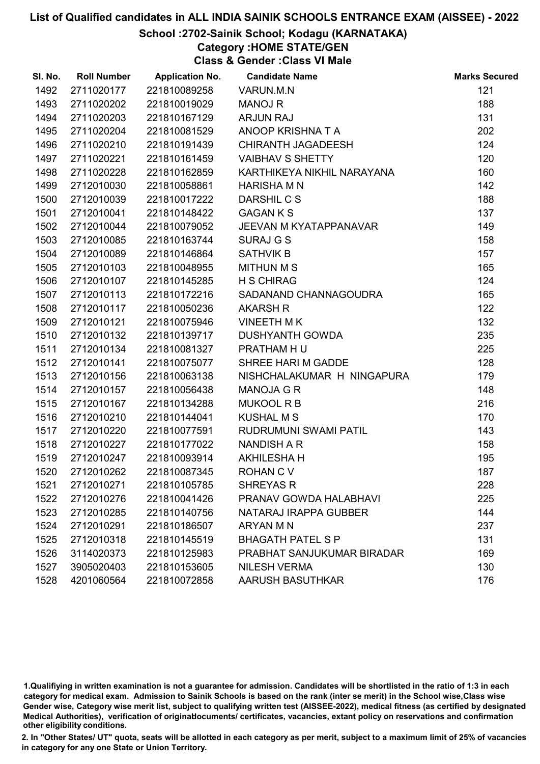# List of Qualified candidates in ALL INDIA SAINIK SCHOOLS ENTRANCE EXAM (AISSEE) - 2022

## School :2702-Sainik School; Kodagu (KARNATAKA)

### Category :HOME STATE/GEN

### Class & Gender :Class VI Male

| Sl. No. | Roll Number | Application No. | Candidate Name | Marks Secured |
|---|---|---|---|---|
| 1492 | 2711020177 | 221810089258 | VARUN.M.N | 121 |
| 1493 | 2711020202 | 221810019029 | MANOJ R | 188 |
| 1494 | 2711020203 | 221810167129 | ARJUN RAJ | 131 |
| 1495 | 2711020204 | 221810081529 | ANOOP KRISHNA T A | 202 |
| 1496 | 2711020210 | 221810191439 | CHIRANTH JAGADEESH | 124 |
| 1497 | 2711020221 | 221810161459 | VAIBHAV S SHETTY | 120 |
| 1498 | 2711020228 | 221810162859 | KARTHIKEYA NIKHIL NARAYANA | 160 |
| 1499 | 2712010030 | 221810058861 | HARISHA M N | 142 |
| 1500 | 2712010039 | 221810017222 | DARSHIL C S | 188 |
| 1501 | 2712010041 | 221810148422 | GAGAN K S | 137 |
| 1502 | 2712010044 | 221810079052 | JEEVAN M KYATAPPANAVAR | 149 |
| 1503 | 2712010085 | 221810163744 | SURAJ G S | 158 |
| 1504 | 2712010089 | 221810146864 | SATHVIK B | 157 |
| 1505 | 2712010103 | 221810048955 | MITHUN M S | 165 |
| 1506 | 2712010107 | 221810145285 | H S CHIRAG | 124 |
| 1507 | 2712010113 | 221810172216 | SADANAND CHANNAGOUDRA | 165 |
| 1508 | 2712010117 | 221810050236 | AKARSH R | 122 |
| 1509 | 2712010121 | 221810075946 | VINEETH M K | 132 |
| 1510 | 2712010132 | 221810139717 | DUSHYANTH GOWDA | 235 |
| 1511 | 2712010134 | 221810081327 | PRATHAM H U | 225 |
| 1512 | 2712010141 | 221810075077 | SHREE HARI M GADDE | 128 |
| 1513 | 2712010156 | 221810063138 | NISHCHALAKUMAR H NINGAPURA | 179 |
| 1514 | 2712010157 | 221810056438 | MANOJA G R | 148 |
| 1515 | 2712010167 | 221810134288 | MUKOOL R B | 216 |
| 1516 | 2712010210 | 221810144041 | KUSHAL M S | 170 |
| 1517 | 2712010220 | 221810077591 | RUDRUMUNI SWAMI PATIL | 143 |
| 1518 | 2712010227 | 221810177022 | NANDISH A R | 158 |
| 1519 | 2712010247 | 221810093914 | AKHILESHA H | 195 |
| 1520 | 2712010262 | 221810087345 | ROHAN C V | 187 |
| 1521 | 2712010271 | 221810105785 | SHREYAS R | 228 |
| 1522 | 2712010276 | 221810041426 | PRANAV GOWDA HALABHAVI | 225 |
| 1523 | 2712010285 | 221810140756 | NATARAJ IRAPPA GUBBER | 144 |
| 1524 | 2712010291 | 221810186507 | ARYAN M N | 237 |
| 1525 | 2712010318 | 221810145519 | BHAGATH PATEL S P | 131 |
| 1526 | 3114020373 | 221810125983 | PRABHAT SANJUKUMAR BIRADAR | 169 |
| 1527 | 3905020403 | 221810153605 | NILESH VERMA | 130 |
| 1528 | 4201060564 | 221810072858 | AARUSH BASUTHKAR | 176 |

1.Qualifiying in written examination is not a guarantee for admission. Candidates will be shortlisted in the ratio of 1:3 in each category for medical exam. Admission to Sainik Schools is based on the rank (inter se merit) in the School wise,Class wise Gender wise, Category wise merit list, subject to qualifying written test (AISSEE-2022), medical fitness (as certified by designated Medical Authorities), verification of originaldocuments/ certificates, vacancies, extant policy on reservations and confirmation other eligibility conditions.

2. In "Other States/ UT" quota, seats will be allotted in each category as per merit, subject to a maximum limit of 25% of vacancies in category for any one State or Union Territory.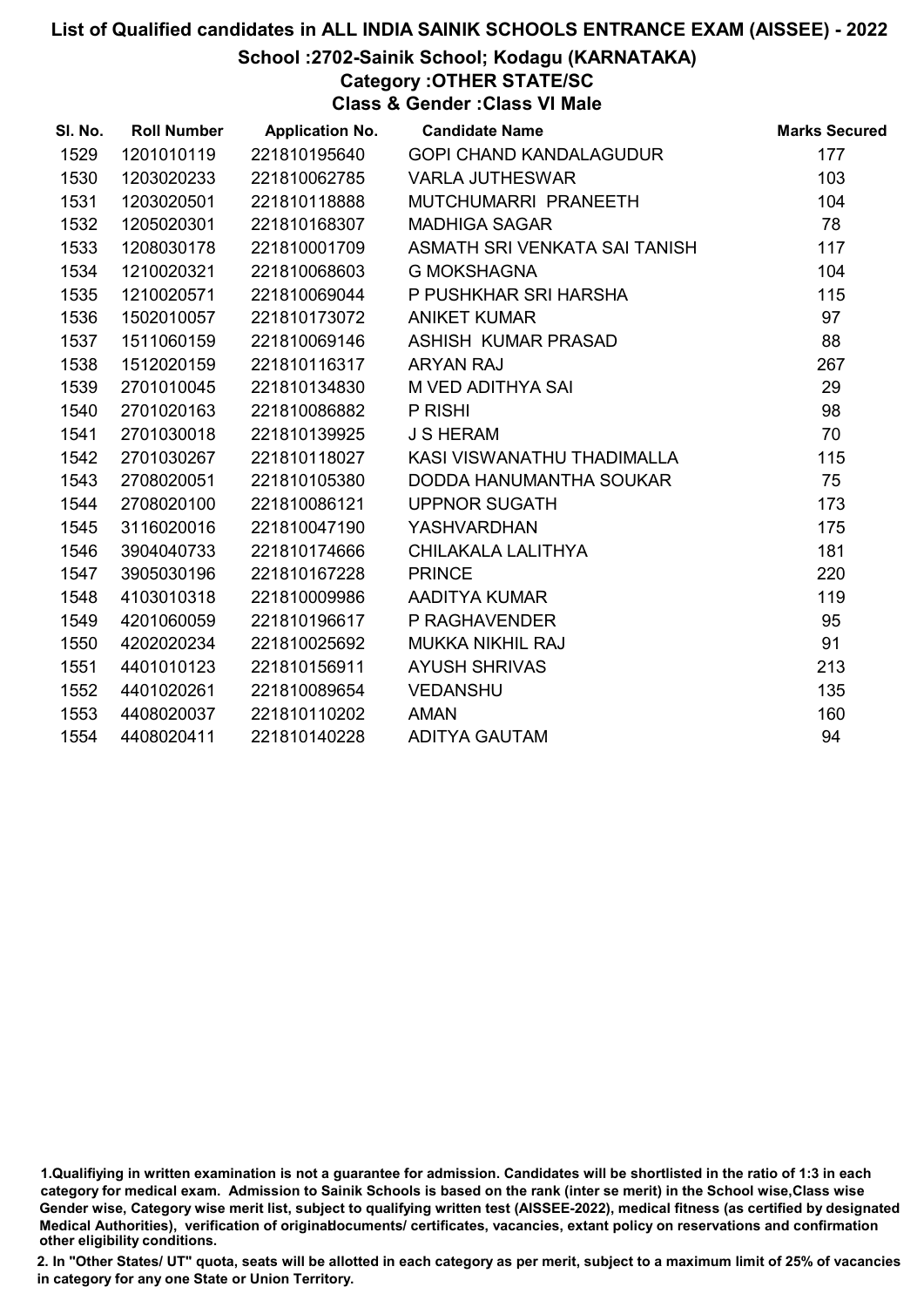# List of Qualified candidates in ALL INDIA SAINIK SCHOOLS ENTRANCE EXAM (AISSEE) - 2022

## School :2702-Sainik School; Kodagu (KARNATAKA)

### Category :OTHER STATE/SC

### Class & Gender :Class VI Male

| Sl. No. | Roll Number | Application No. | Candidate Name | Marks Secured |
|---|---|---|---|---|
| 1529 | 1201010119 | 221810195640 | GOPI CHAND KANDALAGUDUR | 177 |
| 1530 | 1203020233 | 221810062785 | VARLA JUTHESWAR | 103 |
| 1531 | 1203020501 | 221810118888 | MUTCHUMARRI PRANEETH | 104 |
| 1532 | 1205020301 | 221810168307 | MADHIGA SAGAR | 78 |
| 1533 | 1208030178 | 221810001709 | ASMATH SRI VENKATA SAI TANISH | 117 |
| 1534 | 1210020321 | 221810068603 | G MOKSHAGNA | 104 |
| 1535 | 1210020571 | 221810069044 | P PUSHKHAR SRI HARSHA | 115 |
| 1536 | 1502010057 | 221810173072 | ANIKET KUMAR | 97 |
| 1537 | 1511060159 | 221810069146 | ASHISH KUMAR PRASAD | 88 |
| 1538 | 1512020159 | 221810116317 | ARYAN RAJ | 267 |
| 1539 | 2701010045 | 221810134830 | M VED ADITHYA SAI | 29 |
| 1540 | 2701020163 | 221810086882 | P RISHI | 98 |
| 1541 | 2701030018 | 221810139925 | J S HERAM | 70 |
| 1542 | 2701030267 | 221810118027 | KASI VISWANATHU THADIMALLA | 115 |
| 1543 | 2708020051 | 221810105380 | DODDA HANUMANTHA SOUKAR | 75 |
| 1544 | 2708020100 | 221810086121 | UPPNOR SUGATH | 173 |
| 1545 | 3116020016 | 221810047190 | YASHVARDHAN | 175 |
| 1546 | 3904040733 | 221810174666 | CHILAKALA LALITHYA | 181 |
| 1547 | 3905030196 | 221810167228 | PRINCE | 220 |
| 1548 | 4103010318 | 221810009986 | AADITYA KUMAR | 119 |
| 1549 | 4201060059 | 221810196617 | P RAGHAVENDER | 95 |
| 1550 | 4202020234 | 221810025692 | MUKKA NIKHIL RAJ | 91 |
| 1551 | 4401010123 | 221810156911 | AYUSH SHRIVAS | 213 |
| 1552 | 4401020261 | 221810089654 | VEDANSHU | 135 |
| 1553 | 4408020037 | 221810110202 | AMAN | 160 |
| 1554 | 4408020411 | 221810140228 | ADITYA GAUTAM | 94 |

1.Qualifiying in written examination is not a guarantee for admission. Candidates will be shortlisted in the ratio of 1:3 in each category for medical exam. Admission to Sainik Schools is based on the rank (inter se merit) in the School wise,Class wise Gender wise, Category wise merit list, subject to qualifying written test (AISSEE-2022), medical fitness (as certified by designated Medical Authorities), verification of originaldocuments/ certificates, vacancies, extant policy on reservations and confirmation other eligibility conditions.

2. In "Other States/ UT" quota, seats will be allotted in each category as per merit, subject to a maximum limit of 25% of vacancies in category for any one State or Union Territory.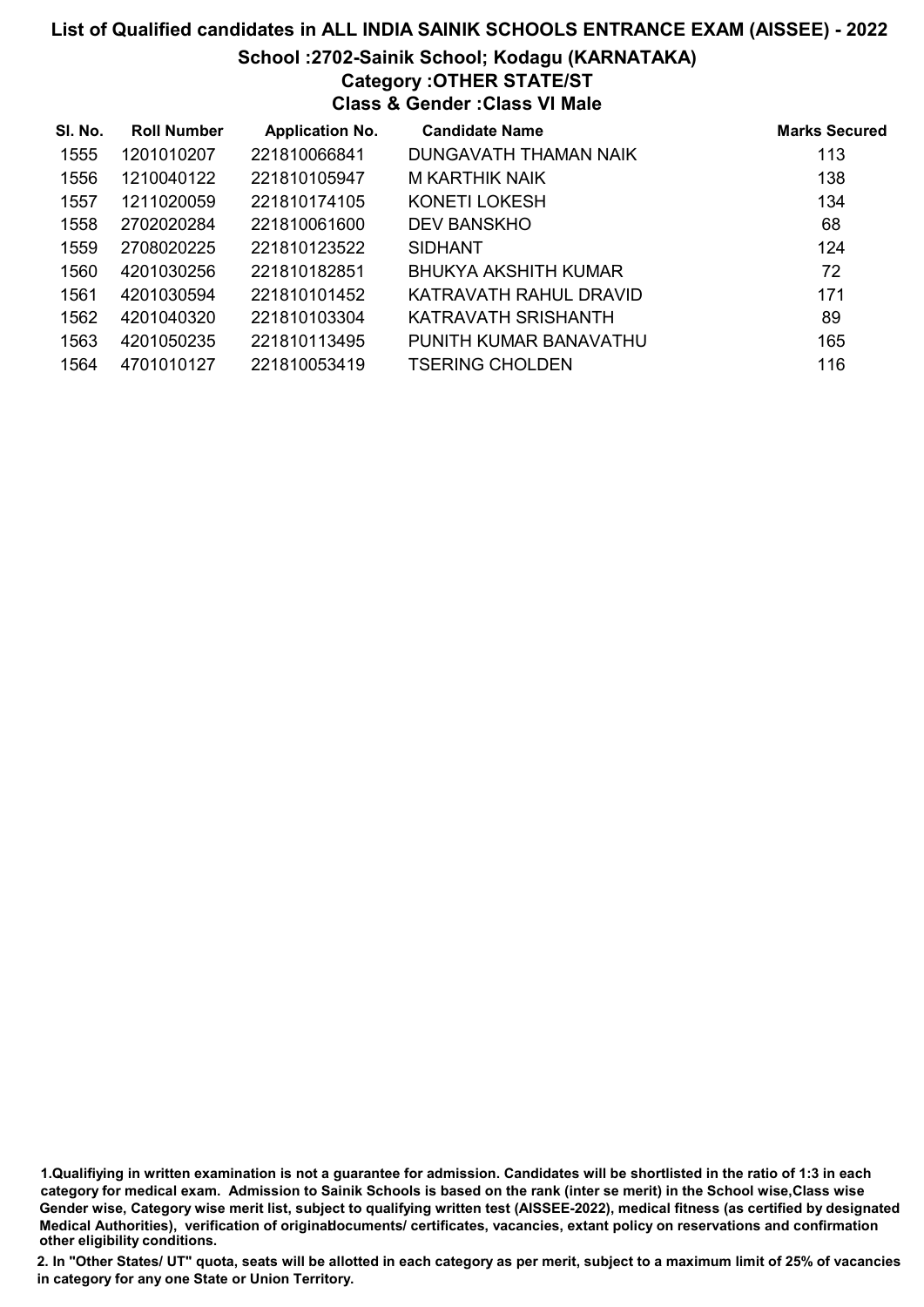# List of Qualified candidates in ALL INDIA SAINIK SCHOOLS ENTRANCE EXAM (AISSEE) - 2022

## School :2702-Sainik School; Kodagu (KARNATAKA)

### Category :OTHER STATE/ST

### Class & Gender :Class VI Male

| Sl. No. | Roll Number | Application No. | Candidate Name | Marks Secured |
|---|---|---|---|---|
| 1555 | 1201010207 | 221810066841 | DUNGAVATH THAMAN NAIK | 113 |
| 1556 | 1210040122 | 221810105947 | M KARTHIK NAIK | 138 |
| 1557 | 1211020059 | 221810174105 | KONETI LOKESH | 134 |
| 1558 | 2702020284 | 221810061600 | DEV BANSKHO | 68 |
| 1559 | 2708020225 | 221810123522 | SIDHANT | 124 |
| 1560 | 4201030256 | 221810182851 | BHUKYA AKSHITH KUMAR | 72 |
| 1561 | 4201030594 | 221810101452 | KATRAVATH RAHUL DRAVID | 171 |
| 1562 | 4201040320 | 221810103304 | KATRAVATH SRISHANTH | 89 |
| 1563 | 4201050235 | 221810113495 | PUNITH KUMAR BANAVATHU | 165 |
| 1564 | 4701010127 | 221810053419 | TSERING CHOLDEN | 116 |

1.Qualifiying in written examination is not a guarantee for admission. Candidates will be shortlisted in the ratio of 1:3 in each category for medical exam. Admission to Sainik Schools is based on the rank (inter se merit) in the School wise,Class wise Gender wise, Category wise merit list, subject to qualifying written test (AISSEE-2022), medical fitness (as certified by designated Medical Authorities), verification of originaldocuments/ certificates, vacancies, extant policy on reservations and confirmation other eligibility conditions.

2. In "Other States/ UT" quota, seats will be allotted in each category as per merit, subject to a maximum limit of 25% of vacancies in category for any one State or Union Territory.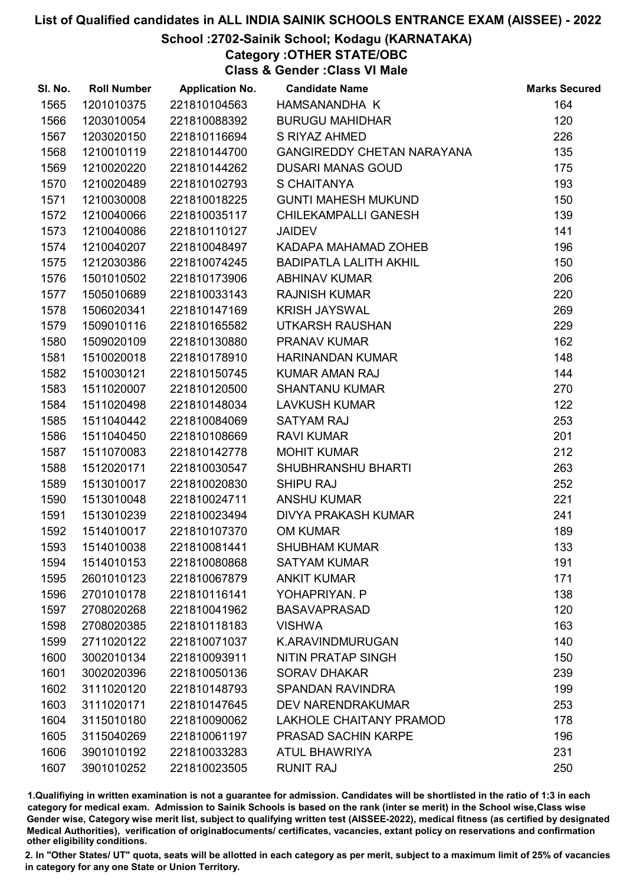# List of Qualified candidates in ALL INDIA SAINIK SCHOOLS ENTRANCE EXAM (AISSEE) - 2022

## School :2702-Sainik School; Kodagu (KARNATAKA)

### Category :OTHER STATE/OBC

### Class & Gender :Class VI Male

| Sl. No. | Roll Number | Application No. | Candidate Name | Marks Secured |
|---|---|---|---|---|
| 1565 | 1201010375 | 221810104563 | HAMSANANDHA K | 164 |
| 1566 | 1203010054 | 221810088392 | BURUGU MAHIDHAR | 120 |
| 1567 | 1203020150 | 221810116694 | S RIYAZ AHMED | 226 |
| 1568 | 1210010119 | 221810144700 | GANGIREDDY CHETAN NARAYANA | 135 |
| 1569 | 1210020220 | 221810144262 | DUSARI MANAS GOUD | 175 |
| 1570 | 1210020489 | 221810102793 | S CHAITANYA | 193 |
| 1571 | 1210030008 | 221810018225 | GUNTI MAHESH MUKUND | 150 |
| 1572 | 1210040066 | 221810035117 | CHILEKAMPALLI GANESH | 139 |
| 1573 | 1210040086 | 221810110127 | JAIDEV | 141 |
| 1574 | 1210040207 | 221810048497 | KADAPA MAHAMAD ZOHEB | 196 |
| 1575 | 1212030386 | 221810074245 | BADIPATLA LALITH AKHIL | 150 |
| 1576 | 1501010502 | 221810173906 | ABHINAV KUMAR | 206 |
| 1577 | 1505010689 | 221810033143 | RAJNISH KUMAR | 220 |
| 1578 | 1506020341 | 221810147169 | KRISH JAYSWAL | 269 |
| 1579 | 1509010116 | 221810165582 | UTKARSH RAUSHAN | 229 |
| 1580 | 1509020109 | 221810130880 | PRANAV KUMAR | 162 |
| 1581 | 1510020018 | 221810178910 | HARINANDAN KUMAR | 148 |
| 1582 | 1510030121 | 221810150745 | KUMAR AMAN RAJ | 144 |
| 1583 | 1511020007 | 221810120500 | SHANTANU KUMAR | 270 |
| 1584 | 1511020498 | 221810148034 | LAVKUSH KUMAR | 122 |
| 1585 | 1511040442 | 221810084069 | SATYAM RAJ | 253 |
| 1586 | 1511040450 | 221810108669 | RAVI KUMAR | 201 |
| 1587 | 1511070083 | 221810142778 | MOHIT KUMAR | 212 |
| 1588 | 1512020171 | 221810030547 | SHUBHRANSHU BHARTI | 263 |
| 1589 | 1513010017 | 221810020830 | SHIPU RAJ | 252 |
| 1590 | 1513010048 | 221810024711 | ANSHU KUMAR | 221 |
| 1591 | 1513010239 | 221810023494 | DIVYA PRAKASH KUMAR | 241 |
| 1592 | 1514010017 | 221810107370 | OM KUMAR | 189 |
| 1593 | 1514010038 | 221810081441 | SHUBHAM KUMAR | 133 |
| 1594 | 1514010153 | 221810080868 | SATYAM KUMAR | 191 |
| 1595 | 2601010123 | 221810067879 | ANKIT KUMAR | 171 |
| 1596 | 2701010178 | 221810116141 | YOHAPRIYAN. P | 138 |
| 1597 | 2708020268 | 221810041962 | BASAVAPRASAD | 120 |
| 1598 | 2708020385 | 221810118183 | VISHWA | 163 |
| 1599 | 2711020122 | 221810071037 | K.ARAVINDMURUGAN | 140 |
| 1600 | 3002010134 | 221810093911 | NITIN PRATAP SINGH | 150 |
| 1601 | 3002020396 | 221810050136 | SORAV DHAKAR | 239 |
| 1602 | 3111020120 | 221810148793 | SPANDAN RAVINDRA | 199 |
| 1603 | 3111020171 | 221810147645 | DEV NARENDRAKUMAR | 253 |
| 1604 | 3115010180 | 221810090062 | LAKHOLE CHAITANY PRAMOD | 178 |
| 1605 | 3115040269 | 221810061197 | PRASAD SACHIN KARPE | 196 |
| 1606 | 3901010192 | 221810033283 | ATUL BHAWRIYA | 231 |
| 1607 | 3901010252 | 221810023505 | RUNIT RAJ | 250 |

1.Qualifiying in written examination is not a guarantee for admission. Candidates will be shortlisted in the ratio of 1:3 in each category for medical exam. Admission to Sainik Schools is based on the rank (inter se merit) in the School wise,Class wise Gender wise, Category wise merit list, subject to qualifying written test (AISSEE-2022), medical fitness (as certified by designated Medical Authorities), verification of originaldocuments/ certificates, vacancies, extant policy on reservations and confirmation other eligibility conditions.

2. In "Other States/ UT" quota, seats will be allotted in each category as per merit, subject to a maximum limit of 25% of vacancies in category for any one State or Union Territory.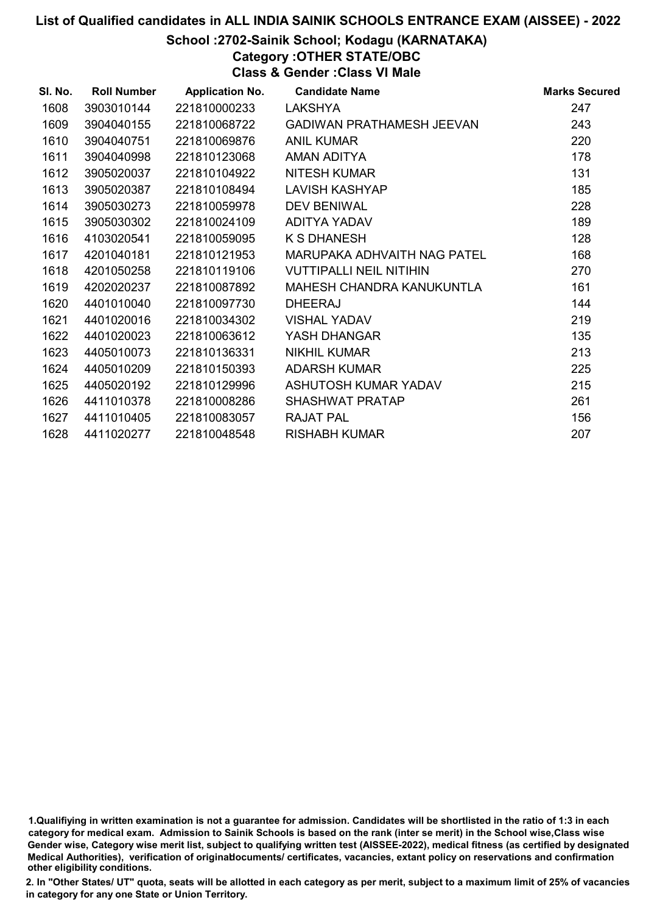# List of Qualified candidates in ALL INDIA SAINIK SCHOOLS ENTRANCE EXAM (AISSEE) - 2022

## School :2702-Sainik School; Kodagu (KARNATAKA)

### Category :OTHER STATE/OBC

### Class & Gender :Class VI Male

| Sl. No. | Roll Number | Application No. | Candidate Name | Marks Secured |
|---|---|---|---|---|
| 1608 | 3903010144 | 221810000233 | LAKSHYA | 247 |
| 1609 | 3904040155 | 221810068722 | GADIWAN PRATHAMESH JEEVAN | 243 |
| 1610 | 3904040751 | 221810069876 | ANIL KUMAR | 220 |
| 1611 | 3904040998 | 221810123068 | AMAN ADITYA | 178 |
| 1612 | 3905020037 | 221810104922 | NITESH KUMAR | 131 |
| 1613 | 3905020387 | 221810108494 | LAVISH KASHYAP | 185 |
| 1614 | 3905030273 | 221810059978 | DEV BENIWAL | 228 |
| 1615 | 3905030302 | 221810024109 | ADITYA YADAV | 189 |
| 1616 | 4103020541 | 221810059095 | K S DHANESH | 128 |
| 1617 | 4201040181 | 221810121953 | MARUPAKA ADHVAITH NAG PATEL | 168 |
| 1618 | 4201050258 | 221810119106 | VUTTIPALLI NEIL NITIHIN | 270 |
| 1619 | 4202020237 | 221810087892 | MAHESH CHANDRA KANUKUNTLA | 161 |
| 1620 | 4401010040 | 221810097730 | DHEERAJ | 144 |
| 1621 | 4401020016 | 221810034302 | VISHAL YADAV | 219 |
| 1622 | 4401020023 | 221810063612 | YASH DHANGAR | 135 |
| 1623 | 4405010073 | 221810136331 | NIKHIL KUMAR | 213 |
| 1624 | 4405010209 | 221810150393 | ADARSH KUMAR | 225 |
| 1625 | 4405020192 | 221810129996 | ASHUTOSH KUMAR YADAV | 215 |
| 1626 | 4411010378 | 221810008286 | SHASHWAT PRATAP | 261 |
| 1627 | 4411010405 | 221810083057 | RAJAT PAL | 156 |
| 1628 | 4411020277 | 221810048548 | RISHABH KUMAR | 207 |

1.Qualifiying in written examination is not a guarantee for admission. Candidates will be shortlisted in the ratio of 1:3 in each category for medical exam. Admission to Sainik Schools is based on the rank (inter se merit) in the School wise,Class wise Gender wise, Category wise merit list, subject to qualifying written test (AISSEE-2022), medical fitness (as certified by designated Medical Authorities), verification of originaldocuments/ certificates, vacancies, extant policy on reservations and confirmation other eligibility conditions.

2. In "Other States/ UT" quota, seats will be allotted in each category as per merit, subject to a maximum limit of 25% of vacancies in category for any one State or Union Territory.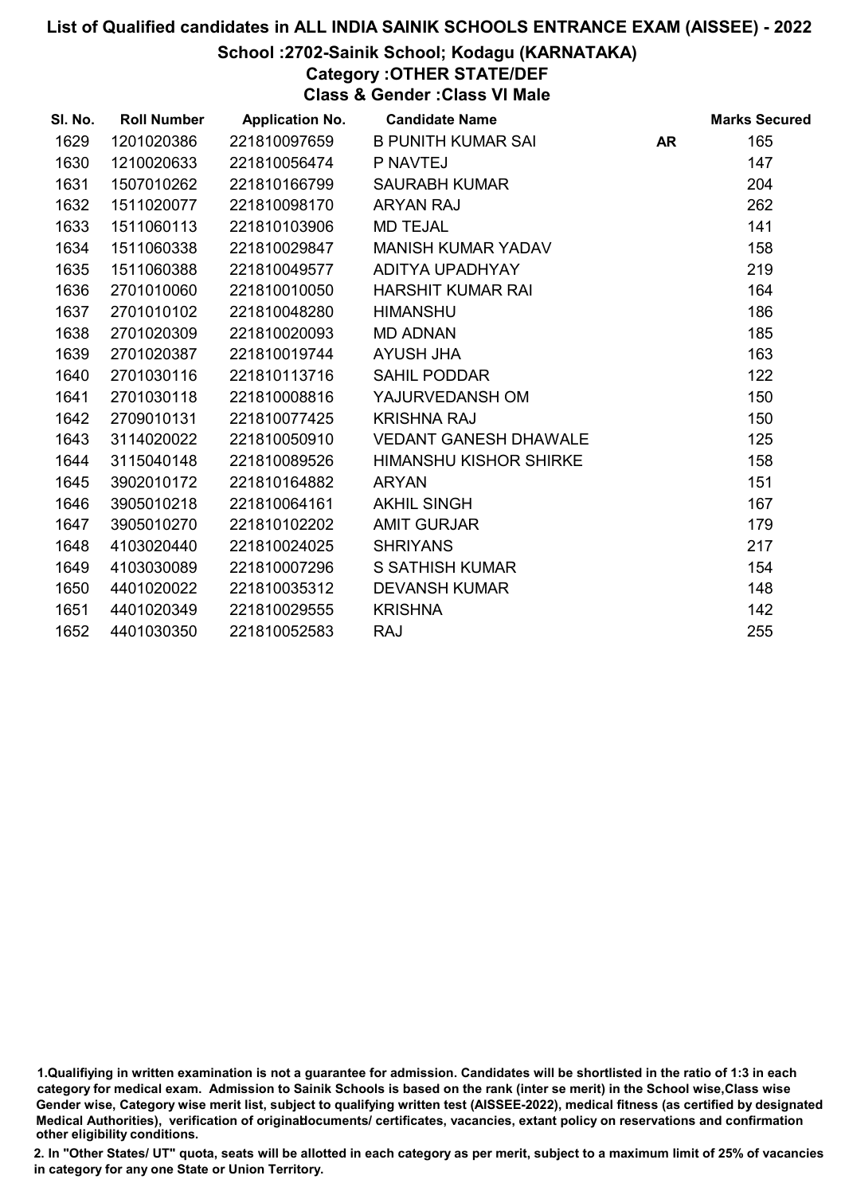# List of Qualified candidates in ALL INDIA SAINIK SCHOOLS ENTRANCE EXAM (AISSEE) - 2022

## School :2702-Sainik School; Kodagu (KARNATAKA)

### Category :OTHER STATE/DEF

### Class & Gender :Class VI Male

| Sl. No. | Roll Number | Application No. | Candidate Name | | Marks Secured |
|---|---|---|---|---|---|
| 1629 | 1201020386 | 221810097659 | B PUNITH KUMAR SAI | AR | 165 |
| 1630 | 1210020633 | 221810056474 | P NAVTEJ | | 147 |
| 1631 | 1507010262 | 221810166799 | SAURABH KUMAR | | 204 |
| 1632 | 1511020077 | 221810098170 | ARYAN RAJ | | 262 |
| 1633 | 1511060113 | 221810103906 | MD TEJAL | | 141 |
| 1634 | 1511060338 | 221810029847 | MANISH KUMAR YADAV | | 158 |
| 1635 | 1511060388 | 221810049577 | ADITYA UPADHYAY | | 219 |
| 1636 | 2701010060 | 221810010050 | HARSHIT KUMAR RAI | | 164 |
| 1637 | 2701010102 | 221810048280 | HIMANSHU | | 186 |
| 1638 | 2701020309 | 221810020093 | MD ADNAN | | 185 |
| 1639 | 2701020387 | 221810019744 | AYUSH JHA | | 163 |
| 1640 | 2701030116 | 221810113716 | SAHIL PODDAR | | 122 |
| 1641 | 2701030118 | 221810008816 | YAJURVEDANSH OM | | 150 |
| 1642 | 2709010131 | 221810077425 | KRISHNA RAJ | | 150 |
| 1643 | 3114020022 | 221810050910 | VEDANT GANESH DHAWALE | | 125 |
| 1644 | 3115040148 | 221810089526 | HIMANSHU KISHOR SHIRKE | | 158 |
| 1645 | 3902010172 | 221810164882 | ARYAN | | 151 |
| 1646 | 3905010218 | 221810064161 | AKHIL SINGH | | 167 |
| 1647 | 3905010270 | 221810102202 | AMIT GURJAR | | 179 |
| 1648 | 4103020440 | 221810024025 | SHRIYANS | | 217 |
| 1649 | 4103030089 | 221810007296 | S SATHISH KUMAR | | 154 |
| 1650 | 4401020022 | 221810035312 | DEVANSH KUMAR | | 148 |
| 1651 | 4401020349 | 221810029555 | KRISHNA | | 142 |
| 1652 | 4401030350 | 221810052583 | RAJ | | 255 |

1.Qualifiying in written examination is not a guarantee for admission. Candidates will be shortlisted in the ratio of 1:3 in each category for medical exam. Admission to Sainik Schools is based on the rank (inter se merit) in the School wise,Class wise Gender wise, Category wise merit list, subject to qualifying written test (AISSEE-2022), medical fitness (as certified by designated Medical Authorities), verification of originaldocuments/ certificates, vacancies, extant policy on reservations and confirmation other eligibility conditions.

2. In "Other States/ UT" quota, seats will be allotted in each category as per merit, subject to a maximum limit of 25% of vacancies in category for any one State or Union Territory.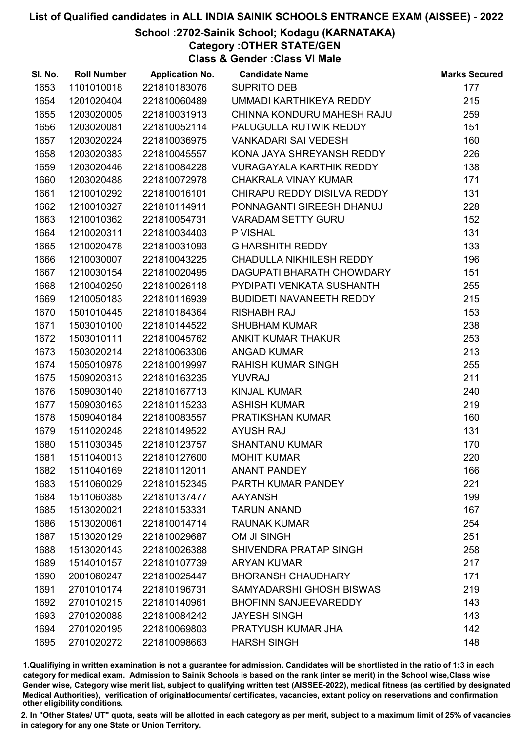# List of Qualified candidates in ALL INDIA SAINIK SCHOOLS ENTRANCE EXAM (AISSEE) - 2022

## School :2702-Sainik School; Kodagu (KARNATAKA)

### Category :OTHER STATE/GEN

### Class & Gender :Class VI Male

| Sl. No. | Roll Number | Application No. | Candidate Name | Marks Secured |
|---|---|---|---|---|
| 1653 | 1101010018 | 221810183076 | SUPRITO DEB | 177 |
| 1654 | 1201020404 | 221810060489 | UMMADI KARTHIKEYA REDDY | 215 |
| 1655 | 1203020005 | 221810031913 | CHINNA KONDURU MAHESH RAJU | 259 |
| 1656 | 1203020081 | 221810052114 | PALUGULLA RUTWIK REDDY | 151 |
| 1657 | 1203020224 | 221810036975 | VANKADARI SAI VEDESH | 160 |
| 1658 | 1203020383 | 221810045557 | KONA JAYA SHREYANSH REDDY | 226 |
| 1659 | 1203020446 | 221810084228 | VURAGAYALA KARTHIK REDDY | 138 |
| 1660 | 1203020488 | 221810072978 | CHAKRALA VINAY KUMAR | 171 |
| 1661 | 1210010292 | 221810016101 | CHIRAPU REDDY DISILVA REDDY | 131 |
| 1662 | 1210010327 | 221810114911 | PONNAGANTI SIREESH DHANUJ | 228 |
| 1663 | 1210010362 | 221810054731 | VARADAM SETTY GURU | 152 |
| 1664 | 1210020311 | 221810034403 | P VISHAL | 131 |
| 1665 | 1210020478 | 221810031093 | G HARSHITH REDDY | 133 |
| 1666 | 1210030007 | 221810043225 | CHADULLA NIKHILESH REDDY | 196 |
| 1667 | 1210030154 | 221810020495 | DAGUPATI BHARATH CHOWDARY | 151 |
| 1668 | 1210040250 | 221810026118 | PYDIPATI VENKATA SUSHANTH | 255 |
| 1669 | 1210050183 | 221810116939 | BUDIDETI NAVANEETH REDDY | 215 |
| 1670 | 1501010445 | 221810184364 | RISHABH RAJ | 153 |
| 1671 | 1503010100 | 221810144522 | SHUBHAM KUMAR | 238 |
| 1672 | 1503010111 | 221810045762 | ANKIT KUMAR THAKUR | 253 |
| 1673 | 1503020214 | 221810063306 | ANGAD KUMAR | 213 |
| 1674 | 1505010978 | 221810019997 | RAHISH KUMAR SINGH | 255 |
| 1675 | 1509020313 | 221810163235 | YUVRAJ | 211 |
| 1676 | 1509030140 | 221810167713 | KINJAL KUMAR | 240 |
| 1677 | 1509030163 | 221810115233 | ASHISH KUMAR | 219 |
| 1678 | 1509040184 | 221810083557 | PRATIKSHAN KUMAR | 160 |
| 1679 | 1511020248 | 221810149522 | AYUSH RAJ | 131 |
| 1680 | 1511030345 | 221810123757 | SHANTANU KUMAR | 170 |
| 1681 | 1511040013 | 221810127600 | MOHIT KUMAR | 220 |
| 1682 | 1511040169 | 221810112011 | ANANT PANDEY | 166 |
| 1683 | 1511060029 | 221810152345 | PARTH KUMAR PANDEY | 221 |
| 1684 | 1511060385 | 221810137477 | AAYANSH | 199 |
| 1685 | 1513020021 | 221810153331 | TARUN ANAND | 167 |
| 1686 | 1513020061 | 221810014714 | RAUNAK KUMAR | 254 |
| 1687 | 1513020129 | 221810029687 | OM JI SINGH | 251 |
| 1688 | 1513020143 | 221810026388 | SHIVENDRA PRATAP SINGH | 258 |
| 1689 | 1514010157 | 221810107739 | ARYAN KUMAR | 217 |
| 1690 | 2001060247 | 221810025447 | BHORANSH CHAUDHARY | 171 |
| 1691 | 2701010174 | 221810196731 | SAMYADARSHI GHOSH BISWAS | 219 |
| 1692 | 2701010215 | 221810140961 | BHOFINN SANJEEVAREDDY | 143 |
| 1693 | 2701020088 | 221810084242 | JAYESH SINGH | 143 |
| 1694 | 2701020195 | 221810069803 | PRATYUSH KUMAR JHA | 142 |
| 1695 | 2701020272 | 221810098663 | HARSH SINGH | 148 |

1.Qualifiying in written examination is not a guarantee for admission. Candidates will be shortlisted in the ratio of 1:3 in each category for medical exam. Admission to Sainik Schools is based on the rank (inter se merit) in the School wise,Class wise Gender wise, Category wise merit list, subject to qualifying written test (AISSEE-2022), medical fitness (as certified by designated Medical Authorities), verification of originaldocuments/ certificates, vacancies, extant policy on reservations and confirmation other eligibility conditions.

2. In "Other States/ UT" quota, seats will be allotted in each category as per merit, subject to a maximum limit of 25% of vacancies in category for any one State or Union Territory.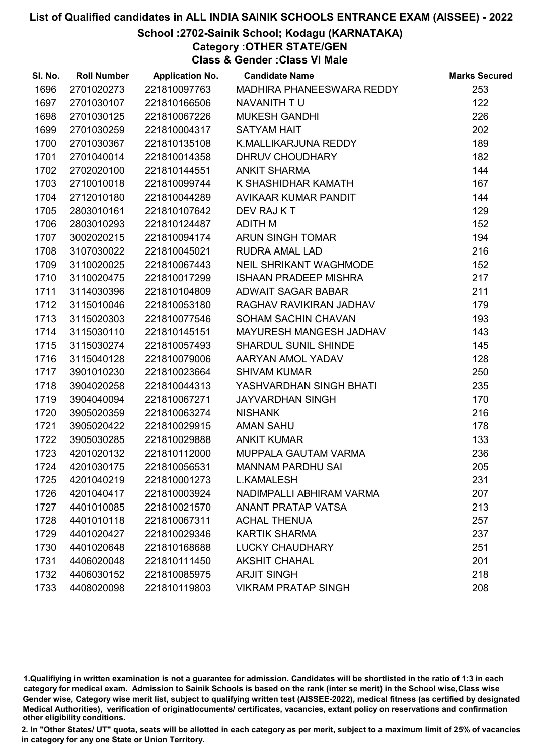# List of Qualified candidates in ALL INDIA SAINIK SCHOOLS ENTRANCE EXAM (AISSEE) - 2022

## School :2702-Sainik School; Kodagu (KARNATAKA)

### Category :OTHER STATE/GEN

### Class & Gender :Class VI Male

| Sl. No. | Roll Number | Application No. | Candidate Name | Marks Secured |
|---|---|---|---|---|
| 1696 | 2701020273 | 221810097763 | MADHIRA PHANEESWARA REDDY | 253 |
| 1697 | 2701030107 | 221810166506 | NAVANITH T U | 122 |
| 1698 | 2701030125 | 221810067226 | MUKESH GANDHI | 226 |
| 1699 | 2701030259 | 221810004317 | SATYAM HAIT | 202 |
| 1700 | 2701030367 | 221810135108 | K.MALLIKARJUNA REDDY | 189 |
| 1701 | 2701040014 | 221810014358 | DHRUV CHOUDHARY | 182 |
| 1702 | 2702020100 | 221810144551 | ANKIT SHARMA | 144 |
| 1703 | 2710010018 | 221810099744 | K SHASHIDHAR KAMATH | 167 |
| 1704 | 2712010180 | 221810044289 | AVIKAAR KUMAR PANDIT | 144 |
| 1705 | 2803010161 | 221810107642 | DEV RAJ K T | 129 |
| 1706 | 2803010293 | 221810124487 | ADITH M | 152 |
| 1707 | 3002020215 | 221810094174 | ARUN SINGH TOMAR | 194 |
| 1708 | 3107030022 | 221810045021 | RUDRA AMAL LAD | 216 |
| 1709 | 3110020025 | 221810067443 | NEIL SHRIKANT WAGHMODE | 152 |
| 1710 | 3110020475 | 221810017299 | ISHAAN PRADEEP MISHRA | 217 |
| 1711 | 3114030396 | 221810104809 | ADWAIT SAGAR BABAR | 211 |
| 1712 | 3115010046 | 221810053180 | RAGHAV RAVIKIRAN JADHAV | 179 |
| 1713 | 3115020303 | 221810077546 | SOHAM SACHIN CHAVAN | 193 |
| 1714 | 3115030110 | 221810145151 | MAYURESH MANGESH JADHAV | 143 |
| 1715 | 3115030274 | 221810057493 | SHARDUL SUNIL SHINDE | 145 |
| 1716 | 3115040128 | 221810079006 | AARYAN AMOL YADAV | 128 |
| 1717 | 3901010230 | 221810023664 | SHIVAM KUMAR | 250 |
| 1718 | 3904020258 | 221810044313 | YASHVARDHAN SINGH BHATI | 235 |
| 1719 | 3904040094 | 221810067271 | JAYVARDHAN SINGH | 170 |
| 1720 | 3905020359 | 221810063274 | NISHANK | 216 |
| 1721 | 3905020422 | 221810029915 | AMAN SAHU | 178 |
| 1722 | 3905030285 | 221810029888 | ANKIT KUMAR | 133 |
| 1723 | 4201020132 | 221810112000 | MUPPALA GAUTAM VARMA | 236 |
| 1724 | 4201030175 | 221810056531 | MANNAM PARDHU SAI | 205 |
| 1725 | 4201040219 | 221810001273 | L.KAMALESH | 231 |
| 1726 | 4201040417 | 221810003924 | NADIMPALLI ABHIRAM VARMA | 207 |
| 1727 | 4401010085 | 221810021570 | ANANT PRATAP VATSA | 213 |
| 1728 | 4401010118 | 221810067311 | ACHAL THENUA | 257 |
| 1729 | 4401020427 | 221810029346 | KARTIK SHARMA | 237 |
| 1730 | 4401020648 | 221810168688 | LUCKY CHAUDHARY | 251 |
| 1731 | 4406020048 | 221810111450 | AKSHIT CHAHAL | 201 |
| 1732 | 4406030152 | 221810085975 | ARJIT SINGH | 218 |
| 1733 | 4408020098 | 221810119803 | VIKRAM PRATAP SINGH | 208 |

1.Qualifiying in written examination is not a guarantee for admission. Candidates will be shortlisted in the ratio of 1:3 in each category for medical exam. Admission to Sainik Schools is based on the rank (inter se merit) in the School wise,Class wise Gender wise, Category wise merit list, subject to qualifying written test (AISSEE-2022), medical fitness (as certified by designated Medical Authorities), verification of originaldocuments/ certificates, vacancies, extant policy on reservations and confirmation other eligibility conditions.

2. In "Other States/ UT" quota, seats will be allotted in each category as per merit, subject to a maximum limit of 25% of vacancies in category for any one State or Union Territory.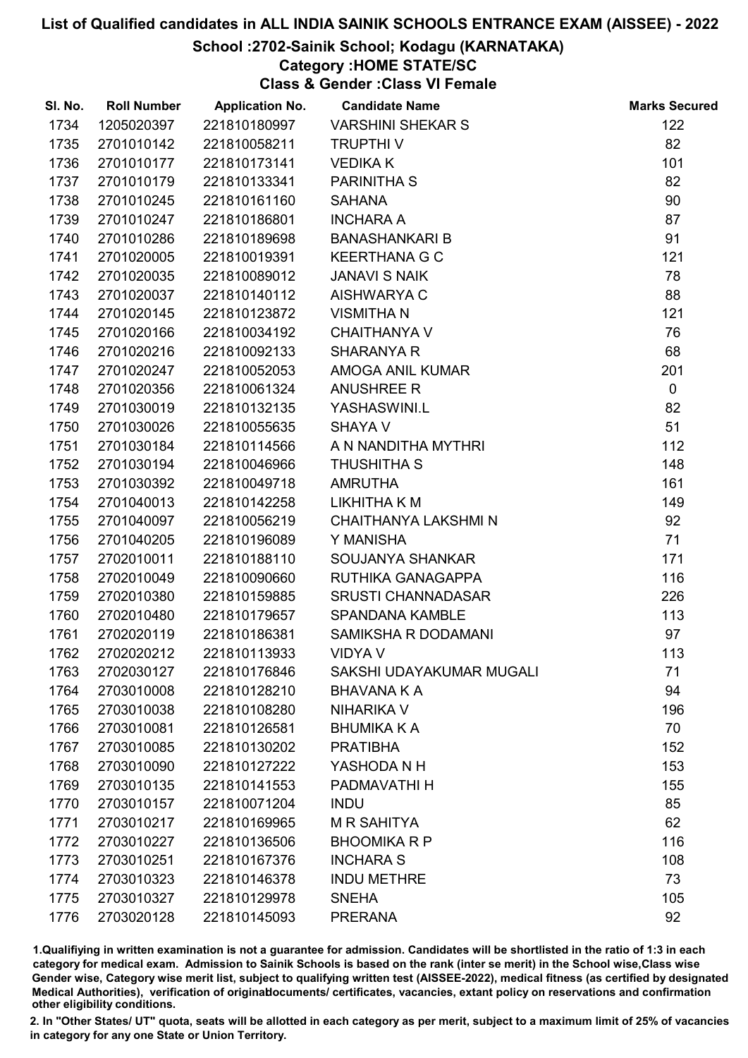# List of Qualified candidates in ALL INDIA SAINIK SCHOOLS ENTRANCE EXAM (AISSEE) - 2022

## School :2702-Sainik School; Kodagu (KARNATAKA)

### Category :HOME STATE/SC

### Class & Gender :Class VI Female

| Sl. No. | Roll Number | Application No. | Candidate Name | Marks Secured |
|---|---|---|---|---|
| 1734 | 1205020397 | 221810180997 | VARSHINI SHEKAR S | 122 |
| 1735 | 2701010142 | 221810058211 | TRUPTHI V | 82 |
| 1736 | 2701010177 | 221810173141 | VEDIKA K | 101 |
| 1737 | 2701010179 | 221810133341 | PARINITHA S | 82 |
| 1738 | 2701010245 | 221810161160 | SAHANA | 90 |
| 1739 | 2701010247 | 221810186801 | INCHARA A | 87 |
| 1740 | 2701010286 | 221810189698 | BANASHANKARI B | 91 |
| 1741 | 2701020005 | 221810019391 | KEERTHANA G C | 121 |
| 1742 | 2701020035 | 221810089012 | JANAVI S NAIK | 78 |
| 1743 | 2701020037 | 221810140112 | AISHWARYA C | 88 |
| 1744 | 2701020145 | 221810123872 | VISMITHA N | 121 |
| 1745 | 2701020166 | 221810034192 | CHAITHANYA V | 76 |
| 1746 | 2701020216 | 221810092133 | SHARANYA R | 68 |
| 1747 | 2701020247 | 221810052053 | AMOGA ANIL KUMAR | 201 |
| 1748 | 2701020356 | 221810061324 | ANUSHREE R | 0 |
| 1749 | 2701030019 | 221810132135 | YASHASWINI.L | 82 |
| 1750 | 2701030026 | 221810055635 | SHAYA V | 51 |
| 1751 | 2701030184 | 221810114566 | A N NANDITHA MYTHRI | 112 |
| 1752 | 2701030194 | 221810046966 | THUSHITHA S | 148 |
| 1753 | 2701030392 | 221810049718 | AMRUTHA | 161 |
| 1754 | 2701040013 | 221810142258 | LIKHITHA K M | 149 |
| 1755 | 2701040097 | 221810056219 | CHAITHANYA LAKSHMI N | 92 |
| 1756 | 2701040205 | 221810196089 | Y MANISHA | 71 |
| 1757 | 2702010011 | 221810188110 | SOUJANYA SHANKAR | 171 |
| 1758 | 2702010049 | 221810090660 | RUTHIKA GANAGAPPA | 116 |
| 1759 | 2702010380 | 221810159885 | SRUSTI CHANNADASAR | 226 |
| 1760 | 2702010480 | 221810179657 | SPANDANA KAMBLE | 113 |
| 1761 | 2702020119 | 221810186381 | SAMIKSHA R DODAMANI | 97 |
| 1762 | 2702020212 | 221810113933 | VIDYA V | 113 |
| 1763 | 2702030127 | 221810176846 | SAKSHI UDAYAKUMAR MUGALI | 71 |
| 1764 | 2703010008 | 221810128210 | BHAVANA K A | 94 |
| 1765 | 2703010038 | 221810108280 | NIHARIKA V | 196 |
| 1766 | 2703010081 | 221810126581 | BHUMIKA K A | 70 |
| 1767 | 2703010085 | 221810130202 | PRATIBHA | 152 |
| 1768 | 2703010090 | 221810127222 | YASHODA N H | 153 |
| 1769 | 2703010135 | 221810141553 | PADMAVATHI H | 155 |
| 1770 | 2703010157 | 221810071204 | INDU | 85 |
| 1771 | 2703010217 | 221810169965 | M R SAHITYA | 62 |
| 1772 | 2703010227 | 221810136506 | BHOOMIKA R P | 116 |
| 1773 | 2703010251 | 221810167376 | INCHARA S | 108 |
| 1774 | 2703010323 | 221810146378 | INDU METHRE | 73 |
| 1775 | 2703010327 | 221810129978 | SNEHA | 105 |
| 1776 | 2703020128 | 221810145093 | PRERANA | 92 |

1.Qualifying in written examination is not a guarantee for admission. Candidates will be shortlisted in the ratio of 1:3 in each category for medical exam. Admission to Sainik Schools is based on the rank (inter se merit) in the School wise,Class wise Gender wise, Category wise merit list, subject to qualifying written test (AISSEE-2022), medical fitness (as certified by designated Medical Authorities), verification of originaldocuments/ certificates, vacancies, extant policy on reservations and confirmation other eligibility conditions.

2. In "Other States/ UT" quota, seats will be allotted in each category as per merit, subject to a maximum limit of 25% of vacancies in category for any one State or Union Territory.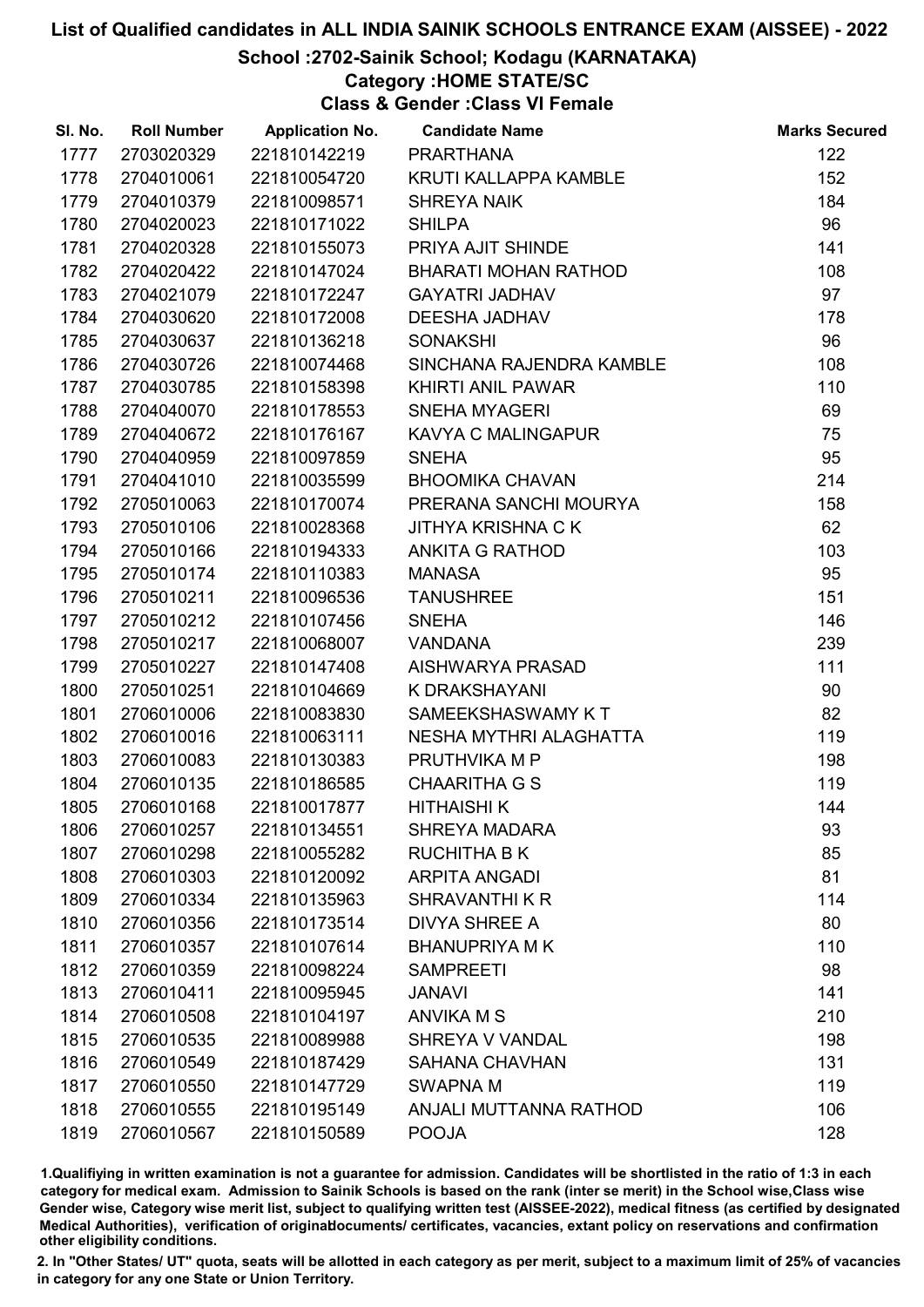# List of Qualified candidates in ALL INDIA SAINIK SCHOOLS ENTRANCE EXAM (AISSEE) - 2022

## School :2702-Sainik School; Kodagu (KARNATAKA)

### Category :HOME STATE/SC

### Class & Gender :Class VI Female

| Sl. No. | Roll Number | Application No. | Candidate Name | Marks Secured |
|---|---|---|---|---|
| 1777 | 2703020329 | 221810142219 | PRARTHANA | 122 |
| 1778 | 2704010061 | 221810054720 | KRUTI KALLAPPA KAMBLE | 152 |
| 1779 | 2704010379 | 221810098571 | SHREYA NAIK | 184 |
| 1780 | 2704020023 | 221810171022 | SHILPA | 96 |
| 1781 | 2704020328 | 221810155073 | PRIYA AJIT SHINDE | 141 |
| 1782 | 2704020422 | 221810147024 | BHARATI MOHAN RATHOD | 108 |
| 1783 | 2704021079 | 221810172247 | GAYATRI JADHAV | 97 |
| 1784 | 2704030620 | 221810172008 | DEESHA JADHAV | 178 |
| 1785 | 2704030637 | 221810136218 | SONAKSHI | 96 |
| 1786 | 2704030726 | 221810074468 | SINCHANA RAJENDRA KAMBLE | 108 |
| 1787 | 2704030785 | 221810158398 | KHIRTI ANIL PAWAR | 110 |
| 1788 | 2704040070 | 221810178553 | SNEHA MYAGERI | 69 |
| 1789 | 2704040672 | 221810176167 | KAVYA C MALINGAPUR | 75 |
| 1790 | 2704040959 | 221810097859 | SNEHA | 95 |
| 1791 | 2704041010 | 221810035599 | BHOOMIKA CHAVAN | 214 |
| 1792 | 2705010063 | 221810170074 | PRERANA SANCHI MOURYA | 158 |
| 1793 | 2705010106 | 221810028368 | JITHYA KRISHNA C K | 62 |
| 1794 | 2705010166 | 221810194333 | ANKITA G RATHOD | 103 |
| 1795 | 2705010174 | 221810110383 | MANASA | 95 |
| 1796 | 2705010211 | 221810096536 | TANUSHREE | 151 |
| 1797 | 2705010212 | 221810107456 | SNEHA | 146 |
| 1798 | 2705010217 | 221810068007 | VANDANA | 239 |
| 1799 | 2705010227 | 221810147408 | AISHWARYA PRASAD | 111 |
| 1800 | 2705010251 | 221810104669 | K DRAKSHAYANI | 90 |
| 1801 | 2706010006 | 221810083830 | SAMEEKSHASWAMY K T | 82 |
| 1802 | 2706010016 | 221810063111 | NESHA MYTHRI ALAGHATTA | 119 |
| 1803 | 2706010083 | 221810130383 | PRUTHVIKA M P | 198 |
| 1804 | 2706010135 | 221810186585 | CHAARITHA G S | 119 |
| 1805 | 2706010168 | 221810017877 | HITHAISHI K | 144 |
| 1806 | 2706010257 | 221810134551 | SHREYA MADARA | 93 |
| 1807 | 2706010298 | 221810055282 | RUCHITHA B K | 85 |
| 1808 | 2706010303 | 221810120092 | ARPITA ANGADI | 81 |
| 1809 | 2706010334 | 221810135963 | SHRAVANTHI K R | 114 |
| 1810 | 2706010356 | 221810173514 | DIVYA SHREE A | 80 |
| 1811 | 2706010357 | 221810107614 | BHANUPRIYA M K | 110 |
| 1812 | 2706010359 | 221810098224 | SAMPREETI | 98 |
| 1813 | 2706010411 | 221810095945 | JANAVI | 141 |
| 1814 | 2706010508 | 221810104197 | ANVIKA M S | 210 |
| 1815 | 2706010535 | 221810089988 | SHREYA V VANDAL | 198 |
| 1816 | 2706010549 | 221810187429 | SAHANA CHAVHAN | 131 |
| 1817 | 2706010550 | 221810147729 | SWAPNA M | 119 |
| 1818 | 2706010555 | 221810195149 | ANJALI MUTTANNA RATHOD | 106 |
| 1819 | 2706010567 | 221810150589 | POOJA | 128 |

1.Qualifiying in written examination is not a guarantee for admission. Candidates will be shortlisted in the ratio of 1:3 in each category for medical exam. Admission to Sainik Schools is based on the rank (inter se merit) in the School wise,Class wise Gender wise, Category wise merit list, subject to qualifying written test (AISSEE-2022), medical fitness (as certified by designated Medical Authorities), verification of originaldocuments/ certificates, vacancies, extant policy on reservations and confirmation other eligibility conditions.

2. In "Other States/ UT" quota, seats will be allotted in each category as per merit, subject to a maximum limit of 25% of vacancies in category for any one State or Union Territory.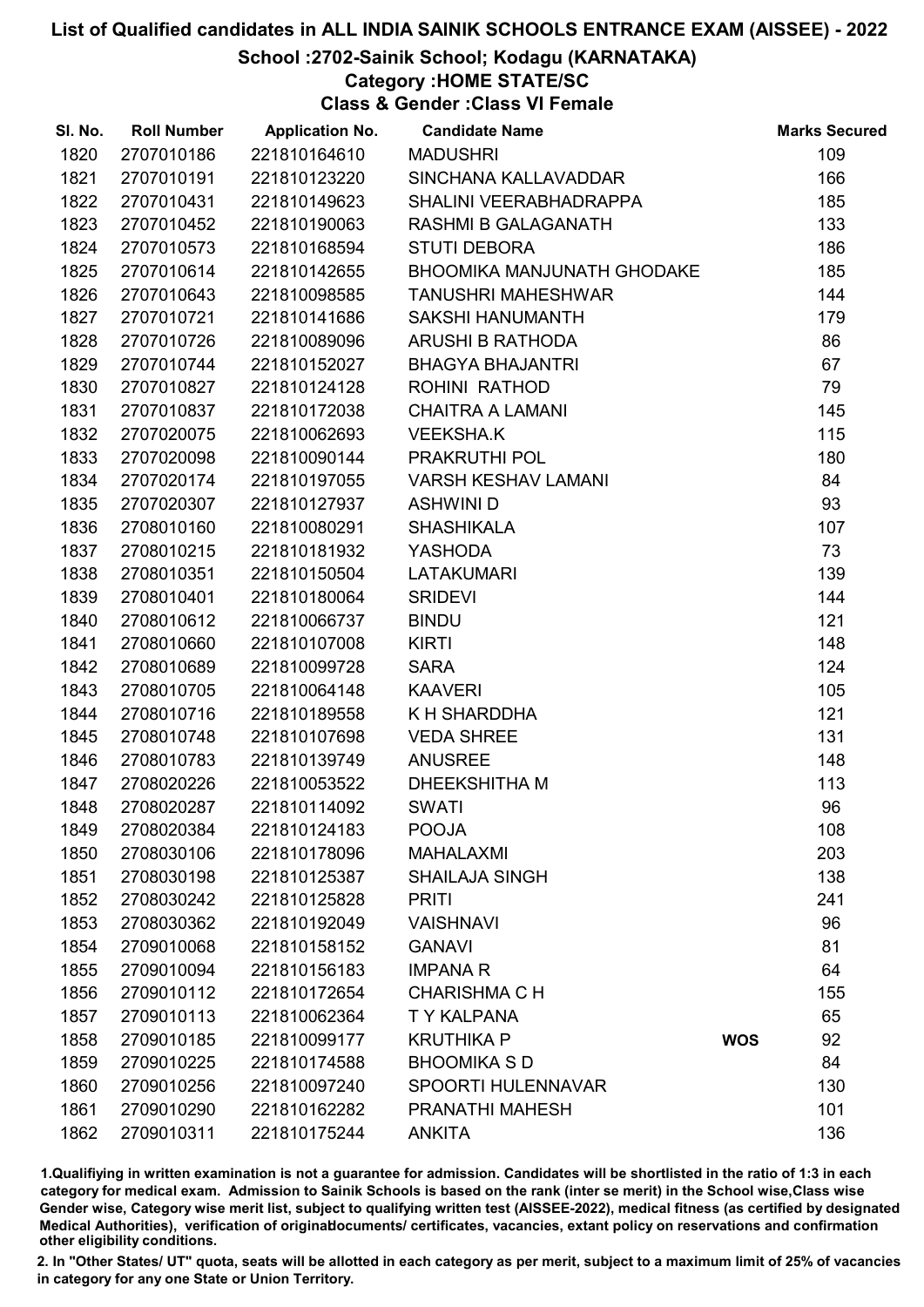# List of Qualified candidates in ALL INDIA SAINIK SCHOOLS ENTRANCE EXAM (AISSEE) - 2022

## School :2702-Sainik School; Kodagu (KARNATAKA)

### Category :HOME STATE/SC

### Class & Gender :Class VI Female

| Sl. No. | Roll Number | Application No. | Candidate Name | | Marks Secured |
|---|---|---|---|---|---|
| 1820 | 2707010186 | 221810164610 | MADUSHRI | | 109 |
| 1821 | 2707010191 | 221810123220 | SINCHANA KALLAVADDAR | | 166 |
| 1822 | 2707010431 | 221810149623 | SHALINI VEERABHADRAPPA | | 185 |
| 1823 | 2707010452 | 221810190063 | RASHMI B GALAGANATH | | 133 |
| 1824 | 2707010573 | 221810168594 | STUTI DEBORA | | 186 |
| 1825 | 2707010614 | 221810142655 | BHOOMIKA MANJUNATH GHODAKE | | 185 |
| 1826 | 2707010643 | 221810098585 | TANUSHRI MAHESHWAR | | 144 |
| 1827 | 2707010721 | 221810141686 | SAKSHI HANUMANTH | | 179 |
| 1828 | 2707010726 | 221810089096 | ARUSHI B RATHODA | | 86 |
| 1829 | 2707010744 | 221810152027 | BHAGYA BHAJANTRI | | 67 |
| 1830 | 2707010827 | 221810124128 | ROHINI RATHOD | | 79 |
| 1831 | 2707010837 | 221810172038 | CHAITRA A LAMANI | | 145 |
| 1832 | 2707020075 | 221810062693 | VEEKSHA.K | | 115 |
| 1833 | 2707020098 | 221810090144 | PRAKRUTHI POL | | 180 |
| 1834 | 2707020174 | 221810197055 | VARSH KESHAV LAMANI | | 84 |
| 1835 | 2707020307 | 221810127937 | ASHWINI D | | 93 |
| 1836 | 2708010160 | 221810080291 | SHASHIKALA | | 107 |
| 1837 | 2708010215 | 221810181932 | YASHODA | | 73 |
| 1838 | 2708010351 | 221810150504 | LATAKUMARI | | 139 |
| 1839 | 2708010401 | 221810180064 | SRIDEVI | | 144 |
| 1840 | 2708010612 | 221810066737 | BINDU | | 121 |
| 1841 | 2708010660 | 221810107008 | KIRTI | | 148 |
| 1842 | 2708010689 | 221810099728 | SARA | | 124 |
| 1843 | 2708010705 | 221810064148 | KAAVERI | | 105 |
| 1844 | 2708010716 | 221810189558 | K H SHARDDHA | | 121 |
| 1845 | 2708010748 | 221810107698 | VEDA SHREE | | 131 |
| 1846 | 2708010783 | 221810139749 | ANUSREE | | 148 |
| 1847 | 2708020226 | 221810053522 | DHEEKSHITHA M | | 113 |
| 1848 | 2708020287 | 221810114092 | SWATI | | 96 |
| 1849 | 2708020384 | 221810124183 | POOJA | | 108 |
| 1850 | 2708030106 | 221810178096 | MAHALAXMI | | 203 |
| 1851 | 2708030198 | 221810125387 | SHAILAJA SINGH | | 138 |
| 1852 | 2708030242 | 221810125828 | PRITI | | 241 |
| 1853 | 2708030362 | 221810192049 | VAISHNAVI | | 96 |
| 1854 | 2709010068 | 221810158152 | GANAVI | | 81 |
| 1855 | 2709010094 | 221810156183 | IMPANA R | | 64 |
| 1856 | 2709010112 | 221810172654 | CHARISHMA C H | | 155 |
| 1857 | 2709010113 | 221810062364 | T Y KALPANA | | 65 |
| 1858 | 2709010185 | 221810099177 | KRUTHIKA P | WOS | 92 |
| 1859 | 2709010225 | 221810174588 | BHOOMIKA S D | | 84 |
| 1860 | 2709010256 | 221810097240 | SPOORTI HULENNAVAR | | 130 |
| 1861 | 2709010290 | 221810162282 | PRANATHI MAHESH | | 101 |
| 1862 | 2709010311 | 221810175244 | ANKITA | | 136 |

1.Qualifiying in written examination is not a guarantee for admission. Candidates will be shortlisted in the ratio of 1:3 in each category for medical exam. Admission to Sainik Schools is based on the rank (inter se merit) in the School wise,Class wise Gender wise, Category wise merit list, subject to qualifying written test (AISSEE-2022), medical fitness (as certified by designated Medical Authorities), verification of originaldocuments/ certificates, vacancies, extant policy on reservations and confirmation other eligibility conditions.

2. In "Other States/ UT" quota, seats will be allotted in each category as per merit, subject to a maximum limit of 25% of vacancies in category for any one State or Union Territory.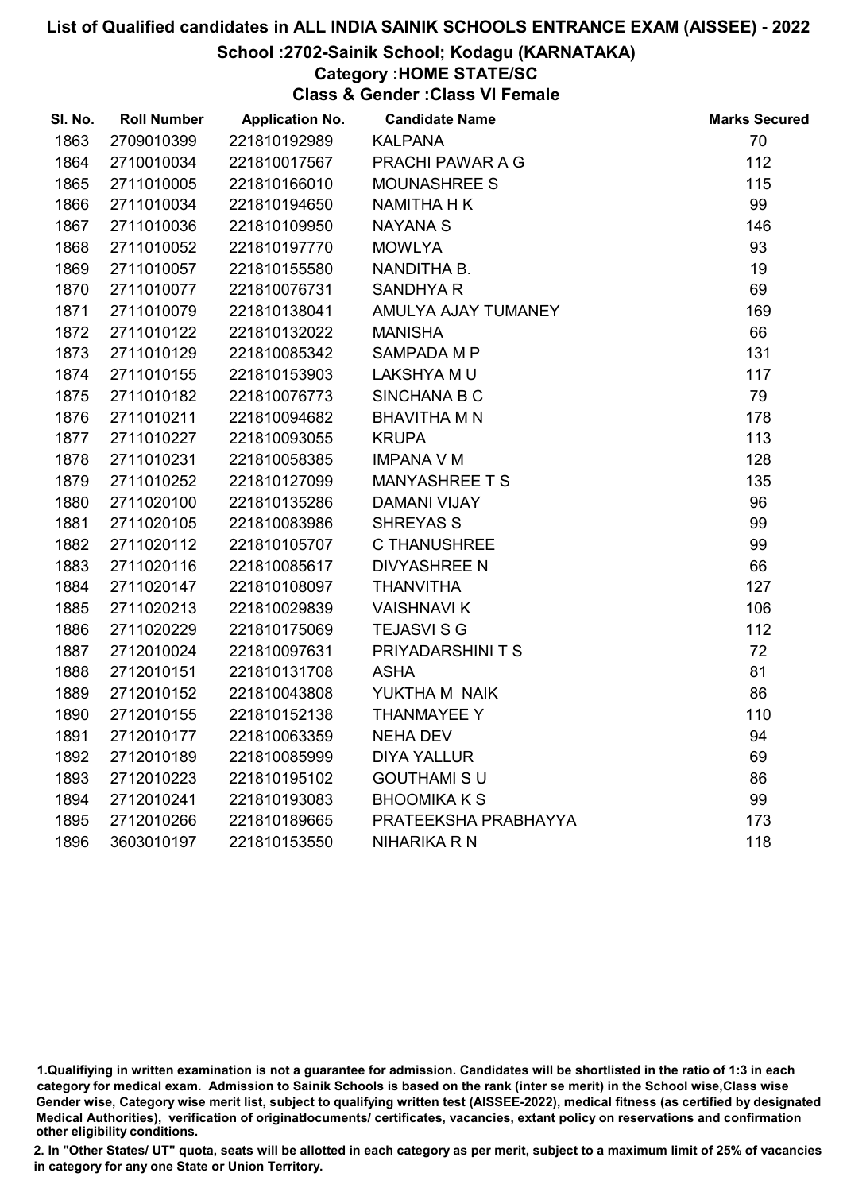# List of Qualified candidates in ALL INDIA SAINIK SCHOOLS ENTRANCE EXAM (AISSEE) - 2022

## School :2702-Sainik School; Kodagu (KARNATAKA)

### Category :HOME STATE/SC

### Class & Gender :Class VI Female

| Sl. No. | Roll Number | Application No. | Candidate Name | Marks Secured |
|---|---|---|---|---|
| 1863 | 2709010399 | 221810192989 | KALPANA | 70 |
| 1864 | 2710010034 | 221810017567 | PRACHI PAWAR A G | 112 |
| 1865 | 2711010005 | 221810166010 | MOUNASHREE S | 115 |
| 1866 | 2711010034 | 221810194650 | NAMITHA H K | 99 |
| 1867 | 2711010036 | 221810109950 | NAYANA S | 146 |
| 1868 | 2711010052 | 221810197770 | MOWLYA | 93 |
| 1869 | 2711010057 | 221810155580 | NANDITHA B. | 19 |
| 1870 | 2711010077 | 221810076731 | SANDHYA R | 69 |
| 1871 | 2711010079 | 221810138041 | AMULYA AJAY TUMANEY | 169 |
| 1872 | 2711010122 | 221810132022 | MANISHA | 66 |
| 1873 | 2711010129 | 221810085342 | SAMPADA M P | 131 |
| 1874 | 2711010155 | 221810153903 | LAKSHYA M U | 117 |
| 1875 | 2711010182 | 221810076773 | SINCHANA B C | 79 |
| 1876 | 2711010211 | 221810094682 | BHAVITHA M N | 178 |
| 1877 | 2711010227 | 221810093055 | KRUPA | 113 |
| 1878 | 2711010231 | 221810058385 | IMPANA V M | 128 |
| 1879 | 2711010252 | 221810127099 | MANYASHREE T S | 135 |
| 1880 | 2711020100 | 221810135286 | DAMANI VIJAY | 96 |
| 1881 | 2711020105 | 221810083986 | SHREYAS S | 99 |
| 1882 | 2711020112 | 221810105707 | C THANUSHREE | 99 |
| 1883 | 2711020116 | 221810085617 | DIVYASHREE N | 66 |
| 1884 | 2711020147 | 221810108097 | THANVITHA | 127 |
| 1885 | 2711020213 | 221810029839 | VAISHNAVI K | 106 |
| 1886 | 2711020229 | 221810175069 | TEJASVI S G | 112 |
| 1887 | 2712010024 | 221810097631 | PRIYADARSHINI T S | 72 |
| 1888 | 2712010151 | 221810131708 | ASHA | 81 |
| 1889 | 2712010152 | 221810043808 | YUKTHA M NAIK | 86 |
| 1890 | 2712010155 | 221810152138 | THANMAYEE Y | 110 |
| 1891 | 2712010177 | 221810063359 | NEHA DEV | 94 |
| 1892 | 2712010189 | 221810085999 | DIYA YALLUR | 69 |
| 1893 | 2712010223 | 221810195102 | GOUTHAMI S U | 86 |
| 1894 | 2712010241 | 221810193083 | BHOOMIKA K S | 99 |
| 1895 | 2712010266 | 221810189665 | PRATEEKSHA PRABHAYYA | 173 |
| 1896 | 3603010197 | 221810153550 | NIHARIKA R N | 118 |

1.Qualifiying in written examination is not a guarantee for admission. Candidates will be shortlisted in the ratio of 1:3 in each category for medical exam. Admission to Sainik Schools is based on the rank (inter se merit) in the School wise,Class wise Gender wise, Category wise merit list, subject to qualifying written test (AISSEE-2022), medical fitness (as certified by designated Medical Authorities), verification of originaldocuments/ certificates, vacancies, extant policy on reservations and confirmation other eligibility conditions.

2. In "Other States/ UT" quota, seats will be allotted in each category as per merit, subject to a maximum limit of 25% of vacancies in category for any one State or Union Territory.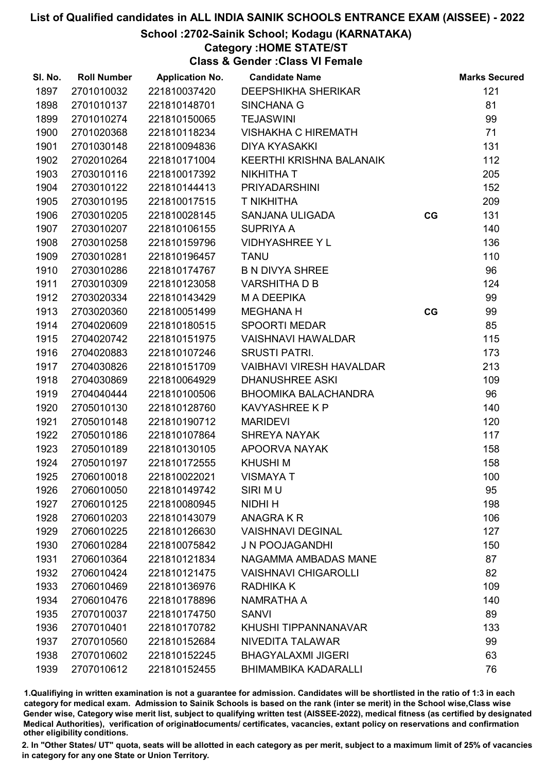# List of Qualified candidates in ALL INDIA SAINIK SCHOOLS ENTRANCE EXAM (AISSEE) - 2022

## School :2702-Sainik School; Kodagu (KARNATAKA)

### Category :HOME STATE/ST

### Class & Gender :Class VI Female

| Sl. No. | Roll Number | Application No. | Candidate Name | | Marks Secured |
|---|---|---|---|---|---|
| 1897 | 2701010032 | 221810037420 | DEEPSHIKHA SHERIKAR | | 121 |
| 1898 | 2701010137 | 221810148701 | SINCHANA G | | 81 |
| 1899 | 2701010274 | 221810150065 | TEJASWINI | | 99 |
| 1900 | 2701020368 | 221810118234 | VISHAKHA C HIREMATH | | 71 |
| 1901 | 2701030148 | 221810094836 | DIYA KYASAKKI | | 131 |
| 1902 | 2702010264 | 221810171004 | KEERTHI KRISHNA BALANAIK | | 112 |
| 1903 | 2703010116 | 221810017392 | NIKHITHA T | | 205 |
| 1904 | 2703010122 | 221810144413 | PRIYADARSHINI | | 152 |
| 1905 | 2703010195 | 221810017515 | T NIKHITHA | | 209 |
| 1906 | 2703010205 | 221810028145 | SANJANA ULIGADA | CG | 131 |
| 1907 | 2703010207 | 221810106155 | SUPRIYA A | | 140 |
| 1908 | 2703010258 | 221810159796 | VIDHYASHREE Y L | | 136 |
| 1909 | 2703010281 | 221810196457 | TANU | | 110 |
| 1910 | 2703010286 | 221810174767 | B N DIVYA SHREE | | 96 |
| 1911 | 2703010309 | 221810123058 | VARSHITHA D B | | 124 |
| 1912 | 2703020334 | 221810143429 | M A DEEPIKA | | 99 |
| 1913 | 2703020360 | 221810051499 | MEGHANA H | CG | 99 |
| 1914 | 2704020609 | 221810180515 | SPOORTI MEDAR | | 85 |
| 1915 | 2704020742 | 221810151975 | VAISHNAVI HAWALDAR | | 115 |
| 1916 | 2704020883 | 221810107246 | SRUSTI PATRI. | | 173 |
| 1917 | 2704030826 | 221810151709 | VAIBHAVI VIRESH HAVALDAR | | 213 |
| 1918 | 2704030869 | 221810064929 | DHANUSHREE ASKI | | 109 |
| 1919 | 2704040444 | 221810100506 | BHOOMIKA BALACHANDRA | | 96 |
| 1920 | 2705010130 | 221810128760 | KAVYASHREE K P | | 140 |
| 1921 | 2705010148 | 221810190712 | MARIDEVI | | 120 |
| 1922 | 2705010186 | 221810107864 | SHREYA NAYAK | | 117 |
| 1923 | 2705010189 | 221810130105 | APOORVA NAYAK | | 158 |
| 1924 | 2705010197 | 221810172555 | KHUSHI M | | 158 |
| 1925 | 2706010018 | 221810022021 | VISMAYA T | | 100 |
| 1926 | 2706010050 | 221810149742 | SIRI M U | | 95 |
| 1927 | 2706010125 | 221810080945 | NIDHI H | | 198 |
| 1928 | 2706010203 | 221810143079 | ANAGRA K R | | 106 |
| 1929 | 2706010225 | 221810126630 | VAISHNAVI DEGINAL | | 127 |
| 1930 | 2706010284 | 221810075842 | J N POOJAGANDHI | | 150 |
| 1931 | 2706010364 | 221810121834 | NAGAMMA AMBADAS MANE | | 87 |
| 1932 | 2706010424 | 221810121475 | VAISHNAVI CHIGAROLLI | | 82 |
| 1933 | 2706010469 | 221810136976 | RADHIKA K | | 109 |
| 1934 | 2706010476 | 221810178896 | NAMRATHA A | | 140 |
| 1935 | 2707010037 | 221810174750 | SANVI | | 89 |
| 1936 | 2707010401 | 221810170782 | KHUSHI TIPPANNANAVAR | | 133 |
| 1937 | 2707010560 | 221810152684 | NIVEDITA TALAWAR | | 99 |
| 1938 | 2707010602 | 221810152245 | BHAGYALAXMI JIGERI | | 63 |
| 1939 | 2707010612 | 221810152455 | BHIMAMBIKA KADARALLI | | 76 |

1.Qualifiying in written examination is not a guarantee for admission. Candidates will be shortlisted in the ratio of 1:3 in each category for medical exam. Admission to Sainik Schools is based on the rank (inter se merit) in the School wise,Class wise Gender wise, Category wise merit list, subject to qualifying written test (AISSEE-2022), medical fitness (as certified by designated Medical Authorities), verification of originaldocuments/ certificates, vacancies, extant policy on reservations and confirmation other eligibility conditions.

2. In "Other States/ UT" quota, seats will be allotted in each category as per merit, subject to a maximum limit of 25% of vacancies in category for any one State or Union Territory.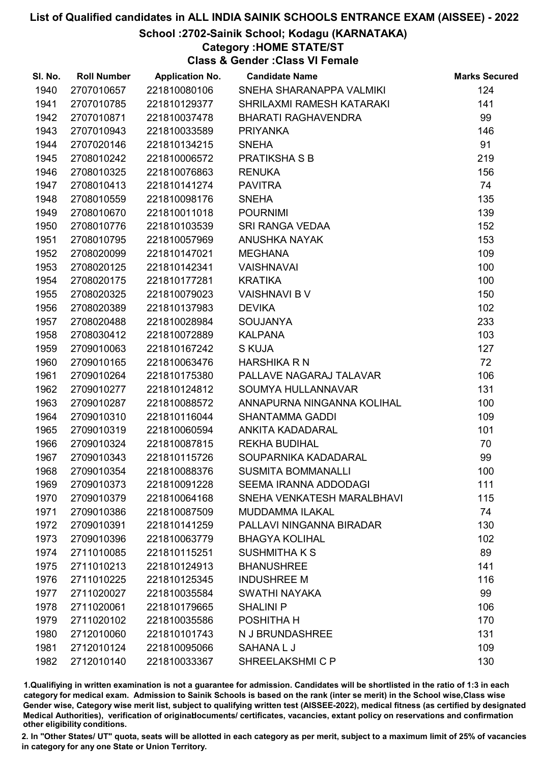# List of Qualified candidates in ALL INDIA SAINIK SCHOOLS ENTRANCE EXAM (AISSEE) - 2022

## School :2702-Sainik School; Kodagu (KARNATAKA)

### Category :HOME STATE/ST

### Class & Gender :Class VI Female

| Sl. No. | Roll Number | Application No. | Candidate Name | Marks Secured |
|---|---|---|---|---|
| 1940 | 2707010657 | 221810080106 | SNEHA SHARANAPPA VALMIKI | 124 |
| 1941 | 2707010785 | 221810129377 | SHRILAXMI RAMESH KATARAKI | 141 |
| 1942 | 2707010871 | 221810037478 | BHARATI RAGHAVENDRA | 99 |
| 1943 | 2707010943 | 221810033589 | PRIYANKA | 146 |
| 1944 | 2707020146 | 221810134215 | SNEHA | 91 |
| 1945 | 2708010242 | 221810006572 | PRATIKSHA S B | 219 |
| 1946 | 2708010325 | 221810076863 | RENUKA | 156 |
| 1947 | 2708010413 | 221810141274 | PAVITRA | 74 |
| 1948 | 2708010559 | 221810098176 | SNEHA | 135 |
| 1949 | 2708010670 | 221810011018 | POURNIMI | 139 |
| 1950 | 2708010776 | 221810103539 | SRI RANGA VEDAA | 152 |
| 1951 | 2708010795 | 221810057969 | ANUSHKA NAYAK | 153 |
| 1952 | 2708020099 | 221810147021 | MEGHANA | 109 |
| 1953 | 2708020125 | 221810142341 | VAISHNAVAI | 100 |
| 1954 | 2708020175 | 221810177281 | KRATIKA | 100 |
| 1955 | 2708020325 | 221810079023 | VAISHNAVI B V | 150 |
| 1956 | 2708020389 | 221810137983 | DEVIKA | 102 |
| 1957 | 2708020488 | 221810028984 | SOUJANYA | 233 |
| 1958 | 2708030412 | 221810072889 | KALPANA | 103 |
| 1959 | 2709010063 | 221810167242 | S KUJA | 127 |
| 1960 | 2709010165 | 221810063476 | HARSHIKA R N | 72 |
| 1961 | 2709010264 | 221810175380 | PALLAVE NAGARAJ TALAVAR | 106 |
| 1962 | 2709010277 | 221810124812 | SOUMYA HULLANNAVAR | 131 |
| 1963 | 2709010287 | 221810088572 | ANNAPURNA NINGANNA KOLIHAL | 100 |
| 1964 | 2709010310 | 221810116044 | SHANTAMMA GADDI | 109 |
| 1965 | 2709010319 | 221810060594 | ANKITA KADADARAL | 101 |
| 1966 | 2709010324 | 221810087815 | REKHA BUDIHAL | 70 |
| 1967 | 2709010343 | 221810115726 | SOUPARNIKA KADADARAL | 99 |
| 1968 | 2709010354 | 221810088376 | SUSMITA BOMMANALLI | 100 |
| 1969 | 2709010373 | 221810091228 | SEEMA IRANNA ADDODAGI | 111 |
| 1970 | 2709010379 | 221810064168 | SNEHA VENKATESH MARALBHAVI | 115 |
| 1971 | 2709010386 | 221810087509 | MUDDAMMA ILAKAL | 74 |
| 1972 | 2709010391 | 221810141259 | PALLAVI NINGANNA BIRADAR | 130 |
| 1973 | 2709010396 | 221810063779 | BHAGYA KOLIHAL | 102 |
| 1974 | 2711010085 | 221810115251 | SUSHMITHA K S | 89 |
| 1975 | 2711010213 | 221810124913 | BHANUSHREE | 141 |
| 1976 | 2711010225 | 221810125345 | INDUSHREE M | 116 |
| 1977 | 2711020027 | 221810035584 | SWATHI NAYAKA | 99 |
| 1978 | 2711020061 | 221810179665 | SHALINI P | 106 |
| 1979 | 2711020102 | 221810035586 | POSHITHA H | 170 |
| 1980 | 2712010060 | 221810101743 | N J BRUNDASHREE | 131 |
| 1981 | 2712010124 | 221810095066 | SAHANA L J | 109 |
| 1982 | 2712010140 | 221810033367 | SHREELAKSHMI C P | 130 |

1.Qualifiying in written examination is not a guarantee for admission. Candidates will be shortlisted in the ratio of 1:3 in each category for medical exam. Admission to Sainik Schools is based on the rank (inter se merit) in the School wise,Class wise Gender wise, Category wise merit list, subject to qualifying written test (AISSEE-2022), medical fitness (as certified by designated Medical Authorities), verification of originaldocuments/ certificates, vacancies, extant policy on reservations and confirmation other eligibility conditions.

2. In "Other States/ UT" quota, seats will be allotted in each category as per merit, subject to a maximum limit of 25% of vacancies in category for any one State or Union Territory.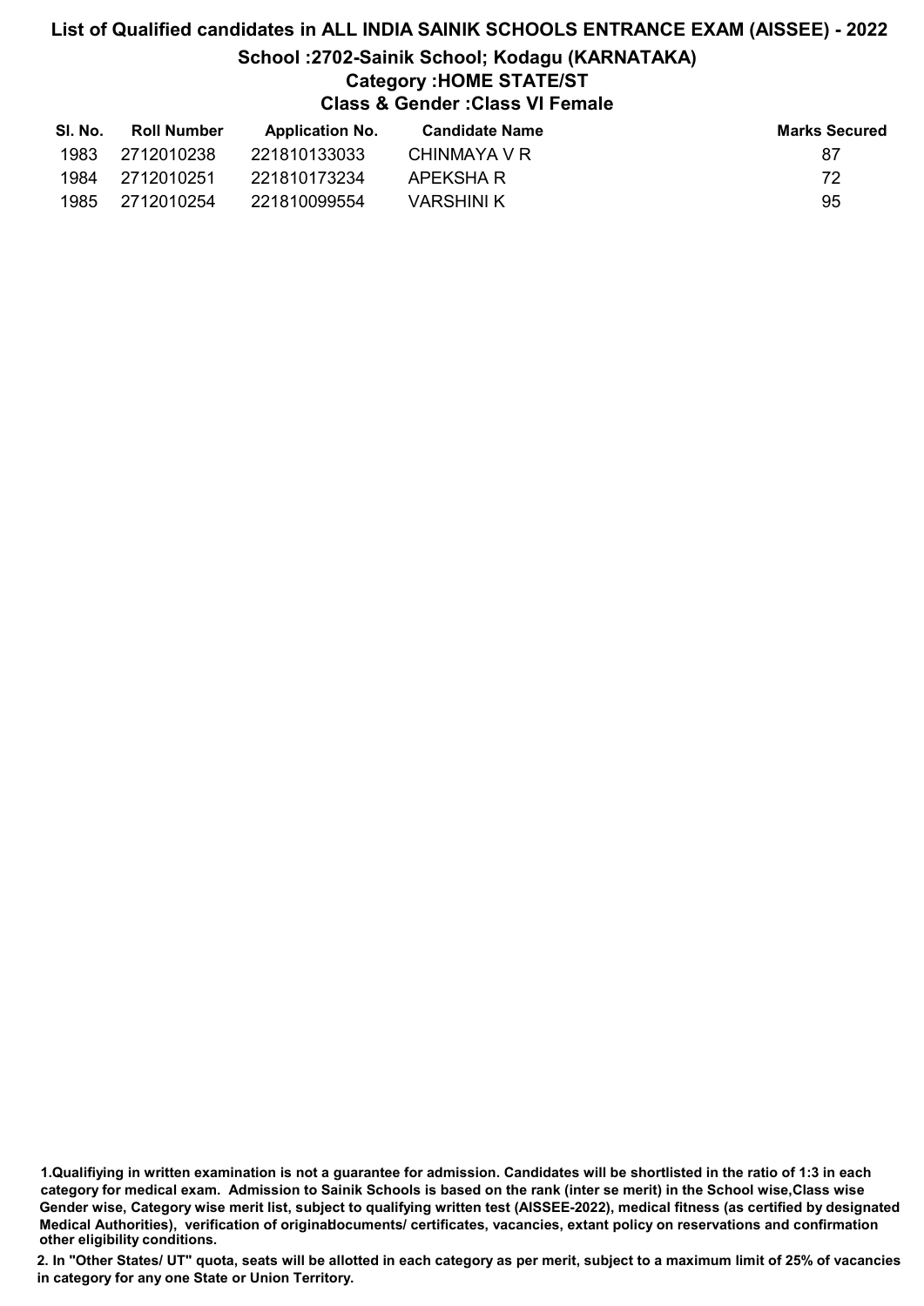# List of Qualified candidates in ALL INDIA SAINIK SCHOOLS ENTRANCE EXAM (AISSEE) - 2022

## School :2702-Sainik School; Kodagu (KARNATAKA)

### Category :HOME STATE/ST

### Class & Gender :Class VI Female

| Sl. No. | Roll Number | Application No. | Candidate Name | Marks Secured |
|---|---|---|---|---|
| 1983 | 2712010238 | 221810133033 | CHINMAYA V R | 87 |
| 1984 | 2712010251 | 221810173234 | APEKSHA R | 72 |
| 1985 | 2712010254 | 221810099554 | VARSHINI K | 95 |

1.Qualifiying in written examination is not a guarantee for admission. Candidates will be shortlisted in the ratio of 1:3 in each category for medical exam. Admission to Sainik Schools is based on the rank (inter se merit) in the School wise,Class wise Gender wise, Category wise merit list, subject to qualifying written test (AISSEE-2022), medical fitness (as certified by designated Medical Authorities), verification of originaldocuments/ certificates, vacancies, extant policy on reservations and confirmation other eligibility conditions.

2. In "Other States/ UT" quota, seats will be allotted in each category as per merit, subject to a maximum limit of 25% of vacancies in category for any one State or Union Territory.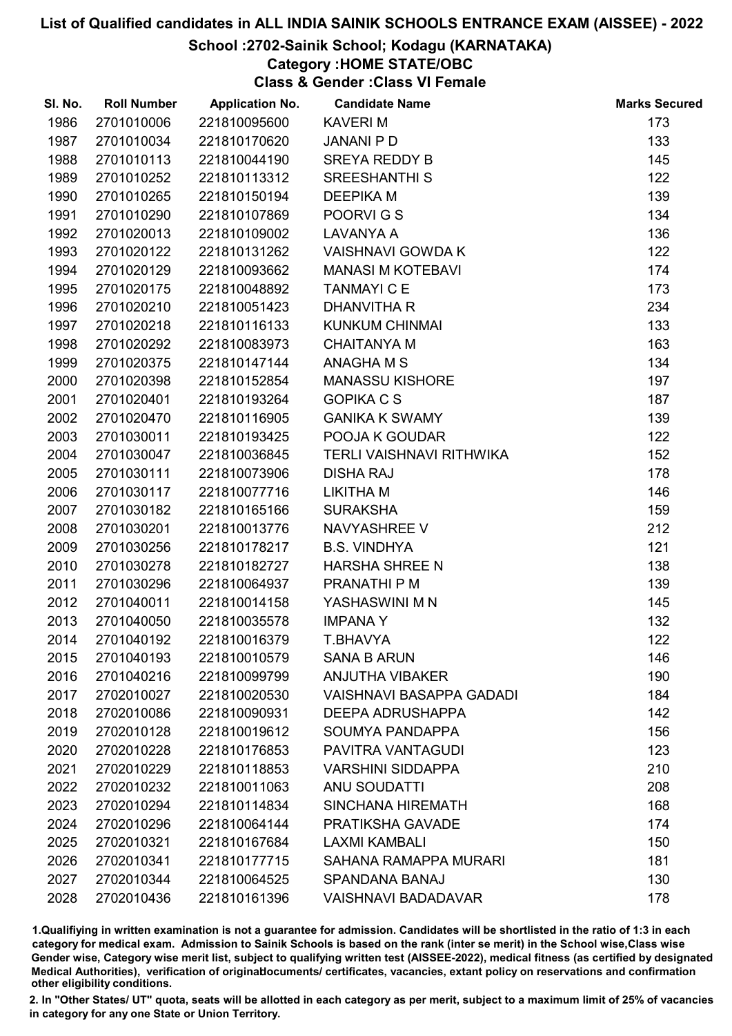# List of Qualified candidates in ALL INDIA SAINIK SCHOOLS ENTRANCE EXAM (AISSEE) - 2022

## School :2702-Sainik School; Kodagu (KARNATAKA)

### Category :HOME STATE/OBC

### Class & Gender :Class VI Female

| Sl. No. | Roll Number | Application No. | Candidate Name | Marks Secured |
|---|---|---|---|---|
| 1986 | 2701010006 | 221810095600 | KAVERI M | 173 |
| 1987 | 2701010034 | 221810170620 | JANANI P D | 133 |
| 1988 | 2701010113 | 221810044190 | SREYA REDDY B | 145 |
| 1989 | 2701010252 | 221810113312 | SREESHANTHI S | 122 |
| 1990 | 2701010265 | 221810150194 | DEEPIKA M | 139 |
| 1991 | 2701010290 | 221810107869 | POORVI G S | 134 |
| 1992 | 2701020013 | 221810109002 | LAVANYA A | 136 |
| 1993 | 2701020122 | 221810131262 | VAISHNAVI GOWDA K | 122 |
| 1994 | 2701020129 | 221810093662 | MANASI M KOTEBAVI | 174 |
| 1995 | 2701020175 | 221810048892 | TANMAYI C E | 173 |
| 1996 | 2701020210 | 221810051423 | DHANVITHA R | 234 |
| 1997 | 2701020218 | 221810116133 | KUNKUM CHINMAI | 133 |
| 1998 | 2701020292 | 221810083973 | CHAITANYA M | 163 |
| 1999 | 2701020375 | 221810147144 | ANAGHA M S | 134 |
| 2000 | 2701020398 | 221810152854 | MANASSU KISHORE | 197 |
| 2001 | 2701020401 | 221810193264 | GOPIKA C S | 187 |
| 2002 | 2701020470 | 221810116905 | GANIKA K SWAMY | 139 |
| 2003 | 2701030011 | 221810193425 | POOJA K GOUDAR | 122 |
| 2004 | 2701030047 | 221810036845 | TERLI VAISHNAVI RITHWIKA | 152 |
| 2005 | 2701030111 | 221810073906 | DISHA RAJ | 178 |
| 2006 | 2701030117 | 221810077716 | LIKITHA M | 146 |
| 2007 | 2701030182 | 221810165166 | SURAKSHA | 159 |
| 2008 | 2701030201 | 221810013776 | NAVYASHREE V | 212 |
| 2009 | 2701030256 | 221810178217 | B.S. VINDHYA | 121 |
| 2010 | 2701030278 | 221810182727 | HARSHA SHREE N | 138 |
| 2011 | 2701030296 | 221810064937 | PRANATHI P M | 139 |
| 2012 | 2701040011 | 221810014158 | YASHASWINI M N | 145 |
| 2013 | 2701040050 | 221810035578 | IMPANA Y | 132 |
| 2014 | 2701040192 | 221810016379 | T.BHAVYA | 122 |
| 2015 | 2701040193 | 221810010579 | SANA B ARUN | 146 |
| 2016 | 2701040216 | 221810099799 | ANJUTHA VIBAKER | 190 |
| 2017 | 2702010027 | 221810020530 | VAISHNAVI BASAPPA GADADI | 184 |
| 2018 | 2702010086 | 221810090931 | DEEPA ADRUSHAPPA | 142 |
| 2019 | 2702010128 | 221810019612 | SOUMYA PANDAPPA | 156 |
| 2020 | 2702010228 | 221810176853 | PAVITRA VANTAGUDI | 123 |
| 2021 | 2702010229 | 221810118853 | VARSHINI SIDDAPPA | 210 |
| 2022 | 2702010232 | 221810011063 | ANU SOUDATTI | 208 |
| 2023 | 2702010294 | 221810114834 | SINCHANA HIREMATH | 168 |
| 2024 | 2702010296 | 221810064144 | PRATIKSHA GAVADE | 174 |
| 2025 | 2702010321 | 221810167684 | LAXMI KAMBALI | 150 |
| 2026 | 2702010341 | 221810177715 | SAHANA RAMAPPA MURARI | 181 |
| 2027 | 2702010344 | 221810064525 | SPANDANA BANAJ | 130 |
| 2028 | 2702010436 | 221810161396 | VAISHNAVI BADADAVAR | 178 |

1.Qualifying in written examination is not a guarantee for admission. Candidates will be shortlisted in the ratio of 1:3 in each category for medical exam. Admission to Sainik Schools is based on the rank (inter se merit) in the School wise,Class wise Gender wise, Category wise merit list, subject to qualifying written test (AISSEE-2022), medical fitness (as certified by designated Medical Authorities), verification of originaldocuments/ certificates, vacancies, extant policy on reservations and confirmation other eligibility conditions.

2. In "Other States/ UT" quota, seats will be allotted in each category as per merit, subject to a maximum limit of 25% of vacancies in category for any one State or Union Territory.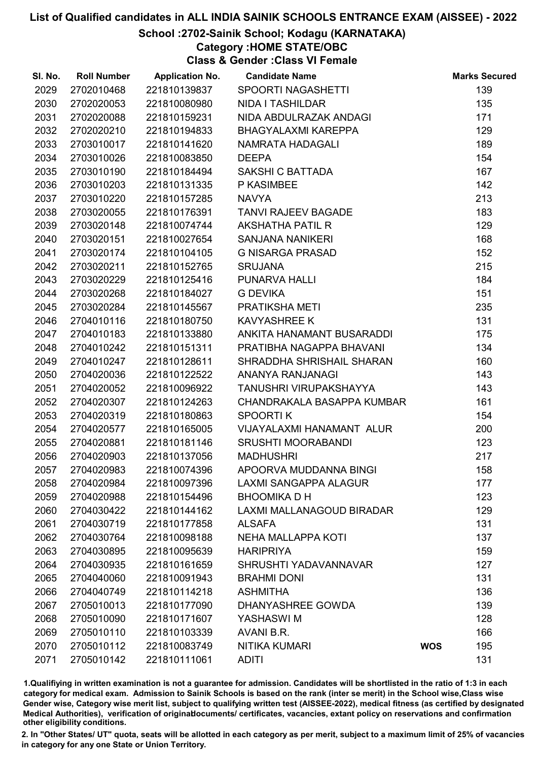# List of Qualified candidates in ALL INDIA SAINIK SCHOOLS ENTRANCE EXAM (AISSEE) - 2022

## School :2702-Sainik School; Kodagu (KARNATAKA)

### Category :HOME STATE/OBC

### Class & Gender :Class VI Female

| Sl. No. | Roll Number | Application No. | Candidate Name | | Marks Secured |
|---|---|---|---|---|---|
| 2029 | 2702010468 | 221810139837 | SPOORTI NAGASHETTI | | 139 |
| 2030 | 2702020053 | 221810080980 | NIDA I TASHILDAR | | 135 |
| 2031 | 2702020088 | 221810159231 | NIDA ABDULRAZAK ANDAGI | | 171 |
| 2032 | 2702020210 | 221810194833 | BHAGYALAXMI KAREPPA | | 129 |
| 2033 | 2703010017 | 221810141620 | NAMRATA HADAGALI | | 189 |
| 2034 | 2703010026 | 221810083850 | DEEPA | | 154 |
| 2035 | 2703010190 | 221810184494 | SAKSHI C BATTADA | | 167 |
| 2036 | 2703010203 | 221810131335 | P KASIMBEE | | 142 |
| 2037 | 2703010220 | 221810157285 | NAVYA | | 213 |
| 2038 | 2703020055 | 221810176391 | TANVI RAJEEV BAGADE | | 183 |
| 2039 | 2703020148 | 221810074744 | AKSHATHA PATIL R | | 129 |
| 2040 | 2703020151 | 221810027654 | SANJANA NANIKERI | | 168 |
| 2041 | 2703020174 | 221810104105 | G NISARGA PRASAD | | 152 |
| 2042 | 2703020211 | 221810152765 | SRUJANA | | 215 |
| 2043 | 2703020229 | 221810125416 | PUNARVA HALLI | | 184 |
| 2044 | 2703020268 | 221810184027 | G DEVIKA | | 151 |
| 2045 | 2703020284 | 221810145567 | PRATIKSHA METI | | 235 |
| 2046 | 2704010116 | 221810180750 | KAVYASHREE K | | 131 |
| 2047 | 2704010183 | 221810133880 | ANKITA HANAMANT BUSARADDI | | 175 |
| 2048 | 2704010242 | 221810151311 | PRATIBHA NAGAPPA BHAVANI | | 134 |
| 2049 | 2704010247 | 221810128611 | SHRADDHA SHRISHAIL SHARAN | | 160 |
| 2050 | 2704020036 | 221810122522 | ANANYA RANJANAGI | | 143 |
| 2051 | 2704020052 | 221810096922 | TANUSHRI VIRUPAKSHAYYA | | 143 |
| 2052 | 2704020307 | 221810124263 | CHANDRAKALA BASAPPA KUMBAR | | 161 |
| 2053 | 2704020319 | 221810180863 | SPOORTI K | | 154 |
| 2054 | 2704020577 | 221810165005 | VIJAYALAXMI HANAMANT ALUR | | 200 |
| 2055 | 2704020881 | 221810181146 | SRUSHTI MOORABANDI | | 123 |
| 2056 | 2704020903 | 221810137056 | MADHUSHRI | | 217 |
| 2057 | 2704020983 | 221810074396 | APOORVA MUDDANNA BINGI | | 158 |
| 2058 | 2704020984 | 221810097396 | LAXMI SANGAPPA ALAGUR | | 177 |
| 2059 | 2704020988 | 221810154496 | BHOOMIKA D H | | 123 |
| 2060 | 2704030422 | 221810144162 | LAXMI MALLANAGOUD BIRADAR | | 129 |
| 2061 | 2704030719 | 221810177858 | ALSAFA | | 131 |
| 2062 | 2704030764 | 221810098188 | NEHA MALLAPPA KOTI | | 137 |
| 2063 | 2704030895 | 221810095639 | HARIPRIYA | | 159 |
| 2064 | 2704030935 | 221810161659 | SHRUSHTI YADAVANNAVAR | | 127 |
| 2065 | 2704040060 | 221810091943 | BRAHMI DONI | | 131 |
| 2066 | 2704040749 | 221810114218 | ASHMITHA | | 136 |
| 2067 | 2705010013 | 221810177090 | DHANYASHREE GOWDA | | 139 |
| 2068 | 2705010090 | 221810171607 | YASHASWI M | | 128 |
| 2069 | 2705010110 | 221810103339 | AVANI B.R. | | 166 |
| 2070 | 2705010112 | 221810083749 | NITIKA KUMARI | WOS | 195 |
| 2071 | 2705010142 | 221810111061 | ADITI | | 131 |

1.Qualifiying in written examination is not a guarantee for admission. Candidates will be shortlisted in the ratio of 1:3 in each category for medical exam. Admission to Sainik Schools is based on the rank (inter se merit) in the School wise,Class wise Gender wise, Category wise merit list, subject to qualifying written test (AISSEE-2022), medical fitness (as certified by designated Medical Authorities), verification of originaldocuments/ certificates, vacancies, extant policy on reservations and confirmation other eligibility conditions.

2. In "Other States/ UT" quota, seats will be allotted in each category as per merit, subject to a maximum limit of 25% of vacancies in category for any one State or Union Territory.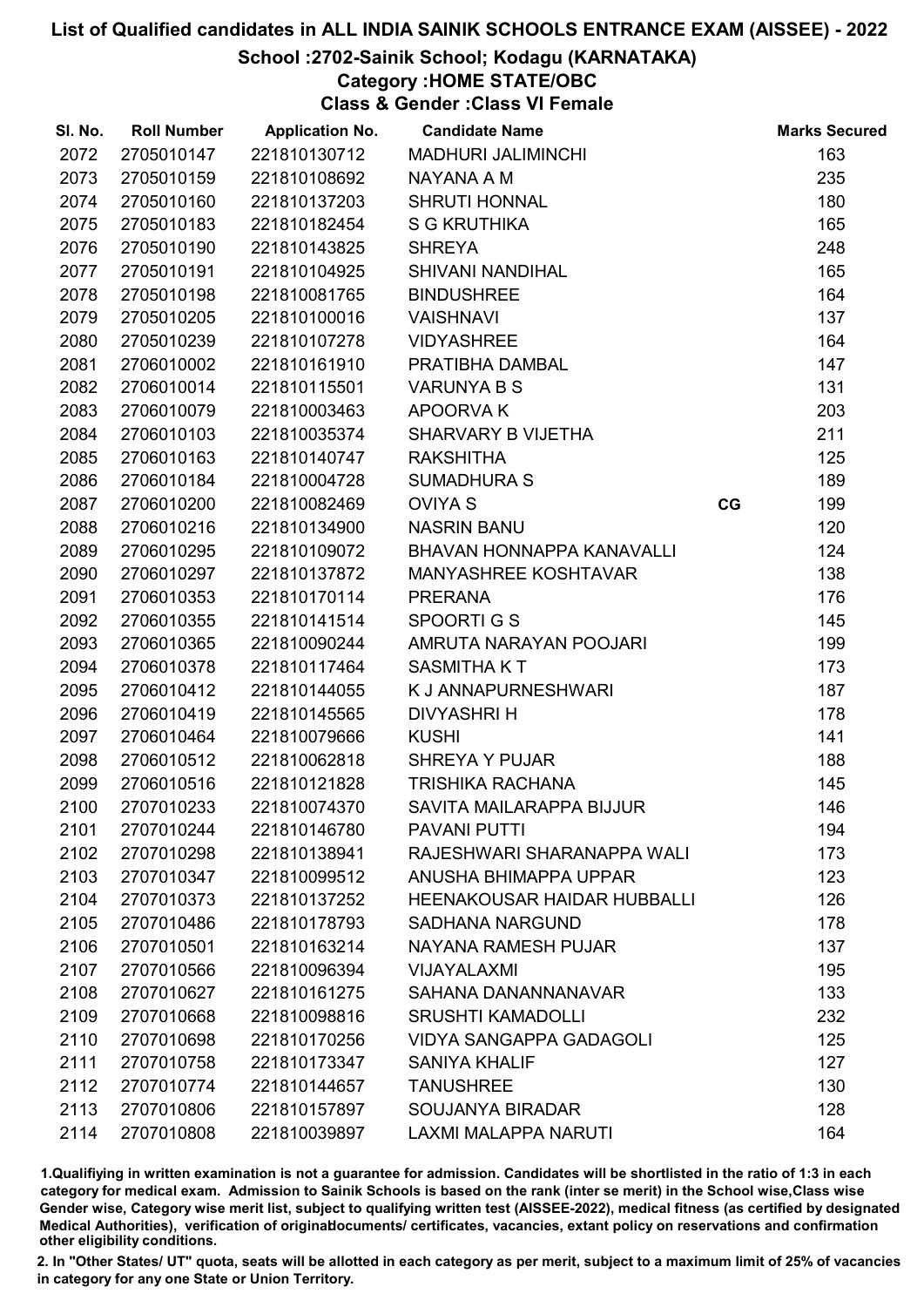# List of Qualified candidates in ALL INDIA SAINIK SCHOOLS ENTRANCE EXAM (AISSEE) - 2022

## School :2702-Sainik School; Kodagu (KARNATAKA)

### Category :HOME STATE/OBC

### Class & Gender :Class VI Female

| Sl. No. | Roll Number | Application No. | Candidate Name | | Marks Secured |
|---|---|---|---|---|---|
| 2072 | 2705010147 | 221810130712 | MADHURI JALIMINCHI | | 163 |
| 2073 | 2705010159 | 221810108692 | NAYANA A M | | 235 |
| 2074 | 2705010160 | 221810137203 | SHRUTI HONNAL | | 180 |
| 2075 | 2705010183 | 221810182454 | S G KRUTHIKA | | 165 |
| 2076 | 2705010190 | 221810143825 | SHREYA | | 248 |
| 2077 | 2705010191 | 221810104925 | SHIVANI NANDIHAL | | 165 |
| 2078 | 2705010198 | 221810081765 | BINDUSHREE | | 164 |
| 2079 | 2705010205 | 221810100016 | VAISHNAVI | | 137 |
| 2080 | 2705010239 | 221810107278 | VIDYASHREE | | 164 |
| 2081 | 2706010002 | 221810161910 | PRATIBHA DAMBAL | | 147 |
| 2082 | 2706010014 | 221810115501 | VARUNYA B S | | 131 |
| 2083 | 2706010079 | 221810003463 | APOORVA K | | 203 |
| 2084 | 2706010103 | 221810035374 | SHARVARY B VIJETHA | | 211 |
| 2085 | 2706010163 | 221810140747 | RAKSHITHA | | 125 |
| 2086 | 2706010184 | 221810004728 | SUMADHURA S | | 189 |
| 2087 | 2706010200 | 221810082469 | OVIYA S | CG | 199 |
| 2088 | 2706010216 | 221810134900 | NASRIN BANU | | 120 |
| 2089 | 2706010295 | 221810109072 | BHAVAN HONNAPPA KANAVALLI | | 124 |
| 2090 | 2706010297 | 221810137872 | MANYASHREE KOSHTAVAR | | 138 |
| 2091 | 2706010353 | 221810170114 | PRERANA | | 176 |
| 2092 | 2706010355 | 221810141514 | SPOORTI G S | | 145 |
| 2093 | 2706010365 | 221810090244 | AMRUTA NARAYAN POOJARI | | 199 |
| 2094 | 2706010378 | 221810117464 | SASMITHA K T | | 173 |
| 2095 | 2706010412 | 221810144055 | K J ANNAPURNESHWARI | | 187 |
| 2096 | 2706010419 | 221810145565 | DIVYASHRI H | | 178 |
| 2097 | 2706010464 | 221810079666 | KUSHI | | 141 |
| 2098 | 2706010512 | 221810062818 | SHREYA Y PUJAR | | 188 |
| 2099 | 2706010516 | 221810121828 | TRISHIKA RACHANA | | 145 |
| 2100 | 2707010233 | 221810074370 | SAVITA MAILARAPPA BIJJUR | | 146 |
| 2101 | 2707010244 | 221810146780 | PAVANI PUTTI | | 194 |
| 2102 | 2707010298 | 221810138941 | RAJESHWARI SHARANAPPA WALI | | 173 |
| 2103 | 2707010347 | 221810099512 | ANUSHA BHIMAPPA UPPAR | | 123 |
| 2104 | 2707010373 | 221810137252 | HEENAKOUSAR HAIDAR HUBBALLI | | 126 |
| 2105 | 2707010486 | 221810178793 | SADHANA NARGUND | | 178 |
| 2106 | 2707010501 | 221810163214 | NAYANA RAMESH PUJAR | | 137 |
| 2107 | 2707010566 | 221810096394 | VIJAYALAXMI | | 195 |
| 2108 | 2707010627 | 221810161275 | SAHANA DANANNANAVAR | | 133 |
| 2109 | 2707010668 | 221810098816 | SRUSHTI KAMADOLLI | | 232 |
| 2110 | 2707010698 | 221810170256 | VIDYA SANGAPPA GADAGOLI | | 125 |
| 2111 | 2707010758 | 221810173347 | SANIYA KHALIF | | 127 |
| 2112 | 2707010774 | 221810144657 | TANUSHREE | | 130 |
| 2113 | 2707010806 | 221810157897 | SOUJANYA BIRADAR | | 128 |
| 2114 | 2707010808 | 221810039897 | LAXMI MALAPPA NARUTI | | 164 |

1.Qualifiying in written examination is not a guarantee for admission. Candidates will be shortlisted in the ratio of 1:3 in each category for medical exam. Admission to Sainik Schools is based on the rank (inter se merit) in the School wise,Class wise Gender wise, Category wise merit list, subject to qualifying written test (AISSEE-2022), medical fitness (as certified by designated Medical Authorities), verification of originaldocuments/ certificates, vacancies, extant policy on reservations and confirmation other eligibility conditions.

2. In "Other States/ UT" quota, seats will be allotted in each category as per merit, subject to a maximum limit of 25% of vacancies in category for any one State or Union Territory.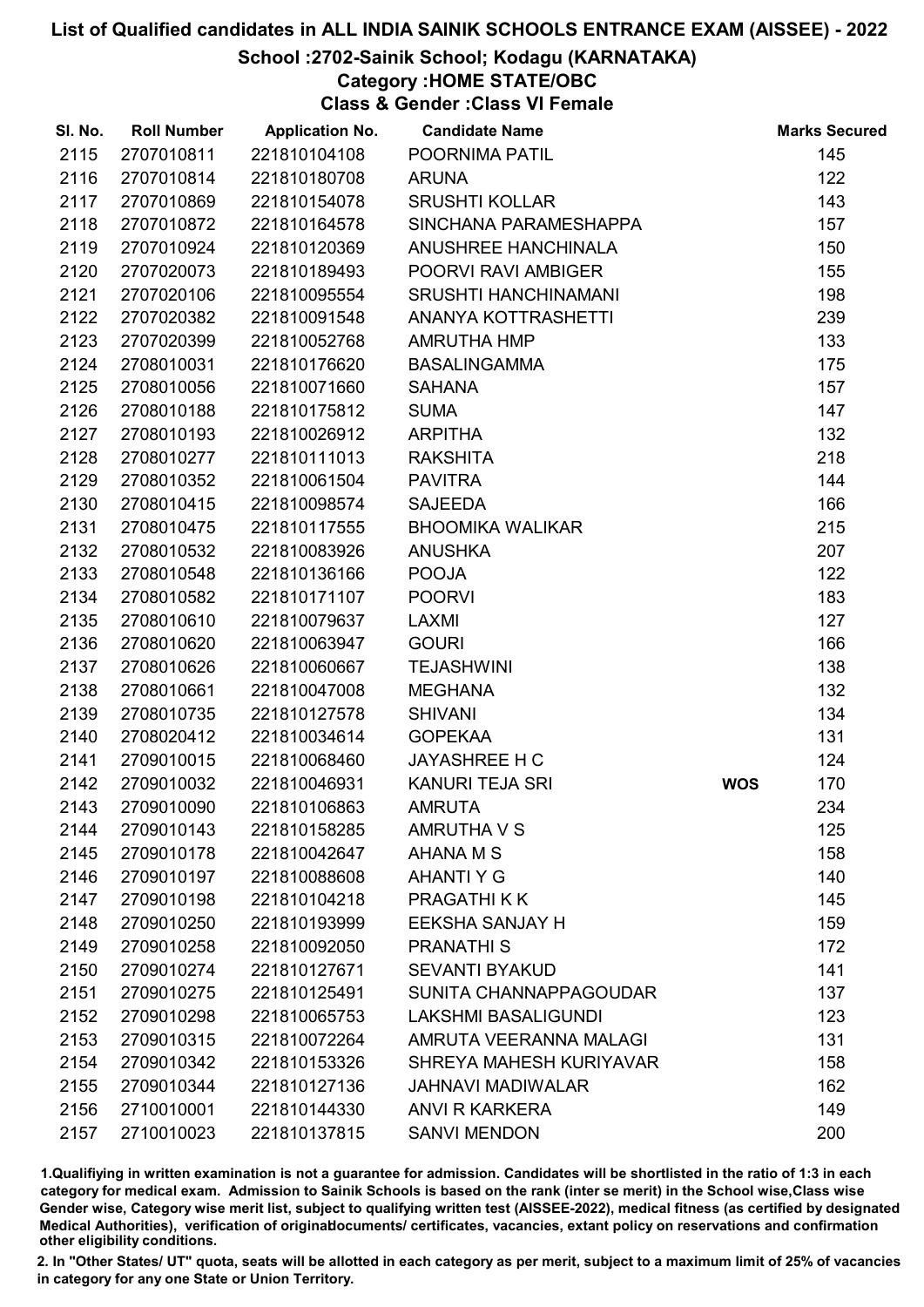# List of Qualified candidates in ALL INDIA SAINIK SCHOOLS ENTRANCE EXAM (AISSEE) - 2022

## School :2702-Sainik School; Kodagu (KARNATAKA)

### Category :HOME STATE/OBC

### Class & Gender :Class VI Female

| Sl. No. | Roll Number | Application No. | Candidate Name | | Marks Secured |
|---|---|---|---|---|---|
| 2115 | 2707010811 | 221810104108 | POORNIMA PATIL | | 145 |
| 2116 | 2707010814 | 221810180708 | ARUNA | | 122 |
| 2117 | 2707010869 | 221810154078 | SRUSHTI KOLLAR | | 143 |
| 2118 | 2707010872 | 221810164578 | SINCHANA PARAMESHAPPA | | 157 |
| 2119 | 2707010924 | 221810120369 | ANUSHREE HANCHINALA | | 150 |
| 2120 | 2707020073 | 221810189493 | POORVI RAVI AMBIGER | | 155 |
| 2121 | 2707020106 | 221810095554 | SRUSHTI HANCHINAMANI | | 198 |
| 2122 | 2707020382 | 221810091548 | ANANYA KOTTRASHETTI | | 239 |
| 2123 | 2707020399 | 221810052768 | AMRUTHA HMP | | 133 |
| 2124 | 2708010031 | 221810176620 | BASALINGAMMA | | 175 |
| 2125 | 2708010056 | 221810071660 | SAHANA | | 157 |
| 2126 | 2708010188 | 221810175812 | SUMA | | 147 |
| 2127 | 2708010193 | 221810026912 | ARPITHA | | 132 |
| 2128 | 2708010277 | 221810111013 | RAKSHITA | | 218 |
| 2129 | 2708010352 | 221810061504 | PAVITRA | | 144 |
| 2130 | 2708010415 | 221810098574 | SAJEEDA | | 166 |
| 2131 | 2708010475 | 221810117555 | BHOOMIKA WALIKAR | | 215 |
| 2132 | 2708010532 | 221810083926 | ANUSHKA | | 207 |
| 2133 | 2708010548 | 221810136166 | POOJA | | 122 |
| 2134 | 2708010582 | 221810171107 | POORVI | | 183 |
| 2135 | 2708010610 | 221810079637 | LAXMI | | 127 |
| 2136 | 2708010620 | 221810063947 | GOURI | | 166 |
| 2137 | 2708010626 | 221810060667 | TEJASHWINI | | 138 |
| 2138 | 2708010661 | 221810047008 | MEGHANA | | 132 |
| 2139 | 2708010735 | 221810127578 | SHIVANI | | 134 |
| 2140 | 2708020412 | 221810034614 | GOPEKAA | | 131 |
| 2141 | 2709010015 | 221810068460 | JAYASHREE H C | | 124 |
| 2142 | 2709010032 | 221810046931 | KANURI TEJA SRI | **WOS** | 170 |
| 2143 | 2709010090 | 221810106863 | AMRUTA | | 234 |
| 2144 | 2709010143 | 221810158285 | AMRUTHA V S | | 125 |
| 2145 | 2709010178 | 221810042647 | AHANA M S | | 158 |
| 2146 | 2709010197 | 221810088608 | AHANTI Y G | | 140 |
| 2147 | 2709010198 | 221810104218 | PRAGATHI K K | | 145 |
| 2148 | 2709010250 | 221810193999 | EEKSHA SANJAY H | | 159 |
| 2149 | 2709010258 | 221810092050 | PRANATHI S | | 172 |
| 2150 | 2709010274 | 221810127671 | SEVANTI BYAKUD | | 141 |
| 2151 | 2709010275 | 221810125491 | SUNITA CHANNAPPAGOUDAR | | 137 |
| 2152 | 2709010298 | 221810065753 | LAKSHMI BASALIGUNDI | | 123 |
| 2153 | 2709010315 | 221810072264 | AMRUTA VEERANNA MALAGI | | 131 |
| 2154 | 2709010342 | 221810153326 | SHREYA MAHESH KURIYAVAR | | 158 |
| 2155 | 2709010344 | 221810127136 | JAHNAVI MADIWALAR | | 162 |
| 2156 | 2710010001 | 221810144330 | ANVI R KARKERA | | 149 |
| 2157 | 2710010023 | 221810137815 | SANVI MENDON | | 200 |

1.Qualifiying in written examination is not a guarantee for admission. Candidates will be shortlisted in the ratio of 1:3 in each category for medical exam. Admission to Sainik Schools is based on the rank (inter se merit) in the School wise,Class wise Gender wise, Category wise merit list, subject to qualifying written test (AISSEE-2022), medical fitness (as certified by designated Medical Authorities), verification of originaldocuments/ certificates, vacancies, extant policy on reservations and confirmation other eligibility conditions.

2. In "Other States/ UT" quota, seats will be allotted in each category as per merit, subject to a maximum limit of 25% of vacancies in category for any one State or Union Territory.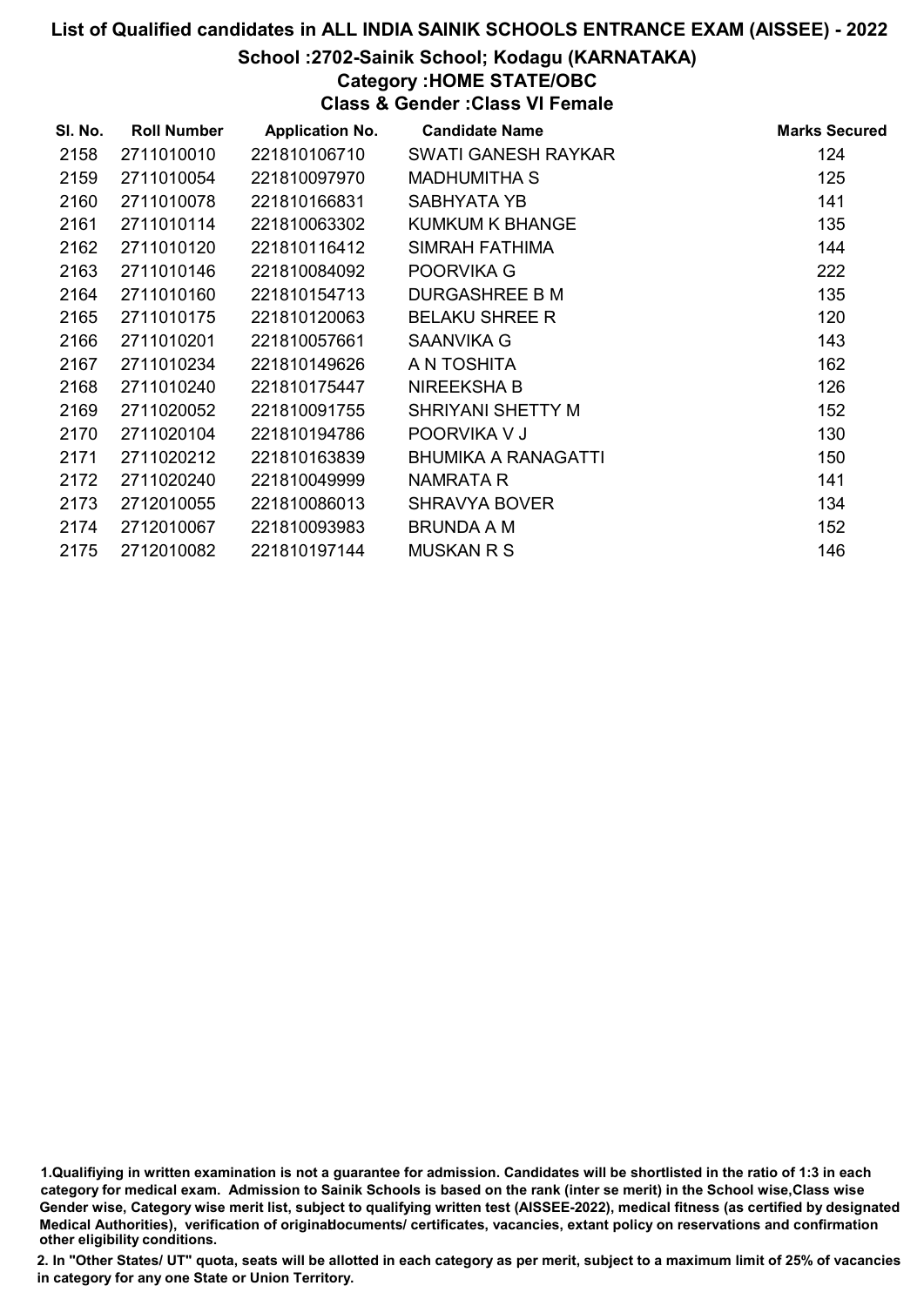# List of Qualified candidates in ALL INDIA SAINIK SCHOOLS ENTRANCE EXAM (AISSEE) - 2022

## School :2702-Sainik School; Kodagu (KARNATAKA)

### Category :HOME STATE/OBC

### Class & Gender :Class VI Female

| Sl. No. | Roll Number | Application No. | Candidate Name | Marks Secured |
|---|---|---|---|---|
| 2158 | 2711010010 | 221810106710 | SWATI GANESH RAYKAR | 124 |
| 2159 | 2711010054 | 221810097970 | MADHUMITHA S | 125 |
| 2160 | 2711010078 | 221810166831 | SABHYATA YB | 141 |
| 2161 | 2711010114 | 221810063302 | KUMKUM K BHANGE | 135 |
| 2162 | 2711010120 | 221810116412 | SIMRAH FATHIMA | 144 |
| 2163 | 2711010146 | 221810084092 | POORVIKA G | 222 |
| 2164 | 2711010160 | 221810154713 | DURGASHREE B M | 135 |
| 2165 | 2711010175 | 221810120063 | BELAKU SHREE R | 120 |
| 2166 | 2711010201 | 221810057661 | SAANVIKA G | 143 |
| 2167 | 2711010234 | 221810149626 | A N TOSHITA | 162 |
| 2168 | 2711010240 | 221810175447 | NIREEKSHA B | 126 |
| 2169 | 2711020052 | 221810091755 | SHRIYANI SHETTY M | 152 |
| 2170 | 2711020104 | 221810194786 | POORVIKA V J | 130 |
| 2171 | 2711020212 | 221810163839 | BHUMIKA A RANAGATTI | 150 |
| 2172 | 2711020240 | 221810049999 | NAMRATA R | 141 |
| 2173 | 2712010055 | 221810086013 | SHRAVYA BOVER | 134 |
| 2174 | 2712010067 | 221810093983 | BRUNDA A M | 152 |
| 2175 | 2712010082 | 221810197144 | MUSKAN R S | 146 |

1.Qualifiying in written examination is not a guarantee for admission. Candidates will be shortlisted in the ratio of 1:3 in each category for medical exam. Admission to Sainik Schools is based on the rank (inter se merit) in the School wise,Class wise Gender wise, Category wise merit list, subject to qualifying written test (AISSEE-2022), medical fitness (as certified by designated Medical Authorities), verification of originaldocuments/ certificates, vacancies, extant policy on reservations and confirmation other eligibility conditions.

2. In "Other States/ UT" quota, seats will be allotted in each category as per merit, subject to a maximum limit of 25% of vacancies in category for any one State or Union Territory.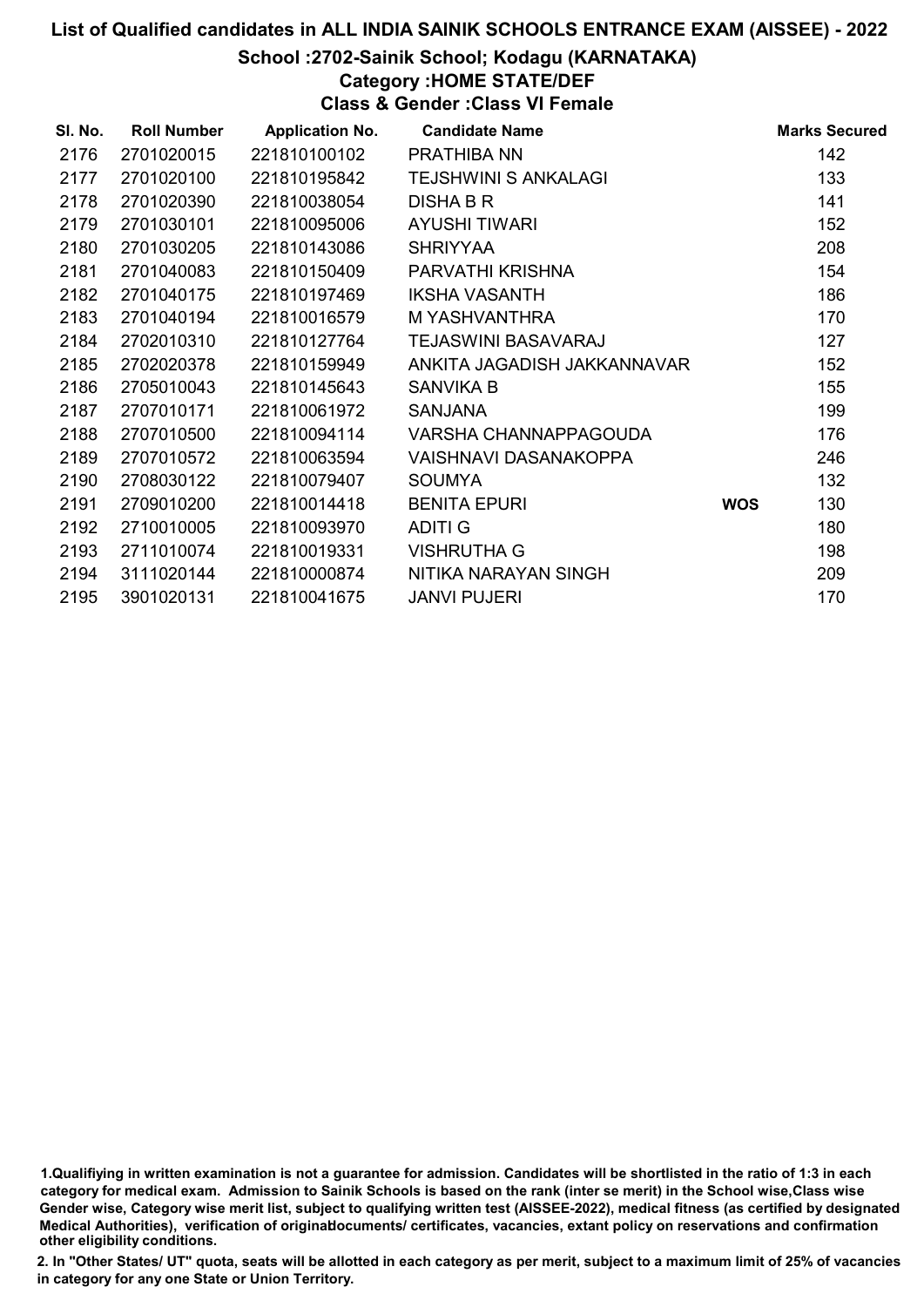# List of Qualified candidates in ALL INDIA SAINIK SCHOOLS ENTRANCE EXAM (AISSEE) - 2022

## School :2702-Sainik School; Kodagu (KARNATAKA)

### Category :HOME STATE/DEF

### Class & Gender :Class VI Female

| Sl. No. | Roll Number | Application No. | Candidate Name | | Marks Secured |
|---|---|---|---|---|---|
| 2176 | 2701020015 | 221810100102 | PRATHIBA NN | | 142 |
| 2177 | 2701020100 | 221810195842 | TEJSHWINI S ANKALAGI | | 133 |
| 2178 | 2701020390 | 221810038054 | DISHA B R | | 141 |
| 2179 | 2701030101 | 221810095006 | AYUSHI TIWARI | | 152 |
| 2180 | 2701030205 | 221810143086 | SHRIYYAA | | 208 |
| 2181 | 2701040083 | 221810150409 | PARVATHI KRISHNA | | 154 |
| 2182 | 2701040175 | 221810197469 | IKSHA VASANTH | | 186 |
| 2183 | 2701040194 | 221810016579 | M YASHVANTHRA | | 170 |
| 2184 | 2702010310 | 221810127764 | TEJASWINI BASAVARAJ | | 127 |
| 2185 | 2702020378 | 221810159949 | ANKITA JAGADISH JAKKANNAVAR | | 152 |
| 2186 | 2705010043 | 221810145643 | SANVIKA B | | 155 |
| 2187 | 2707010171 | 221810061972 | SANJANA | | 199 |
| 2188 | 2707010500 | 221810094114 | VARSHA CHANNAPPAGOUDA | | 176 |
| 2189 | 2707010572 | 221810063594 | VAISHNAVI DASANAKOPPA | | 246 |
| 2190 | 2708030122 | 221810079407 | SOUMYA | | 132 |
| 2191 | 2709010200 | 221810014418 | BENITA EPURI | WOS | 130 |
| 2192 | 2710010005 | 221810093970 | ADITI G | | 180 |
| 2193 | 2711010074 | 221810019331 | VISHRUTHA G | | 198 |
| 2194 | 3111020144 | 221810000874 | NITIKA NARAYAN SINGH | | 209 |
| 2195 | 3901020131 | 221810041675 | JANVI PUJERI | | 170 |

1.Qualifiying in written examination is not a guarantee for admission. Candidates will be shortlisted in the ratio of 1:3 in each category for medical exam. Admission to Sainik Schools is based on the rank (inter se merit) in the School wise,Class wise Gender wise, Category wise merit list, subject to qualifying written test (AISSEE-2022), medical fitness (as certified by designated Medical Authorities), verification of originaldocuments/ certificates, vacancies, extant policy on reservations and confirmation other eligibility conditions.

2. In "Other States/ UT" quota, seats will be allotted in each category as per merit, subject to a maximum limit of 25% of vacancies in category for any one State or Union Territory.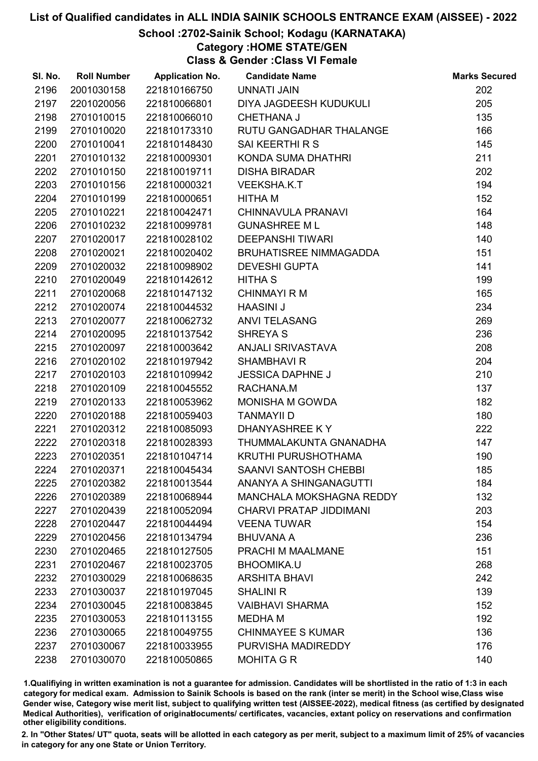# List of Qualified candidates in ALL INDIA SAINIK SCHOOLS ENTRANCE EXAM (AISSEE) - 2022

## School :2702-Sainik School; Kodagu (KARNATAKA)

### Category :HOME STATE/GEN

### Class & Gender :Class VI Female

| Sl. No. | Roll Number | Application No. | Candidate Name | Marks Secured |
|---|---|---|---|---|
| 2196 | 2001030158 | 221810166750 | UNNATI JAIN | 202 |
| 2197 | 2201020056 | 221810066801 | DIYA JAGDEESH KUDUKULI | 205 |
| 2198 | 2701010015 | 221810066010 | CHETHANA J | 135 |
| 2199 | 2701010020 | 221810173310 | RUTU GANGADHAR THALANGE | 166 |
| 2200 | 2701010041 | 221810148430 | SAI KEERTHI R S | 145 |
| 2201 | 2701010132 | 221810009301 | KONDA SUMA DHATHRI | 211 |
| 2202 | 2701010150 | 221810019711 | DISHA BIRADAR | 202 |
| 2203 | 2701010156 | 221810000321 | VEEKSHA.K.T | 194 |
| 2204 | 2701010199 | 221810000651 | HITHA M | 152 |
| 2205 | 2701010221 | 221810042471 | CHINNAVULA PRANAVI | 164 |
| 2206 | 2701010232 | 221810099781 | GUNASHREE M L | 148 |
| 2207 | 2701020017 | 221810028102 | DEEPANSHI TIWARI | 140 |
| 2208 | 2701020021 | 221810020402 | BRUHATISREE NIMMAGADDA | 151 |
| 2209 | 2701020032 | 221810098902 | DEVESHI GUPTA | 141 |
| 2210 | 2701020049 | 221810142612 | HITHA S | 199 |
| 2211 | 2701020068 | 221810147132 | CHINMAYI R M | 165 |
| 2212 | 2701020074 | 221810044532 | HAASINI J | 234 |
| 2213 | 2701020077 | 221810062732 | ANVI TELASANG | 269 |
| 2214 | 2701020095 | 221810137542 | SHREYA S | 236 |
| 2215 | 2701020097 | 221810003642 | ANJALI SRIVASTAVA | 208 |
| 2216 | 2701020102 | 221810197942 | SHAMBHAVI R | 204 |
| 2217 | 2701020103 | 221810109942 | JESSICA DAPHNE J | 210 |
| 2218 | 2701020109 | 221810045552 | RACHANA.M | 137 |
| 2219 | 2701020133 | 221810053962 | MONISHA M GOWDA | 182 |
| 2220 | 2701020188 | 221810059403 | TANMAYII D | 180 |
| 2221 | 2701020312 | 221810085093 | DHANYASHREE K Y | 222 |
| 2222 | 2701020318 | 221810028393 | THUMMALAKUNTA GNANADHA | 147 |
| 2223 | 2701020351 | 221810104714 | KRUTHI PURUSHOTHAMA | 190 |
| 2224 | 2701020371 | 221810045434 | SAANVI SANTOSH CHEBBI | 185 |
| 2225 | 2701020382 | 221810013544 | ANANYA A SHINGANAGUTTI | 184 |
| 2226 | 2701020389 | 221810068944 | MANCHALA MOKSHAGNA REDDY | 132 |
| 2227 | 2701020439 | 221810052094 | CHARVI PRATAP JIDDIMANI | 203 |
| 2228 | 2701020447 | 221810044494 | VEENA TUWAR | 154 |
| 2229 | 2701020456 | 221810134794 | BHUVANA A | 236 |
| 2230 | 2701020465 | 221810127505 | PRACHI M MAALMANE | 151 |
| 2231 | 2701020467 | 221810023705 | BHOOMIKA.U | 268 |
| 2232 | 2701030029 | 221810068635 | ARSHITA BHAVI | 242 |
| 2233 | 2701030037 | 221810197045 | SHALINI R | 139 |
| 2234 | 2701030045 | 221810083845 | VAIBHAVI SHARMA | 152 |
| 2235 | 2701030053 | 221810113155 | MEDHA M | 192 |
| 2236 | 2701030065 | 221810049755 | CHINMAYEE S KUMAR | 136 |
| 2237 | 2701030067 | 221810033955 | PURVISHA MADIREDDY | 176 |
| 2238 | 2701030070 | 221810050865 | MOHITA G R | 140 |

1.Qualifying in written examination is not a guarantee for admission. Candidates will be shortlisted in the ratio of 1:3 in each category for medical exam. Admission to Sainik Schools is based on the rank (inter se merit) in the School wise,Class wise Gender wise, Category wise merit list, subject to qualifying written test (AISSEE-2022), medical fitness (as certified by designated Medical Authorities), verification of originaldocuments/ certificates, vacancies, extant policy on reservations and confirmation other eligibility conditions.

2. In "Other States/ UT" quota, seats will be allotted in each category as per merit, subject to a maximum limit of 25% of vacancies in category for any one State or Union Territory.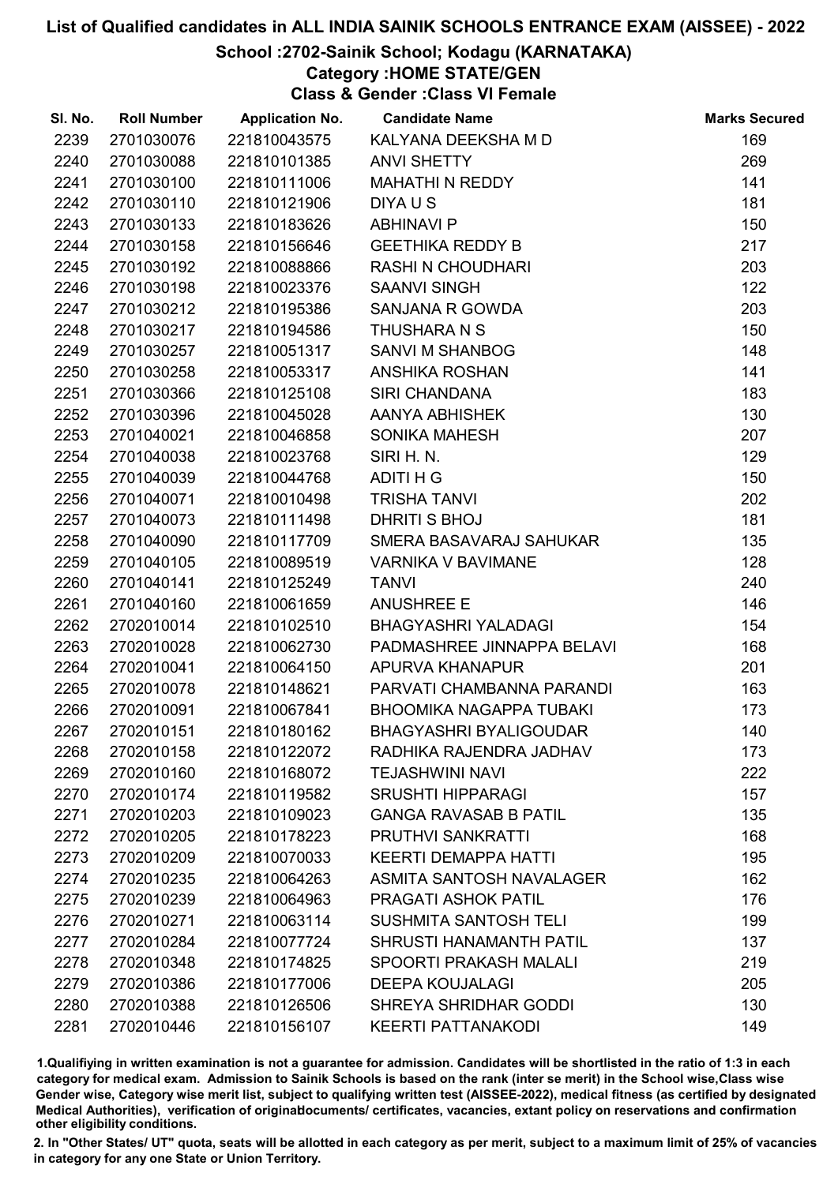# List of Qualified candidates in ALL INDIA SAINIK SCHOOLS ENTRANCE EXAM (AISSEE) - 2022

## School :2702-Sainik School; Kodagu (KARNATAKA)

### Category :HOME STATE/GEN

### Class & Gender :Class VI Female

| Sl. No. | Roll Number | Application No. | Candidate Name | Marks Secured |
|---|---|---|---|---|
| 2239 | 2701030076 | 221810043575 | KALYANA DEEKSHA M D | 169 |
| 2240 | 2701030088 | 221810101385 | ANVI SHETTY | 269 |
| 2241 | 2701030100 | 221810111006 | MAHATHI N REDDY | 141 |
| 2242 | 2701030110 | 221810121906 | DIYA U S | 181 |
| 2243 | 2701030133 | 221810183626 | ABHINAVI P | 150 |
| 2244 | 2701030158 | 221810156646 | GEETHIKA REDDY B | 217 |
| 2245 | 2701030192 | 221810088866 | RASHI N CHOUDHARI | 203 |
| 2246 | 2701030198 | 221810023376 | SAANVI SINGH | 122 |
| 2247 | 2701030212 | 221810195386 | SANJANA R GOWDA | 203 |
| 2248 | 2701030217 | 221810194586 | THUSHARA N S | 150 |
| 2249 | 2701030257 | 221810051317 | SANVI M SHANBOG | 148 |
| 2250 | 2701030258 | 221810053317 | ANSHIKA ROSHAN | 141 |
| 2251 | 2701030366 | 221810125108 | SIRI CHANDANA | 183 |
| 2252 | 2701030396 | 221810045028 | AANYA ABHISHEK | 130 |
| 2253 | 2701040021 | 221810046858 | SONIKA MAHESH | 207 |
| 2254 | 2701040038 | 221810023768 | SIRI H. N. | 129 |
| 2255 | 2701040039 | 221810044768 | ADITI H G | 150 |
| 2256 | 2701040071 | 221810010498 | TRISHA TANVI | 202 |
| 2257 | 2701040073 | 221810111498 | DHRITI S BHOJ | 181 |
| 2258 | 2701040090 | 221810117709 | SMERA BASAVARAJ SAHUKAR | 135 |
| 2259 | 2701040105 | 221810089519 | VARNIKA V BAVIMANE | 128 |
| 2260 | 2701040141 | 221810125249 | TANVI | 240 |
| 2261 | 2701040160 | 221810061659 | ANUSHREE E | 146 |
| 2262 | 2702010014 | 221810102510 | BHAGYASHRI YALADAGI | 154 |
| 2263 | 2702010028 | 221810062730 | PADMASHREE JINNAPPA BELAVI | 168 |
| 2264 | 2702010041 | 221810064150 | APURVA KHANAPUR | 201 |
| 2265 | 2702010078 | 221810148621 | PARVATI CHAMBANNA PARANDI | 163 |
| 2266 | 2702010091 | 221810067841 | BHOOMIKA NAGAPPA TUBAKI | 173 |
| 2267 | 2702010151 | 221810180162 | BHAGYASHRI BYALIGOUDAR | 140 |
| 2268 | 2702010158 | 221810122072 | RADHIKA RAJENDRA JADHAV | 173 |
| 2269 | 2702010160 | 221810168072 | TEJASHWINI NAVI | 222 |
| 2270 | 2702010174 | 221810119582 | SRUSHTI HIPPARAGI | 157 |
| 2271 | 2702010203 | 221810109023 | GANGA RAVASAB B PATIL | 135 |
| 2272 | 2702010205 | 221810178223 | PRUTHVI SANKRATTI | 168 |
| 2273 | 2702010209 | 221810070033 | KEERTI DEMAPPA HATTI | 195 |
| 2274 | 2702010235 | 221810064263 | ASMITA SANTOSH NAVALAGER | 162 |
| 2275 | 2702010239 | 221810064963 | PRAGATI ASHOK PATIL | 176 |
| 2276 | 2702010271 | 221810063114 | SUSHMITA SANTOSH TELI | 199 |
| 2277 | 2702010284 | 221810077724 | SHRUSTI HANAMANTH PATIL | 137 |
| 2278 | 2702010348 | 221810174825 | SPOORTI PRAKASH MALALI | 219 |
| 2279 | 2702010386 | 221810177006 | DEEPA KOUJALAGI | 205 |
| 2280 | 2702010388 | 221810126506 | SHREYA SHRIDHAR GODDI | 130 |
| 2281 | 2702010446 | 221810156107 | KEERTI PATTANAKODI | 149 |

1.Qualifiying in written examination is not a guarantee for admission. Candidates will be shortlisted in the ratio of 1:3 in each category for medical exam. Admission to Sainik Schools is based on the rank (inter se merit) in the School wise,Class wise Gender wise, Category wise merit list, subject to qualifying written test (AISSEE-2022), medical fitness (as certified by designated Medical Authorities), verification of originaldocuments/ certificates, vacancies, extant policy on reservations and confirmation other eligibility conditions.

2. In "Other States/ UT" quota, seats will be allotted in each category as per merit, subject to a maximum limit of 25% of vacancies in category for any one State or Union Territory.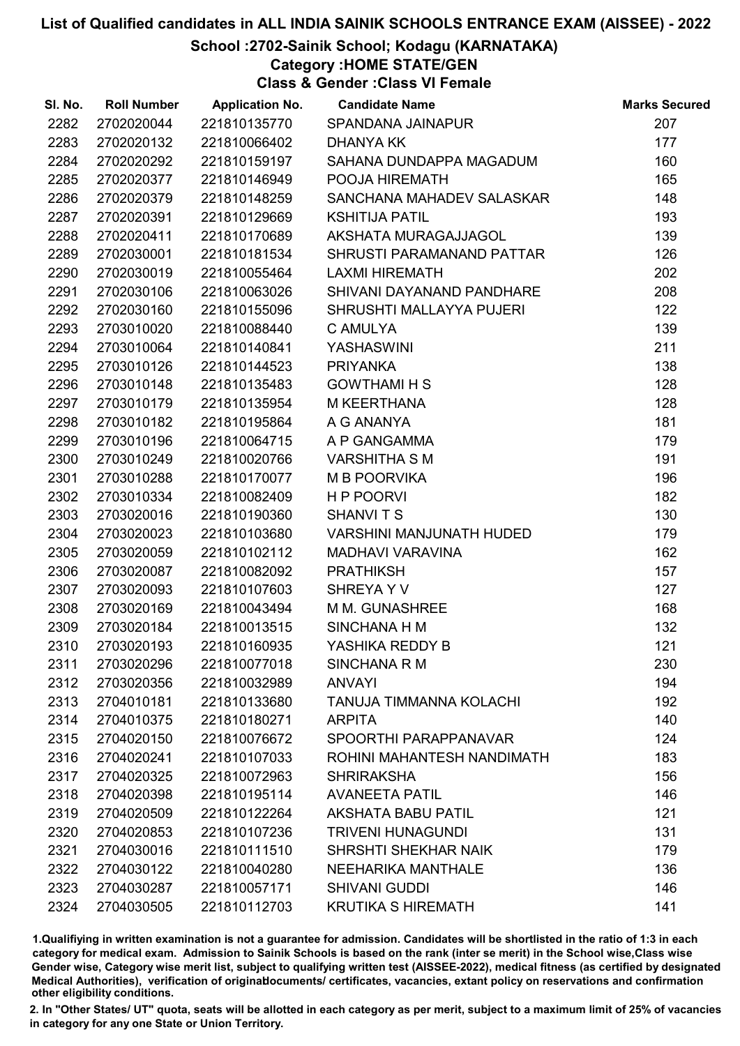# List of Qualified candidates in ALL INDIA SAINIK SCHOOLS ENTRANCE EXAM (AISSEE) - 2022

## School :2702-Sainik School; Kodagu (KARNATAKA)

### Category :HOME STATE/GEN

### Class & Gender :Class VI Female

| Sl. No. | Roll Number | Application No. | Candidate Name | Marks Secured |
|---|---|---|---|---|
| 2282 | 2702020044 | 221810135770 | SPANDANA JAINAPUR | 207 |
| 2283 | 2702020132 | 221810066402 | DHANYA KK | 177 |
| 2284 | 2702020292 | 221810159197 | SAHANA DUNDAPPA MAGADUM | 160 |
| 2285 | 2702020377 | 221810146949 | POOJA HIREMATH | 165 |
| 2286 | 2702020379 | 221810148259 | SANCHANA MAHADEV SALASKAR | 148 |
| 2287 | 2702020391 | 221810129669 | KSHITIJA PATIL | 193 |
| 2288 | 2702020411 | 221810170689 | AKSHATA MURAGAJJAGOL | 139 |
| 2289 | 2702030001 | 221810181534 | SHRUSTI PARAMANAND PATTAR | 126 |
| 2290 | 2702030019 | 221810055464 | LAXMI HIREMATH | 202 |
| 2291 | 2702030106 | 221810063026 | SHIVANI DAYANAND PANDHARE | 208 |
| 2292 | 2702030160 | 221810155096 | SHRUSHTI MALLAYYA PUJERI | 122 |
| 2293 | 2703010020 | 221810088440 | C AMULYA | 139 |
| 2294 | 2703010064 | 221810140841 | YASHASWINI | 211 |
| 2295 | 2703010126 | 221810144523 | PRIYANKA | 138 |
| 2296 | 2703010148 | 221810135483 | GOWTHAMI H S | 128 |
| 2297 | 2703010179 | 221810135954 | M KEERTHANA | 128 |
| 2298 | 2703010182 | 221810195864 | A G ANANYA | 181 |
| 2299 | 2703010196 | 221810064715 | A P GANGAMMA | 179 |
| 2300 | 2703010249 | 221810020766 | VARSHITHA S M | 191 |
| 2301 | 2703010288 | 221810170077 | M B POORVIKA | 196 |
| 2302 | 2703010334 | 221810082409 | H P POORVI | 182 |
| 2303 | 2703020016 | 221810190360 | SHANVI T S | 130 |
| 2304 | 2703020023 | 221810103680 | VARSHINI MANJUNATH HUDED | 179 |
| 2305 | 2703020059 | 221810102112 | MADHAVI VARAVINA | 162 |
| 2306 | 2703020087 | 221810082092 | PRATHIKSH | 157 |
| 2307 | 2703020093 | 221810107603 | SHREYA Y V | 127 |
| 2308 | 2703020169 | 221810043494 | M M. GUNASHREE | 168 |
| 2309 | 2703020184 | 221810013515 | SINCHANA H M | 132 |
| 2310 | 2703020193 | 221810160935 | YASHIKA REDDY B | 121 |
| 2311 | 2703020296 | 221810077018 | SINCHANA R M | 230 |
| 2312 | 2703020356 | 221810032989 | ANVAYI | 194 |
| 2313 | 2704010181 | 221810133680 | TANUJA TIMMANNA KOLACHI | 192 |
| 2314 | 2704010375 | 221810180271 | ARPITA | 140 |
| 2315 | 2704020150 | 221810076672 | SPOORTHI PARAPPANAVAR | 124 |
| 2316 | 2704020241 | 221810107033 | ROHINI MAHANTESH NANDIMATH | 183 |
| 2317 | 2704020325 | 221810072963 | SHRIRAKSHA | 156 |
| 2318 | 2704020398 | 221810195114 | AVANEETA PATIL | 146 |
| 2319 | 2704020509 | 221810122264 | AKSHATA BABU PATIL | 121 |
| 2320 | 2704020853 | 221810107236 | TRIVENI HUNAGUNDI | 131 |
| 2321 | 2704030016 | 221810111510 | SHRSHTI SHEKHAR NAIK | 179 |
| 2322 | 2704030122 | 221810040280 | NEEHARIKA MANTHALE | 136 |
| 2323 | 2704030287 | 221810057171 | SHIVANI GUDDI | 146 |
| 2324 | 2704030505 | 221810112703 | KRUTIKA S HIREMATH | 141 |

1.Qualifiying in written examination is not a guarantee for admission. Candidates will be shortlisted in the ratio of 1:3 in each category for medical exam. Admission to Sainik Schools is based on the rank (inter se merit) in the School wise,Class wise Gender wise, Category wise merit list, subject to qualifying written test (AISSEE-2022), medical fitness (as certified by designated Medical Authorities), verification of originaldocuments/ certificates, vacancies, extant policy on reservations and confirmation other eligibility conditions.

2. In "Other States/ UT" quota, seats will be allotted in each category as per merit, subject to a maximum limit of 25% of vacancies in category for any one State or Union Territory.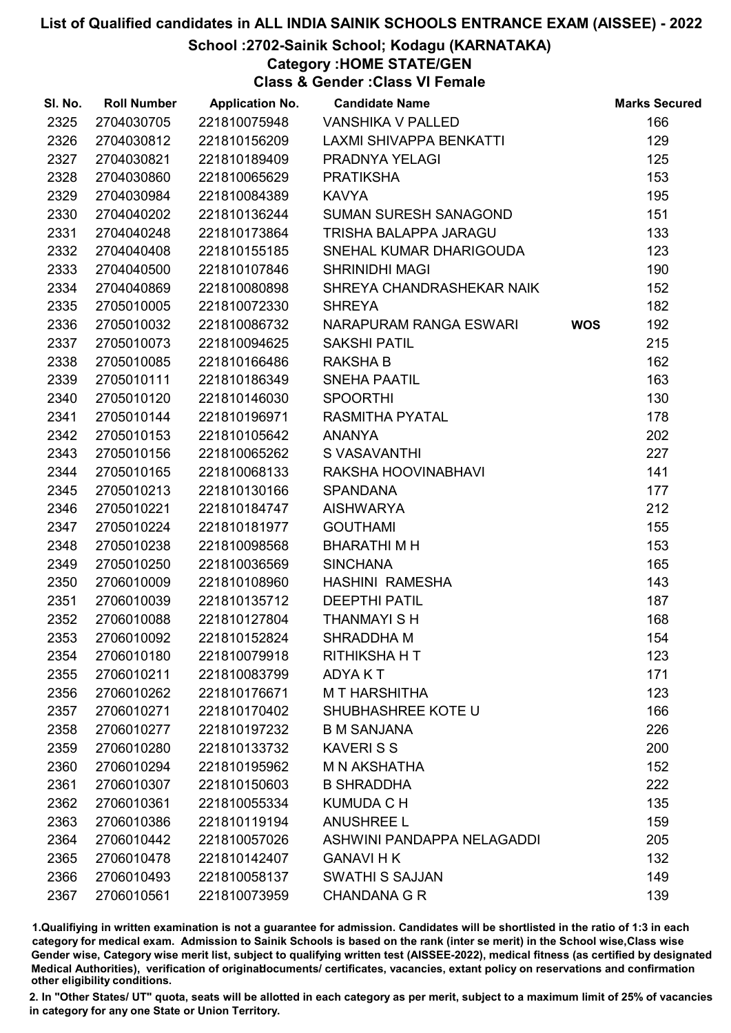# List of Qualified candidates in ALL INDIA SAINIK SCHOOLS ENTRANCE EXAM (AISSEE) - 2022

## School :2702-Sainik School; Kodagu (KARNATAKA)

### Category :HOME STATE/GEN

### Class & Gender :Class VI Female

| Sl. No. | Roll Number | Application No. | Candidate Name | | Marks Secured |
|---|---|---|---|---|---|
| 2325 | 2704030705 | 221810075948 | VANSHIKA V PALLED | | 166 |
| 2326 | 2704030812 | 221810156209 | LAXMI SHIVAPPA BENKATTI | | 129 |
| 2327 | 2704030821 | 221810189409 | PRADNYA YELAGI | | 125 |
| 2328 | 2704030860 | 221810065629 | PRATIKSHA | | 153 |
| 2329 | 2704030984 | 221810084389 | KAVYA | | 195 |
| 2330 | 2704040202 | 221810136244 | SUMAN SURESH SANAGOND | | 151 |
| 2331 | 2704040248 | 221810173864 | TRISHA BALAPPA JARAGU | | 133 |
| 2332 | 2704040408 | 221810155185 | SNEHAL KUMAR DHARIGOUDA | | 123 |
| 2333 | 2704040500 | 221810107846 | SHRINIDHI MAGI | | 190 |
| 2334 | 2704040869 | 221810080898 | SHREYA CHANDRASHEKAR NAIK | | 152 |
| 2335 | 2705010005 | 221810072330 | SHREYA | | 182 |
| 2336 | 2705010032 | 221810086732 | NARAPURAM RANGA ESWARI | WOS | 192 |
| 2337 | 2705010073 | 221810094625 | SAKSHI PATIL | | 215 |
| 2338 | 2705010085 | 221810166486 | RAKSHA B | | 162 |
| 2339 | 2705010111 | 221810186349 | SNEHA PAATIL | | 163 |
| 2340 | 2705010120 | 221810146030 | SPOORTHI | | 130 |
| 2341 | 2705010144 | 221810196971 | RASMITHA PYATAL | | 178 |
| 2342 | 2705010153 | 221810105642 | ANANYA | | 202 |
| 2343 | 2705010156 | 221810065262 | S VASAVANTHI | | 227 |
| 2344 | 2705010165 | 221810068133 | RAKSHA HOOVINABHAVI | | 141 |
| 2345 | 2705010213 | 221810130166 | SPANDANA | | 177 |
| 2346 | 2705010221 | 221810184747 | AISHWARYA | | 212 |
| 2347 | 2705010224 | 221810181977 | GOUTHAMI | | 155 |
| 2348 | 2705010238 | 221810098568 | BHARATHI M H | | 153 |
| 2349 | 2705010250 | 221810036569 | SINCHANA | | 165 |
| 2350 | 2706010009 | 221810108960 | HASHINI RAMESHA | | 143 |
| 2351 | 2706010039 | 221810135712 | DEEPTHI PATIL | | 187 |
| 2352 | 2706010088 | 221810127804 | THANMAYI S H | | 168 |
| 2353 | 2706010092 | 221810152824 | SHRADDHA M | | 154 |
| 2354 | 2706010180 | 221810079918 | RITHIKSHA H T | | 123 |
| 2355 | 2706010211 | 221810083799 | ADYA K T | | 171 |
| 2356 | 2706010262 | 221810176671 | M T HARSHITHA | | 123 |
| 2357 | 2706010271 | 221810170402 | SHUBHASHREE KOTE U | | 166 |
| 2358 | 2706010277 | 221810197232 | B M SANJANA | | 226 |
| 2359 | 2706010280 | 221810133732 | KAVERI S S | | 200 |
| 2360 | 2706010294 | 221810195962 | M N AKSHATHA | | 152 |
| 2361 | 2706010307 | 221810150603 | B SHRADDHA | | 222 |
| 2362 | 2706010361 | 221810055334 | KUMUDA C H | | 135 |
| 2363 | 2706010386 | 221810119194 | ANUSHREE L | | 159 |
| 2364 | 2706010442 | 221810057026 | ASHWINI PANDAPPA NELAGADDI | | 205 |
| 2365 | 2706010478 | 221810142407 | GANAVI H K | | 132 |
| 2366 | 2706010493 | 221810058137 | SWATHI S SAJJAN | | 149 |
| 2367 | 2706010561 | 221810073959 | CHANDANA G R | | 139 |

1.Qualifiying in written examination is not a guarantee for admission. Candidates will be shortlisted in the ratio of 1:3 in each category for medical exam. Admission to Sainik Schools is based on the rank (inter se merit) in the School wise,Class wise Gender wise, Category wise merit list, subject to qualifying written test (AISSEE-2022), medical fitness (as certified by designated Medical Authorities), verification of originaldocuments/ certificates, vacancies, extant policy on reservations and confirmation other eligibility conditions.

2. In "Other States/ UT" quota, seats will be allotted in each category as per merit, subject to a maximum limit of 25% of vacancies in category for any one State or Union Territory.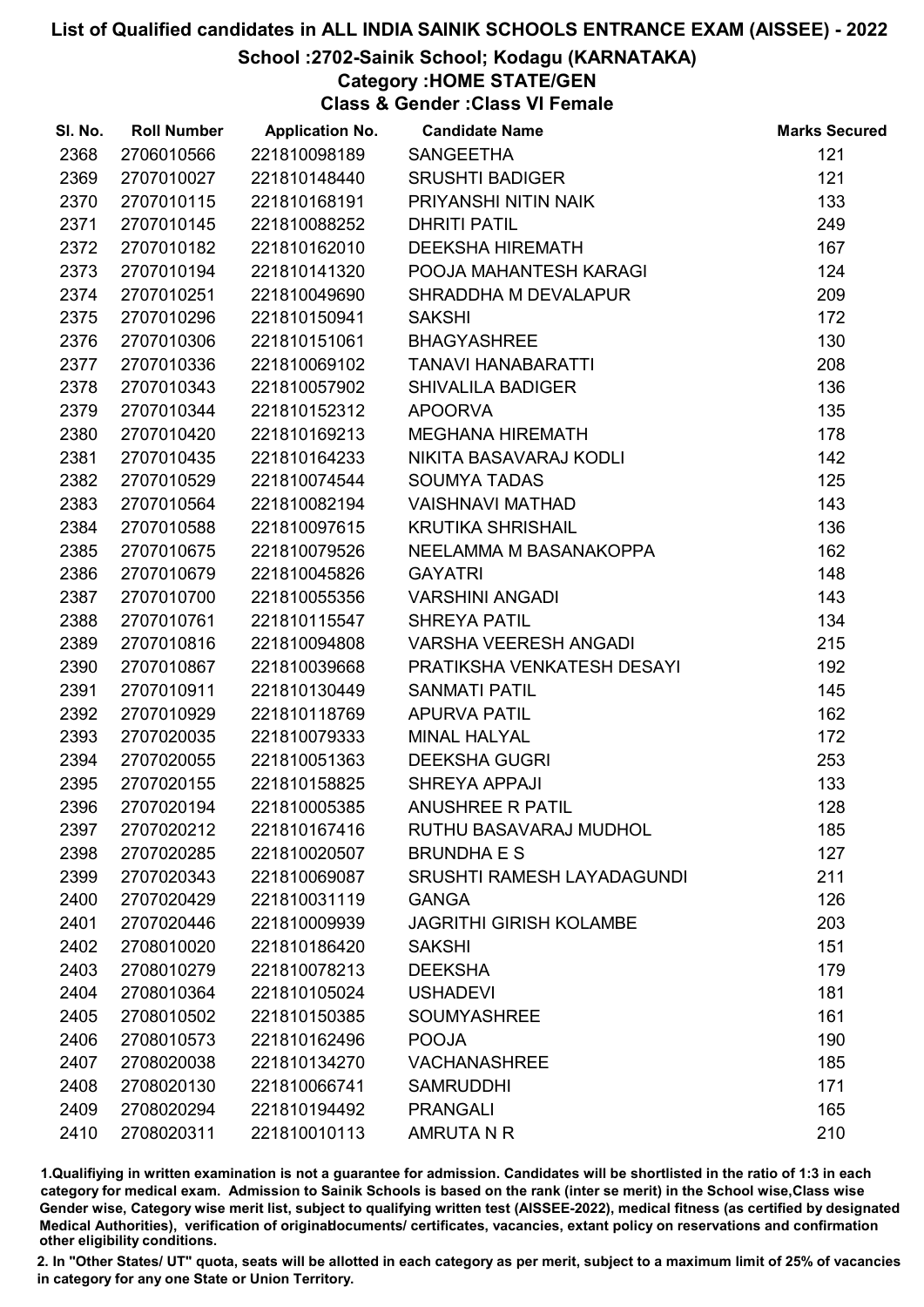# List of Qualified candidates in ALL INDIA SAINIK SCHOOLS ENTRANCE EXAM (AISSEE) - 2022

## School :2702-Sainik School; Kodagu (KARNATAKA)

### Category :HOME STATE/GEN

### Class & Gender :Class VI Female

| Sl. No. | Roll Number | Application No. | Candidate Name | Marks Secured |
|---|---|---|---|---|
| 2368 | 2706010566 | 221810098189 | SANGEETHA | 121 |
| 2369 | 2707010027 | 221810148440 | SRUSHTI BADIGER | 121 |
| 2370 | 2707010115 | 221810168191 | PRIYANSHI NITIN NAIK | 133 |
| 2371 | 2707010145 | 221810088252 | DHRITI PATIL | 249 |
| 2372 | 2707010182 | 221810162010 | DEEKSHA HIREMATH | 167 |
| 2373 | 2707010194 | 221810141320 | POOJA MAHANTESH KARAGI | 124 |
| 2374 | 2707010251 | 221810049690 | SHRADDHA M DEVALAPUR | 209 |
| 2375 | 2707010296 | 221810150941 | SAKSHI | 172 |
| 2376 | 2707010306 | 221810151061 | BHAGYASHREE | 130 |
| 2377 | 2707010336 | 221810069102 | TANAVI HANABARATTI | 208 |
| 2378 | 2707010343 | 221810057902 | SHIVALILA BADIGER | 136 |
| 2379 | 2707010344 | 221810152312 | APOORVA | 135 |
| 2380 | 2707010420 | 221810169213 | MEGHANA HIREMATH | 178 |
| 2381 | 2707010435 | 221810164233 | NIKITA BASAVARAJ KODLI | 142 |
| 2382 | 2707010529 | 221810074544 | SOUMYA TADAS | 125 |
| 2383 | 2707010564 | 221810082194 | VAISHNAVI MATHAD | 143 |
| 2384 | 2707010588 | 221810097615 | KRUTIKA SHRISHAIL | 136 |
| 2385 | 2707010675 | 221810079526 | NEELAMMA M BASANAKOPPA | 162 |
| 2386 | 2707010679 | 221810045826 | GAYATRI | 148 |
| 2387 | 2707010700 | 221810055356 | VARSHINI ANGADI | 143 |
| 2388 | 2707010761 | 221810115547 | SHREYA PATIL | 134 |
| 2389 | 2707010816 | 221810094808 | VARSHA VEERESH ANGADI | 215 |
| 2390 | 2707010867 | 221810039668 | PRATIKSHA VENKATESH DESAYI | 192 |
| 2391 | 2707010911 | 221810130449 | SANMATI PATIL | 145 |
| 2392 | 2707010929 | 221810118769 | APURVA PATIL | 162 |
| 2393 | 2707020035 | 221810079333 | MINAL HALYAL | 172 |
| 2394 | 2707020055 | 221810051363 | DEEKSHA GUGRI | 253 |
| 2395 | 2707020155 | 221810158825 | SHREYA APPAJI | 133 |
| 2396 | 2707020194 | 221810005385 | ANUSHREE R PATIL | 128 |
| 2397 | 2707020212 | 221810167416 | RUTHU BASAVARAJ MUDHOL | 185 |
| 2398 | 2707020285 | 221810020507 | BRUNDHA E S | 127 |
| 2399 | 2707020343 | 221810069087 | SRUSHTI RAMESH LAYADAGUNDI | 211 |
| 2400 | 2707020429 | 221810031119 | GANGA | 126 |
| 2401 | 2707020446 | 221810009939 | JAGRITHI GIRISH KOLAMBE | 203 |
| 2402 | 2708010020 | 221810186420 | SAKSHI | 151 |
| 2403 | 2708010279 | 221810078213 | DEEKSHA | 179 |
| 2404 | 2708010364 | 221810105024 | USHADEVI | 181 |
| 2405 | 2708010502 | 221810150385 | SOUMYASHREE | 161 |
| 2406 | 2708010573 | 221810162496 | POOJA | 190 |
| 2407 | 2708020038 | 221810134270 | VACHANASHREE | 185 |
| 2408 | 2708020130 | 221810066741 | SAMRUDDHI | 171 |
| 2409 | 2708020294 | 221810194492 | PRANGALI | 165 |
| 2410 | 2708020311 | 221810010113 | AMRUTA N R | 210 |

1.Qualifying in written examination is not a guarantee for admission. Candidates will be shortlisted in the ratio of 1:3 in each category for medical exam. Admission to Sainik Schools is based on the rank (inter se merit) in the School wise,Class wise Gender wise, Category wise merit list, subject to qualifying written test (AISSEE-2022), medical fitness (as certified by designated Medical Authorities), verification of originaldocuments/ certificates, vacancies, extant policy on reservations and confirmation other eligibility conditions.

2. In "Other States/ UT" quota, seats will be allotted in each category as per merit, subject to a maximum limit of 25% of vacancies in category for any one State or Union Territory.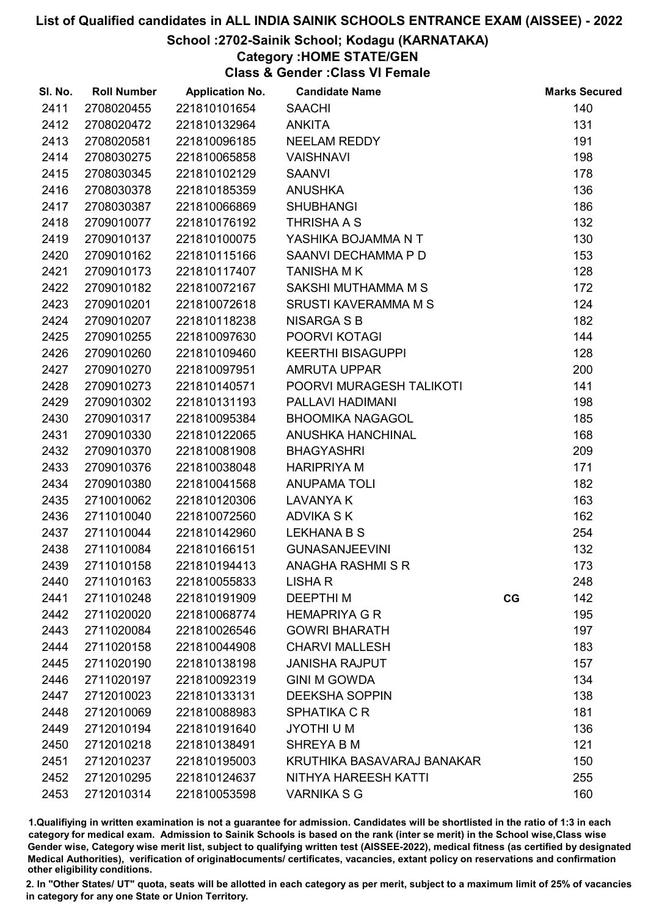# List of Qualified candidates in ALL INDIA SAINIK SCHOOLS ENTRANCE EXAM (AISSEE) - 2022

## School :2702-Sainik School; Kodagu (KARNATAKA)

### Category :HOME STATE/GEN

### Class & Gender :Class VI Female

| Sl. No. | Roll Number | Application No. | Candidate Name | | Marks Secured |
|---|---|---|---|---|---|
| 2411 | 2708020455 | 221810101654 | SAACHI | | 140 |
| 2412 | 2708020472 | 221810132964 | ANKITA | | 131 |
| 2413 | 2708020581 | 221810096185 | NEELAM REDDY | | 191 |
| 2414 | 2708030275 | 221810065858 | VAISHNAVI | | 198 |
| 2415 | 2708030345 | 221810102129 | SAANVI | | 178 |
| 2416 | 2708030378 | 221810185359 | ANUSHKA | | 136 |
| 2417 | 2708030387 | 221810066869 | SHUBHANGI | | 186 |
| 2418 | 2709010077 | 221810176192 | THRISHA A S | | 132 |
| 2419 | 2709010137 | 221810100075 | YASHIKA BOJAMMA N T | | 130 |
| 2420 | 2709010162 | 221810115166 | SAANVI DECHAMMA P D | | 153 |
| 2421 | 2709010173 | 221810117407 | TANISHA M K | | 128 |
| 2422 | 2709010182 | 221810072167 | SAKSHI MUTHAMMA M S | | 172 |
| 2423 | 2709010201 | 221810072618 | SRUSTI KAVERAMMA M S | | 124 |
| 2424 | 2709010207 | 221810118238 | NISARGA S B | | 182 |
| 2425 | 2709010255 | 221810097630 | POORVI KOTAGI | | 144 |
| 2426 | 2709010260 | 221810109460 | KEERTHI BISAGUPPI | | 128 |
| 2427 | 2709010270 | 221810097951 | AMRUTA UPPAR | | 200 |
| 2428 | 2709010273 | 221810140571 | POORVI MURAGESH TALIKOTI | | 141 |
| 2429 | 2709010302 | 221810131193 | PALLAVI HADIMANI | | 198 |
| 2430 | 2709010317 | 221810095384 | BHOOMIKA NAGAGOL | | 185 |
| 2431 | 2709010330 | 221810122065 | ANUSHKA HANCHINAL | | 168 |
| 2432 | 2709010370 | 221810081908 | BHAGYASHRI | | 209 |
| 2433 | 2709010376 | 221810038048 | HARIPRIYA M | | 171 |
| 2434 | 2709010380 | 221810041568 | ANUPAMA TOLI | | 182 |
| 2435 | 2710010062 | 221810120306 | LAVANYA K | | 163 |
| 2436 | 2711010040 | 221810072560 | ADVIKA S K | | 162 |
| 2437 | 2711010044 | 221810142960 | LEKHANA B S | | 254 |
| 2438 | 2711010084 | 221810166151 | GUNASANJEEVINI | | 132 |
| 2439 | 2711010158 | 221810194413 | ANAGHA RASHMI S R | | 173 |
| 2440 | 2711010163 | 221810055833 | LISHA R | | 248 |
| 2441 | 2711010248 | 221810191909 | DEEPTHI M | CG | 142 |
| 2442 | 2711020020 | 221810068774 | HEMAPRIYA G R | | 195 |
| 2443 | 2711020084 | 221810026546 | GOWRI BHARATH | | 197 |
| 2444 | 2711020158 | 221810044908 | CHARVI MALLESH | | 183 |
| 2445 | 2711020190 | 221810138198 | JANISHA RAJPUT | | 157 |
| 2446 | 2711020197 | 221810092319 | GINI M GOWDA | | 134 |
| 2447 | 2712010023 | 221810133131 | DEEKSHA SOPPIN | | 138 |
| 2448 | 2712010069 | 221810088983 | SPHATIKA C R | | 181 |
| 2449 | 2712010194 | 221810191640 | JYOTHI U M | | 136 |
| 2450 | 2712010218 | 221810138491 | SHREYA B M | | 121 |
| 2451 | 2712010237 | 221810195003 | KRUTHIKA BASAVARAJ BANAKAR | | 150 |
| 2452 | 2712010295 | 221810124637 | NITHYA HAREESH KATTI | | 255 |
| 2453 | 2712010314 | 221810053598 | VARNIKA S G | | 160 |

1.Qualifying in written examination is not a guarantee for admission. Candidates will be shortlisted in the ratio of 1:3 in each category for medical exam. Admission to Sainik Schools is based on the rank (inter se merit) in the School wise,Class wise Gender wise, Category wise merit list, subject to qualifying written test (AISSEE-2022), medical fitness (as certified by designated Medical Authorities), verification of originaldocuments/ certificates, vacancies, extant policy on reservations and confirmation other eligibility conditions.

2. In "Other States/ UT" quota, seats will be allotted in each category as per merit, subject to a maximum limit of 25% of vacancies in category for any one State or Union Territory.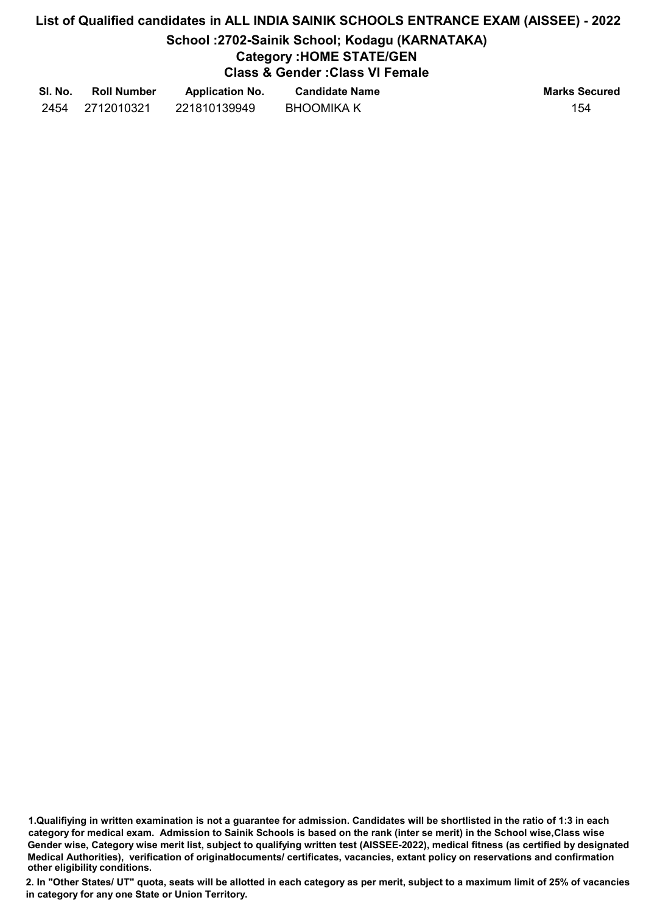# List of Qualified candidates in ALL INDIA SAINIK SCHOOLS ENTRANCE EXAM (AISSEE) - 2022

## School :2702-Sainik School; Kodagu (KARNATAKA)

### Category :HOME STATE/GEN

### Class & Gender :Class VI Female

| Sl. No. | Roll Number | Application No. | Candidate Name | Marks Secured |
|---|---|---|---|---|
| 2454 | 2712010321 | 221810139949 | BHOOMIKA K | 154 |

**1.Qualifiying in written examination is not a guarantee for admission. Candidates will be shortlisted in the ratio of 1:3 in each category for medical exam. Admission to Sainik Schools is based on the rank (inter se merit) in the School wise,Class wise Gender wise, Category wise merit list, subject to qualifying written test (AISSEE-2022), medical fitness (as certified by designated Medical Authorities), verification of originaldocuments/ certificates, vacancies, extant policy on reservations and confirmation other eligibility conditions.**

**2. In "Other States/ UT" quota, seats will be allotted in each category as per merit, subject to a maximum limit of 25% of vacancies in category for any one State or Union Territory.**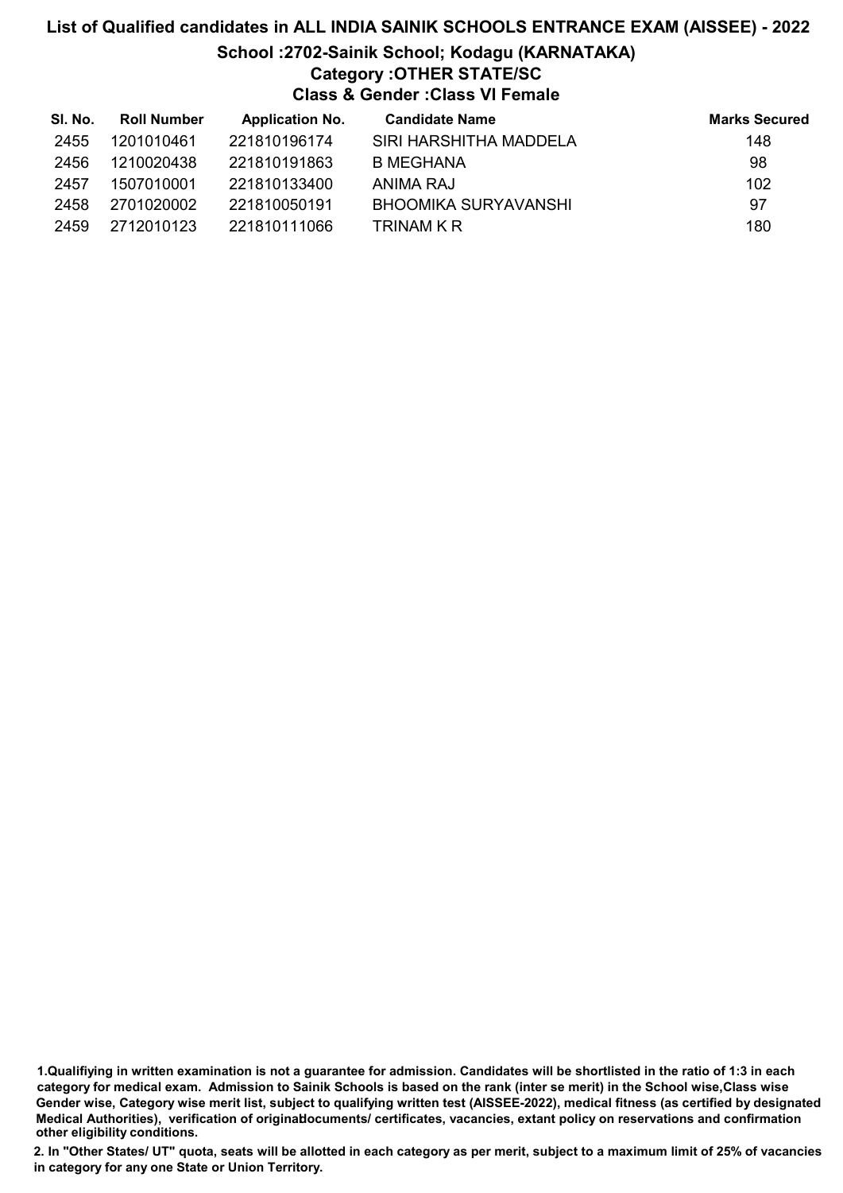# List of Qualified candidates in ALL INDIA SAINIK SCHOOLS ENTRANCE EXAM (AISSEE) - 2022

## School :2702-Sainik School; Kodagu (KARNATAKA)

### Category :OTHER STATE/SC

### Class & Gender :Class VI Female

| Sl. No. | Roll Number | Application No. | Candidate Name | Marks Secured |
|---|---|---|---|---|
| 2455 | 1201010461 | 221810196174 | SIRI HARSHITHA MADDELA | 148 |
| 2456 | 1210020438 | 221810191863 | B MEGHANA | 98 |
| 2457 | 1507010001 | 221810133400 | ANIMA RAJ | 102 |
| 2458 | 2701020002 | 221810050191 | BHOOMIKA SURYAVANSHI | 97 |
| 2459 | 2712010123 | 221810111066 | TRINAM K R | 180 |

**1.Qualifiying in written examination is not a guarantee for admission. Candidates will be shortlisted in the ratio of 1:3 in each category for medical exam. Admission to Sainik Schools is based on the rank (inter se merit) in the School wise,Class wise Gender wise, Category wise merit list, subject to qualifying written test (AISSEE-2022), medical fitness (as certified by designated Medical Authorities), verification of originaldocuments/ certificates, vacancies, extant policy on reservations and confirmation other eligibility conditions.**

**2. In "Other States/ UT" quota, seats will be allotted in each category as per merit, subject to a maximum limit of 25% of vacancies in category for any one State or Union Territory.**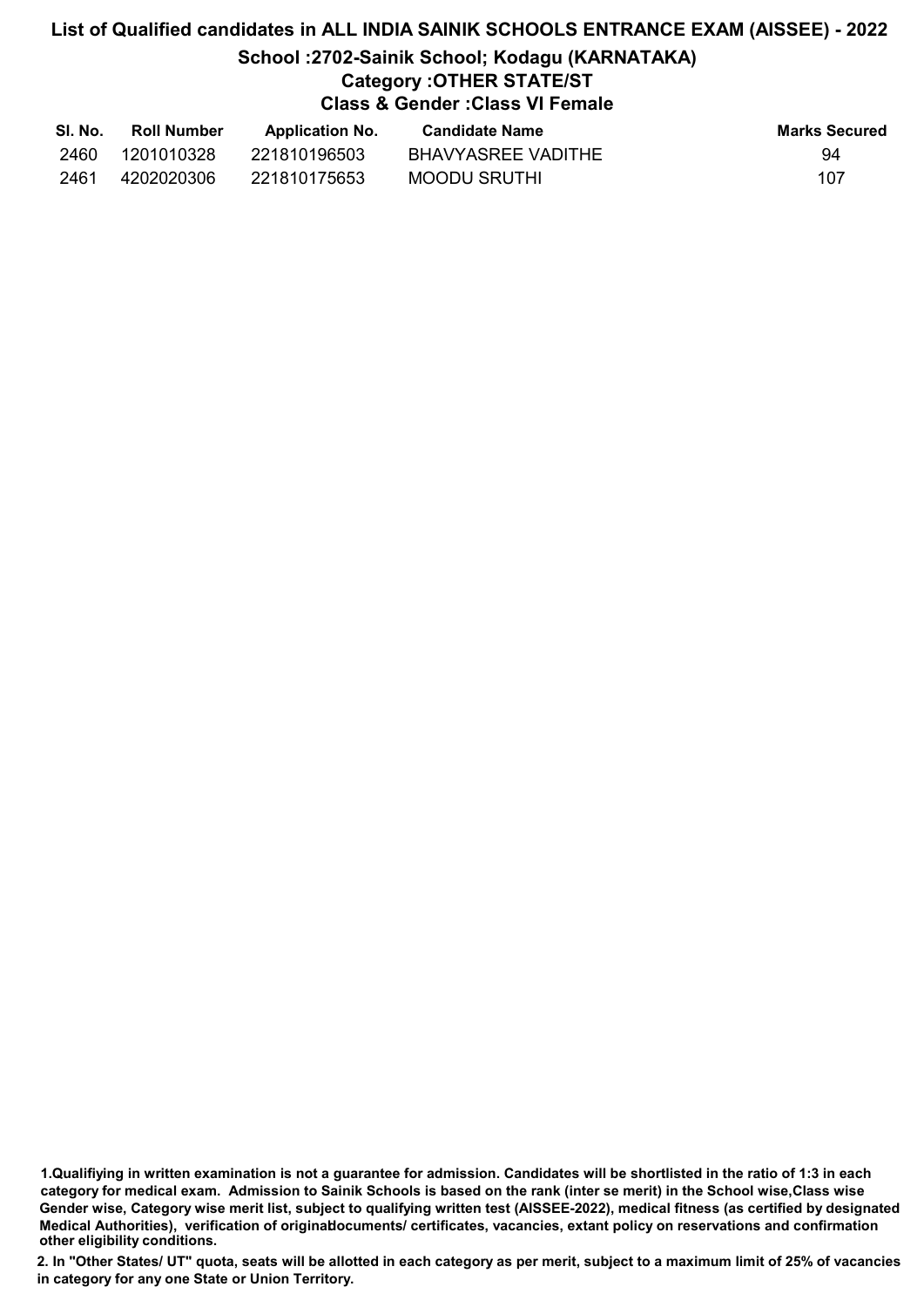# List of Qualified candidates in ALL INDIA SAINIK SCHOOLS ENTRANCE EXAM (AISSEE) - 2022

## School :2702-Sainik School; Kodagu (KARNATAKA)

### Category :OTHER STATE/ST

### Class & Gender :Class VI Female

| Sl. No. | Roll Number | Application No. | Candidate Name | Marks Secured |
|---|---|---|---|---|
| 2460 | 1201010328 | 221810196503 | BHAVYASREE VADITHE | 94 |
| 2461 | 4202020306 | 221810175653 | MOODU SRUTHI | 107 |

**1.Qualifiying in written examination is not a guarantee for admission. Candidates will be shortlisted in the ratio of 1:3 in each category for medical exam. Admission to Sainik Schools is based on the rank (inter se merit) in the School wise,Class wise Gender wise, Category wise merit list, subject to qualifying written test (AISSEE-2022), medical fitness (as certified by designated Medical Authorities), verification of originaldocuments/ certificates, vacancies, extant policy on reservations and confirmation other eligibility conditions.**

**2. In "Other States/ UT" quota, seats will be allotted in each category as per merit, subject to a maximum limit of 25% of vacancies in category for any one State or Union Territory.**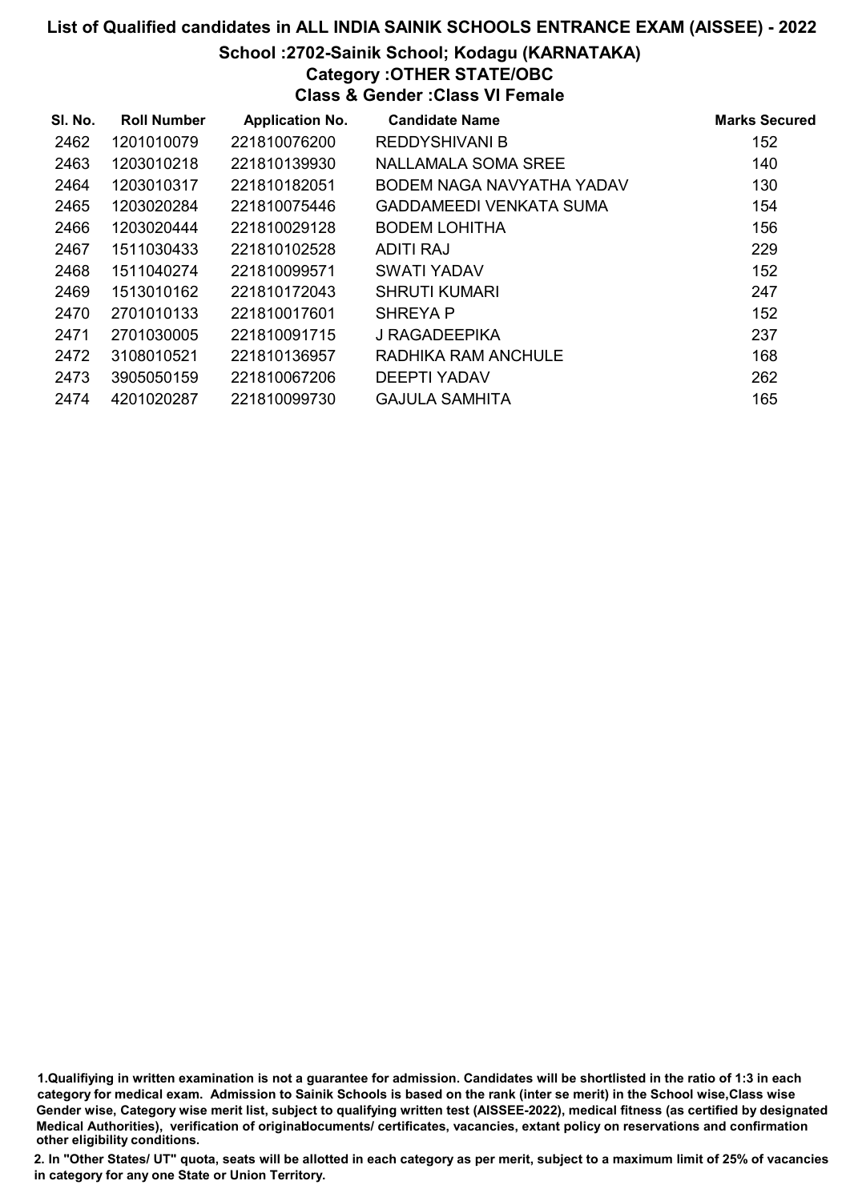# List of Qualified candidates in ALL INDIA SAINIK SCHOOLS ENTRANCE EXAM (AISSEE) - 2022

## School :2702-Sainik School; Kodagu (KARNATAKA)

### Category :OTHER STATE/OBC

### Class & Gender :Class VI Female

| Sl. No. | Roll Number | Application No. | Candidate Name | Marks Secured |
|---|---|---|---|---|
| 2462 | 1201010079 | 221810076200 | REDDYSHIVANI B | 152 |
| 2463 | 1203010218 | 221810139930 | NALLAMALA SOMA SREE | 140 |
| 2464 | 1203010317 | 221810182051 | BODEM NAGA NAVYATHA YADAV | 130 |
| 2465 | 1203020284 | 221810075446 | GADDAMEEDI VENKATA SUMA | 154 |
| 2466 | 1203020444 | 221810029128 | BODEM LOHITHA | 156 |
| 2467 | 1511030433 | 221810102528 | ADITI RAJ | 229 |
| 2468 | 1511040274 | 221810099571 | SWATI YADAV | 152 |
| 2469 | 1513010162 | 221810172043 | SHRUTI KUMARI | 247 |
| 2470 | 2701010133 | 221810017601 | SHREYA P | 152 |
| 2471 | 2701030005 | 221810091715 | J RAGADEEPIKA | 237 |
| 2472 | 3108010521 | 221810136957 | RADHIKA RAM ANCHULE | 168 |
| 2473 | 3905050159 | 221810067206 | DEEPTI YADAV | 262 |
| 2474 | 4201020287 | 221810099730 | GAJULA SAMHITA | 165 |

1.Qualifiying in written examination is not a guarantee for admission. Candidates will be shortlisted in the ratio of 1:3 in each category for medical exam. Admission to Sainik Schools is based on the rank (inter se merit) in the School wise,Class wise Gender wise, Category wise merit list, subject to qualifying written test (AISSEE-2022), medical fitness (as certified by designated Medical Authorities), verification of originaldocuments/ certificates, vacancies, extant policy on reservations and confirmation other eligibility conditions.

2. In "Other States/ UT" quota, seats will be allotted in each category as per merit, subject to a maximum limit of 25% of vacancies in category for any one State or Union Territory.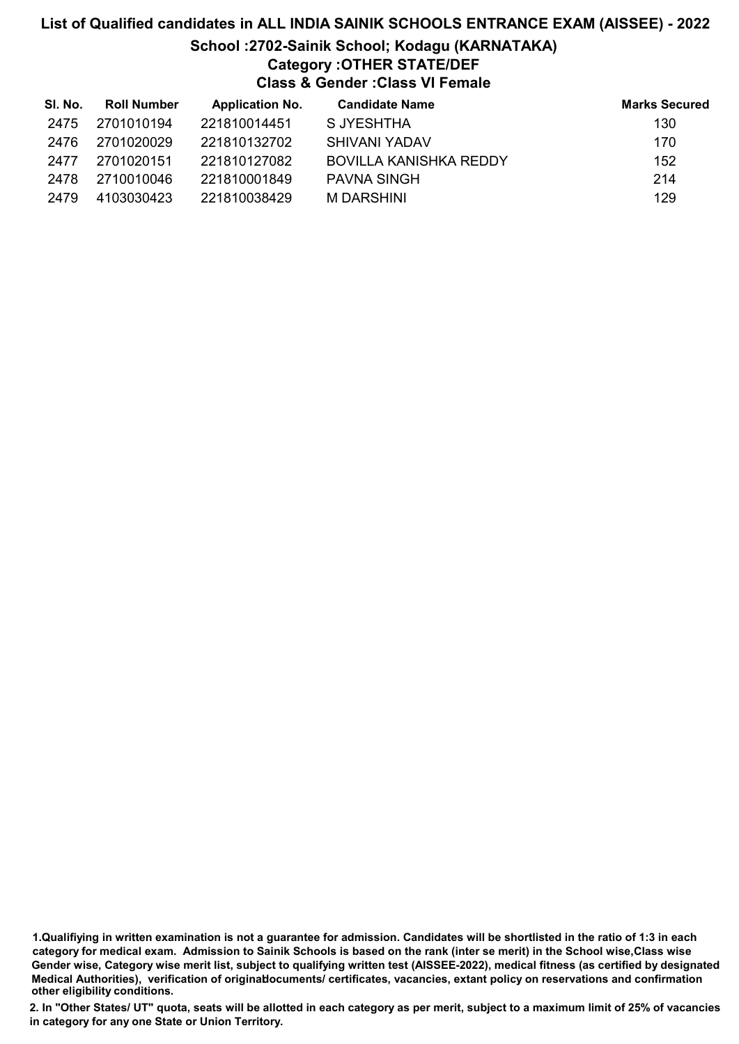# List of Qualified candidates in ALL INDIA SAINIK SCHOOLS ENTRANCE EXAM (AISSEE) - 2022

## School :2702-Sainik School; Kodagu (KARNATAKA)

### Category :OTHER STATE/DEF

### Class & Gender :Class VI Female

| Sl. No. | Roll Number | Application No. | Candidate Name | Marks Secured |
|---|---|---|---|---|
| 2475 | 2701010194 | 221810014451 | S JYESHTHA | 130 |
| 2476 | 2701020029 | 221810132702 | SHIVANI YADAV | 170 |
| 2477 | 2701020151 | 221810127082 | BOVILLA KANISHKA REDDY | 152 |
| 2478 | 2710010046 | 221810001849 | PAVNA SINGH | 214 |
| 2479 | 4103030423 | 221810038429 | M DARSHINI | 129 |

**1.Qualifiying in written examination is not a guarantee for admission. Candidates will be shortlisted in the ratio of 1:3 in each category for medical exam. Admission to Sainik Schools is based on the rank (inter se merit) in the School wise,Class wise Gender wise, Category wise merit list, subject to qualifying written test (AISSEE-2022), medical fitness (as certified by designated Medical Authorities), verification of originaldocuments/ certificates, vacancies, extant policy on reservations and confirmation other eligibility conditions.**

**2. In "Other States/ UT" quota, seats will be allotted in each category as per merit, subject to a maximum limit of 25% of vacancies in category for any one State or Union Territory.**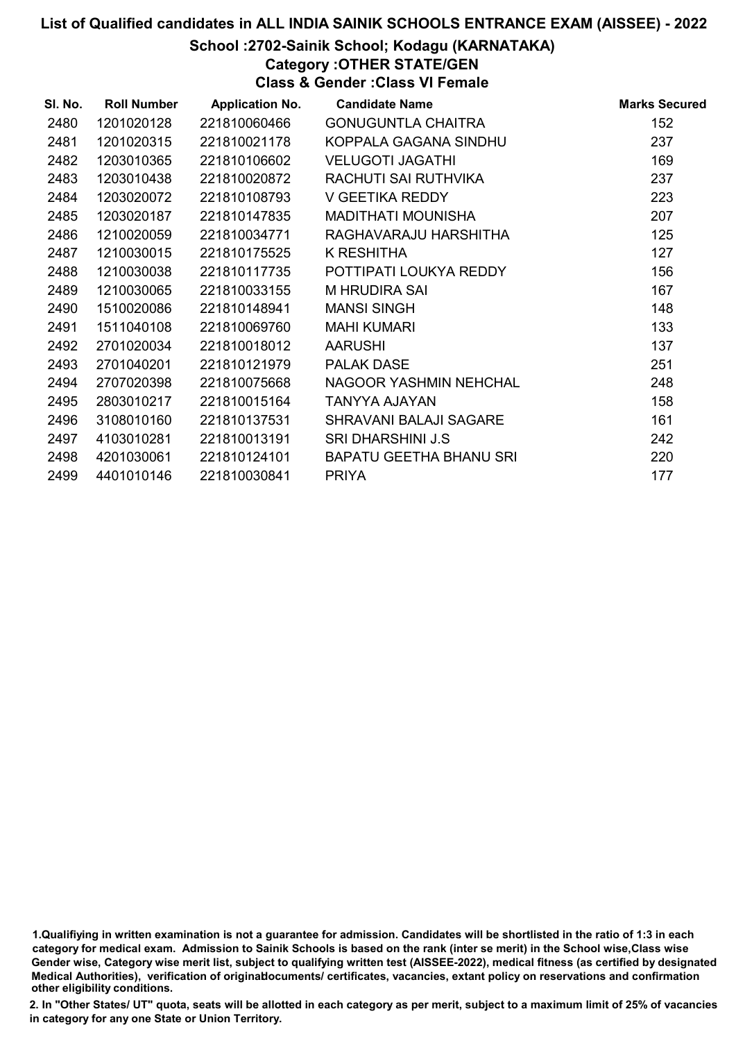# List of Qualified candidates in ALL INDIA SAINIK SCHOOLS ENTRANCE EXAM (AISSEE) - 2022

## School :2702-Sainik School; Kodagu (KARNATAKA)

### Category :OTHER STATE/GEN

### Class & Gender :Class VI Female

| Sl. No. | Roll Number | Application No. | Candidate Name | Marks Secured |
|---|---|---|---|---|
| 2480 | 1201020128 | 221810060466 | GONUGUNTLA CHAITRA | 152 |
| 2481 | 1201020315 | 221810021178 | KOPPALA GAGANA SINDHU | 237 |
| 2482 | 1203010365 | 221810106602 | VELUGOTI JAGATHI | 169 |
| 2483 | 1203010438 | 221810020872 | RACHUTI SAI RUTHVIKA | 237 |
| 2484 | 1203020072 | 221810108793 | V GEETIKA REDDY | 223 |
| 2485 | 1203020187 | 221810147835 | MADITHATI MOUNISHA | 207 |
| 2486 | 1210020059 | 221810034771 | RAGHAVARAJU HARSHITHA | 125 |
| 2487 | 1210030015 | 221810175525 | K RESHITHA | 127 |
| 2488 | 1210030038 | 221810117735 | POTTIPATI LOUKYA REDDY | 156 |
| 2489 | 1210030065 | 221810033155 | M HRUDIRA SAI | 167 |
| 2490 | 1510020086 | 221810148941 | MANSI SINGH | 148 |
| 2491 | 1511040108 | 221810069760 | MAHI KUMARI | 133 |
| 2492 | 2701020034 | 221810018012 | AARUSHI | 137 |
| 2493 | 2701040201 | 221810121979 | PALAK DASE | 251 |
| 2494 | 2707020398 | 221810075668 | NAGOOR YASHMIN NEHCHAL | 248 |
| 2495 | 2803010217 | 221810015164 | TANYYA AJAYAN | 158 |
| 2496 | 3108010160 | 221810137531 | SHRAVANI BALAJI SAGARE | 161 |
| 2497 | 4103010281 | 221810013191 | SRI DHARSHINI J.S | 242 |
| 2498 | 4201030061 | 221810124101 | BAPATU GEETHA BHANU SRI | 220 |
| 2499 | 4401010146 | 221810030841 | PRIYA | 177 |

1.Qualifiying in written examination is not a guarantee for admission. Candidates will be shortlisted in the ratio of 1:3 in each category for medical exam. Admission to Sainik Schools is based on the rank (inter se merit) in the School wise,Class wise Gender wise, Category wise merit list, subject to qualifying written test (AISSEE-2022), medical fitness (as certified by designated Medical Authorities), verification of originaldocuments/ certificates, vacancies, extant policy on reservations and confirmation other eligibility conditions.

2. In "Other States/ UT" quota, seats will be allotted in each category as per merit, subject to a maximum limit of 25% of vacancies in category for any one State or Union Territory.